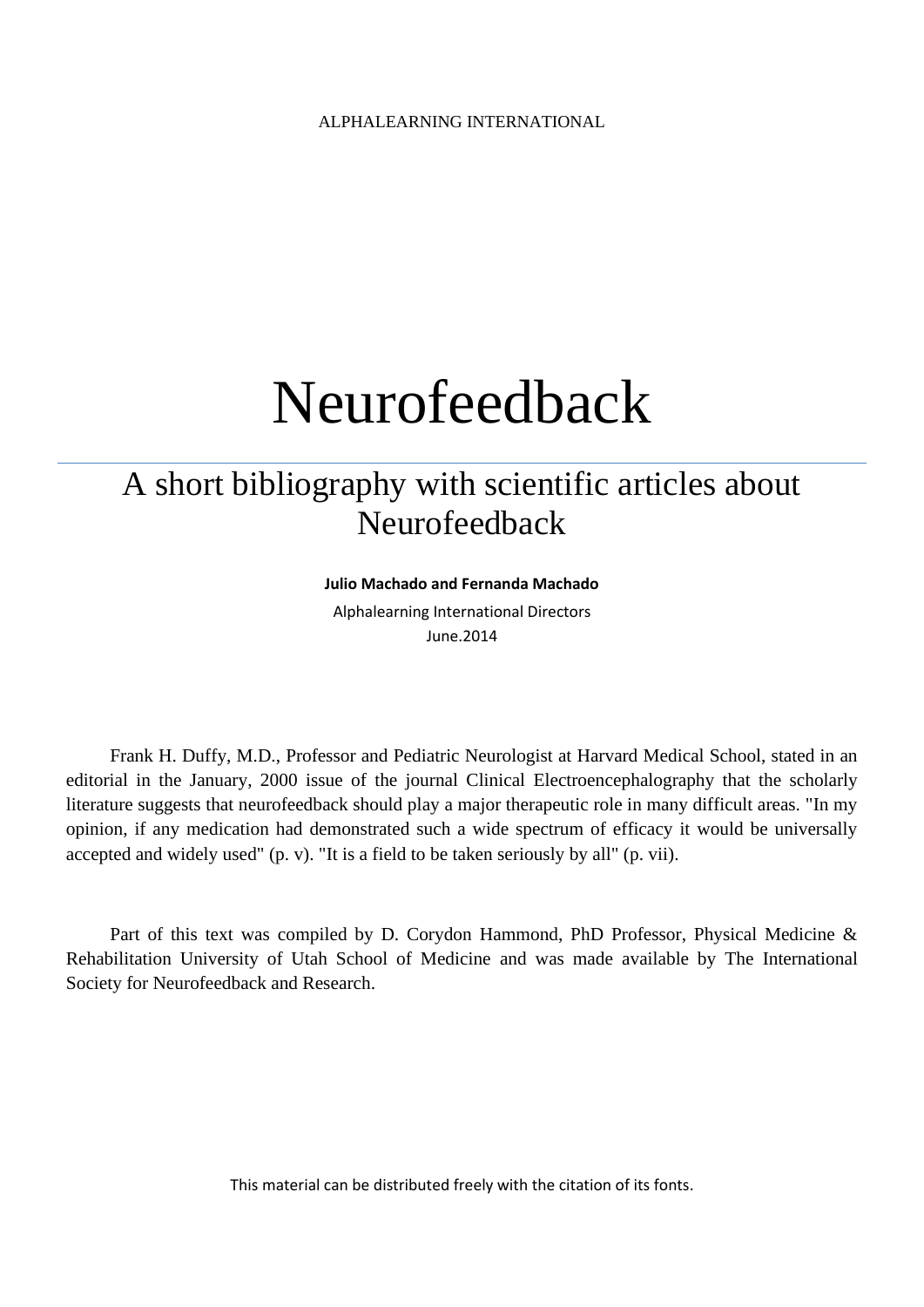ALPHALEARNING INTERNATIONAL

# Neurofeedback

## A short bibliography with scientific articles about Neurofeedback

**Julio Machado and Fernanda Machado**

Alphalearning International Directors

June.2014

Frank H. Duffy, M.D., Professor and Pediatric Neurologist at Harvard Medical School, stated in an editorial in the January, 2000 issue of the journal Clinical Electroencephalography that the scholarly literature suggests that neurofeedback should play a major therapeutic role in many difficult areas. "In my opinion, if any medication had demonstrated such a wide spectrum of efficacy it would be universally accepted and widely used" (p. v). "It is a field to be taken seriously by all" (p. vii).

Part of this text was compiled by D. Corydon Hammond, PhD Professor, Physical Medicine & Rehabilitation University of Utah School of Medicine and was made available by The International Society for Neurofeedback and Research.

This material can be distributed freely with the citation of its fonts.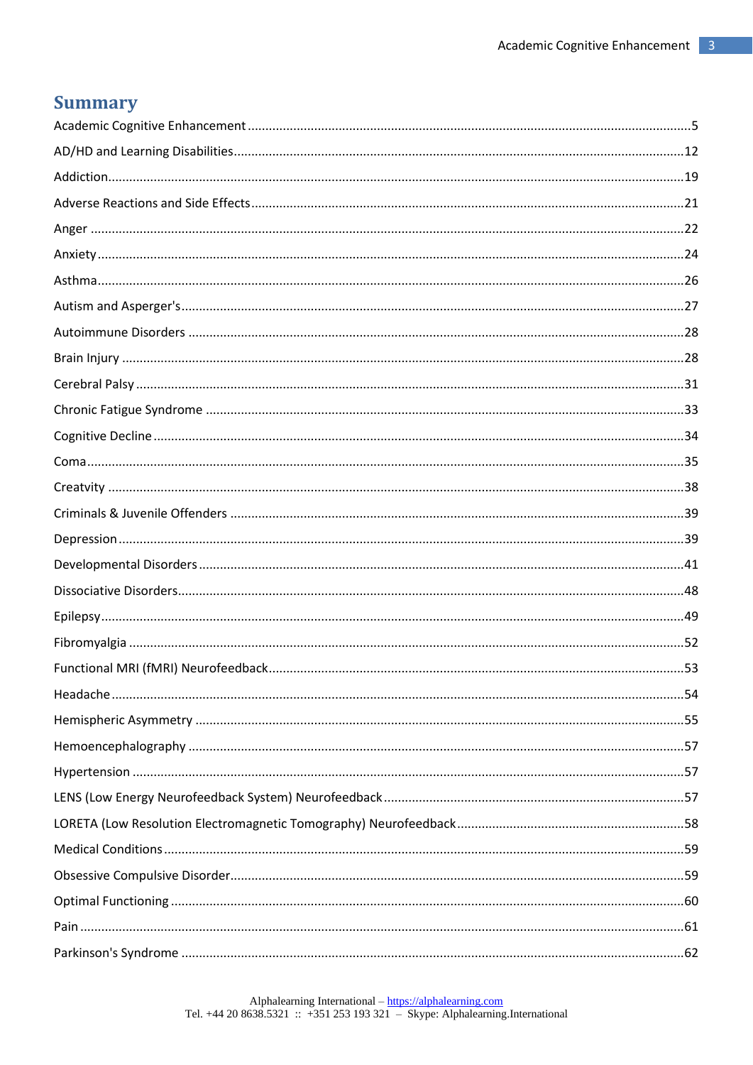## Summary

Academic Cognitive Enhancement ....................................................................5

AD/HD and Learning Disabilities....................................................................12

Addiction....................................................................19

Adverse Reactions and Side Effects....................................................................21

Anger ....................................................................22

Anxiety....................................................................24

Asthma....................................................................26

Autism and Asperger's....................................................................27

Autoimmune Disorders ....................................................................28

Brain Injury ....................................................................28

Cerebral Palsy ....................................................................31

Chronic Fatigue Syndrome ....................................................................33

Cognitive Decline....................................................................34

Coma....................................................................35

Creatvity ....................................................................38

Criminals & Juvenile Offenders ....................................................................39

Depression....................................................................39

Developmental Disorders....................................................................41

Dissociative Disorders....................................................................48

Epilepsy....................................................................49

Fibromyalgia ....................................................................52

Functional MRI (fMRI) Neurofeedback....................................................................53

Headache....................................................................54

Hemispheric Asymmetry ....................................................................55

Hemoencephalography ....................................................................57

Hypertension ....................................................................57

LENS (Low Energy Neurofeedback System) Neurofeedback....................................................................57

LORETA (Low Resolution Electromagnetic Tomography) Neurofeedback....................................................................58

Medical Conditions....................................................................59

Obsessive Compulsive Disorder....................................................................59

Optimal Functioning ....................................................................60

Pain ....................................................................61

Parkinson's Syndrome ....................................................................62

Alphalearning International – https://alphalearning.com
Tel. +44 20 8638.5321 :: +351 253 193 321 – Skype: Alphalearning.International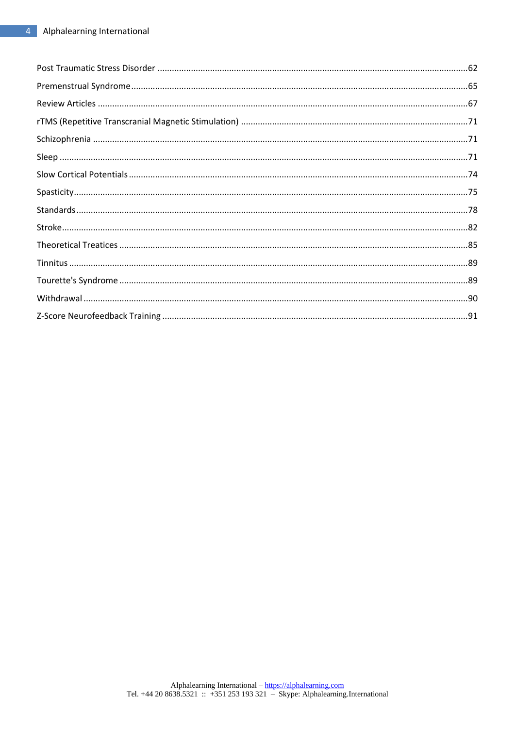Post Traumatic Stress Disorder ........................................................ 62

Premenstrual Syndrome ........................................................ 65

Review Articles ........................................................ 67

rTMS (Repetitive Transcranial Magnetic Stimulation) ........................................................ 71

Schizophrenia ........................................................ 71

Sleep ........................................................ 71

Slow Cortical Potentials ........................................................ 74

Spasticity ........................................................ 75

Standards ........................................................ 78

Stroke ........................................................ 82

Theoretical Treatices ........................................................ 85

Tinnitus ........................................................ 89

Tourette's Syndrome ........................................................ 89

Withdrawal ........................................................ 90

Z-Score Neurofeedback Training ........................................................ 91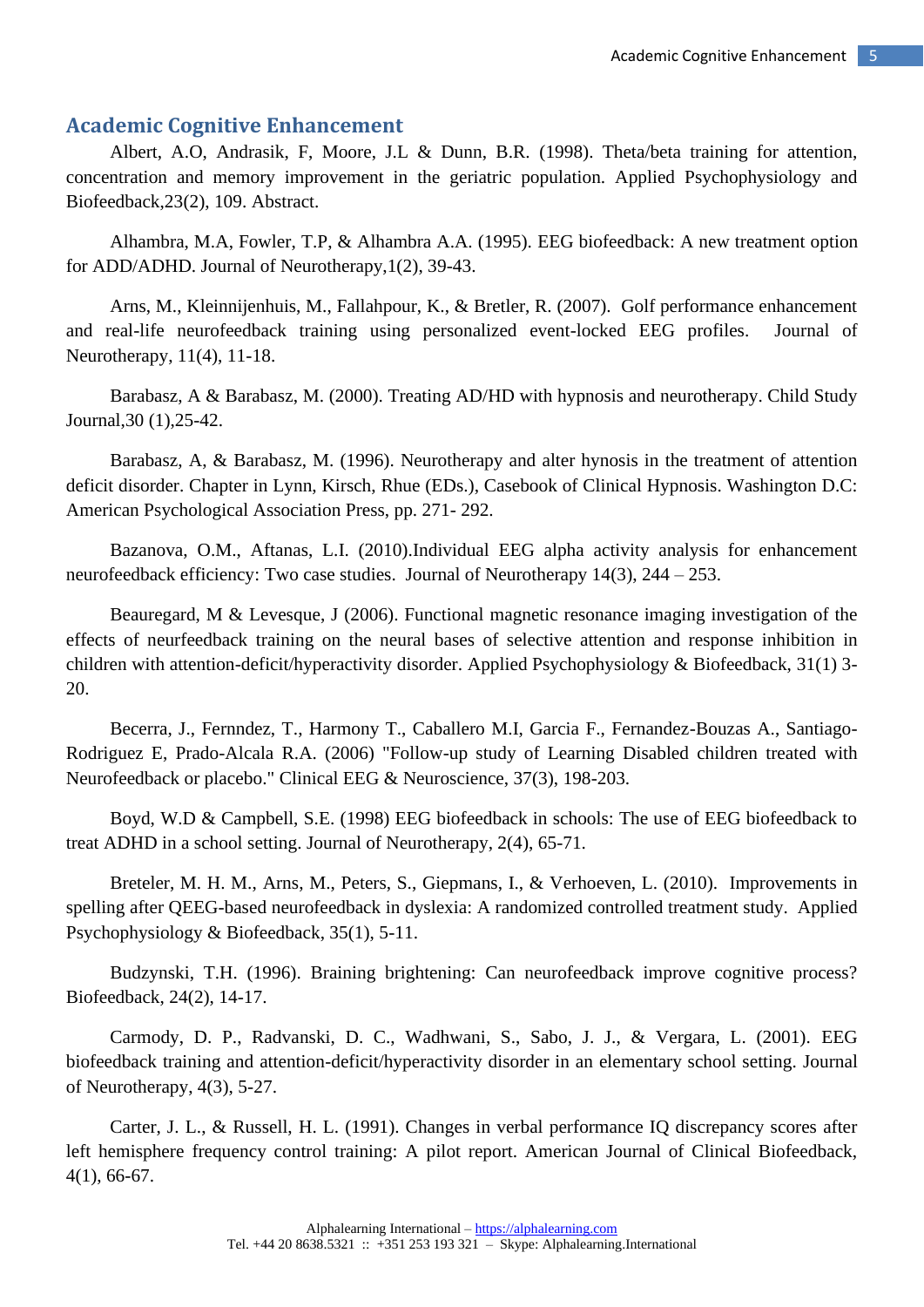## Academic Cognitive Enhancement

Albert, A.O, Andrasik, F, Moore, J.L & Dunn, B.R. (1998). Theta/beta training for attention, concentration and memory improvement in the geriatric population. Applied Psychophysiology and Biofeedback,23(2), 109. Abstract.

Alhambra, M.A, Fowler, T.P, & Alhambra A.A. (1995). EEG biofeedback: A new treatment option for ADD/ADHD. Journal of Neurotherapy,1(2), 39-43.

Arns, M., Kleinnijenhuis, M., Fallahpour, K., & Bretler, R. (2007). Golf performance enhancement and real-life neurofeedback training using personalized event-locked EEG profiles. Journal of Neurotherapy, 11(4), 11-18.

Barabasz, A & Barabasz, M. (2000). Treating AD/HD with hypnosis and neurotherapy. Child Study Journal,30 (1),25-42.

Barabasz, A, & Barabasz, M. (1996). Neurotherapy and alter hynosis in the treatment of attention deficit disorder. Chapter in Lynn, Kirsch, Rhue (EDs.), Casebook of Clinical Hypnosis. Washington D.C: American Psychological Association Press, pp. 271- 292.

Bazanova, O.M., Aftanas, L.I. (2010).Individual EEG alpha activity analysis for enhancement neurofeedback efficiency: Two case studies. Journal of Neurotherapy 14(3), 244 – 253.

Beauregard, M & Levesque, J (2006). Functional magnetic resonance imaging investigation of the effects of neurfeedback training on the neural bases of selective attention and response inhibition in children with attention-deficit/hyperactivity disorder. Applied Psychophysiology & Biofeedback, 31(1) 3-20.

Becerra, J., Fernndez, T., Harmony T., Caballero M.I, Garcia F., Fernandez-Bouzas A., Santiago-Rodriguez E, Prado-Alcala R.A. (2006) "Follow-up study of Learning Disabled children treated with Neurofeedback or placebo." Clinical EEG & Neuroscience, 37(3), 198-203.

Boyd, W.D & Campbell, S.E. (1998) EEG biofeedback in schools: The use of EEG biofeedback to treat ADHD in a school setting. Journal of Neurotherapy, 2(4), 65-71.

Breteler, M. H. M., Arns, M., Peters, S., Giepmans, I., & Verhoeven, L. (2010). Improvements in spelling after QEEG-based neurofeedback in dyslexia: A randomized controlled treatment study. Applied Psychophysiology & Biofeedback, 35(1), 5-11.

Budzynski, T.H. (1996). Braining brightening: Can neurofeedback improve cognitive process? Biofeedback, 24(2), 14-17.

Carmody, D. P., Radvanski, D. C., Wadhwani, S., Sabo, J. J., & Vergara, L. (2001). EEG biofeedback training and attention-deficit/hyperactivity disorder in an elementary school setting. Journal of Neurotherapy, 4(3), 5-27.

Carter, J. L., & Russell, H. L. (1991). Changes in verbal performance IQ discrepancy scores after left hemisphere frequency control training: A pilot report. American Journal of Clinical Biofeedback, 4(1), 66-67.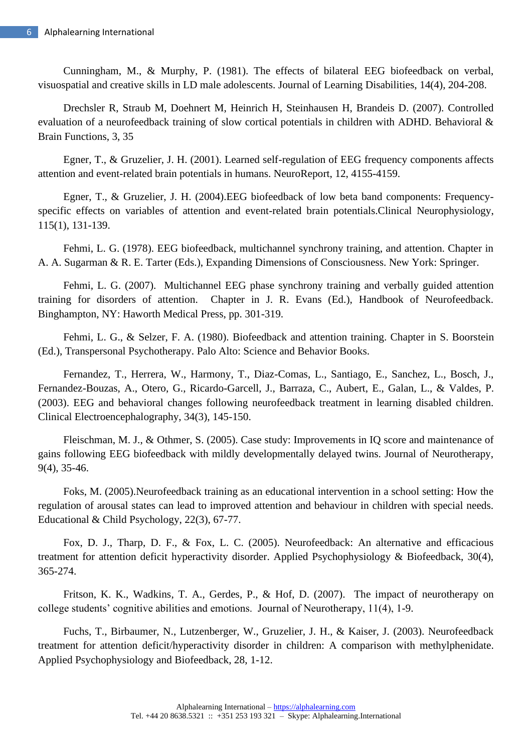Cunningham, M., & Murphy, P. (1981). The effects of bilateral EEG biofeedback on verbal, visuospatial and creative skills in LD male adolescents. Journal of Learning Disabilities, 14(4), 204-208.

Drechsler R, Straub M, Doehnert M, Heinrich H, Steinhausen H, Brandeis D. (2007). Controlled evaluation of a neurofeedback training of slow cortical potentials in children with ADHD. Behavioral & Brain Functions, 3, 35

Egner, T., & Gruzelier, J. H. (2001). Learned self-regulation of EEG frequency components affects attention and event-related brain potentials in humans. NeuroReport, 12, 4155-4159.

Egner, T., & Gruzelier, J. H. (2004).EEG biofeedback of low beta band components: Frequency-specific effects on variables of attention and event-related brain potentials.Clinical Neurophysiology, 115(1), 131-139.

Fehmi, L. G. (1978). EEG biofeedback, multichannel synchrony training, and attention. Chapter in A. A. Sugarman & R. E. Tarter (Eds.), Expanding Dimensions of Consciousness. New York: Springer.

Fehmi, L. G. (2007). Multichannel EEG phase synchrony training and verbally guided attention training for disorders of attention. Chapter in J. R. Evans (Ed.), Handbook of Neurofeedback. Binghampton, NY: Haworth Medical Press, pp. 301-319.

Fehmi, L. G., & Selzer, F. A. (1980). Biofeedback and attention training. Chapter in S. Boorstein (Ed.), Transpersonal Psychotherapy. Palo Alto: Science and Behavior Books.

Fernandez, T., Herrera, W., Harmony, T., Diaz-Comas, L., Santiago, E., Sanchez, L., Bosch, J., Fernandez-Bouzas, A., Otero, G., Ricardo-Garcell, J., Barraza, C., Aubert, E., Galan, L., & Valdes, P. (2003). EEG and behavioral changes following neurofeedback treatment in learning disabled children. Clinical Electroencephalography, 34(3), 145-150.

Fleischman, M. J., & Othmer, S. (2005). Case study: Improvements in IQ score and maintenance of gains following EEG biofeedback with mildly developmentally delayed twins. Journal of Neurotherapy, 9(4), 35-46.

Foks, M. (2005).Neurofeedback training as an educational intervention in a school setting: How the regulation of arousal states can lead to improved attention and behaviour in children with special needs. Educational & Child Psychology, 22(3), 67-77.

Fox, D. J., Tharp, D. F., & Fox, L. C. (2005). Neurofeedback: An alternative and efficacious treatment for attention deficit hyperactivity disorder. Applied Psychophysiology & Biofeedback, 30(4), 365-274.

Fritson, K. K., Wadkins, T. A., Gerdes, P., & Hof, D. (2007). The impact of neurotherapy on college students' cognitive abilities and emotions. Journal of Neurotherapy, 11(4), 1-9.

Fuchs, T., Birbaumer, N., Lutzenberger, W., Gruzelier, J. H., & Kaiser, J. (2003). Neurofeedback treatment for attention deficit/hyperactivity disorder in children: A comparison with methylphenidate. Applied Psychophysiology and Biofeedback, 28, 1-12.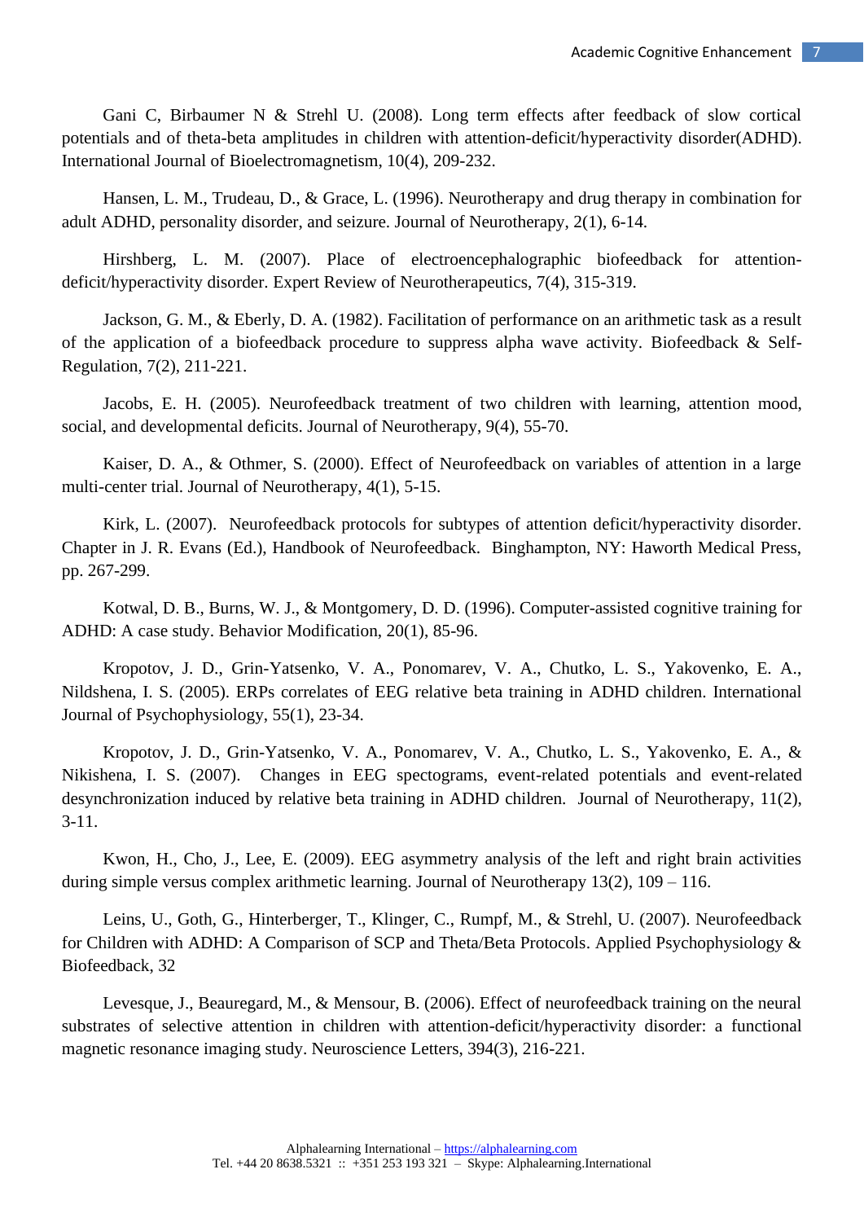Gani C, Birbaumer N & Strehl U. (2008). Long term effects after feedback of slow cortical potentials and of theta-beta amplitudes in children with attention-deficit/hyperactivity disorder(ADHD). International Journal of Bioelectromagnetism, 10(4), 209-232.

Hansen, L. M., Trudeau, D., & Grace, L. (1996). Neurotherapy and drug therapy in combination for adult ADHD, personality disorder, and seizure. Journal of Neurotherapy, 2(1), 6-14.

Hirshberg, L. M. (2007). Place of electroencephalographic biofeedback for attention-deficit/hyperactivity disorder. Expert Review of Neurotherapeutics, 7(4), 315-319.

Jackson, G. M., & Eberly, D. A. (1982). Facilitation of performance on an arithmetic task as a result of the application of a biofeedback procedure to suppress alpha wave activity. Biofeedback & Self-Regulation, 7(2), 211-221.

Jacobs, E. H. (2005). Neurofeedback treatment of two children with learning, attention mood, social, and developmental deficits. Journal of Neurotherapy, 9(4), 55-70.

Kaiser, D. A., & Othmer, S. (2000). Effect of Neurofeedback on variables of attention in a large multi-center trial. Journal of Neurotherapy, 4(1), 5-15.

Kirk, L. (2007). Neurofeedback protocols for subtypes of attention deficit/hyperactivity disorder. Chapter in J. R. Evans (Ed.), Handbook of Neurofeedback. Binghampton, NY: Haworth Medical Press, pp. 267-299.

Kotwal, D. B., Burns, W. J., & Montgomery, D. D. (1996). Computer-assisted cognitive training for ADHD: A case study. Behavior Modification, 20(1), 85-96.

Kropotov, J. D., Grin-Yatsenko, V. A., Ponomarev, V. A., Chutko, L. S., Yakovenko, E. A., Nildshena, I. S. (2005). ERPs correlates of EEG relative beta training in ADHD children. International Journal of Psychophysiology, 55(1), 23-34.

Kropotov, J. D., Grin-Yatsenko, V. A., Ponomarev, V. A., Chutko, L. S., Yakovenko, E. A., & Nikishena, I. S. (2007). Changes in EEG spectograms, event-related potentials and event-related desynchronization induced by relative beta training in ADHD children. Journal of Neurotherapy, 11(2), 3-11.

Kwon, H., Cho, J., Lee, E. (2009). EEG asymmetry analysis of the left and right brain activities during simple versus complex arithmetic learning. Journal of Neurotherapy 13(2), 109 – 116.

Leins, U., Goth, G., Hinterberger, T., Klinger, C., Rumpf, M., & Strehl, U. (2007). Neurofeedback for Children with ADHD: A Comparison of SCP and Theta/Beta Protocols. Applied Psychophysiology & Biofeedback, 32

Levesque, J., Beauregard, M., & Mensour, B. (2006). Effect of neurofeedback training on the neural substrates of selective attention in children with attention-deficit/hyperactivity disorder: a functional magnetic resonance imaging study. Neuroscience Letters, 394(3), 216-221.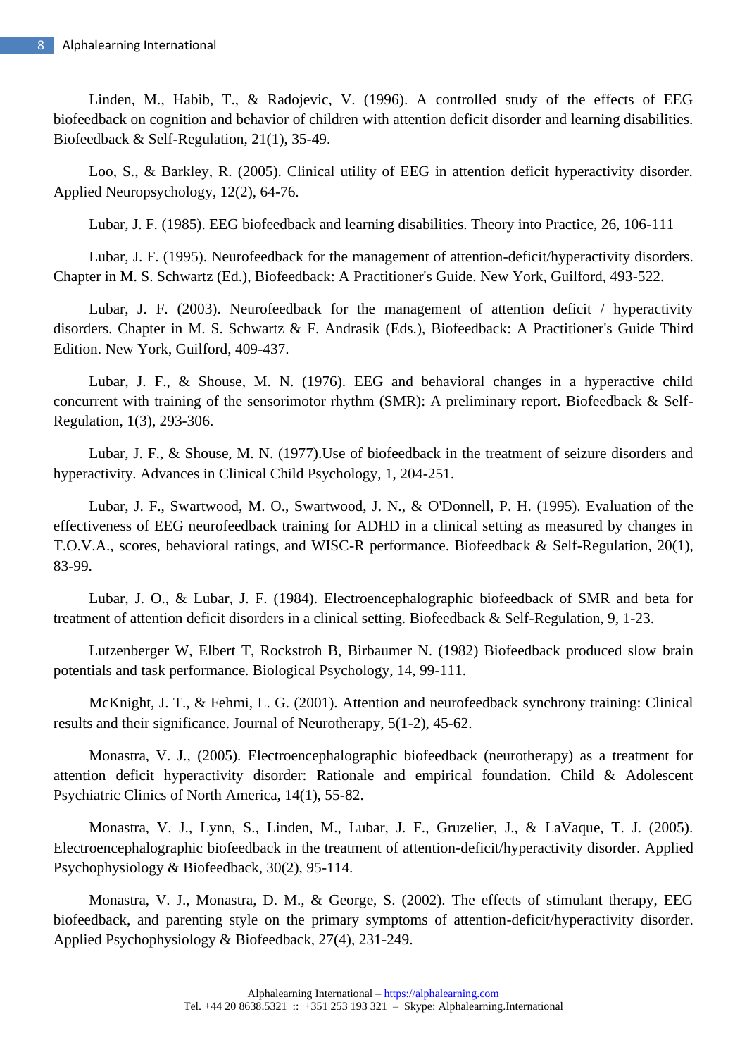Linden, M., Habib, T., & Radojevic, V. (1996). A controlled study of the effects of EEG biofeedback on cognition and behavior of children with attention deficit disorder and learning disabilities. Biofeedback & Self-Regulation, 21(1), 35-49.

Loo, S., & Barkley, R. (2005). Clinical utility of EEG in attention deficit hyperactivity disorder. Applied Neuropsychology, 12(2), 64-76.

Lubar, J. F. (1985). EEG biofeedback and learning disabilities. Theory into Practice, 26, 106-111

Lubar, J. F. (1995). Neurofeedback for the management of attention-deficit/hyperactivity disorders. Chapter in M. S. Schwartz (Ed.), Biofeedback: A Practitioner's Guide. New York, Guilford, 493-522.

Lubar, J. F. (2003). Neurofeedback for the management of attention deficit / hyperactivity disorders. Chapter in M. S. Schwartz & F. Andrasik (Eds.), Biofeedback: A Practitioner's Guide Third Edition. New York, Guilford, 409-437.

Lubar, J. F., & Shouse, M. N. (1976). EEG and behavioral changes in a hyperactive child concurrent with training of the sensorimotor rhythm (SMR): A preliminary report. Biofeedback & Self-Regulation, 1(3), 293-306.

Lubar, J. F., & Shouse, M. N. (1977).Use of biofeedback in the treatment of seizure disorders and hyperactivity. Advances in Clinical Child Psychology, 1, 204-251.

Lubar, J. F., Swartwood, M. O., Swartwood, J. N., & O'Donnell, P. H. (1995). Evaluation of the effectiveness of EEG neurofeedback training for ADHD in a clinical setting as measured by changes in T.O.V.A., scores, behavioral ratings, and WISC-R performance. Biofeedback & Self-Regulation, 20(1), 83-99.

Lubar, J. O., & Lubar, J. F. (1984). Electroencephalographic biofeedback of SMR and beta for treatment of attention deficit disorders in a clinical setting. Biofeedback & Self-Regulation, 9, 1-23.

Lutzenberger W, Elbert T, Rockstroh B, Birbaumer N. (1982) Biofeedback produced slow brain potentials and task performance. Biological Psychology, 14, 99-111.

McKnight, J. T., & Fehmi, L. G. (2001). Attention and neurofeedback synchrony training: Clinical results and their significance. Journal of Neurotherapy, 5(1-2), 45-62.

Monastra, V. J., (2005). Electroencephalographic biofeedback (neurotherapy) as a treatment for attention deficit hyperactivity disorder: Rationale and empirical foundation. Child & Adolescent Psychiatric Clinics of North America, 14(1), 55-82.

Monastra, V. J., Lynn, S., Linden, M., Lubar, J. F., Gruzelier, J., & LaVaque, T. J. (2005). Electroencephalographic biofeedback in the treatment of attention-deficit/hyperactivity disorder. Applied Psychophysiology & Biofeedback, 30(2), 95-114.

Monastra, V. J., Monastra, D. M., & George, S. (2002). The effects of stimulant therapy, EEG biofeedback, and parenting style on the primary symptoms of attention-deficit/hyperactivity disorder. Applied Psychophysiology & Biofeedback, 27(4), 231-249.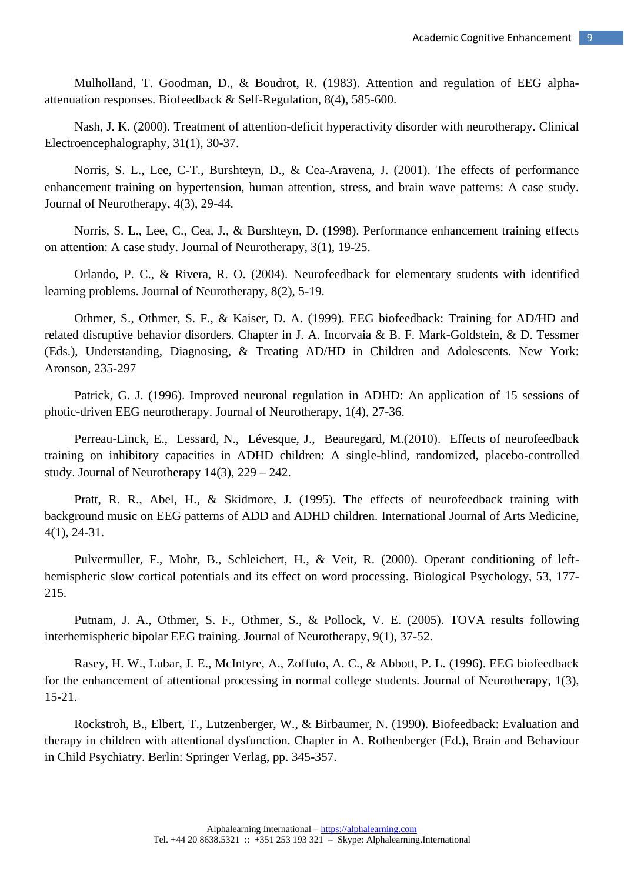Mulholland, T. Goodman, D., & Boudrot, R. (1983). Attention and regulation of EEG alpha-attenuation responses. Biofeedback & Self-Regulation, 8(4), 585-600.

Nash, J. K. (2000). Treatment of attention-deficit hyperactivity disorder with neurotherapy. Clinical Electroencephalography, 31(1), 30-37.

Norris, S. L., Lee, C-T., Burshteyn, D., & Cea-Aravena, J. (2001). The effects of performance enhancement training on hypertension, human attention, stress, and brain wave patterns: A case study. Journal of Neurotherapy, 4(3), 29-44.

Norris, S. L., Lee, C., Cea, J., & Burshteyn, D. (1998). Performance enhancement training effects on attention: A case study. Journal of Neurotherapy, 3(1), 19-25.

Orlando, P. C., & Rivera, R. O. (2004). Neurofeedback for elementary students with identified learning problems. Journal of Neurotherapy, 8(2), 5-19.

Othmer, S., Othmer, S. F., & Kaiser, D. A. (1999). EEG biofeedback: Training for AD/HD and related disruptive behavior disorders. Chapter in J. A. Incorvaia & B. F. Mark-Goldstein, & D. Tessmer (Eds.), Understanding, Diagnosing, & Treating AD/HD in Children and Adolescents. New York: Aronson, 235-297

Patrick, G. J. (1996). Improved neuronal regulation in ADHD: An application of 15 sessions of photic-driven EEG neurotherapy. Journal of Neurotherapy, 1(4), 27-36.

Perreau-Linck, E., Lessard, N., Lévesque, J., Beauregard, M.(2010). Effects of neurofeedback training on inhibitory capacities in ADHD children: A single-blind, randomized, placebo-controlled study. Journal of Neurotherapy 14(3), 229 – 242.

Pratt, R. R., Abel, H., & Skidmore, J. (1995). The effects of neurofeedback training with background music on EEG patterns of ADD and ADHD children. International Journal of Arts Medicine, 4(1), 24-31.

Pulvermuller, F., Mohr, B., Schleichert, H., & Veit, R. (2000). Operant conditioning of left-hemispheric slow cortical potentials and its effect on word processing. Biological Psychology, 53, 177-215.

Putnam, J. A., Othmer, S. F., Othmer, S., & Pollock, V. E. (2005). TOVA results following interhemispheric bipolar EEG training. Journal of Neurotherapy, 9(1), 37-52.

Rasey, H. W., Lubar, J. E., McIntyre, A., Zoffuto, A. C., & Abbott, P. L. (1996). EEG biofeedback for the enhancement of attentional processing in normal college students. Journal of Neurotherapy, 1(3), 15-21.

Rockstroh, B., Elbert, T., Lutzenberger, W., & Birbaumer, N. (1990). Biofeedback: Evaluation and therapy in children with attentional dysfunction. Chapter in A. Rothenberger (Ed.), Brain and Behaviour in Child Psychiatry. Berlin: Springer Verlag, pp. 345-357.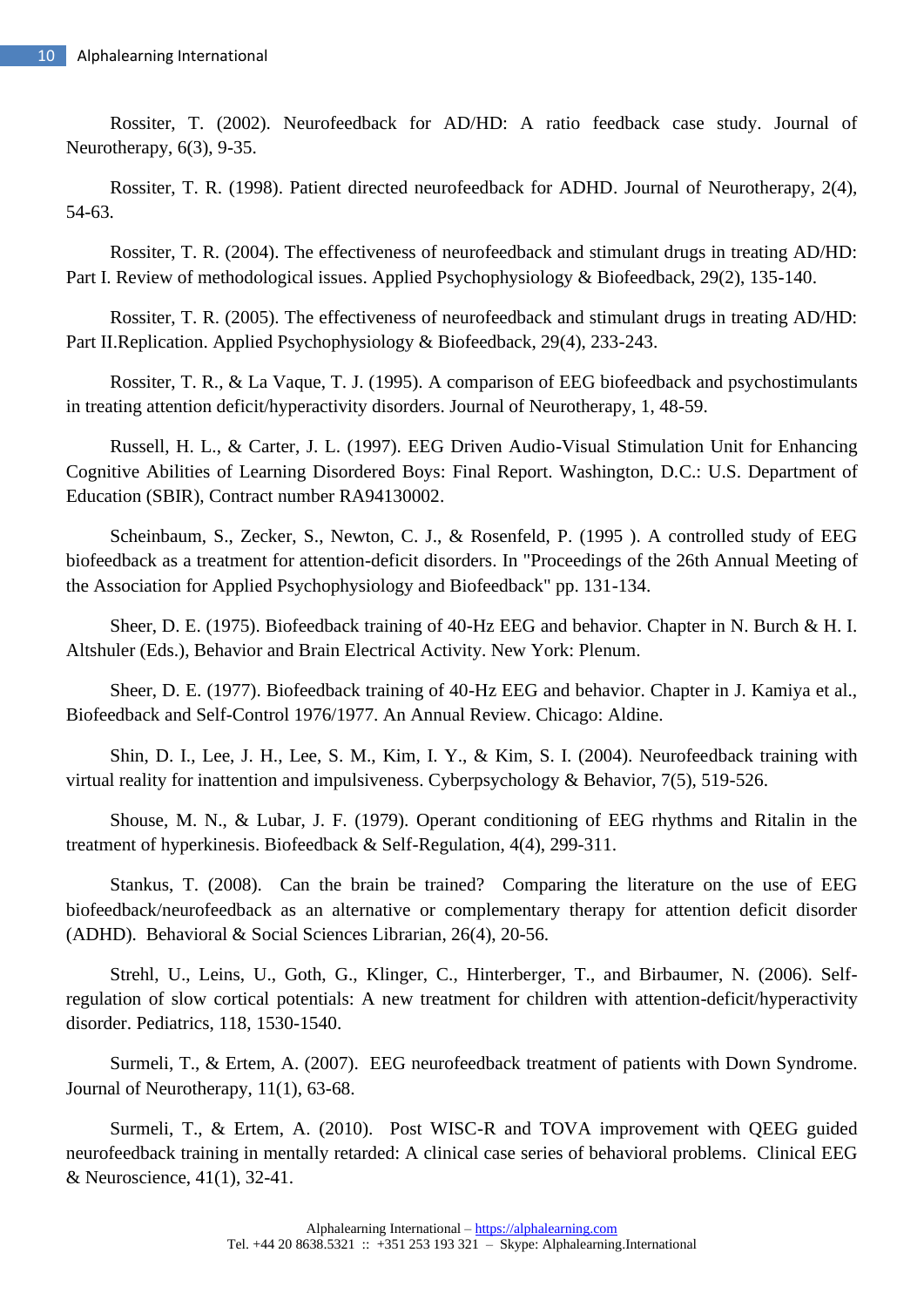Rossiter, T. (2002). Neurofeedback for AD/HD: A ratio feedback case study. Journal of Neurotherapy, 6(3), 9-35.

Rossiter, T. R. (1998). Patient directed neurofeedback for ADHD. Journal of Neurotherapy, 2(4), 54-63.

Rossiter, T. R. (2004). The effectiveness of neurofeedback and stimulant drugs in treating AD/HD: Part I. Review of methodological issues. Applied Psychophysiology & Biofeedback, 29(2), 135-140.

Rossiter, T. R. (2005). The effectiveness of neurofeedback and stimulant drugs in treating AD/HD: Part II.Replication. Applied Psychophysiology & Biofeedback, 29(4), 233-243.

Rossiter, T. R., & La Vaque, T. J. (1995). A comparison of EEG biofeedback and psychostimulants in treating attention deficit/hyperactivity disorders. Journal of Neurotherapy, 1, 48-59.

Russell, H. L., & Carter, J. L. (1997). EEG Driven Audio-Visual Stimulation Unit for Enhancing Cognitive Abilities of Learning Disordered Boys: Final Report. Washington, D.C.: U.S. Department of Education (SBIR), Contract number RA94130002.

Scheinbaum, S., Zecker, S., Newton, C. J., & Rosenfeld, P. (1995 ). A controlled study of EEG biofeedback as a treatment for attention-deficit disorders. In "Proceedings of the 26th Annual Meeting of the Association for Applied Psychophysiology and Biofeedback" pp. 131-134.

Sheer, D. E. (1975). Biofeedback training of 40-Hz EEG and behavior. Chapter in N. Burch & H. I. Altshuler (Eds.), Behavior and Brain Electrical Activity. New York: Plenum.

Sheer, D. E. (1977). Biofeedback training of 40-Hz EEG and behavior. Chapter in J. Kamiya et al., Biofeedback and Self-Control 1976/1977. An Annual Review. Chicago: Aldine.

Shin, D. I., Lee, J. H., Lee, S. M., Kim, I. Y., & Kim, S. I. (2004). Neurofeedback training with virtual reality for inattention and impulsiveness. Cyberpsychology & Behavior, 7(5), 519-526.

Shouse, M. N., & Lubar, J. F. (1979). Operant conditioning of EEG rhythms and Ritalin in the treatment of hyperkinesis. Biofeedback & Self-Regulation, 4(4), 299-311.

Stankus, T. (2008). Can the brain be trained? Comparing the literature on the use of EEG biofeedback/neurofeedback as an alternative or complementary therapy for attention deficit disorder (ADHD). Behavioral & Social Sciences Librarian, 26(4), 20-56.

Strehl, U., Leins, U., Goth, G., Klinger, C., Hinterberger, T., and Birbaumer, N. (2006). Self-regulation of slow cortical potentials: A new treatment for children with attention-deficit/hyperactivity disorder. Pediatrics, 118, 1530-1540.

Surmeli, T., & Ertem, A. (2007). EEG neurofeedback treatment of patients with Down Syndrome. Journal of Neurotherapy, 11(1), 63-68.

Surmeli, T., & Ertem, A. (2010). Post WISC-R and TOVA improvement with QEEG guided neurofeedback training in mentally retarded: A clinical case series of behavioral problems. Clinical EEG & Neuroscience, 41(1), 32-41.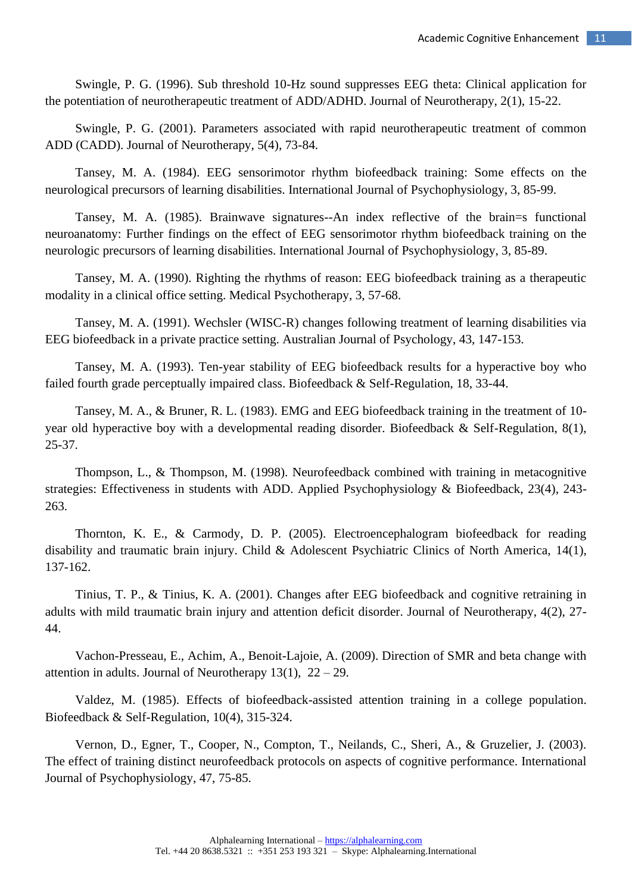Swingle, P. G. (1996). Sub threshold 10-Hz sound suppresses EEG theta: Clinical application for the potentiation of neurotherapeutic treatment of ADD/ADHD. Journal of Neurotherapy, 2(1), 15-22.

Swingle, P. G. (2001). Parameters associated with rapid neurotherapeutic treatment of common ADD (CADD). Journal of Neurotherapy, 5(4), 73-84.

Tansey, M. A. (1984). EEG sensorimotor rhythm biofeedback training: Some effects on the neurological precursors of learning disabilities. International Journal of Psychophysiology, 3, 85-99.

Tansey, M. A. (1985). Brainwave signatures--An index reflective of the brain=s functional neuroanatomy: Further findings on the effect of EEG sensorimotor rhythm biofeedback training on the neurologic precursors of learning disabilities. International Journal of Psychophysiology, 3, 85-89.

Tansey, M. A. (1990). Righting the rhythms of reason: EEG biofeedback training as a therapeutic modality in a clinical office setting. Medical Psychotherapy, 3, 57-68.

Tansey, M. A. (1991). Wechsler (WISC-R) changes following treatment of learning disabilities via EEG biofeedback in a private practice setting. Australian Journal of Psychology, 43, 147-153.

Tansey, M. A. (1993). Ten-year stability of EEG biofeedback results for a hyperactive boy who failed fourth grade perceptually impaired class. Biofeedback & Self-Regulation, 18, 33-44.

Tansey, M. A., & Bruner, R. L. (1983). EMG and EEG biofeedback training in the treatment of 10-year old hyperactive boy with a developmental reading disorder. Biofeedback & Self-Regulation, 8(1), 25-37.

Thompson, L., & Thompson, M. (1998). Neurofeedback combined with training in metacognitive strategies: Effectiveness in students with ADD. Applied Psychophysiology & Biofeedback, 23(4), 243-263.

Thornton, K. E., & Carmody, D. P. (2005). Electroencephalogram biofeedback for reading disability and traumatic brain injury. Child & Adolescent Psychiatric Clinics of North America, 14(1), 137-162.

Tinius, T. P., & Tinius, K. A. (2001). Changes after EEG biofeedback and cognitive retraining in adults with mild traumatic brain injury and attention deficit disorder. Journal of Neurotherapy, 4(2), 27-44.

Vachon-Presseau, E., Achim, A., Benoit-Lajoie, A. (2009). Direction of SMR and beta change with attention in adults. Journal of Neurotherapy 13(1), 22 – 29.

Valdez, M. (1985). Effects of biofeedback-assisted attention training in a college population. Biofeedback & Self-Regulation, 10(4), 315-324.

Vernon, D., Egner, T., Cooper, N., Compton, T., Neilands, C., Sheri, A., & Gruzelier, J. (2003). The effect of training distinct neurofeedback protocols on aspects of cognitive performance. International Journal of Psychophysiology, 47, 75-85.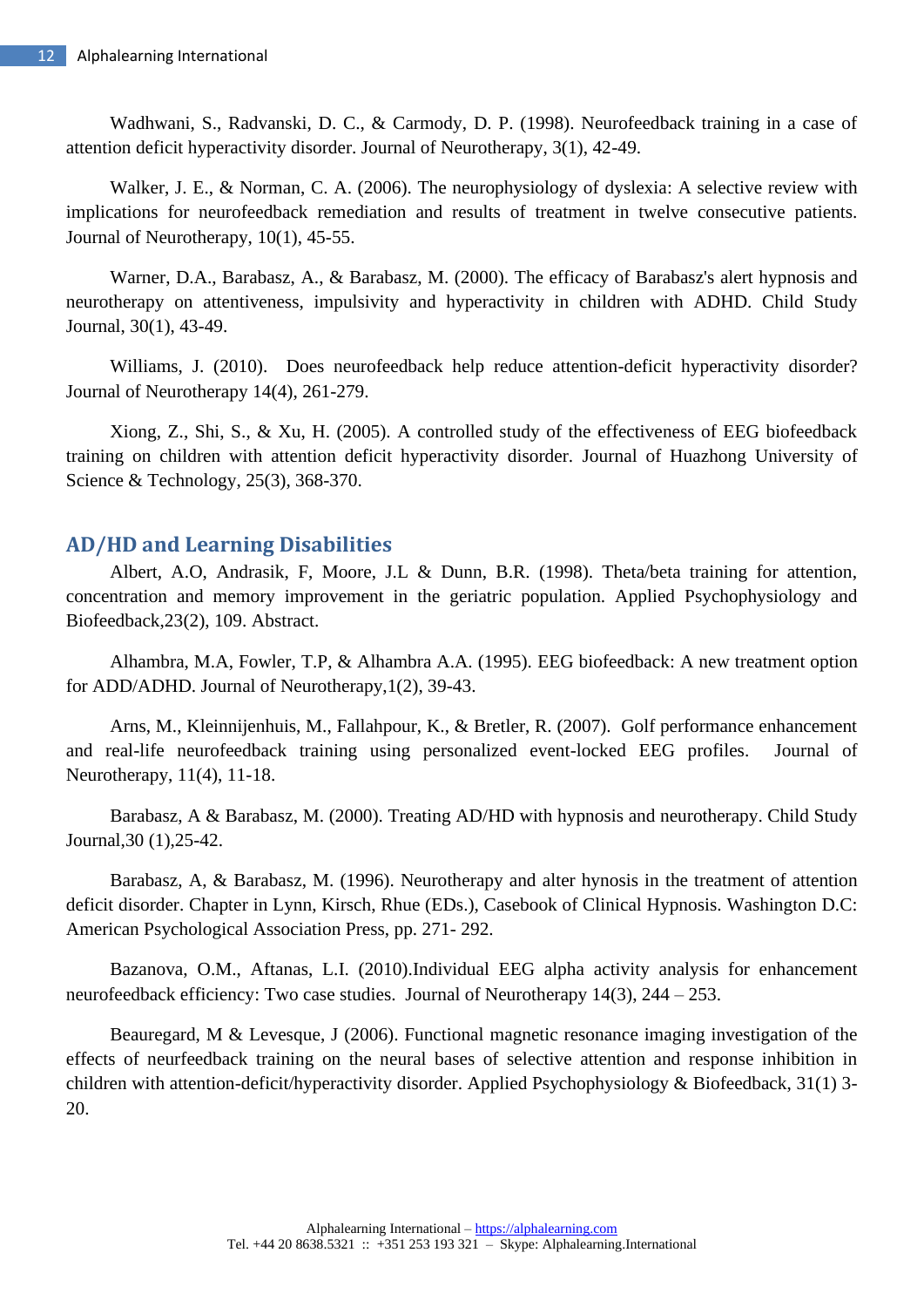Wadhwani, S., Radvanski, D. C., & Carmody, D. P. (1998). Neurofeedback training in a case of attention deficit hyperactivity disorder. Journal of Neurotherapy, 3(1), 42-49.

Walker, J. E., & Norman, C. A. (2006). The neurophysiology of dyslexia: A selective review with implications for neurofeedback remediation and results of treatment in twelve consecutive patients. Journal of Neurotherapy, 10(1), 45-55.

Warner, D.A., Barabasz, A., & Barabasz, M. (2000). The efficacy of Barabasz's alert hypnosis and neurotherapy on attentiveness, impulsivity and hyperactivity in children with ADHD. Child Study Journal, 30(1), 43-49.

Williams, J. (2010). Does neurofeedback help reduce attention-deficit hyperactivity disorder? Journal of Neurotherapy 14(4), 261-279.

Xiong, Z., Shi, S., & Xu, H. (2005). A controlled study of the effectiveness of EEG biofeedback training on children with attention deficit hyperactivity disorder. Journal of Huazhong University of Science & Technology, 25(3), 368-370.

## AD/HD and Learning Disabilities

Albert, A.O, Andrasik, F, Moore, J.L & Dunn, B.R. (1998). Theta/beta training for attention, concentration and memory improvement in the geriatric population. Applied Psychophysiology and Biofeedback,23(2), 109. Abstract.

Alhambra, M.A, Fowler, T.P, & Alhambra A.A. (1995). EEG biofeedback: A new treatment option for ADD/ADHD. Journal of Neurotherapy,1(2), 39-43.

Arns, M., Kleinnijenhuis, M., Fallahpour, K., & Bretler, R. (2007). Golf performance enhancement and real-life neurofeedback training using personalized event-locked EEG profiles. Journal of Neurotherapy, 11(4), 11-18.

Barabasz, A & Barabasz, M. (2000). Treating AD/HD with hypnosis and neurotherapy. Child Study Journal,30 (1),25-42.

Barabasz, A, & Barabasz, M. (1996). Neurotherapy and alter hynosis in the treatment of attention deficit disorder. Chapter in Lynn, Kirsch, Rhue (EDs.), Casebook of Clinical Hypnosis. Washington D.C: American Psychological Association Press, pp. 271- 292.

Bazanova, O.M., Aftanas, L.I. (2010).Individual EEG alpha activity analysis for enhancement neurofeedback efficiency: Two case studies. Journal of Neurotherapy 14(3), 244 – 253.

Beauregard, M & Levesque, J (2006). Functional magnetic resonance imaging investigation of the effects of neurfeedback training on the neural bases of selective attention and response inhibition in children with attention-deficit/hyperactivity disorder. Applied Psychophysiology & Biofeedback, 31(1) 3-20.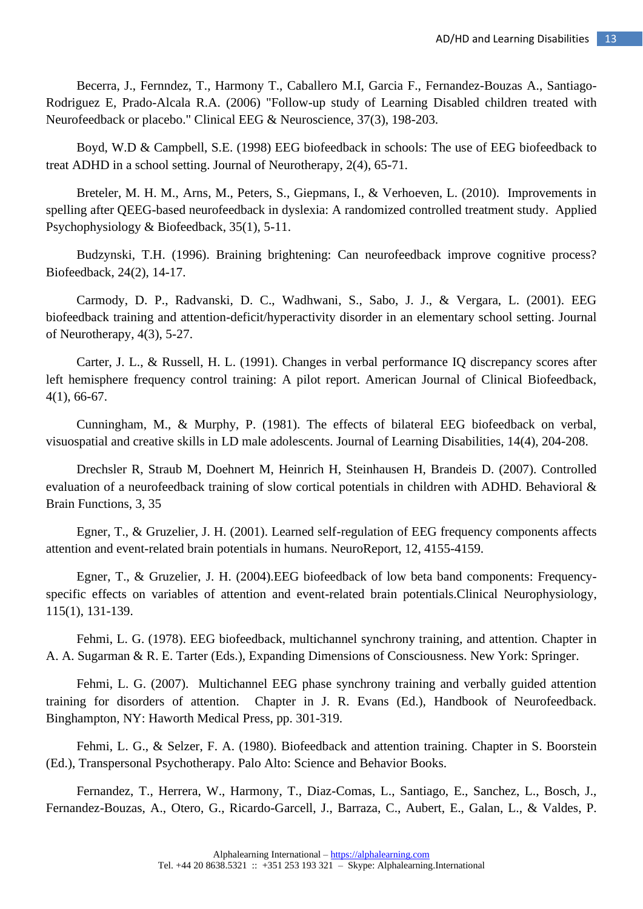Becerra, J., Fernndez, T., Harmony T., Caballero M.I, Garcia F., Fernandez-Bouzas A., Santiago-Rodriguez E, Prado-Alcala R.A. (2006) "Follow-up study of Learning Disabled children treated with Neurofeedback or placebo." Clinical EEG & Neuroscience, 37(3), 198-203.

Boyd, W.D & Campbell, S.E. (1998) EEG biofeedback in schools: The use of EEG biofeedback to treat ADHD in a school setting. Journal of Neurotherapy, 2(4), 65-71.

Breteler, M. H. M., Arns, M., Peters, S., Giepmans, I., & Verhoeven, L. (2010). Improvements in spelling after QEEG-based neurofeedback in dyslexia: A randomized controlled treatment study. Applied Psychophysiology & Biofeedback, 35(1), 5-11.

Budzynski, T.H. (1996). Braining brightening: Can neurofeedback improve cognitive process? Biofeedback, 24(2), 14-17.

Carmody, D. P., Radvanski, D. C., Wadhwani, S., Sabo, J. J., & Vergara, L. (2001). EEG biofeedback training and attention-deficit/hyperactivity disorder in an elementary school setting. Journal of Neurotherapy, 4(3), 5-27.

Carter, J. L., & Russell, H. L. (1991). Changes in verbal performance IQ discrepancy scores after left hemisphere frequency control training: A pilot report. American Journal of Clinical Biofeedback, 4(1), 66-67.

Cunningham, M., & Murphy, P. (1981). The effects of bilateral EEG biofeedback on verbal, visuospatial and creative skills in LD male adolescents. Journal of Learning Disabilities, 14(4), 204-208.

Drechsler R, Straub M, Doehnert M, Heinrich H, Steinhausen H, Brandeis D. (2007). Controlled evaluation of a neurofeedback training of slow cortical potentials in children with ADHD. Behavioral & Brain Functions, 3, 35

Egner, T., & Gruzelier, J. H. (2001). Learned self-regulation of EEG frequency components affects attention and event-related brain potentials in humans. NeuroReport, 12, 4155-4159.

Egner, T., & Gruzelier, J. H. (2004).EEG biofeedback of low beta band components: Frequency-specific effects on variables of attention and event-related brain potentials.Clinical Neurophysiology, 115(1), 131-139.

Fehmi, L. G. (1978). EEG biofeedback, multichannel synchrony training, and attention. Chapter in A. A. Sugarman & R. E. Tarter (Eds.), Expanding Dimensions of Consciousness. New York: Springer.

Fehmi, L. G. (2007). Multichannel EEG phase synchrony training and verbally guided attention training for disorders of attention. Chapter in J. R. Evans (Ed.), Handbook of Neurofeedback. Binghampton, NY: Haworth Medical Press, pp. 301-319.

Fehmi, L. G., & Selzer, F. A. (1980). Biofeedback and attention training. Chapter in S. Boorstein (Ed.), Transpersonal Psychotherapy. Palo Alto: Science and Behavior Books.

Fernandez, T., Herrera, W., Harmony, T., Diaz-Comas, L., Santiago, E., Sanchez, L., Bosch, J., Fernandez-Bouzas, A., Otero, G., Ricardo-Garcell, J., Barraza, C., Aubert, E., Galan, L., & Valdes, P.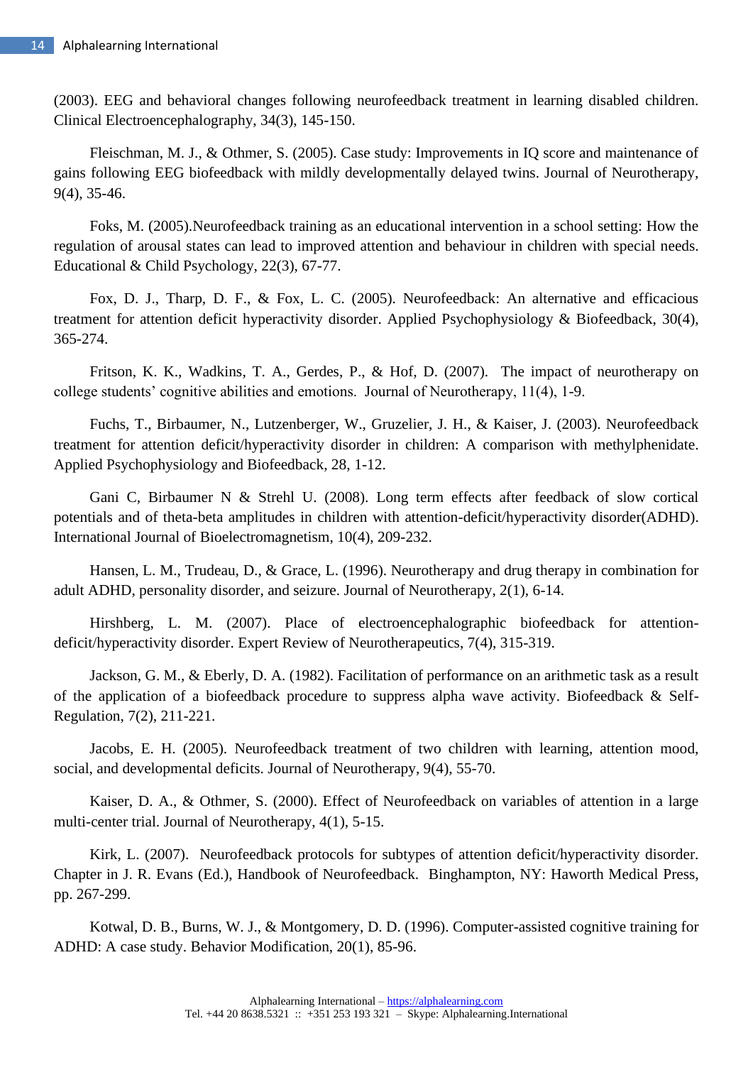(2003). EEG and behavioral changes following neurofeedback treatment in learning disabled children. Clinical Electroencephalography, 34(3), 145-150.

Fleischman, M. J., & Othmer, S. (2005). Case study: Improvements in IQ score and maintenance of gains following EEG biofeedback with mildly developmentally delayed twins. Journal of Neurotherapy, 9(4), 35-46.

Foks, M. (2005).Neurofeedback training as an educational intervention in a school setting: How the regulation of arousal states can lead to improved attention and behaviour in children with special needs. Educational & Child Psychology, 22(3), 67-77.

Fox, D. J., Tharp, D. F., & Fox, L. C. (2005). Neurofeedback: An alternative and efficacious treatment for attention deficit hyperactivity disorder. Applied Psychophysiology & Biofeedback, 30(4), 365-274.

Fritson, K. K., Wadkins, T. A., Gerdes, P., & Hof, D. (2007). The impact of neurotherapy on college students' cognitive abilities and emotions. Journal of Neurotherapy, 11(4), 1-9.

Fuchs, T., Birbaumer, N., Lutzenberger, W., Gruzelier, J. H., & Kaiser, J. (2003). Neurofeedback treatment for attention deficit/hyperactivity disorder in children: A comparison with methylphenidate. Applied Psychophysiology and Biofeedback, 28, 1-12.

Gani C, Birbaumer N & Strehl U. (2008). Long term effects after feedback of slow cortical potentials and of theta-beta amplitudes in children with attention-deficit/hyperactivity disorder(ADHD). International Journal of Bioelectromagnetism, 10(4), 209-232.

Hansen, L. M., Trudeau, D., & Grace, L. (1996). Neurotherapy and drug therapy in combination for adult ADHD, personality disorder, and seizure. Journal of Neurotherapy, 2(1), 6-14.

Hirshberg, L. M. (2007). Place of electroencephalographic biofeedback for attention-deficit/hyperactivity disorder. Expert Review of Neurotherapeutics, 7(4), 315-319.

Jackson, G. M., & Eberly, D. A. (1982). Facilitation of performance on an arithmetic task as a result of the application of a biofeedback procedure to suppress alpha wave activity. Biofeedback & Self-Regulation, 7(2), 211-221.

Jacobs, E. H. (2005). Neurofeedback treatment of two children with learning, attention mood, social, and developmental deficits. Journal of Neurotherapy, 9(4), 55-70.

Kaiser, D. A., & Othmer, S. (2000). Effect of Neurofeedback on variables of attention in a large multi-center trial. Journal of Neurotherapy, 4(1), 5-15.

Kirk, L. (2007). Neurofeedback protocols for subtypes of attention deficit/hyperactivity disorder. Chapter in J. R. Evans (Ed.), Handbook of Neurofeedback. Binghampton, NY: Haworth Medical Press, pp. 267-299.

Kotwal, D. B., Burns, W. J., & Montgomery, D. D. (1996). Computer-assisted cognitive training for ADHD: A case study. Behavior Modification, 20(1), 85-96.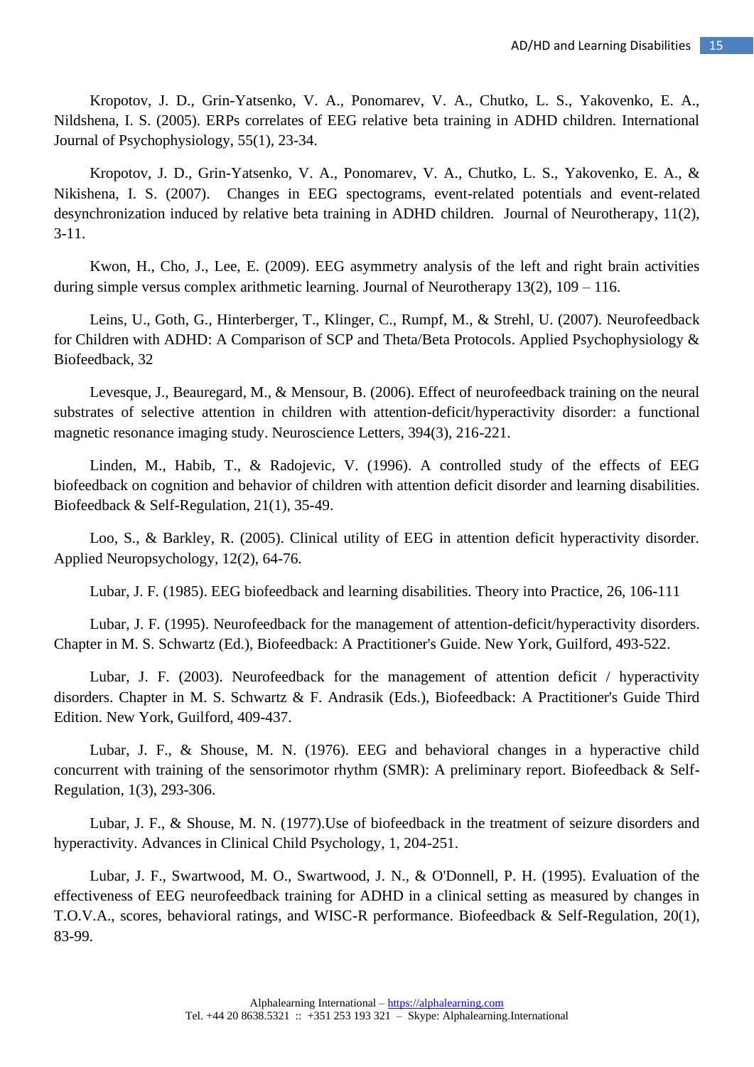Kropotov, J. D., Grin-Yatsenko, V. A., Ponomarev, V. A., Chutko, L. S., Yakovenko, E. A., Nildshena, I. S. (2005). ERPs correlates of EEG relative beta training in ADHD children. International Journal of Psychophysiology, 55(1), 23-34.

Kropotov, J. D., Grin-Yatsenko, V. A., Ponomarev, V. A., Chutko, L. S., Yakovenko, E. A., & Nikishena, I. S. (2007). Changes in EEG spectograms, event-related potentials and event-related desynchronization induced by relative beta training in ADHD children. Journal of Neurotherapy, 11(2), 3-11.

Kwon, H., Cho, J., Lee, E. (2009). EEG asymmetry analysis of the left and right brain activities during simple versus complex arithmetic learning. Journal of Neurotherapy 13(2), 109 – 116.

Leins, U., Goth, G., Hinterberger, T., Klinger, C., Rumpf, M., & Strehl, U. (2007). Neurofeedback for Children with ADHD: A Comparison of SCP and Theta/Beta Protocols. Applied Psychophysiology & Biofeedback, 32

Levesque, J., Beauregard, M., & Mensour, B. (2006). Effect of neurofeedback training on the neural substrates of selective attention in children with attention-deficit/hyperactivity disorder: a functional magnetic resonance imaging study. Neuroscience Letters, 394(3), 216-221.

Linden, M., Habib, T., & Radojevic, V. (1996). A controlled study of the effects of EEG biofeedback on cognition and behavior of children with attention deficit disorder and learning disabilities. Biofeedback & Self-Regulation, 21(1), 35-49.

Loo, S., & Barkley, R. (2005). Clinical utility of EEG in attention deficit hyperactivity disorder. Applied Neuropsychology, 12(2), 64-76.

Lubar, J. F. (1985). EEG biofeedback and learning disabilities. Theory into Practice, 26, 106-111

Lubar, J. F. (1995). Neurofeedback for the management of attention-deficit/hyperactivity disorders. Chapter in M. S. Schwartz (Ed.), Biofeedback: A Practitioner's Guide. New York, Guilford, 493-522.

Lubar, J. F. (2003). Neurofeedback for the management of attention deficit / hyperactivity disorders. Chapter in M. S. Schwartz & F. Andrasik (Eds.), Biofeedback: A Practitioner's Guide Third Edition. New York, Guilford, 409-437.

Lubar, J. F., & Shouse, M. N. (1976). EEG and behavioral changes in a hyperactive child concurrent with training of the sensorimotor rhythm (SMR): A preliminary report. Biofeedback & Self-Regulation, 1(3), 293-306.

Lubar, J. F., & Shouse, M. N. (1977).Use of biofeedback in the treatment of seizure disorders and hyperactivity. Advances in Clinical Child Psychology, 1, 204-251.

Lubar, J. F., Swartwood, M. O., Swartwood, J. N., & O'Donnell, P. H. (1995). Evaluation of the effectiveness of EEG neurofeedback training for ADHD in a clinical setting as measured by changes in T.O.V.A., scores, behavioral ratings, and WISC-R performance. Biofeedback & Self-Regulation, 20(1), 83-99.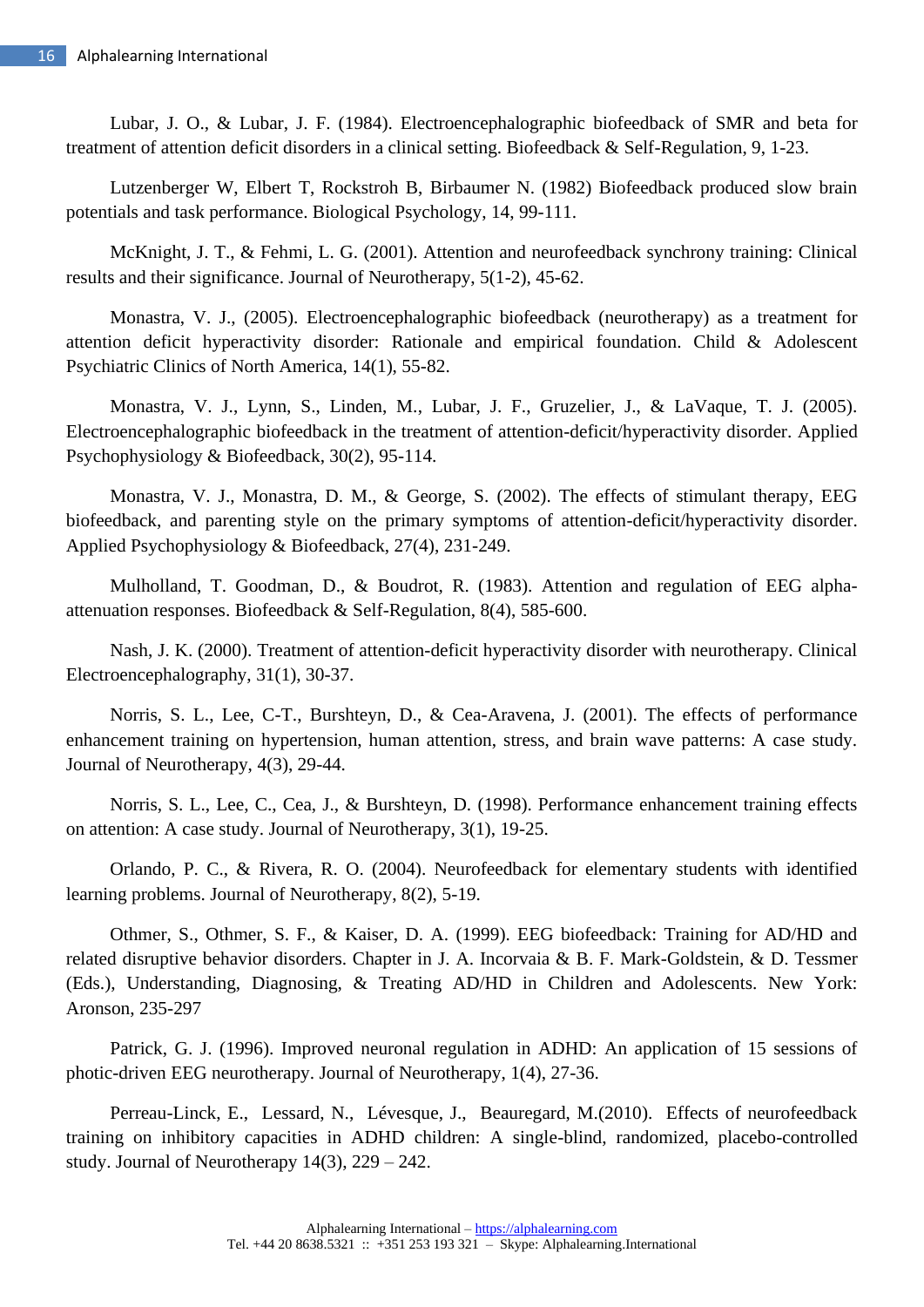Lubar, J. O., & Lubar, J. F. (1984). Electroencephalographic biofeedback of SMR and beta for treatment of attention deficit disorders in a clinical setting. Biofeedback & Self-Regulation, 9, 1-23.

Lutzenberger W, Elbert T, Rockstroh B, Birbaumer N. (1982) Biofeedback produced slow brain potentials and task performance. Biological Psychology, 14, 99-111.

McKnight, J. T., & Fehmi, L. G. (2001). Attention and neurofeedback synchrony training: Clinical results and their significance. Journal of Neurotherapy, 5(1-2), 45-62.

Monastra, V. J., (2005). Electroencephalographic biofeedback (neurotherapy) as a treatment for attention deficit hyperactivity disorder: Rationale and empirical foundation. Child & Adolescent Psychiatric Clinics of North America, 14(1), 55-82.

Monastra, V. J., Lynn, S., Linden, M., Lubar, J. F., Gruzelier, J., & LaVaque, T. J. (2005). Electroencephalographic biofeedback in the treatment of attention-deficit/hyperactivity disorder. Applied Psychophysiology & Biofeedback, 30(2), 95-114.

Monastra, V. J., Monastra, D. M., & George, S. (2002). The effects of stimulant therapy, EEG biofeedback, and parenting style on the primary symptoms of attention-deficit/hyperactivity disorder. Applied Psychophysiology & Biofeedback, 27(4), 231-249.

Mulholland, T. Goodman, D., & Boudrot, R. (1983). Attention and regulation of EEG alpha-attenuation responses. Biofeedback & Self-Regulation, 8(4), 585-600.

Nash, J. K. (2000). Treatment of attention-deficit hyperactivity disorder with neurotherapy. Clinical Electroencephalography, 31(1), 30-37.

Norris, S. L., Lee, C-T., Burshteyn, D., & Cea-Aravena, J. (2001). The effects of performance enhancement training on hypertension, human attention, stress, and brain wave patterns: A case study. Journal of Neurotherapy, 4(3), 29-44.

Norris, S. L., Lee, C., Cea, J., & Burshteyn, D. (1998). Performance enhancement training effects on attention: A case study. Journal of Neurotherapy, 3(1), 19-25.

Orlando, P. C., & Rivera, R. O. (2004). Neurofeedback for elementary students with identified learning problems. Journal of Neurotherapy, 8(2), 5-19.

Othmer, S., Othmer, S. F., & Kaiser, D. A. (1999). EEG biofeedback: Training for AD/HD and related disruptive behavior disorders. Chapter in J. A. Incorvaia & B. F. Mark-Goldstein, & D. Tessmer (Eds.), Understanding, Diagnosing, & Treating AD/HD in Children and Adolescents. New York: Aronson, 235-297

Patrick, G. J. (1996). Improved neuronal regulation in ADHD: An application of 15 sessions of photic-driven EEG neurotherapy. Journal of Neurotherapy, 1(4), 27-36.

Perreau-Linck, E., Lessard, N., Lévesque, J., Beauregard, M.(2010). Effects of neurofeedback training on inhibitory capacities in ADHD children: A single-blind, randomized, placebo-controlled study. Journal of Neurotherapy 14(3), 229 – 242.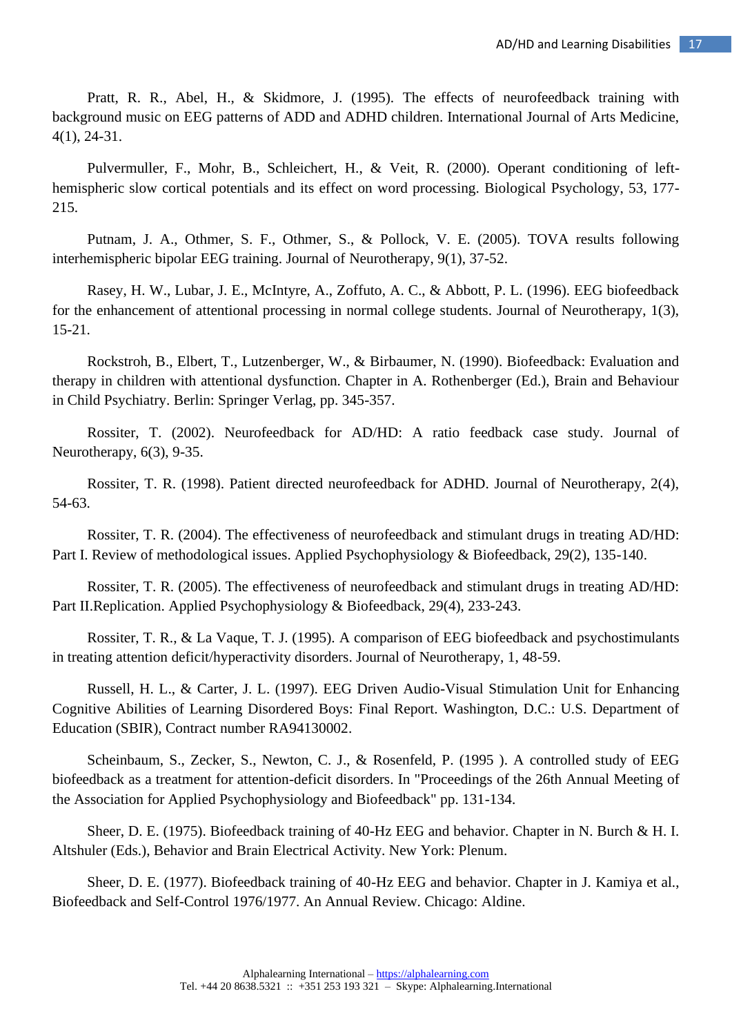Pratt, R. R., Abel, H., & Skidmore, J. (1995). The effects of neurofeedback training with background music on EEG patterns of ADD and ADHD children. International Journal of Arts Medicine, 4(1), 24-31.

Pulvermuller, F., Mohr, B., Schleichert, H., & Veit, R. (2000). Operant conditioning of left-hemispheric slow cortical potentials and its effect on word processing. Biological Psychology, 53, 177-215.

Putnam, J. A., Othmer, S. F., Othmer, S., & Pollock, V. E. (2005). TOVA results following interhemispheric bipolar EEG training. Journal of Neurotherapy, 9(1), 37-52.

Rasey, H. W., Lubar, J. E., McIntyre, A., Zoffuto, A. C., & Abbott, P. L. (1996). EEG biofeedback for the enhancement of attentional processing in normal college students. Journal of Neurotherapy, 1(3), 15-21.

Rockstroh, B., Elbert, T., Lutzenberger, W., & Birbaumer, N. (1990). Biofeedback: Evaluation and therapy in children with attentional dysfunction. Chapter in A. Rothenberger (Ed.), Brain and Behaviour in Child Psychiatry. Berlin: Springer Verlag, pp. 345-357.

Rossiter, T. (2002). Neurofeedback for AD/HD: A ratio feedback case study. Journal of Neurotherapy, 6(3), 9-35.

Rossiter, T. R. (1998). Patient directed neurofeedback for ADHD. Journal of Neurotherapy, 2(4), 54-63.

Rossiter, T. R. (2004). The effectiveness of neurofeedback and stimulant drugs in treating AD/HD: Part I. Review of methodological issues. Applied Psychophysiology & Biofeedback, 29(2), 135-140.

Rossiter, T. R. (2005). The effectiveness of neurofeedback and stimulant drugs in treating AD/HD: Part II.Replication. Applied Psychophysiology & Biofeedback, 29(4), 233-243.

Rossiter, T. R., & La Vaque, T. J. (1995). A comparison of EEG biofeedback and psychostimulants in treating attention deficit/hyperactivity disorders. Journal of Neurotherapy, 1, 48-59.

Russell, H. L., & Carter, J. L. (1997). EEG Driven Audio-Visual Stimulation Unit for Enhancing Cognitive Abilities of Learning Disordered Boys: Final Report. Washington, D.C.: U.S. Department of Education (SBIR), Contract number RA94130002.

Scheinbaum, S., Zecker, S., Newton, C. J., & Rosenfeld, P. (1995 ). A controlled study of EEG biofeedback as a treatment for attention-deficit disorders. In "Proceedings of the 26th Annual Meeting of the Association for Applied Psychophysiology and Biofeedback" pp. 131-134.

Sheer, D. E. (1975). Biofeedback training of 40-Hz EEG and behavior. Chapter in N. Burch & H. I. Altshuler (Eds.), Behavior and Brain Electrical Activity. New York: Plenum.

Sheer, D. E. (1977). Biofeedback training of 40-Hz EEG and behavior. Chapter in J. Kamiya et al., Biofeedback and Self-Control 1976/1977. An Annual Review. Chicago: Aldine.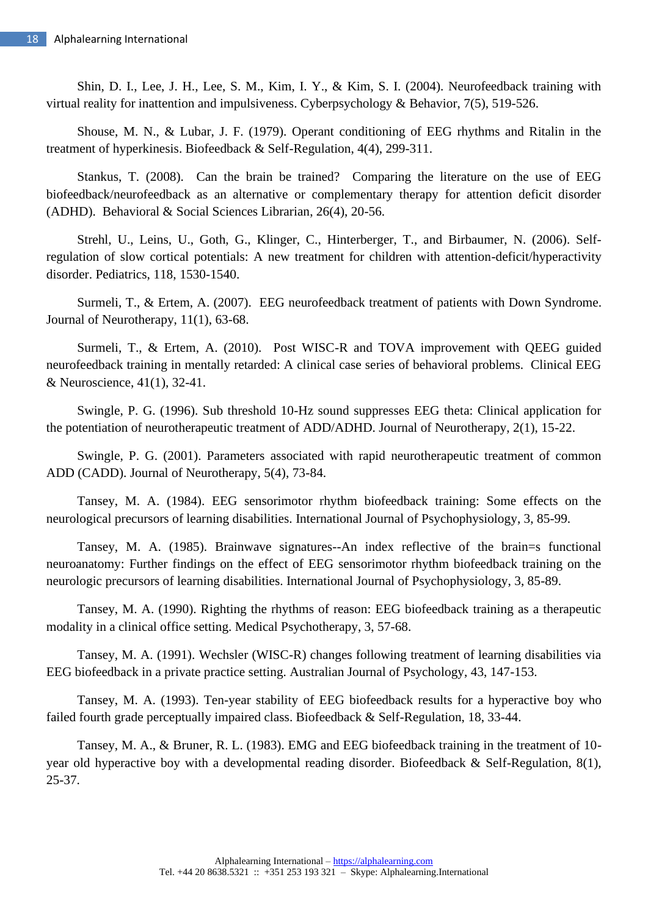Shin, D. I., Lee, J. H., Lee, S. M., Kim, I. Y., & Kim, S. I. (2004). Neurofeedback training with virtual reality for inattention and impulsiveness. Cyberpsychology & Behavior, 7(5), 519-526.

Shouse, M. N., & Lubar, J. F. (1979). Operant conditioning of EEG rhythms and Ritalin in the treatment of hyperkinesis. Biofeedback & Self-Regulation, 4(4), 299-311.

Stankus, T. (2008). Can the brain be trained? Comparing the literature on the use of EEG biofeedback/neurofeedback as an alternative or complementary therapy for attention deficit disorder (ADHD). Behavioral & Social Sciences Librarian, 26(4), 20-56.

Strehl, U., Leins, U., Goth, G., Klinger, C., Hinterberger, T., and Birbaumer, N. (2006). Self-regulation of slow cortical potentials: A new treatment for children with attention-deficit/hyperactivity disorder. Pediatrics, 118, 1530-1540.

Surmeli, T., & Ertem, A. (2007). EEG neurofeedback treatment of patients with Down Syndrome. Journal of Neurotherapy, 11(1), 63-68.

Surmeli, T., & Ertem, A. (2010). Post WISC-R and TOVA improvement with QEEG guided neurofeedback training in mentally retarded: A clinical case series of behavioral problems. Clinical EEG & Neuroscience, 41(1), 32-41.

Swingle, P. G. (1996). Sub threshold 10-Hz sound suppresses EEG theta: Clinical application for the potentiation of neurotherapeutic treatment of ADD/ADHD. Journal of Neurotherapy, 2(1), 15-22.

Swingle, P. G. (2001). Parameters associated with rapid neurotherapeutic treatment of common ADD (CADD). Journal of Neurotherapy, 5(4), 73-84.

Tansey, M. A. (1984). EEG sensorimotor rhythm biofeedback training: Some effects on the neurological precursors of learning disabilities. International Journal of Psychophysiology, 3, 85-99.

Tansey, M. A. (1985). Brainwave signatures--An index reflective of the brain=s functional neuroanatomy: Further findings on the effect of EEG sensorimotor rhythm biofeedback training on the neurologic precursors of learning disabilities. International Journal of Psychophysiology, 3, 85-89.

Tansey, M. A. (1990). Righting the rhythms of reason: EEG biofeedback training as a therapeutic modality in a clinical office setting. Medical Psychotherapy, 3, 57-68.

Tansey, M. A. (1991). Wechsler (WISC-R) changes following treatment of learning disabilities via EEG biofeedback in a private practice setting. Australian Journal of Psychology, 43, 147-153.

Tansey, M. A. (1993). Ten-year stability of EEG biofeedback results for a hyperactive boy who failed fourth grade perceptually impaired class. Biofeedback & Self-Regulation, 18, 33-44.

Tansey, M. A., & Bruner, R. L. (1983). EMG and EEG biofeedback training in the treatment of 10-year old hyperactive boy with a developmental reading disorder. Biofeedback & Self-Regulation, 8(1), 25-37.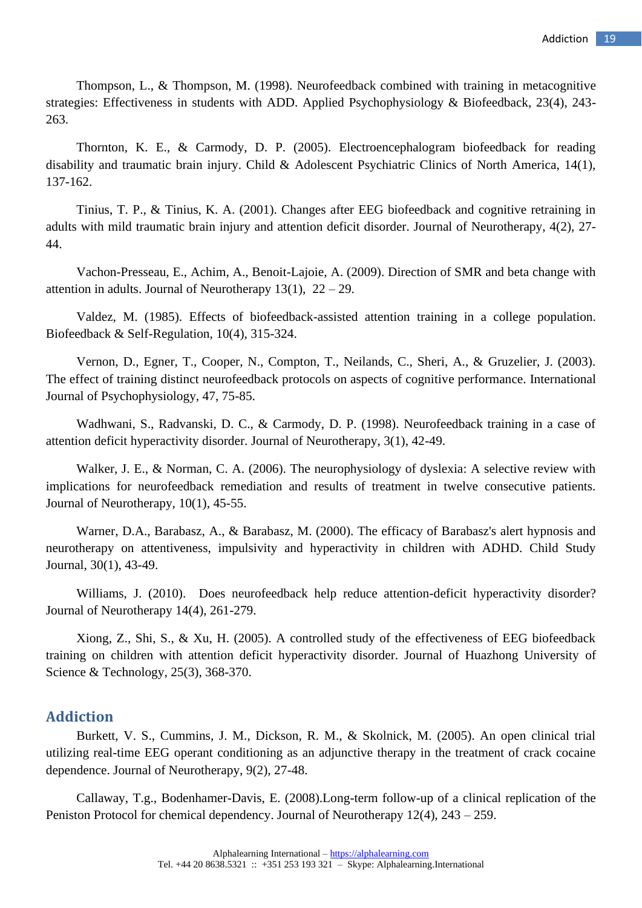Thompson, L., & Thompson, M. (1998). Neurofeedback combined with training in metacognitive strategies: Effectiveness in students with ADD. Applied Psychophysiology & Biofeedback, 23(4), 243-263.

Thornton, K. E., & Carmody, D. P. (2005). Electroencephalogram biofeedback for reading disability and traumatic brain injury. Child & Adolescent Psychiatric Clinics of North America, 14(1), 137-162.

Tinius, T. P., & Tinius, K. A. (2001). Changes after EEG biofeedback and cognitive retraining in adults with mild traumatic brain injury and attention deficit disorder. Journal of Neurotherapy, 4(2), 27-44.

Vachon-Presseau, E., Achim, A., Benoit-Lajoie, A. (2009). Direction of SMR and beta change with attention in adults. Journal of Neurotherapy 13(1), 22 – 29.

Valdez, M. (1985). Effects of biofeedback-assisted attention training in a college population. Biofeedback & Self-Regulation, 10(4), 315-324.

Vernon, D., Egner, T., Cooper, N., Compton, T., Neilands, C., Sheri, A., & Gruzelier, J. (2003). The effect of training distinct neurofeedback protocols on aspects of cognitive performance. International Journal of Psychophysiology, 47, 75-85.

Wadhwani, S., Radvanski, D. C., & Carmody, D. P. (1998). Neurofeedback training in a case of attention deficit hyperactivity disorder. Journal of Neurotherapy, 3(1), 42-49.

Walker, J. E., & Norman, C. A. (2006). The neurophysiology of dyslexia: A selective review with implications for neurofeedback remediation and results of treatment in twelve consecutive patients. Journal of Neurotherapy, 10(1), 45-55.

Warner, D.A., Barabasz, A., & Barabasz, M. (2000). The efficacy of Barabasz's alert hypnosis and neurotherapy on attentiveness, impulsivity and hyperactivity in children with ADHD. Child Study Journal, 30(1), 43-49.

Williams, J. (2010). Does neurofeedback help reduce attention-deficit hyperactivity disorder? Journal of Neurotherapy 14(4), 261-279.

Xiong, Z., Shi, S., & Xu, H. (2005). A controlled study of the effectiveness of EEG biofeedback training on children with attention deficit hyperactivity disorder. Journal of Huazhong University of Science & Technology, 25(3), 368-370.

## Addiction

Burkett, V. S., Cummins, J. M., Dickson, R. M., & Skolnick, M. (2005). An open clinical trial utilizing real-time EEG operant conditioning as an adjunctive therapy in the treatment of crack cocaine dependence. Journal of Neurotherapy, 9(2), 27-48.

Callaway, T.g., Bodenhamer-Davis, E. (2008).Long-term follow-up of a clinical replication of the Peniston Protocol for chemical dependency. Journal of Neurotherapy 12(4), 243 – 259.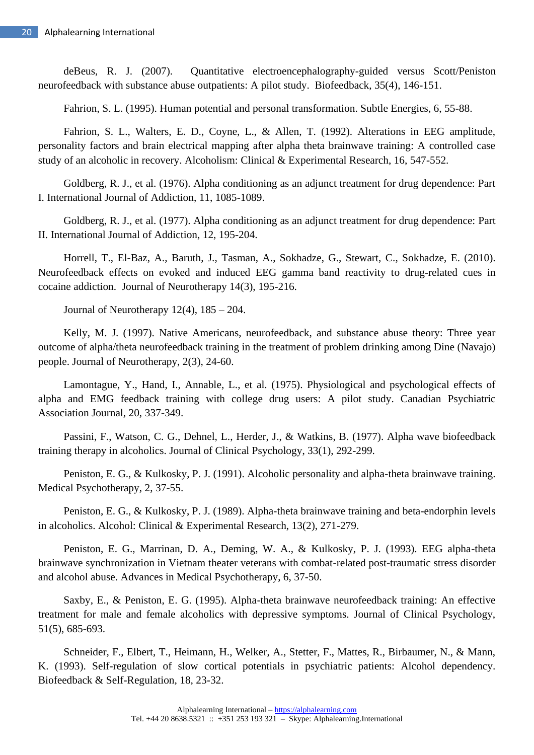deBeus, R. J. (2007). Quantitative electroencephalography-guided versus Scott/Peniston neurofeedback with substance abuse outpatients: A pilot study. Biofeedback, 35(4), 146-151.

Fahrion, S. L. (1995). Human potential and personal transformation. Subtle Energies, 6, 55-88.

Fahrion, S. L., Walters, E. D., Coyne, L., & Allen, T. (1992). Alterations in EEG amplitude, personality factors and brain electrical mapping after alpha theta brainwave training: A controlled case study of an alcoholic in recovery. Alcoholism: Clinical & Experimental Research, 16, 547-552.

Goldberg, R. J., et al. (1976). Alpha conditioning as an adjunct treatment for drug dependence: Part I. International Journal of Addiction, 11, 1085-1089.

Goldberg, R. J., et al. (1977). Alpha conditioning as an adjunct treatment for drug dependence: Part II. International Journal of Addiction, 12, 195-204.

Horrell, T., El-Baz, A., Baruth, J., Tasman, A., Sokhadze, G., Stewart, C., Sokhadze, E. (2010). Neurofeedback effects on evoked and induced EEG gamma band reactivity to drug-related cues in cocaine addiction. Journal of Neurotherapy 14(3), 195-216.

Journal of Neurotherapy 12(4), 185 – 204.

Kelly, M. J. (1997). Native Americans, neurofeedback, and substance abuse theory: Three year outcome of alpha/theta neurofeedback training in the treatment of problem drinking among Dine (Navajo) people. Journal of Neurotherapy, 2(3), 24-60.

Lamontague, Y., Hand, I., Annable, L., et al. (1975). Physiological and psychological effects of alpha and EMG feedback training with college drug users: A pilot study. Canadian Psychiatric Association Journal, 20, 337-349.

Passini, F., Watson, C. G., Dehnel, L., Herder, J., & Watkins, B. (1977). Alpha wave biofeedback training therapy in alcoholics. Journal of Clinical Psychology, 33(1), 292-299.

Peniston, E. G., & Kulkosky, P. J. (1991). Alcoholic personality and alpha-theta brainwave training. Medical Psychotherapy, 2, 37-55.

Peniston, E. G., & Kulkosky, P. J. (1989). Alpha-theta brainwave training and beta-endorphin levels in alcoholics. Alcohol: Clinical & Experimental Research, 13(2), 271-279.

Peniston, E. G., Marrinan, D. A., Deming, W. A., & Kulkosky, P. J. (1993). EEG alpha-theta brainwave synchronization in Vietnam theater veterans with combat-related post-traumatic stress disorder and alcohol abuse. Advances in Medical Psychotherapy, 6, 37-50.

Saxby, E., & Peniston, E. G. (1995). Alpha-theta brainwave neurofeedback training: An effective treatment for male and female alcoholics with depressive symptoms. Journal of Clinical Psychology, 51(5), 685-693.

Schneider, F., Elbert, T., Heimann, H., Welker, A., Stetter, F., Mattes, R., Birbaumer, N., & Mann, K. (1993). Self-regulation of slow cortical potentials in psychiatric patients: Alcohol dependency. Biofeedback & Self-Regulation, 18, 23-32.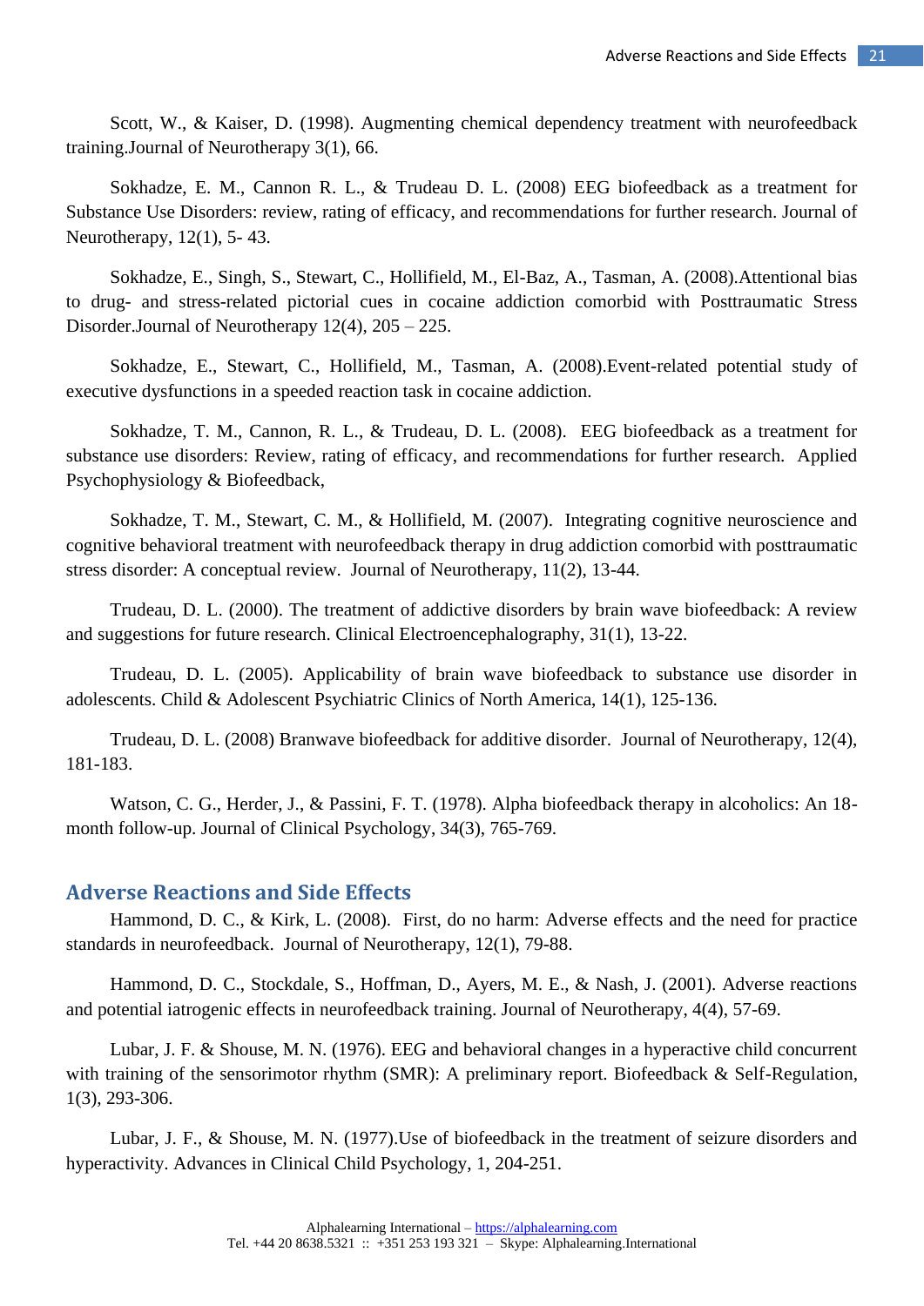Scott, W., & Kaiser, D. (1998). Augmenting chemical dependency treatment with neurofeedback training.Journal of Neurotherapy 3(1), 66.

Sokhadze, E. M., Cannon R. L., & Trudeau D. L. (2008) EEG biofeedback as a treatment for Substance Use Disorders: review, rating of efficacy, and recommendations for further research. Journal of Neurotherapy, 12(1), 5- 43.

Sokhadze, E., Singh, S., Stewart, C., Hollifield, M., El-Baz, A., Tasman, A. (2008).Attentional bias to drug- and stress-related pictorial cues in cocaine addiction comorbid with Posttraumatic Stress Disorder.Journal of Neurotherapy 12(4), 205 – 225.

Sokhadze, E., Stewart, C., Hollifield, M., Tasman, A. (2008).Event-related potential study of executive dysfunctions in a speeded reaction task in cocaine addiction.

Sokhadze, T. M., Cannon, R. L., & Trudeau, D. L. (2008). EEG biofeedback as a treatment for substance use disorders: Review, rating of efficacy, and recommendations for further research. Applied Psychophysiology & Biofeedback,

Sokhadze, T. M., Stewart, C. M., & Hollifield, M. (2007). Integrating cognitive neuroscience and cognitive behavioral treatment with neurofeedback therapy in drug addiction comorbid with posttraumatic stress disorder: A conceptual review. Journal of Neurotherapy, 11(2), 13-44.

Trudeau, D. L. (2000). The treatment of addictive disorders by brain wave biofeedback: A review and suggestions for future research. Clinical Electroencephalography, 31(1), 13-22.

Trudeau, D. L. (2005). Applicability of brain wave biofeedback to substance use disorder in adolescents. Child & Adolescent Psychiatric Clinics of North America, 14(1), 125-136.

Trudeau, D. L. (2008) Branwave biofeedback for additive disorder. Journal of Neurotherapy, 12(4), 181-183.

Watson, C. G., Herder, J., & Passini, F. T. (1978). Alpha biofeedback therapy in alcoholics: An 18-month follow-up. Journal of Clinical Psychology, 34(3), 765-769.

## Adverse Reactions and Side Effects

Hammond, D. C., & Kirk, L. (2008). First, do no harm: Adverse effects and the need for practice standards in neurofeedback. Journal of Neurotherapy, 12(1), 79-88.

Hammond, D. C., Stockdale, S., Hoffman, D., Ayers, M. E., & Nash, J. (2001). Adverse reactions and potential iatrogenic effects in neurofeedback training. Journal of Neurotherapy, 4(4), 57-69.

Lubar, J. F. & Shouse, M. N. (1976). EEG and behavioral changes in a hyperactive child concurrent with training of the sensorimotor rhythm (SMR): A preliminary report. Biofeedback & Self-Regulation, 1(3), 293-306.

Lubar, J. F., & Shouse, M. N. (1977).Use of biofeedback in the treatment of seizure disorders and hyperactivity. Advances in Clinical Child Psychology, 1, 204-251.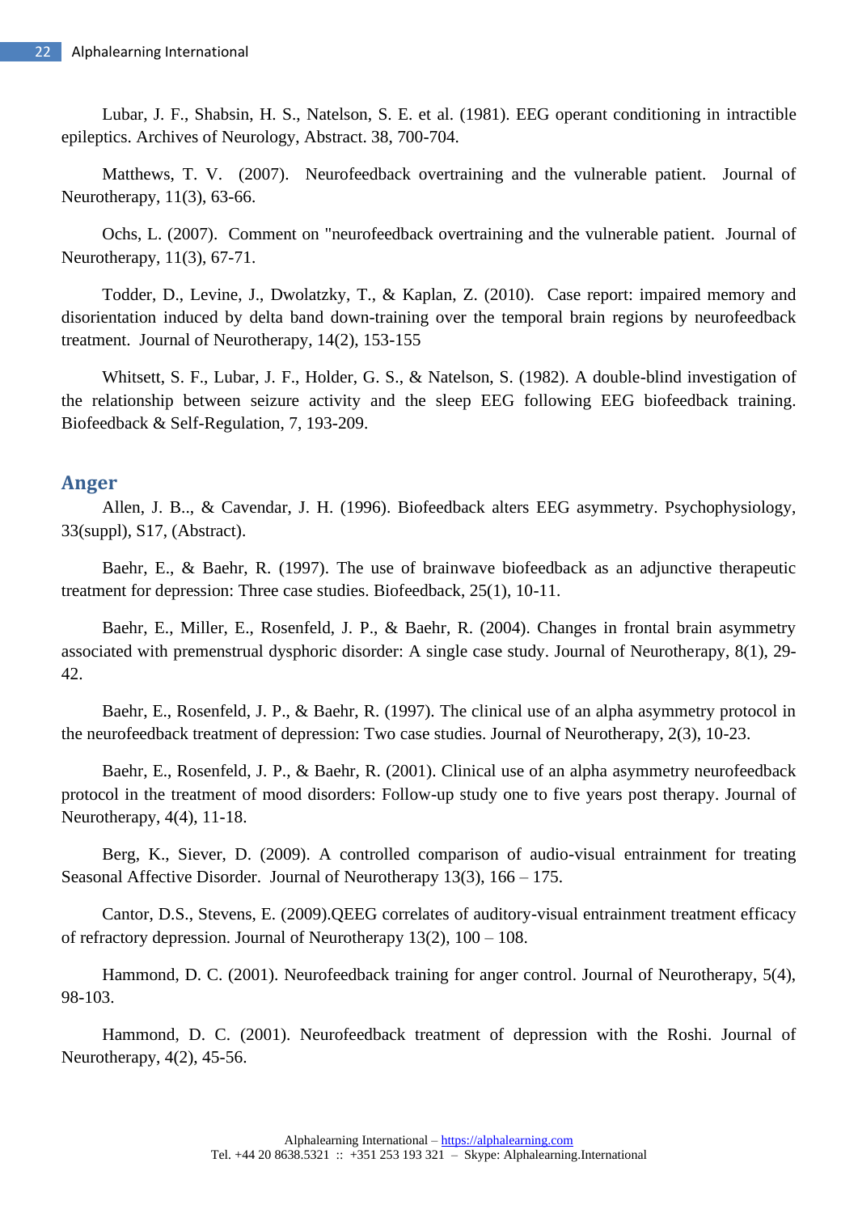Lubar, J. F., Shabsin, H. S., Natelson, S. E. et al. (1981). EEG operant conditioning in intractible epileptics. Archives of Neurology, Abstract. 38, 700-704.

Matthews, T. V. (2007). Neurofeedback overtraining and the vulnerable patient. Journal of Neurotherapy, 11(3), 63-66.

Ochs, L. (2007). Comment on "neurofeedback overtraining and the vulnerable patient. Journal of Neurotherapy, 11(3), 67-71.

Todder, D., Levine, J., Dwolatzky, T., & Kaplan, Z. (2010). Case report: impaired memory and disorientation induced by delta band down-training over the temporal brain regions by neurofeedback treatment. Journal of Neurotherapy, 14(2), 153-155

Whitsett, S. F., Lubar, J. F., Holder, G. S., & Natelson, S. (1982). A double-blind investigation of the relationship between seizure activity and the sleep EEG following EEG biofeedback training. Biofeedback & Self-Regulation, 7, 193-209.

## Anger

Allen, J. B.., & Cavendar, J. H. (1996). Biofeedback alters EEG asymmetry. Psychophysiology, 33(suppl), S17, (Abstract).

Baehr, E., & Baehr, R. (1997). The use of brainwave biofeedback as an adjunctive therapeutic treatment for depression: Three case studies. Biofeedback, 25(1), 10-11.

Baehr, E., Miller, E., Rosenfeld, J. P., & Baehr, R. (2004). Changes in frontal brain asymmetry associated with premenstrual dysphoric disorder: A single case study. Journal of Neurotherapy, 8(1), 29-42.

Baehr, E., Rosenfeld, J. P., & Baehr, R. (1997). The clinical use of an alpha asymmetry protocol in the neurofeedback treatment of depression: Two case studies. Journal of Neurotherapy, 2(3), 10-23.

Baehr, E., Rosenfeld, J. P., & Baehr, R. (2001). Clinical use of an alpha asymmetry neurofeedback protocol in the treatment of mood disorders: Follow-up study one to five years post therapy. Journal of Neurotherapy, 4(4), 11-18.

Berg, K., Siever, D. (2009). A controlled comparison of audio-visual entrainment for treating Seasonal Affective Disorder. Journal of Neurotherapy 13(3), 166 – 175.

Cantor, D.S., Stevens, E. (2009).QEEG correlates of auditory-visual entrainment treatment efficacy of refractory depression. Journal of Neurotherapy 13(2), 100 – 108.

Hammond, D. C. (2001). Neurofeedback training for anger control. Journal of Neurotherapy, 5(4), 98-103.

Hammond, D. C. (2001). Neurofeedback treatment of depression with the Roshi. Journal of Neurotherapy, 4(2), 45-56.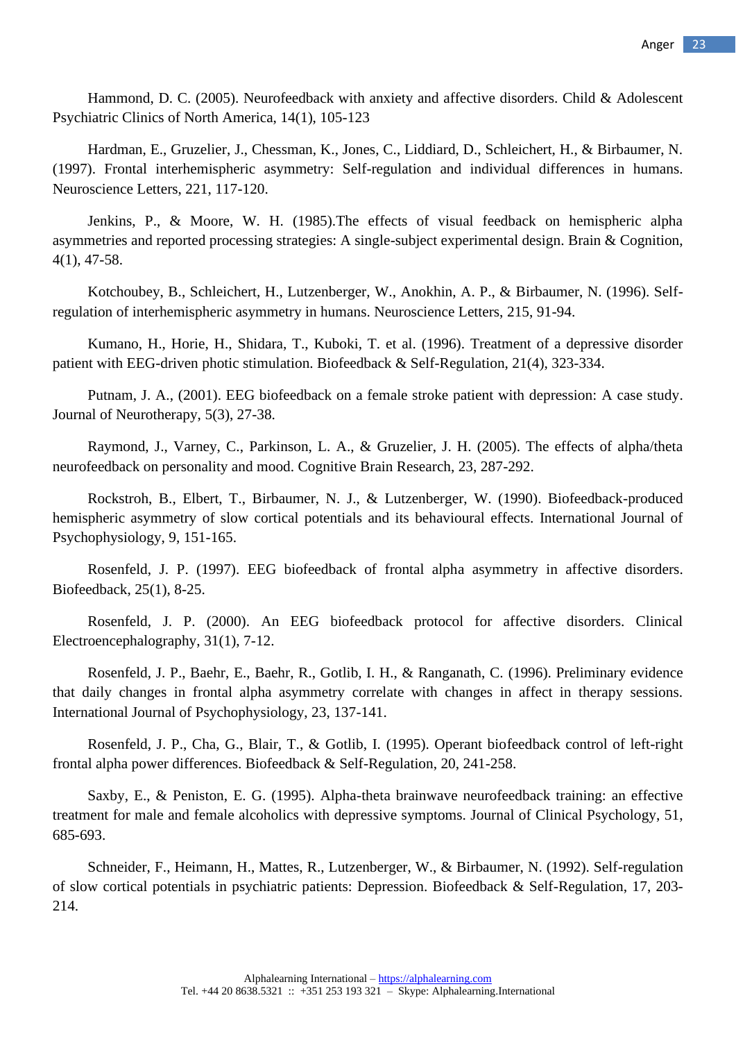Hammond, D. C. (2005). Neurofeedback with anxiety and affective disorders. Child & Adolescent Psychiatric Clinics of North America, 14(1), 105-123

Hardman, E., Gruzelier, J., Chessman, K., Jones, C., Liddiard, D., Schleichert, H., & Birbaumer, N. (1997). Frontal interhemispheric asymmetry: Self-regulation and individual differences in humans. Neuroscience Letters, 221, 117-120.

Jenkins, P., & Moore, W. H. (1985).The effects of visual feedback on hemispheric alpha asymmetries and reported processing strategies: A single-subject experimental design. Brain & Cognition, 4(1), 47-58.

Kotchoubey, B., Schleichert, H., Lutzenberger, W., Anokhin, A. P., & Birbaumer, N. (1996). Self-regulation of interhemispheric asymmetry in humans. Neuroscience Letters, 215, 91-94.

Kumano, H., Horie, H., Shidara, T., Kuboki, T. et al. (1996). Treatment of a depressive disorder patient with EEG-driven photic stimulation. Biofeedback & Self-Regulation, 21(4), 323-334.

Putnam, J. A., (2001). EEG biofeedback on a female stroke patient with depression: A case study. Journal of Neurotherapy, 5(3), 27-38.

Raymond, J., Varney, C., Parkinson, L. A., & Gruzelier, J. H. (2005). The effects of alpha/theta neurofeedback on personality and mood. Cognitive Brain Research, 23, 287-292.

Rockstroh, B., Elbert, T., Birbaumer, N. J., & Lutzenberger, W. (1990). Biofeedback-produced hemispheric asymmetry of slow cortical potentials and its behavioural effects. International Journal of Psychophysiology, 9, 151-165.

Rosenfeld, J. P. (1997). EEG biofeedback of frontal alpha asymmetry in affective disorders. Biofeedback, 25(1), 8-25.

Rosenfeld, J. P. (2000). An EEG biofeedback protocol for affective disorders. Clinical Electroencephalography, 31(1), 7-12.

Rosenfeld, J. P., Baehr, E., Baehr, R., Gotlib, I. H., & Ranganath, C. (1996). Preliminary evidence that daily changes in frontal alpha asymmetry correlate with changes in affect in therapy sessions. International Journal of Psychophysiology, 23, 137-141.

Rosenfeld, J. P., Cha, G., Blair, T., & Gotlib, I. (1995). Operant biofeedback control of left-right frontal alpha power differences. Biofeedback & Self-Regulation, 20, 241-258.

Saxby, E., & Peniston, E. G. (1995). Alpha-theta brainwave neurofeedback training: an effective treatment for male and female alcoholics with depressive symptoms. Journal of Clinical Psychology, 51, 685-693.

Schneider, F., Heimann, H., Mattes, R., Lutzenberger, W., & Birbaumer, N. (1992). Self-regulation of slow cortical potentials in psychiatric patients: Depression. Biofeedback & Self-Regulation, 17, 203-214.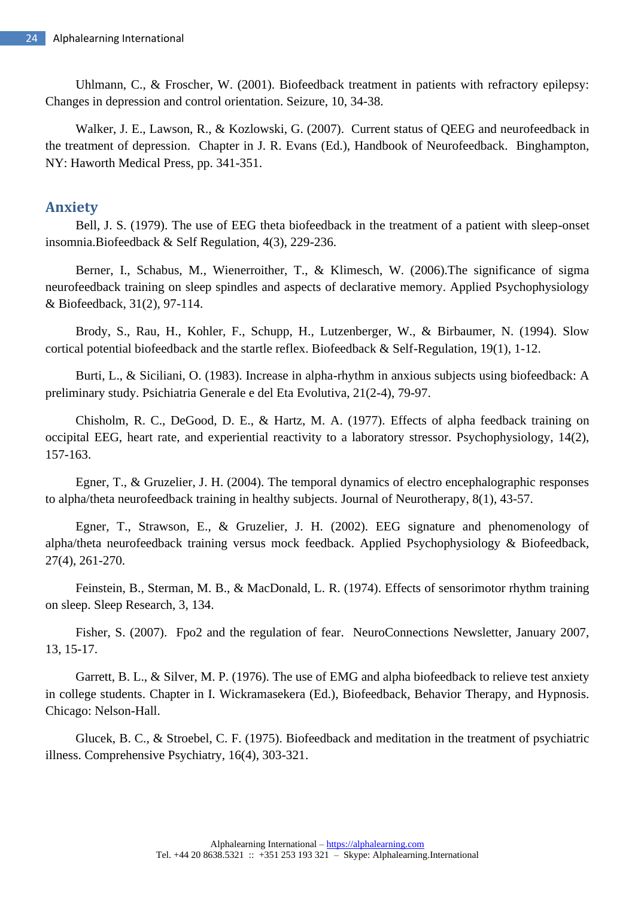Uhlmann, C., & Froscher, W. (2001). Biofeedback treatment in patients with refractory epilepsy: Changes in depression and control orientation. Seizure, 10, 34-38.

Walker, J. E., Lawson, R., & Kozlowski, G. (2007). Current status of QEEG and neurofeedback in the treatment of depression. Chapter in J. R. Evans (Ed.), Handbook of Neurofeedback. Binghampton, NY: Haworth Medical Press, pp. 341-351.

## Anxiety

Bell, J. S. (1979). The use of EEG theta biofeedback in the treatment of a patient with sleep-onset insomnia.Biofeedback & Self Regulation, 4(3), 229-236.

Berner, I., Schabus, M., Wienerroither, T., & Klimesch, W. (2006).The significance of sigma neurofeedback training on sleep spindles and aspects of declarative memory. Applied Psychophysiology & Biofeedback, 31(2), 97-114.

Brody, S., Rau, H., Kohler, F., Schupp, H., Lutzenberger, W., & Birbaumer, N. (1994). Slow cortical potential biofeedback and the startle reflex. Biofeedback & Self-Regulation, 19(1), 1-12.

Burti, L., & Siciliani, O. (1983). Increase in alpha-rhythm in anxious subjects using biofeedback: A preliminary study. Psichiatria Generale e del Eta Evolutiva, 21(2-4), 79-97.

Chisholm, R. C., DeGood, D. E., & Hartz, M. A. (1977). Effects of alpha feedback training on occipital EEG, heart rate, and experiential reactivity to a laboratory stressor. Psychophysiology, 14(2), 157-163.

Egner, T., & Gruzelier, J. H. (2004). The temporal dynamics of electro encephalographic responses to alpha/theta neurofeedback training in healthy subjects. Journal of Neurotherapy, 8(1), 43-57.

Egner, T., Strawson, E., & Gruzelier, J. H. (2002). EEG signature and phenomenology of alpha/theta neurofeedback training versus mock feedback. Applied Psychophysiology & Biofeedback, 27(4), 261-270.

Feinstein, B., Sterman, M. B., & MacDonald, L. R. (1974). Effects of sensorimotor rhythm training on sleep. Sleep Research, 3, 134.

Fisher, S. (2007). Fpo2 and the regulation of fear. NeuroConnections Newsletter, January 2007, 13, 15-17.

Garrett, B. L., & Silver, M. P. (1976). The use of EMG and alpha biofeedback to relieve test anxiety in college students. Chapter in I. Wickramasekera (Ed.), Biofeedback, Behavior Therapy, and Hypnosis. Chicago: Nelson-Hall.

Glucek, B. C., & Stroebel, C. F. (1975). Biofeedback and meditation in the treatment of psychiatric illness. Comprehensive Psychiatry, 16(4), 303-321.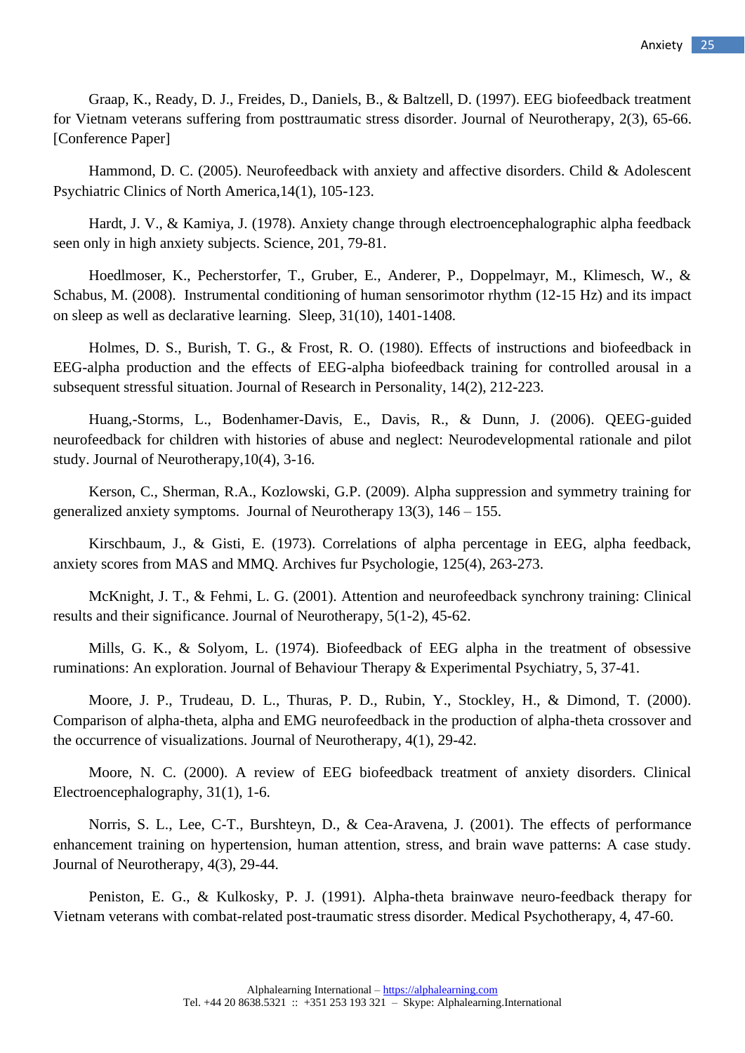Graap, K., Ready, D. J., Freides, D., Daniels, B., & Baltzell, D. (1997). EEG biofeedback treatment for Vietnam veterans suffering from posttraumatic stress disorder. Journal of Neurotherapy, 2(3), 65-66. [Conference Paper]

Hammond, D. C. (2005). Neurofeedback with anxiety and affective disorders. Child & Adolescent Psychiatric Clinics of North America,14(1), 105-123.

Hardt, J. V., & Kamiya, J. (1978). Anxiety change through electroencephalographic alpha feedback seen only in high anxiety subjects. Science, 201, 79-81.

Hoedlmoser, K., Pecherstorfer, T., Gruber, E., Anderer, P., Doppelmayr, M., Klimesch, W., & Schabus, M. (2008). Instrumental conditioning of human sensorimotor rhythm (12-15 Hz) and its impact on sleep as well as declarative learning. Sleep, 31(10), 1401-1408.

Holmes, D. S., Burish, T. G., & Frost, R. O. (1980). Effects of instructions and biofeedback in EEG-alpha production and the effects of EEG-alpha biofeedback training for controlled arousal in a subsequent stressful situation. Journal of Research in Personality, 14(2), 212-223.

Huang,-Storms, L., Bodenhamer-Davis, E., Davis, R., & Dunn, J. (2006). QEEG-guided neurofeedback for children with histories of abuse and neglect: Neurodevelopmental rationale and pilot study. Journal of Neurotherapy,10(4), 3-16.

Kerson, C., Sherman, R.A., Kozlowski, G.P. (2009). Alpha suppression and symmetry training for generalized anxiety symptoms. Journal of Neurotherapy 13(3), 146 – 155.

Kirschbaum, J., & Gisti, E. (1973). Correlations of alpha percentage in EEG, alpha feedback, anxiety scores from MAS and MMQ. Archives fur Psychologie, 125(4), 263-273.

McKnight, J. T., & Fehmi, L. G. (2001). Attention and neurofeedback synchrony training: Clinical results and their significance. Journal of Neurotherapy, 5(1-2), 45-62.

Mills, G. K., & Solyom, L. (1974). Biofeedback of EEG alpha in the treatment of obsessive ruminations: An exploration. Journal of Behaviour Therapy & Experimental Psychiatry, 5, 37-41.

Moore, J. P., Trudeau, D. L., Thuras, P. D., Rubin, Y., Stockley, H., & Dimond, T. (2000). Comparison of alpha-theta, alpha and EMG neurofeedback in the production of alpha-theta crossover and the occurrence of visualizations. Journal of Neurotherapy, 4(1), 29-42.

Moore, N. C. (2000). A review of EEG biofeedback treatment of anxiety disorders. Clinical Electroencephalography, 31(1), 1-6.

Norris, S. L., Lee, C-T., Burshteyn, D., & Cea-Aravena, J. (2001). The effects of performance enhancement training on hypertension, human attention, stress, and brain wave patterns: A case study. Journal of Neurotherapy, 4(3), 29-44.

Peniston, E. G., & Kulkosky, P. J. (1991). Alpha-theta brainwave neuro-feedback therapy for Vietnam veterans with combat-related post-traumatic stress disorder. Medical Psychotherapy, 4, 47-60.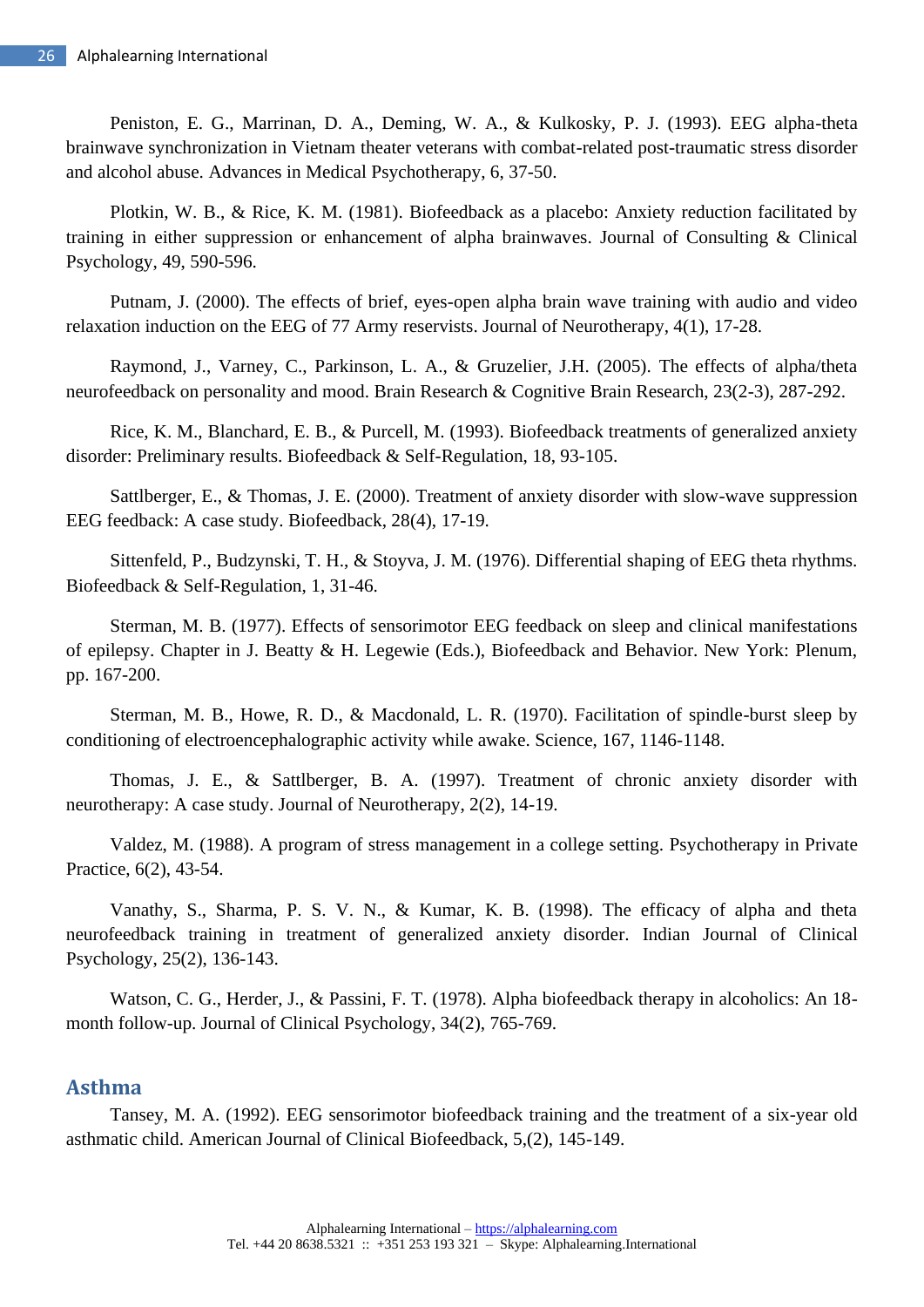Peniston, E. G., Marrinan, D. A., Deming, W. A., & Kulkosky, P. J. (1993). EEG alpha-theta brainwave synchronization in Vietnam theater veterans with combat-related post-traumatic stress disorder and alcohol abuse. Advances in Medical Psychotherapy, 6, 37-50.

Plotkin, W. B., & Rice, K. M. (1981). Biofeedback as a placebo: Anxiety reduction facilitated by training in either suppression or enhancement of alpha brainwaves. Journal of Consulting & Clinical Psychology, 49, 590-596.

Putnam, J. (2000). The effects of brief, eyes-open alpha brain wave training with audio and video relaxation induction on the EEG of 77 Army reservists. Journal of Neurotherapy, 4(1), 17-28.

Raymond, J., Varney, C., Parkinson, L. A., & Gruzelier, J.H. (2005). The effects of alpha/theta neurofeedback on personality and mood. Brain Research & Cognitive Brain Research, 23(2-3), 287-292.

Rice, K. M., Blanchard, E. B., & Purcell, M. (1993). Biofeedback treatments of generalized anxiety disorder: Preliminary results. Biofeedback & Self-Regulation, 18, 93-105.

Sattlberger, E., & Thomas, J. E. (2000). Treatment of anxiety disorder with slow-wave suppression EEG feedback: A case study. Biofeedback, 28(4), 17-19.

Sittenfeld, P., Budzynski, T. H., & Stoyva, J. M. (1976). Differential shaping of EEG theta rhythms. Biofeedback & Self-Regulation, 1, 31-46.

Sterman, M. B. (1977). Effects of sensorimotor EEG feedback on sleep and clinical manifestations of epilepsy. Chapter in J. Beatty & H. Legewie (Eds.), Biofeedback and Behavior. New York: Plenum, pp. 167-200.

Sterman, M. B., Howe, R. D., & Macdonald, L. R. (1970). Facilitation of spindle-burst sleep by conditioning of electroencephalographic activity while awake. Science, 167, 1146-1148.

Thomas, J. E., & Sattlberger, B. A. (1997). Treatment of chronic anxiety disorder with neurotherapy: A case study. Journal of Neurotherapy, 2(2), 14-19.

Valdez, M. (1988). A program of stress management in a college setting. Psychotherapy in Private Practice, 6(2), 43-54.

Vanathy, S., Sharma, P. S. V. N., & Kumar, K. B. (1998). The efficacy of alpha and theta neurofeedback training in treatment of generalized anxiety disorder. Indian Journal of Clinical Psychology, 25(2), 136-143.

Watson, C. G., Herder, J., & Passini, F. T. (1978). Alpha biofeedback therapy in alcoholics: An 18-month follow-up. Journal of Clinical Psychology, 34(2), 765-769.

## Asthma

Tansey, M. A. (1992). EEG sensorimotor biofeedback training and the treatment of a six-year old asthmatic child. American Journal of Clinical Biofeedback, 5,(2), 145-149.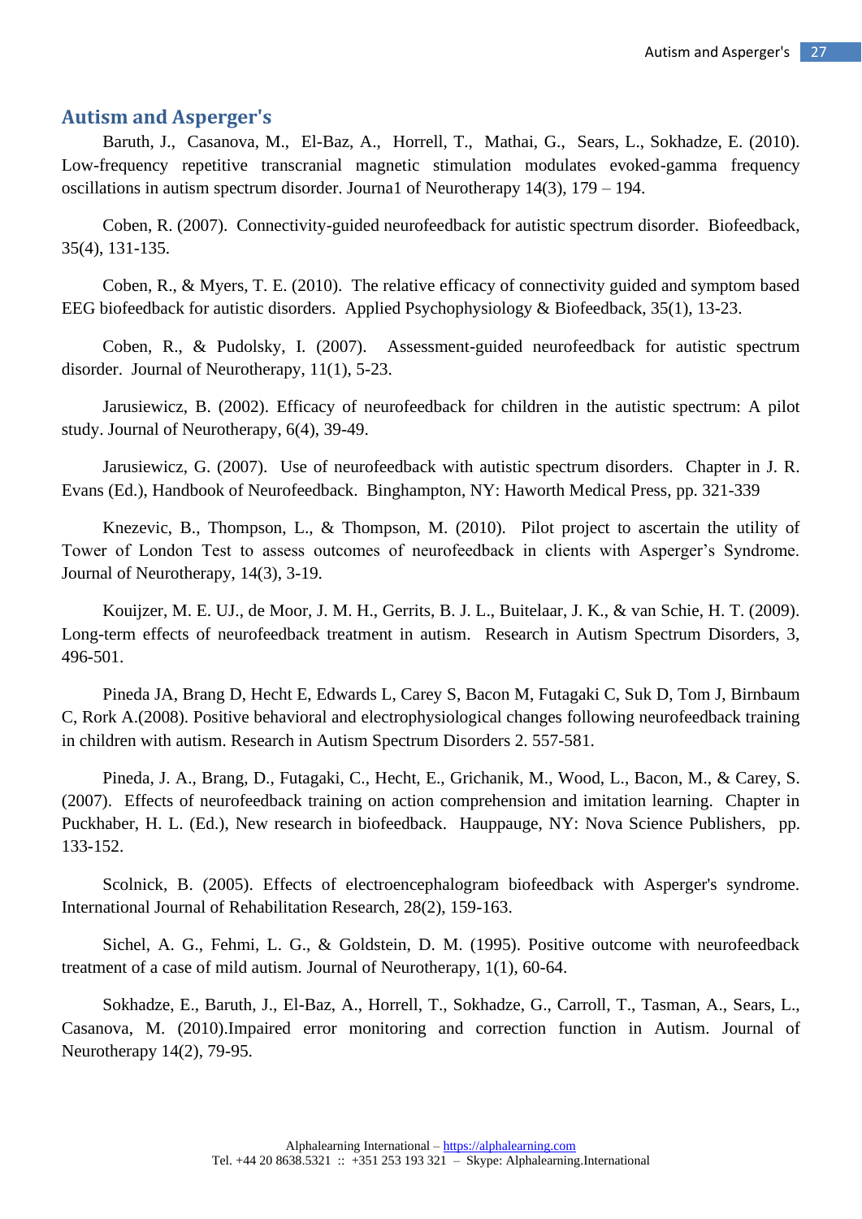## Autism and Asperger's

Baruth, J., Casanova, M., El-Baz, A., Horrell, T., Mathai, G., Sears, L., Sokhadze, E. (2010). Low-frequency repetitive transcranial magnetic stimulation modulates evoked-gamma frequency oscillations in autism spectrum disorder. Journa1 of Neurotherapy 14(3), 179 – 194.

Coben, R. (2007). Connectivity-guided neurofeedback for autistic spectrum disorder. Biofeedback, 35(4), 131-135.

Coben, R., & Myers, T. E. (2010). The relative efficacy of connectivity guided and symptom based EEG biofeedback for autistic disorders. Applied Psychophysiology & Biofeedback, 35(1), 13-23.

Coben, R., & Pudolsky, I. (2007). Assessment-guided neurofeedback for autistic spectrum disorder. Journal of Neurotherapy, 11(1), 5-23.

Jarusiewicz, B. (2002). Efficacy of neurofeedback for children in the autistic spectrum: A pilot study. Journal of Neurotherapy, 6(4), 39-49.

Jarusiewicz, G. (2007). Use of neurofeedback with autistic spectrum disorders. Chapter in J. R. Evans (Ed.), Handbook of Neurofeedback. Binghampton, NY: Haworth Medical Press, pp. 321-339

Knezevic, B., Thompson, L., & Thompson, M. (2010). Pilot project to ascertain the utility of Tower of London Test to assess outcomes of neurofeedback in clients with Asperger's Syndrome. Journal of Neurotherapy, 14(3), 3-19.

Kouijzer, M. E. UJ., de Moor, J. M. H., Gerrits, B. J. L., Buitelaar, J. K., & van Schie, H. T. (2009). Long-term effects of neurofeedback treatment in autism. Research in Autism Spectrum Disorders, 3, 496-501.

Pineda JA, Brang D, Hecht E, Edwards L, Carey S, Bacon M, Futagaki C, Suk D, Tom J, Birnbaum C, Rork A.(2008). Positive behavioral and electrophysiological changes following neurofeedback training in children with autism. Research in Autism Spectrum Disorders 2. 557-581.

Pineda, J. A., Brang, D., Futagaki, C., Hecht, E., Grichanik, M., Wood, L., Bacon, M., & Carey, S. (2007). Effects of neurofeedback training on action comprehension and imitation learning. Chapter in Puckhaber, H. L. (Ed.), New research in biofeedback. Hauppauge, NY: Nova Science Publishers, pp. 133-152.

Scolnick, B. (2005). Effects of electroencephalogram biofeedback with Asperger's syndrome. International Journal of Rehabilitation Research, 28(2), 159-163.

Sichel, A. G., Fehmi, L. G., & Goldstein, D. M. (1995). Positive outcome with neurofeedback treatment of a case of mild autism. Journal of Neurotherapy, 1(1), 60-64.

Sokhadze, E., Baruth, J., El-Baz, A., Horrell, T., Sokhadze, G., Carroll, T., Tasman, A., Sears, L., Casanova, M. (2010).Impaired error monitoring and correction function in Autism. Journal of Neurotherapy 14(2), 79-95.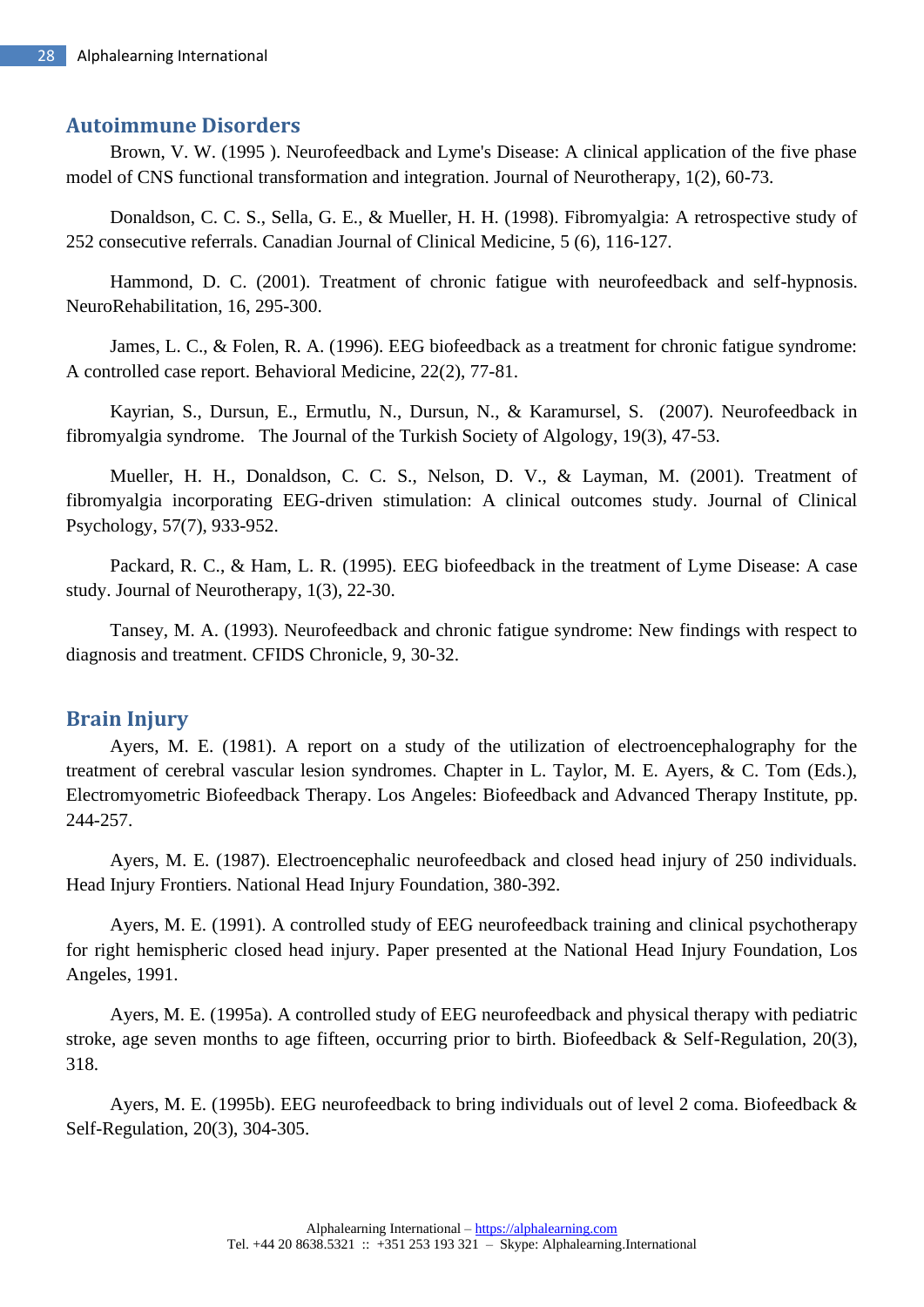## Autoimmune Disorders

Brown, V. W. (1995 ). Neurofeedback and Lyme's Disease: A clinical application of the five phase model of CNS functional transformation and integration. Journal of Neurotherapy, 1(2), 60-73.

Donaldson, C. C. S., Sella, G. E., & Mueller, H. H. (1998). Fibromyalgia: A retrospective study of 252 consecutive referrals. Canadian Journal of Clinical Medicine, 5 (6), 116-127.

Hammond, D. C. (2001). Treatment of chronic fatigue with neurofeedback and self-hypnosis. NeuroRehabilitation, 16, 295-300.

James, L. C., & Folen, R. A. (1996). EEG biofeedback as a treatment for chronic fatigue syndrome: A controlled case report. Behavioral Medicine, 22(2), 77-81.

Kayrian, S., Dursun, E., Ermutlu, N., Dursun, N., & Karamursel, S. (2007). Neurofeedback in fibromyalgia syndrome. The Journal of the Turkish Society of Algology, 19(3), 47-53.

Mueller, H. H., Donaldson, C. C. S., Nelson, D. V., & Layman, M. (2001). Treatment of fibromyalgia incorporating EEG-driven stimulation: A clinical outcomes study. Journal of Clinical Psychology, 57(7), 933-952.

Packard, R. C., & Ham, L. R. (1995). EEG biofeedback in the treatment of Lyme Disease: A case study. Journal of Neurotherapy, 1(3), 22-30.

Tansey, M. A. (1993). Neurofeedback and chronic fatigue syndrome: New findings with respect to diagnosis and treatment. CFIDS Chronicle, 9, 30-32.

## Brain Injury

Ayers, M. E. (1981). A report on a study of the utilization of electroencephalography for the treatment of cerebral vascular lesion syndromes. Chapter in L. Taylor, M. E. Ayers, & C. Tom (Eds.), Electromyometric Biofeedback Therapy. Los Angeles: Biofeedback and Advanced Therapy Institute, pp. 244-257.

Ayers, M. E. (1987). Electroencephalic neurofeedback and closed head injury of 250 individuals. Head Injury Frontiers. National Head Injury Foundation, 380-392.

Ayers, M. E. (1991). A controlled study of EEG neurofeedback training and clinical psychotherapy for right hemispheric closed head injury. Paper presented at the National Head Injury Foundation, Los Angeles, 1991.

Ayers, M. E. (1995a). A controlled study of EEG neurofeedback and physical therapy with pediatric stroke, age seven months to age fifteen, occurring prior to birth. Biofeedback & Self-Regulation, 20(3), 318.

Ayers, M. E. (1995b). EEG neurofeedback to bring individuals out of level 2 coma. Biofeedback & Self-Regulation, 20(3), 304-305.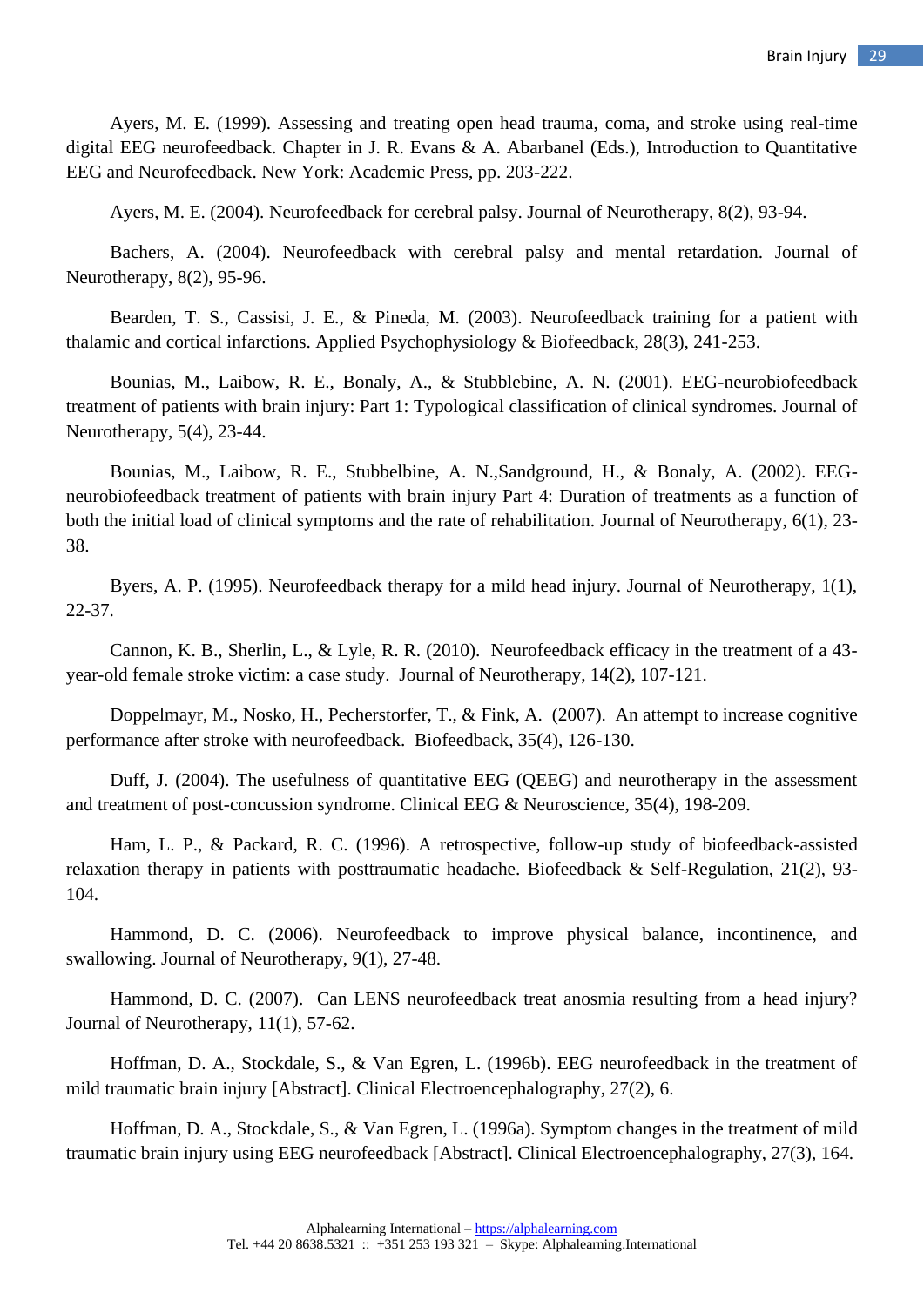Ayers, M. E. (1999). Assessing and treating open head trauma, coma, and stroke using real-time digital EEG neurofeedback. Chapter in J. R. Evans & A. Abarbanel (Eds.), Introduction to Quantitative EEG and Neurofeedback. New York: Academic Press, pp. 203-222.

Ayers, M. E. (2004). Neurofeedback for cerebral palsy. Journal of Neurotherapy, 8(2), 93-94.

Bachers, A. (2004). Neurofeedback with cerebral palsy and mental retardation. Journal of Neurotherapy, 8(2), 95-96.

Bearden, T. S., Cassisi, J. E., & Pineda, M. (2003). Neurofeedback training for a patient with thalamic and cortical infarctions. Applied Psychophysiology & Biofeedback, 28(3), 241-253.

Bounias, M., Laibow, R. E., Bonaly, A., & Stubblebine, A. N. (2001). EEG-neurobiofeedback treatment of patients with brain injury: Part 1: Typological classification of clinical syndromes. Journal of Neurotherapy, 5(4), 23-44.

Bounias, M., Laibow, R. E., Stubbelbine, A. N.,Sandground, H., & Bonaly, A. (2002). EEG-neurobiofeedback treatment of patients with brain injury Part 4: Duration of treatments as a function of both the initial load of clinical symptoms and the rate of rehabilitation. Journal of Neurotherapy, 6(1), 23-38.

Byers, A. P. (1995). Neurofeedback therapy for a mild head injury. Journal of Neurotherapy, 1(1), 22-37.

Cannon, K. B., Sherlin, L., & Lyle, R. R. (2010). Neurofeedback efficacy in the treatment of a 43-year-old female stroke victim: a case study. Journal of Neurotherapy, 14(2), 107-121.

Doppelmayr, M., Nosko, H., Pecherstorfer, T., & Fink, A. (2007). An attempt to increase cognitive performance after stroke with neurofeedback. Biofeedback, 35(4), 126-130.

Duff, J. (2004). The usefulness of quantitative EEG (QEEG) and neurotherapy in the assessment and treatment of post-concussion syndrome. Clinical EEG & Neuroscience, 35(4), 198-209.

Ham, L. P., & Packard, R. C. (1996). A retrospective, follow-up study of biofeedback-assisted relaxation therapy in patients with posttraumatic headache. Biofeedback & Self-Regulation, 21(2), 93-104.

Hammond, D. C. (2006). Neurofeedback to improve physical balance, incontinence, and swallowing. Journal of Neurotherapy, 9(1), 27-48.

Hammond, D. C. (2007). Can LENS neurofeedback treat anosmia resulting from a head injury? Journal of Neurotherapy, 11(1), 57-62.

Hoffman, D. A., Stockdale, S., & Van Egren, L. (1996b). EEG neurofeedback in the treatment of mild traumatic brain injury [Abstract]. Clinical Electroencephalography, 27(2), 6.

Hoffman, D. A., Stockdale, S., & Van Egren, L. (1996a). Symptom changes in the treatment of mild traumatic brain injury using EEG neurofeedback [Abstract]. Clinical Electroencephalography, 27(3), 164.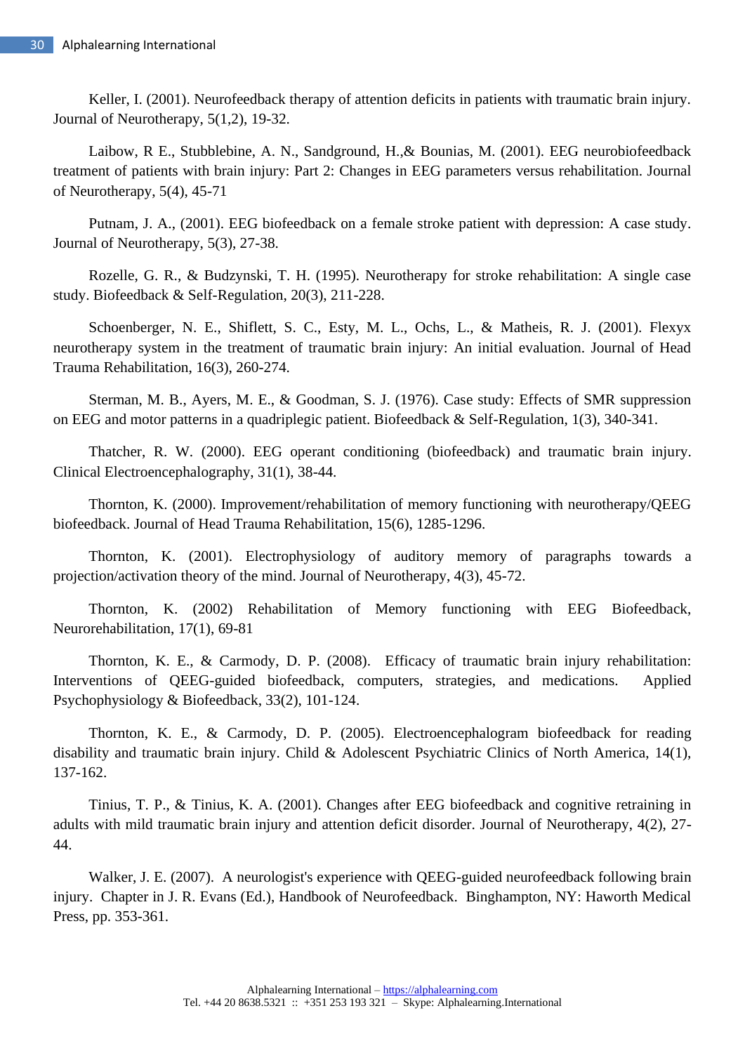Keller, I. (2001). Neurofeedback therapy of attention deficits in patients with traumatic brain injury. Journal of Neurotherapy, 5(1,2), 19-32.

Laibow, R E., Stubblebine, A. N., Sandground, H.,& Bounias, M. (2001). EEG neurobiofeedback treatment of patients with brain injury: Part 2: Changes in EEG parameters versus rehabilitation. Journal of Neurotherapy, 5(4), 45-71

Putnam, J. A., (2001). EEG biofeedback on a female stroke patient with depression: A case study. Journal of Neurotherapy, 5(3), 27-38.

Rozelle, G. R., & Budzynski, T. H. (1995). Neurotherapy for stroke rehabilitation: A single case study. Biofeedback & Self-Regulation, 20(3), 211-228.

Schoenberger, N. E., Shiflett, S. C., Esty, M. L., Ochs, L., & Matheis, R. J. (2001). Flexyx neurotherapy system in the treatment of traumatic brain injury: An initial evaluation. Journal of Head Trauma Rehabilitation, 16(3), 260-274.

Sterman, M. B., Ayers, M. E., & Goodman, S. J. (1976). Case study: Effects of SMR suppression on EEG and motor patterns in a quadriplegic patient. Biofeedback & Self-Regulation, 1(3), 340-341.

Thatcher, R. W. (2000). EEG operant conditioning (biofeedback) and traumatic brain injury. Clinical Electroencephalography, 31(1), 38-44.

Thornton, K. (2000). Improvement/rehabilitation of memory functioning with neurotherapy/QEEG biofeedback. Journal of Head Trauma Rehabilitation, 15(6), 1285-1296.

Thornton, K. (2001). Electrophysiology of auditory memory of paragraphs towards a projection/activation theory of the mind. Journal of Neurotherapy, 4(3), 45-72.

Thornton, K. (2002) Rehabilitation of Memory functioning with EEG Biofeedback, Neurorehabilitation, 17(1), 69-81

Thornton, K. E., & Carmody, D. P. (2008). Efficacy of traumatic brain injury rehabilitation: Interventions of QEEG-guided biofeedback, computers, strategies, and medications. Applied Psychophysiology & Biofeedback, 33(2), 101-124.

Thornton, K. E., & Carmody, D. P. (2005). Electroencephalogram biofeedback for reading disability and traumatic brain injury. Child & Adolescent Psychiatric Clinics of North America, 14(1), 137-162.

Tinius, T. P., & Tinius, K. A. (2001). Changes after EEG biofeedback and cognitive retraining in adults with mild traumatic brain injury and attention deficit disorder. Journal of Neurotherapy, 4(2), 27-44.

Walker, J. E. (2007). A neurologist's experience with QEEG-guided neurofeedback following brain injury. Chapter in J. R. Evans (Ed.), Handbook of Neurofeedback. Binghampton, NY: Haworth Medical Press, pp. 353-361.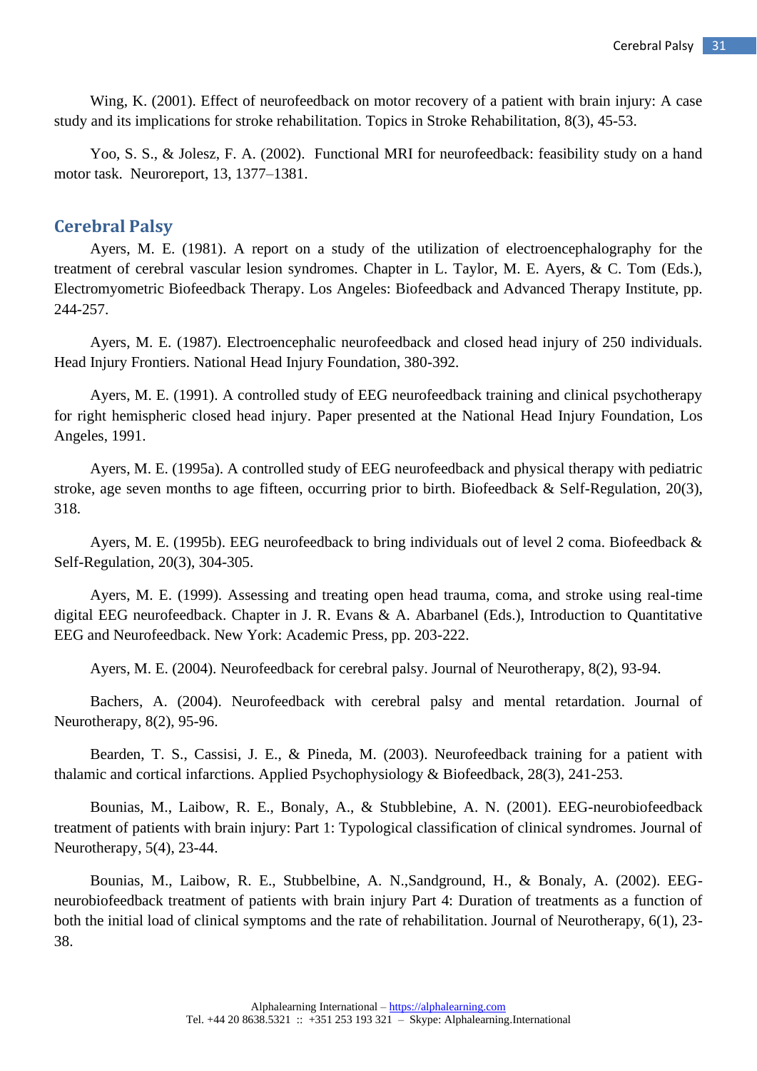Wing, K. (2001). Effect of neurofeedback on motor recovery of a patient with brain injury: A case study and its implications for stroke rehabilitation. Topics in Stroke Rehabilitation, 8(3), 45-53.

Yoo, S. S., & Jolesz, F. A. (2002). Functional MRI for neurofeedback: feasibility study on a hand motor task. Neuroreport, 13, 1377–1381.

## Cerebral Palsy

Ayers, M. E. (1981). A report on a study of the utilization of electroencephalography for the treatment of cerebral vascular lesion syndromes. Chapter in L. Taylor, M. E. Ayers, & C. Tom (Eds.), Electromyometric Biofeedback Therapy. Los Angeles: Biofeedback and Advanced Therapy Institute, pp. 244-257.

Ayers, M. E. (1987). Electroencephalic neurofeedback and closed head injury of 250 individuals. Head Injury Frontiers. National Head Injury Foundation, 380-392.

Ayers, M. E. (1991). A controlled study of EEG neurofeedback training and clinical psychotherapy for right hemispheric closed head injury. Paper presented at the National Head Injury Foundation, Los Angeles, 1991.

Ayers, M. E. (1995a). A controlled study of EEG neurofeedback and physical therapy with pediatric stroke, age seven months to age fifteen, occurring prior to birth. Biofeedback & Self-Regulation, 20(3), 318.

Ayers, M. E. (1995b). EEG neurofeedback to bring individuals out of level 2 coma. Biofeedback & Self-Regulation, 20(3), 304-305.

Ayers, M. E. (1999). Assessing and treating open head trauma, coma, and stroke using real-time digital EEG neurofeedback. Chapter in J. R. Evans & A. Abarbanel (Eds.), Introduction to Quantitative EEG and Neurofeedback. New York: Academic Press, pp. 203-222.

Ayers, M. E. (2004). Neurofeedback for cerebral palsy. Journal of Neurotherapy, 8(2), 93-94.

Bachers, A. (2004). Neurofeedback with cerebral palsy and mental retardation. Journal of Neurotherapy, 8(2), 95-96.

Bearden, T. S., Cassisi, J. E., & Pineda, M. (2003). Neurofeedback training for a patient with thalamic and cortical infarctions. Applied Psychophysiology & Biofeedback, 28(3), 241-253.

Bounias, M., Laibow, R. E., Bonaly, A., & Stubblebine, A. N. (2001). EEG-neurobiofeedback treatment of patients with brain injury: Part 1: Typological classification of clinical syndromes. Journal of Neurotherapy, 5(4), 23-44.

Bounias, M., Laibow, R. E., Stubbelbine, A. N.,Sandground, H., & Bonaly, A. (2002). EEG-neurobiofeedback treatment of patients with brain injury Part 4: Duration of treatments as a function of both the initial load of clinical symptoms and the rate of rehabilitation. Journal of Neurotherapy, 6(1), 23-38.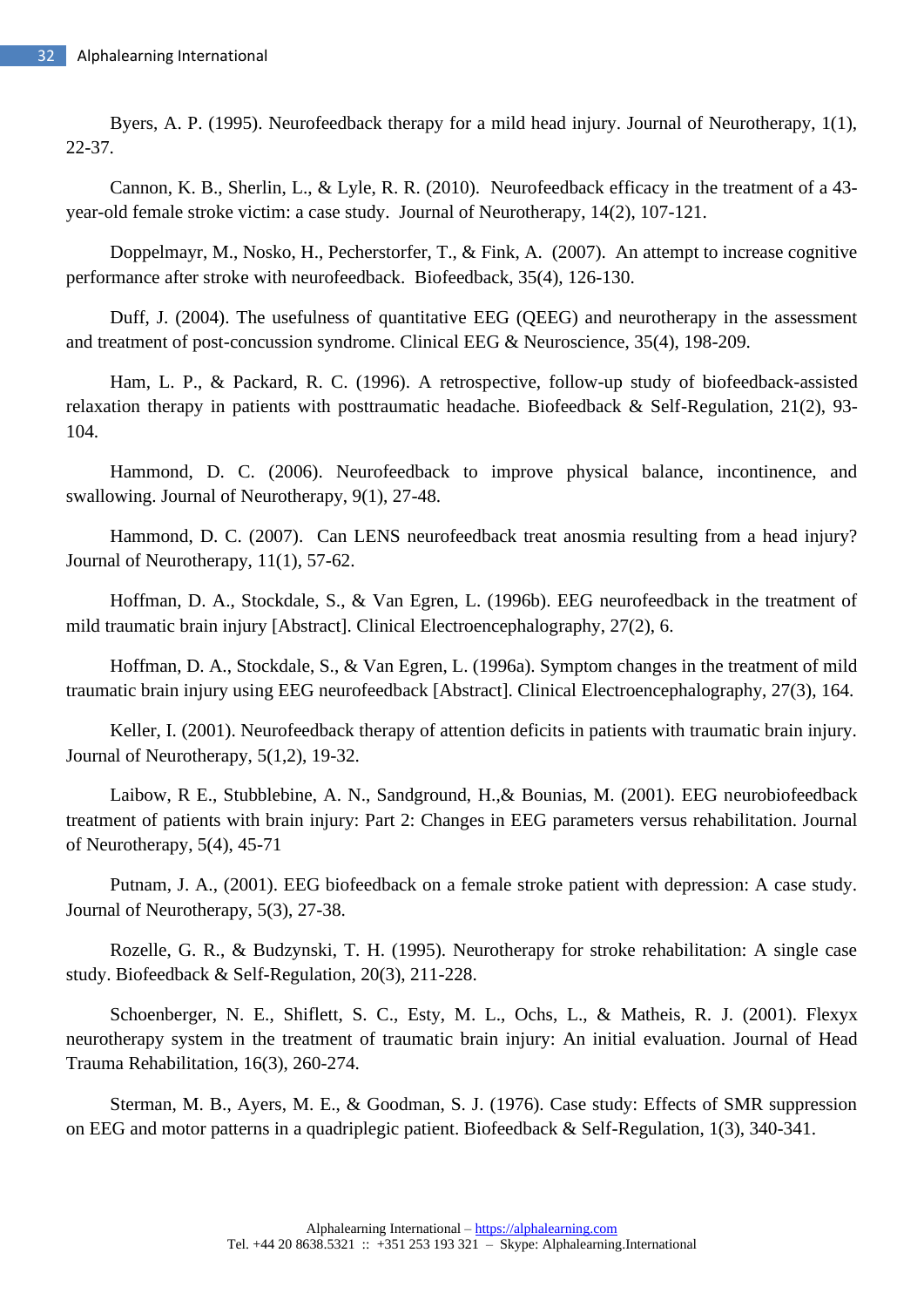Byers, A. P. (1995). Neurofeedback therapy for a mild head injury. Journal of Neurotherapy, 1(1), 22-37.

Cannon, K. B., Sherlin, L., & Lyle, R. R. (2010). Neurofeedback efficacy in the treatment of a 43-year-old female stroke victim: a case study. Journal of Neurotherapy, 14(2), 107-121.

Doppelmayr, M., Nosko, H., Pecherstorfer, T., & Fink, A. (2007). An attempt to increase cognitive performance after stroke with neurofeedback. Biofeedback, 35(4), 126-130.

Duff, J. (2004). The usefulness of quantitative EEG (QEEG) and neurotherapy in the assessment and treatment of post-concussion syndrome. Clinical EEG & Neuroscience, 35(4), 198-209.

Ham, L. P., & Packard, R. C. (1996). A retrospective, follow-up study of biofeedback-assisted relaxation therapy in patients with posttraumatic headache. Biofeedback & Self-Regulation, 21(2), 93-104.

Hammond, D. C. (2006). Neurofeedback to improve physical balance, incontinence, and swallowing. Journal of Neurotherapy, 9(1), 27-48.

Hammond, D. C. (2007). Can LENS neurofeedback treat anosmia resulting from a head injury? Journal of Neurotherapy, 11(1), 57-62.

Hoffman, D. A., Stockdale, S., & Van Egren, L. (1996b). EEG neurofeedback in the treatment of mild traumatic brain injury [Abstract]. Clinical Electroencephalography, 27(2), 6.

Hoffman, D. A., Stockdale, S., & Van Egren, L. (1996a). Symptom changes in the treatment of mild traumatic brain injury using EEG neurofeedback [Abstract]. Clinical Electroencephalography, 27(3), 164.

Keller, I. (2001). Neurofeedback therapy of attention deficits in patients with traumatic brain injury. Journal of Neurotherapy, 5(1,2), 19-32.

Laibow, R E., Stubblebine, A. N., Sandground, H.,& Bounias, M. (2001). EEG neurobiofeedback treatment of patients with brain injury: Part 2: Changes in EEG parameters versus rehabilitation. Journal of Neurotherapy, 5(4), 45-71

Putnam, J. A., (2001). EEG biofeedback on a female stroke patient with depression: A case study. Journal of Neurotherapy, 5(3), 27-38.

Rozelle, G. R., & Budzynski, T. H. (1995). Neurotherapy for stroke rehabilitation: A single case study. Biofeedback & Self-Regulation, 20(3), 211-228.

Schoenberger, N. E., Shiflett, S. C., Esty, M. L., Ochs, L., & Matheis, R. J. (2001). Flexyx neurotherapy system in the treatment of traumatic brain injury: An initial evaluation. Journal of Head Trauma Rehabilitation, 16(3), 260-274.

Sterman, M. B., Ayers, M. E., & Goodman, S. J. (1976). Case study: Effects of SMR suppression on EEG and motor patterns in a quadriplegic patient. Biofeedback & Self-Regulation, 1(3), 340-341.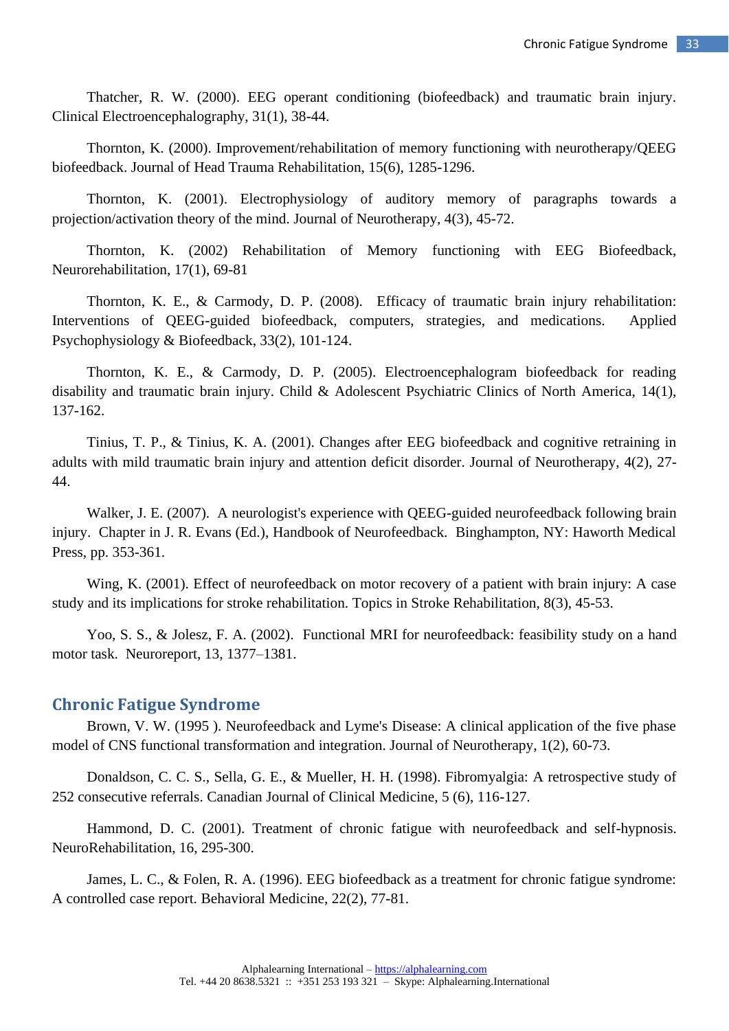Thatcher, R. W. (2000). EEG operant conditioning (biofeedback) and traumatic brain injury. Clinical Electroencephalography, 31(1), 38-44.

Thornton, K. (2000). Improvement/rehabilitation of memory functioning with neurotherapy/QEEG biofeedback. Journal of Head Trauma Rehabilitation, 15(6), 1285-1296.

Thornton, K. (2001). Electrophysiology of auditory memory of paragraphs towards a projection/activation theory of the mind. Journal of Neurotherapy, 4(3), 45-72.

Thornton, K. (2002) Rehabilitation of Memory functioning with EEG Biofeedback, Neurorehabilitation, 17(1), 69-81

Thornton, K. E., & Carmody, D. P. (2008). Efficacy of traumatic brain injury rehabilitation: Interventions of QEEG-guided biofeedback, computers, strategies, and medications. Applied Psychophysiology & Biofeedback, 33(2), 101-124.

Thornton, K. E., & Carmody, D. P. (2005). Electroencephalogram biofeedback for reading disability and traumatic brain injury. Child & Adolescent Psychiatric Clinics of North America, 14(1), 137-162.

Tinius, T. P., & Tinius, K. A. (2001). Changes after EEG biofeedback and cognitive retraining in adults with mild traumatic brain injury and attention deficit disorder. Journal of Neurotherapy, 4(2), 27-44.

Walker, J. E. (2007). A neurologist's experience with QEEG-guided neurofeedback following brain injury. Chapter in J. R. Evans (Ed.), Handbook of Neurofeedback. Binghampton, NY: Haworth Medical Press, pp. 353-361.

Wing, K. (2001). Effect of neurofeedback on motor recovery of a patient with brain injury: A case study and its implications for stroke rehabilitation. Topics in Stroke Rehabilitation, 8(3), 45-53.

Yoo, S. S., & Jolesz, F. A. (2002). Functional MRI for neurofeedback: feasibility study on a hand motor task. Neuroreport, 13, 1377–1381.

## Chronic Fatigue Syndrome

Brown, V. W. (1995 ). Neurofeedback and Lyme's Disease: A clinical application of the five phase model of CNS functional transformation and integration. Journal of Neurotherapy, 1(2), 60-73.

Donaldson, C. C. S., Sella, G. E., & Mueller, H. H. (1998). Fibromyalgia: A retrospective study of 252 consecutive referrals. Canadian Journal of Clinical Medicine, 5 (6), 116-127.

Hammond, D. C. (2001). Treatment of chronic fatigue with neurofeedback and self-hypnosis. NeuroRehabilitation, 16, 295-300.

James, L. C., & Folen, R. A. (1996). EEG biofeedback as a treatment for chronic fatigue syndrome: A controlled case report. Behavioral Medicine, 22(2), 77-81.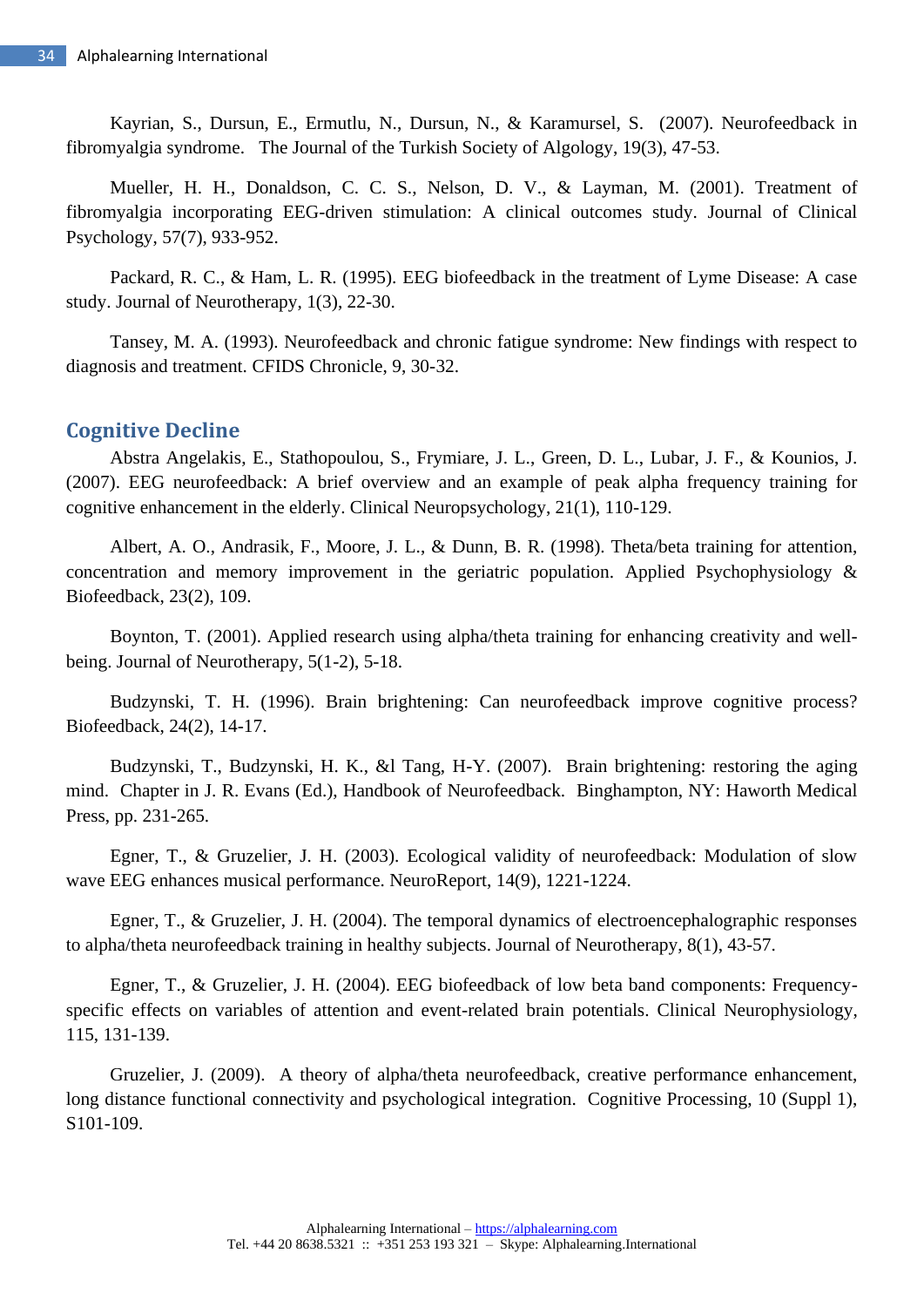Kayrian, S., Dursun, E., Ermutlu, N., Dursun, N., & Karamursel, S. (2007). Neurofeedback in fibromyalgia syndrome. The Journal of the Turkish Society of Algology, 19(3), 47-53.

Mueller, H. H., Donaldson, C. C. S., Nelson, D. V., & Layman, M. (2001). Treatment of fibromyalgia incorporating EEG-driven stimulation: A clinical outcomes study. Journal of Clinical Psychology, 57(7), 933-952.

Packard, R. C., & Ham, L. R. (1995). EEG biofeedback in the treatment of Lyme Disease: A case study. Journal of Neurotherapy, 1(3), 22-30.

Tansey, M. A. (1993). Neurofeedback and chronic fatigue syndrome: New findings with respect to diagnosis and treatment. CFIDS Chronicle, 9, 30-32.

## Cognitive Decline

Abstra Angelakis, E., Stathopoulou, S., Frymiare, J. L., Green, D. L., Lubar, J. F., & Kounios, J. (2007). EEG neurofeedback: A brief overview and an example of peak alpha frequency training for cognitive enhancement in the elderly. Clinical Neuropsychology, 21(1), 110-129.

Albert, A. O., Andrasik, F., Moore, J. L., & Dunn, B. R. (1998). Theta/beta training for attention, concentration and memory improvement in the geriatric population. Applied Psychophysiology & Biofeedback, 23(2), 109.

Boynton, T. (2001). Applied research using alpha/theta training for enhancing creativity and well-being. Journal of Neurotherapy, 5(1-2), 5-18.

Budzynski, T. H. (1996). Brain brightening: Can neurofeedback improve cognitive process? Biofeedback, 24(2), 14-17.

Budzynski, T., Budzynski, H. K., &l Tang, H-Y. (2007). Brain brightening: restoring the aging mind. Chapter in J. R. Evans (Ed.), Handbook of Neurofeedback. Binghampton, NY: Haworth Medical Press, pp. 231-265.

Egner, T., & Gruzelier, J. H. (2003). Ecological validity of neurofeedback: Modulation of slow wave EEG enhances musical performance. NeuroReport, 14(9), 1221-1224.

Egner, T., & Gruzelier, J. H. (2004). The temporal dynamics of electroencephalographic responses to alpha/theta neurofeedback training in healthy subjects. Journal of Neurotherapy, 8(1), 43-57.

Egner, T., & Gruzelier, J. H. (2004). EEG biofeedback of low beta band components: Frequency-specific effects on variables of attention and event-related brain potentials. Clinical Neurophysiology, 115, 131-139.

Gruzelier, J. (2009). A theory of alpha/theta neurofeedback, creative performance enhancement, long distance functional connectivity and psychological integration. Cognitive Processing, 10 (Suppl 1), S101-109.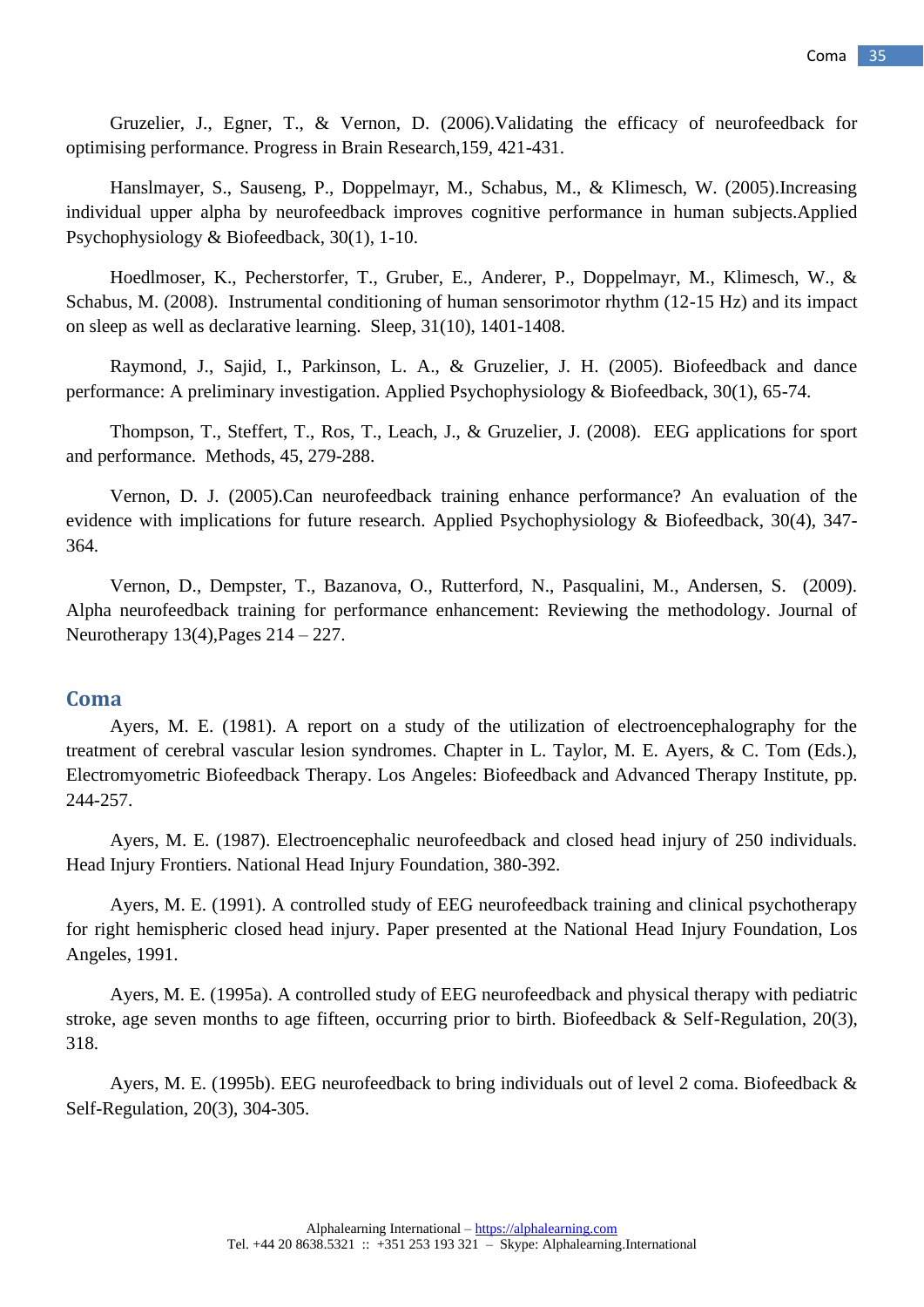Gruzelier, J., Egner, T., & Vernon, D. (2006).Validating the efficacy of neurofeedback for optimising performance. Progress in Brain Research,159, 421-431.

Hanslmayer, S., Sauseng, P., Doppelmayr, M., Schabus, M., & Klimesch, W. (2005).Increasing individual upper alpha by neurofeedback improves cognitive performance in human subjects.Applied Psychophysiology & Biofeedback, 30(1), 1-10.

Hoedlmoser, K., Pecherstorfer, T., Gruber, E., Anderer, P., Doppelmayr, M., Klimesch, W., & Schabus, M. (2008). Instrumental conditioning of human sensorimotor rhythm (12-15 Hz) and its impact on sleep as well as declarative learning. Sleep, 31(10), 1401-1408.

Raymond, J., Sajid, I., Parkinson, L. A., & Gruzelier, J. H. (2005). Biofeedback and dance performance: A preliminary investigation. Applied Psychophysiology & Biofeedback, 30(1), 65-74.

Thompson, T., Steffert, T., Ros, T., Leach, J., & Gruzelier, J. (2008). EEG applications for sport and performance. Methods, 45, 279-288.

Vernon, D. J. (2005).Can neurofeedback training enhance performance? An evaluation of the evidence with implications for future research. Applied Psychophysiology & Biofeedback, 30(4), 347-364.

Vernon, D., Dempster, T., Bazanova, O., Rutterford, N., Pasqualini, M., Andersen, S. (2009). Alpha neurofeedback training for performance enhancement: Reviewing the methodology. Journal of Neurotherapy 13(4),Pages 214 – 227.

## Coma

Ayers, M. E. (1981). A report on a study of the utilization of electroencephalography for the treatment of cerebral vascular lesion syndromes. Chapter in L. Taylor, M. E. Ayers, & C. Tom (Eds.), Electromyometric Biofeedback Therapy. Los Angeles: Biofeedback and Advanced Therapy Institute, pp. 244-257.

Ayers, M. E. (1987). Electroencephalic neurofeedback and closed head injury of 250 individuals. Head Injury Frontiers. National Head Injury Foundation, 380-392.

Ayers, M. E. (1991). A controlled study of EEG neurofeedback training and clinical psychotherapy for right hemispheric closed head injury. Paper presented at the National Head Injury Foundation, Los Angeles, 1991.

Ayers, M. E. (1995a). A controlled study of EEG neurofeedback and physical therapy with pediatric stroke, age seven months to age fifteen, occurring prior to birth. Biofeedback & Self-Regulation, 20(3), 318.

Ayers, M. E. (1995b). EEG neurofeedback to bring individuals out of level 2 coma. Biofeedback & Self-Regulation, 20(3), 304-305.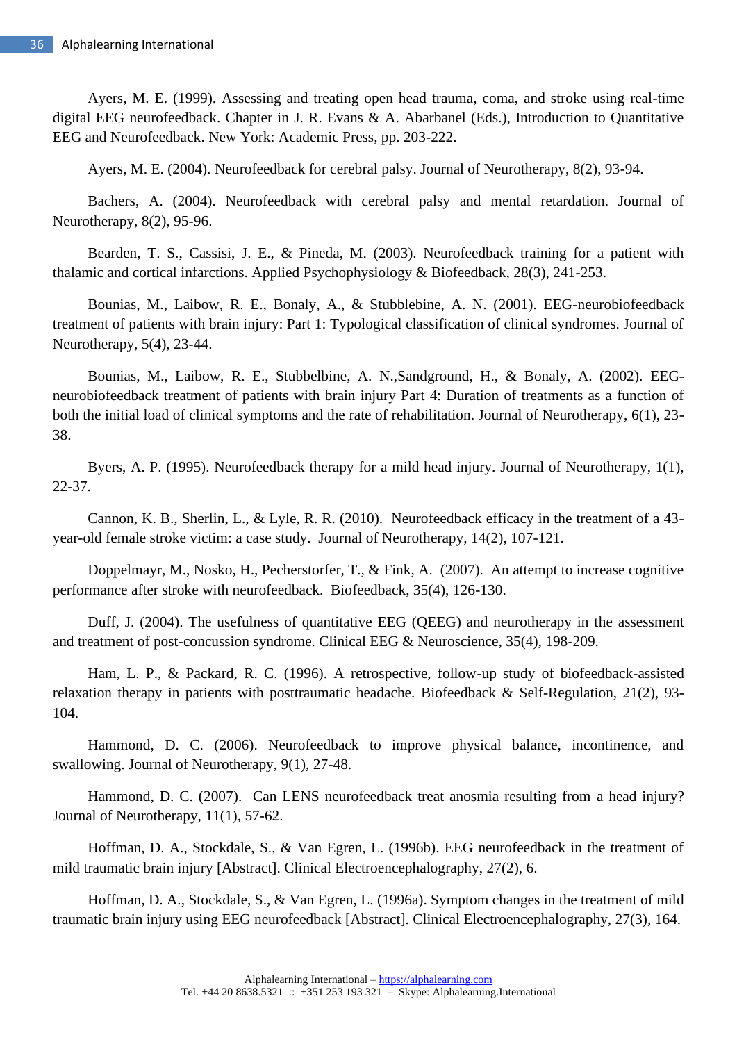Ayers, M. E. (1999). Assessing and treating open head trauma, coma, and stroke using real-time digital EEG neurofeedback. Chapter in J. R. Evans & A. Abarbanel (Eds.), Introduction to Quantitative EEG and Neurofeedback. New York: Academic Press, pp. 203-222.

Ayers, M. E. (2004). Neurofeedback for cerebral palsy. Journal of Neurotherapy, 8(2), 93-94.

Bachers, A. (2004). Neurofeedback with cerebral palsy and mental retardation. Journal of Neurotherapy, 8(2), 95-96.

Bearden, T. S., Cassisi, J. E., & Pineda, M. (2003). Neurofeedback training for a patient with thalamic and cortical infarctions. Applied Psychophysiology & Biofeedback, 28(3), 241-253.

Bounias, M., Laibow, R. E., Bonaly, A., & Stubblebine, A. N. (2001). EEG-neurobiofeedback treatment of patients with brain injury: Part 1: Typological classification of clinical syndromes. Journal of Neurotherapy, 5(4), 23-44.

Bounias, M., Laibow, R. E., Stubbelbine, A. N.,Sandground, H., & Bonaly, A. (2002). EEG-neurobiofeedback treatment of patients with brain injury Part 4: Duration of treatments as a function of both the initial load of clinical symptoms and the rate of rehabilitation. Journal of Neurotherapy, 6(1), 23-38.

Byers, A. P. (1995). Neurofeedback therapy for a mild head injury. Journal of Neurotherapy, 1(1), 22-37.

Cannon, K. B., Sherlin, L., & Lyle, R. R. (2010). Neurofeedback efficacy in the treatment of a 43-year-old female stroke victim: a case study. Journal of Neurotherapy, 14(2), 107-121.

Doppelmayr, M., Nosko, H., Pecherstorfer, T., & Fink, A. (2007). An attempt to increase cognitive performance after stroke with neurofeedback. Biofeedback, 35(4), 126-130.

Duff, J. (2004). The usefulness of quantitative EEG (QEEG) and neurotherapy in the assessment and treatment of post-concussion syndrome. Clinical EEG & Neuroscience, 35(4), 198-209.

Ham, L. P., & Packard, R. C. (1996). A retrospective, follow-up study of biofeedback-assisted relaxation therapy in patients with posttraumatic headache. Biofeedback & Self-Regulation, 21(2), 93-104.

Hammond, D. C. (2006). Neurofeedback to improve physical balance, incontinence, and swallowing. Journal of Neurotherapy, 9(1), 27-48.

Hammond, D. C. (2007). Can LENS neurofeedback treat anosmia resulting from a head injury? Journal of Neurotherapy, 11(1), 57-62.

Hoffman, D. A., Stockdale, S., & Van Egren, L. (1996b). EEG neurofeedback in the treatment of mild traumatic brain injury [Abstract]. Clinical Electroencephalography, 27(2), 6.

Hoffman, D. A., Stockdale, S., & Van Egren, L. (1996a). Symptom changes in the treatment of mild traumatic brain injury using EEG neurofeedback [Abstract]. Clinical Electroencephalography, 27(3), 164.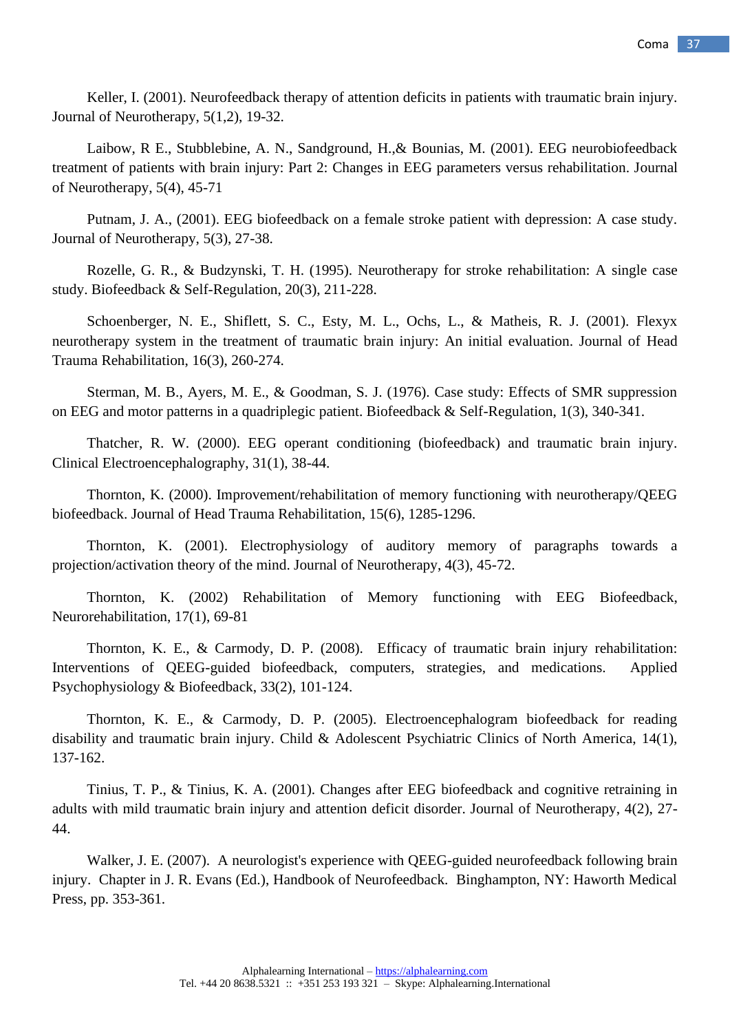Keller, I. (2001). Neurofeedback therapy of attention deficits in patients with traumatic brain injury. Journal of Neurotherapy, 5(1,2), 19-32.

Laibow, R E., Stubblebine, A. N., Sandground, H.,& Bounias, M. (2001). EEG neurobiofeedback treatment of patients with brain injury: Part 2: Changes in EEG parameters versus rehabilitation. Journal of Neurotherapy, 5(4), 45-71

Putnam, J. A., (2001). EEG biofeedback on a female stroke patient with depression: A case study. Journal of Neurotherapy, 5(3), 27-38.

Rozelle, G. R., & Budzynski, T. H. (1995). Neurotherapy for stroke rehabilitation: A single case study. Biofeedback & Self-Regulation, 20(3), 211-228.

Schoenberger, N. E., Shiflett, S. C., Esty, M. L., Ochs, L., & Matheis, R. J. (2001). Flexyx neurotherapy system in the treatment of traumatic brain injury: An initial evaluation. Journal of Head Trauma Rehabilitation, 16(3), 260-274.

Sterman, M. B., Ayers, M. E., & Goodman, S. J. (1976). Case study: Effects of SMR suppression on EEG and motor patterns in a quadriplegic patient. Biofeedback & Self-Regulation, 1(3), 340-341.

Thatcher, R. W. (2000). EEG operant conditioning (biofeedback) and traumatic brain injury. Clinical Electroencephalography, 31(1), 38-44.

Thornton, K. (2000). Improvement/rehabilitation of memory functioning with neurotherapy/QEEG biofeedback. Journal of Head Trauma Rehabilitation, 15(6), 1285-1296.

Thornton, K. (2001). Electrophysiology of auditory memory of paragraphs towards a projection/activation theory of the mind. Journal of Neurotherapy, 4(3), 45-72.

Thornton, K. (2002) Rehabilitation of Memory functioning with EEG Biofeedback, Neurorehabilitation, 17(1), 69-81

Thornton, K. E., & Carmody, D. P. (2008). Efficacy of traumatic brain injury rehabilitation: Interventions of QEEG-guided biofeedback, computers, strategies, and medications. Applied Psychophysiology & Biofeedback, 33(2), 101-124.

Thornton, K. E., & Carmody, D. P. (2005). Electroencephalogram biofeedback for reading disability and traumatic brain injury. Child & Adolescent Psychiatric Clinics of North America, 14(1), 137-162.

Tinius, T. P., & Tinius, K. A. (2001). Changes after EEG biofeedback and cognitive retraining in adults with mild traumatic brain injury and attention deficit disorder. Journal of Neurotherapy, 4(2), 27-44.

Walker, J. E. (2007). A neurologist's experience with QEEG-guided neurofeedback following brain injury. Chapter in J. R. Evans (Ed.), Handbook of Neurofeedback. Binghampton, NY: Haworth Medical Press, pp. 353-361.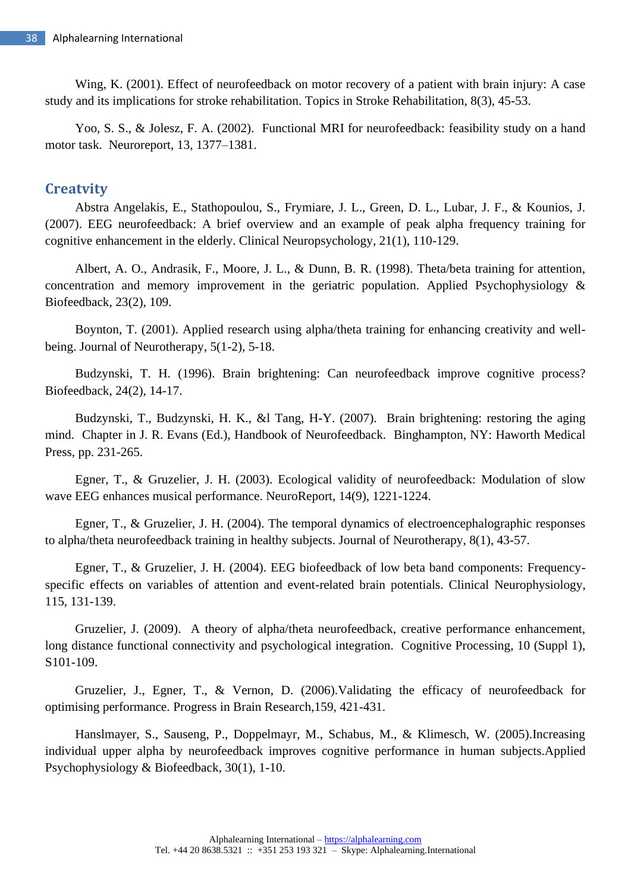Wing, K. (2001). Effect of neurofeedback on motor recovery of a patient with brain injury: A case study and its implications for stroke rehabilitation. Topics in Stroke Rehabilitation, 8(3), 45-53.

Yoo, S. S., & Jolesz, F. A. (2002). Functional MRI for neurofeedback: feasibility study on a hand motor task. Neuroreport, 13, 1377–1381.

## Creatvity

Abstra Angelakis, E., Stathopoulou, S., Frymiare, J. L., Green, D. L., Lubar, J. F., & Kounios, J. (2007). EEG neurofeedback: A brief overview and an example of peak alpha frequency training for cognitive enhancement in the elderly. Clinical Neuropsychology, 21(1), 110-129.

Albert, A. O., Andrasik, F., Moore, J. L., & Dunn, B. R. (1998). Theta/beta training for attention, concentration and memory improvement in the geriatric population. Applied Psychophysiology & Biofeedback, 23(2), 109.

Boynton, T. (2001). Applied research using alpha/theta training for enhancing creativity and well-being. Journal of Neurotherapy, 5(1-2), 5-18.

Budzynski, T. H. (1996). Brain brightening: Can neurofeedback improve cognitive process? Biofeedback, 24(2), 14-17.

Budzynski, T., Budzynski, H. K., &l Tang, H-Y. (2007). Brain brightening: restoring the aging mind. Chapter in J. R. Evans (Ed.), Handbook of Neurofeedback. Binghampton, NY: Haworth Medical Press, pp. 231-265.

Egner, T., & Gruzelier, J. H. (2003). Ecological validity of neurofeedback: Modulation of slow wave EEG enhances musical performance. NeuroReport, 14(9), 1221-1224.

Egner, T., & Gruzelier, J. H. (2004). The temporal dynamics of electroencephalographic responses to alpha/theta neurofeedback training in healthy subjects. Journal of Neurotherapy, 8(1), 43-57.

Egner, T., & Gruzelier, J. H. (2004). EEG biofeedback of low beta band components: Frequency-specific effects on variables of attention and event-related brain potentials. Clinical Neurophysiology, 115, 131-139.

Gruzelier, J. (2009). A theory of alpha/theta neurofeedback, creative performance enhancement, long distance functional connectivity and psychological integration. Cognitive Processing, 10 (Suppl 1), S101-109.

Gruzelier, J., Egner, T., & Vernon, D. (2006).Validating the efficacy of neurofeedback for optimising performance. Progress in Brain Research,159, 421-431.

Hanslmayer, S., Sauseng, P., Doppelmayr, M., Schabus, M., & Klimesch, W. (2005).Increasing individual upper alpha by neurofeedback improves cognitive performance in human subjects.Applied Psychophysiology & Biofeedback, 30(1), 1-10.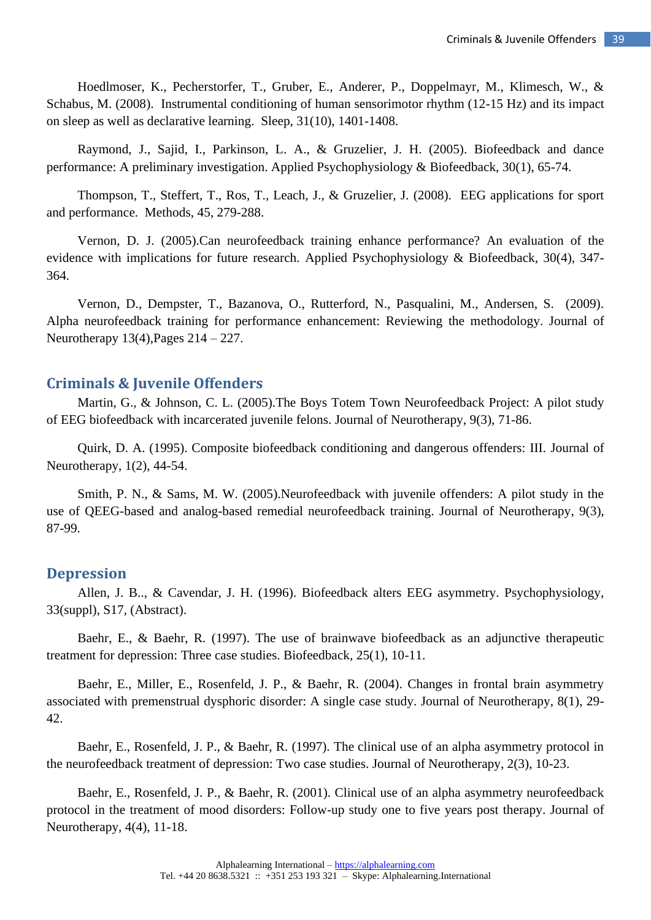Hoedlmoser, K., Pecherstorfer, T., Gruber, E., Anderer, P., Doppelmayr, M., Klimesch, W., & Schabus, M. (2008). Instrumental conditioning of human sensorimotor rhythm (12-15 Hz) and its impact on sleep as well as declarative learning. Sleep, 31(10), 1401-1408.

Raymond, J., Sajid, I., Parkinson, L. A., & Gruzelier, J. H. (2005). Biofeedback and dance performance: A preliminary investigation. Applied Psychophysiology & Biofeedback, 30(1), 65-74.

Thompson, T., Steffert, T., Ros, T., Leach, J., & Gruzelier, J. (2008). EEG applications for sport and performance. Methods, 45, 279-288.

Vernon, D. J. (2005).Can neurofeedback training enhance performance? An evaluation of the evidence with implications for future research. Applied Psychophysiology & Biofeedback, 30(4), 347-364.

Vernon, D., Dempster, T., Bazanova, O., Rutterford, N., Pasqualini, M., Andersen, S. (2009). Alpha neurofeedback training for performance enhancement: Reviewing the methodology. Journal of Neurotherapy 13(4),Pages 214 – 227.

## Criminals & Juvenile Offenders

Martin, G., & Johnson, C. L. (2005).The Boys Totem Town Neurofeedback Project: A pilot study of EEG biofeedback with incarcerated juvenile felons. Journal of Neurotherapy, 9(3), 71-86.

Quirk, D. A. (1995). Composite biofeedback conditioning and dangerous offenders: III. Journal of Neurotherapy, 1(2), 44-54.

Smith, P. N., & Sams, M. W. (2005).Neurofeedback with juvenile offenders: A pilot study in the use of QEEG-based and analog-based remedial neurofeedback training. Journal of Neurotherapy, 9(3), 87-99.

## Depression

Allen, J. B.., & Cavendar, J. H. (1996). Biofeedback alters EEG asymmetry. Psychophysiology, 33(suppl), S17, (Abstract).

Baehr, E., & Baehr, R. (1997). The use of brainwave biofeedback as an adjunctive therapeutic treatment for depression: Three case studies. Biofeedback, 25(1), 10-11.

Baehr, E., Miller, E., Rosenfeld, J. P., & Baehr, R. (2004). Changes in frontal brain asymmetry associated with premenstrual dysphoric disorder: A single case study. Journal of Neurotherapy, 8(1), 29-42.

Baehr, E., Rosenfeld, J. P., & Baehr, R. (1997). The clinical use of an alpha asymmetry protocol in the neurofeedback treatment of depression: Two case studies. Journal of Neurotherapy, 2(3), 10-23.

Baehr, E., Rosenfeld, J. P., & Baehr, R. (2001). Clinical use of an alpha asymmetry neurofeedback protocol in the treatment of mood disorders: Follow-up study one to five years post therapy. Journal of Neurotherapy, 4(4), 11-18.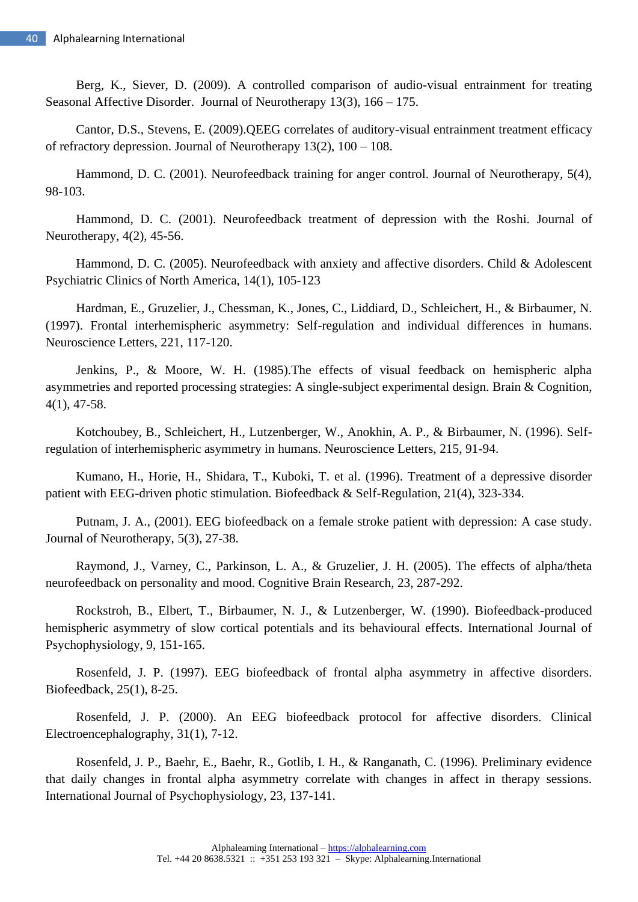Berg, K., Siever, D. (2009). A controlled comparison of audio-visual entrainment for treating Seasonal Affective Disorder. Journal of Neurotherapy 13(3), 166 – 175.

Cantor, D.S., Stevens, E. (2009).QEEG correlates of auditory-visual entrainment treatment efficacy of refractory depression. Journal of Neurotherapy 13(2), 100 – 108.

Hammond, D. C. (2001). Neurofeedback training for anger control. Journal of Neurotherapy, 5(4), 98-103.

Hammond, D. C. (2001). Neurofeedback treatment of depression with the Roshi. Journal of Neurotherapy, 4(2), 45-56.

Hammond, D. C. (2005). Neurofeedback with anxiety and affective disorders. Child & Adolescent Psychiatric Clinics of North America, 14(1), 105-123

Hardman, E., Gruzelier, J., Chessman, K., Jones, C., Liddiard, D., Schleichert, H., & Birbaumer, N. (1997). Frontal interhemispheric asymmetry: Self-regulation and individual differences in humans. Neuroscience Letters, 221, 117-120.

Jenkins, P., & Moore, W. H. (1985).The effects of visual feedback on hemispheric alpha asymmetries and reported processing strategies: A single-subject experimental design. Brain & Cognition, 4(1), 47-58.

Kotchoubey, B., Schleichert, H., Lutzenberger, W., Anokhin, A. P., & Birbaumer, N. (1996). Self-regulation of interhemispheric asymmetry in humans. Neuroscience Letters, 215, 91-94.

Kumano, H., Horie, H., Shidara, T., Kuboki, T. et al. (1996). Treatment of a depressive disorder patient with EEG-driven photic stimulation. Biofeedback & Self-Regulation, 21(4), 323-334.

Putnam, J. A., (2001). EEG biofeedback on a female stroke patient with depression: A case study. Journal of Neurotherapy, 5(3), 27-38.

Raymond, J., Varney, C., Parkinson, L. A., & Gruzelier, J. H. (2005). The effects of alpha/theta neurofeedback on personality and mood. Cognitive Brain Research, 23, 287-292.

Rockstroh, B., Elbert, T., Birbaumer, N. J., & Lutzenberger, W. (1990). Biofeedback-produced hemispheric asymmetry of slow cortical potentials and its behavioural effects. International Journal of Psychophysiology, 9, 151-165.

Rosenfeld, J. P. (1997). EEG biofeedback of frontal alpha asymmetry in affective disorders. Biofeedback, 25(1), 8-25.

Rosenfeld, J. P. (2000). An EEG biofeedback protocol for affective disorders. Clinical Electroencephalography, 31(1), 7-12.

Rosenfeld, J. P., Baehr, E., Baehr, R., Gotlib, I. H., & Ranganath, C. (1996). Preliminary evidence that daily changes in frontal alpha asymmetry correlate with changes in affect in therapy sessions. International Journal of Psychophysiology, 23, 137-141.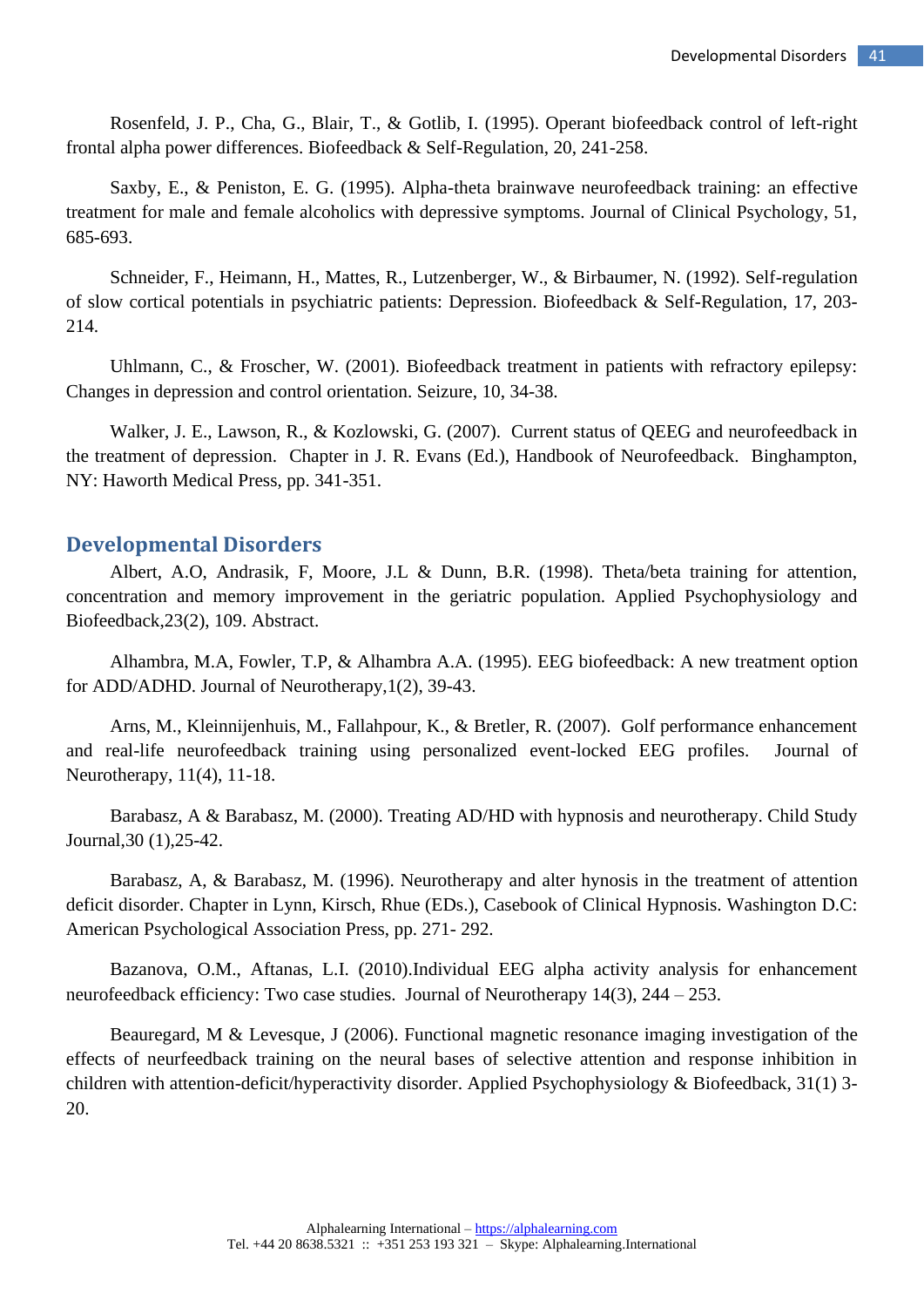Rosenfeld, J. P., Cha, G., Blair, T., & Gotlib, I. (1995). Operant biofeedback control of left-right frontal alpha power differences. Biofeedback & Self-Regulation, 20, 241-258.

Saxby, E., & Peniston, E. G. (1995). Alpha-theta brainwave neurofeedback training: an effective treatment for male and female alcoholics with depressive symptoms. Journal of Clinical Psychology, 51, 685-693.

Schneider, F., Heimann, H., Mattes, R., Lutzenberger, W., & Birbaumer, N. (1992). Self-regulation of slow cortical potentials in psychiatric patients: Depression. Biofeedback & Self-Regulation, 17, 203-214.

Uhlmann, C., & Froscher, W. (2001). Biofeedback treatment in patients with refractory epilepsy: Changes in depression and control orientation. Seizure, 10, 34-38.

Walker, J. E., Lawson, R., & Kozlowski, G. (2007). Current status of QEEG and neurofeedback in the treatment of depression. Chapter in J. R. Evans (Ed.), Handbook of Neurofeedback. Binghampton, NY: Haworth Medical Press, pp. 341-351.

## Developmental Disorders

Albert, A.O, Andrasik, F, Moore, J.L & Dunn, B.R. (1998). Theta/beta training for attention, concentration and memory improvement in the geriatric population. Applied Psychophysiology and Biofeedback,23(2), 109. Abstract.

Alhambra, M.A, Fowler, T.P, & Alhambra A.A. (1995). EEG biofeedback: A new treatment option for ADD/ADHD. Journal of Neurotherapy,1(2), 39-43.

Arns, M., Kleinnijenhuis, M., Fallahpour, K., & Bretler, R. (2007). Golf performance enhancement and real-life neurofeedback training using personalized event-locked EEG profiles. Journal of Neurotherapy, 11(4), 11-18.

Barabasz, A & Barabasz, M. (2000). Treating AD/HD with hypnosis and neurotherapy. Child Study Journal,30 (1),25-42.

Barabasz, A, & Barabasz, M. (1996). Neurotherapy and alter hynosis in the treatment of attention deficit disorder. Chapter in Lynn, Kirsch, Rhue (EDs.), Casebook of Clinical Hypnosis. Washington D.C: American Psychological Association Press, pp. 271- 292.

Bazanova, O.M., Aftanas, L.I. (2010).Individual EEG alpha activity analysis for enhancement neurofeedback efficiency: Two case studies. Journal of Neurotherapy 14(3), 244 – 253.

Beauregard, M & Levesque, J (2006). Functional magnetic resonance imaging investigation of the effects of neurfeedback training on the neural bases of selective attention and response inhibition in children with attention-deficit/hyperactivity disorder. Applied Psychophysiology & Biofeedback, 31(1) 3-20.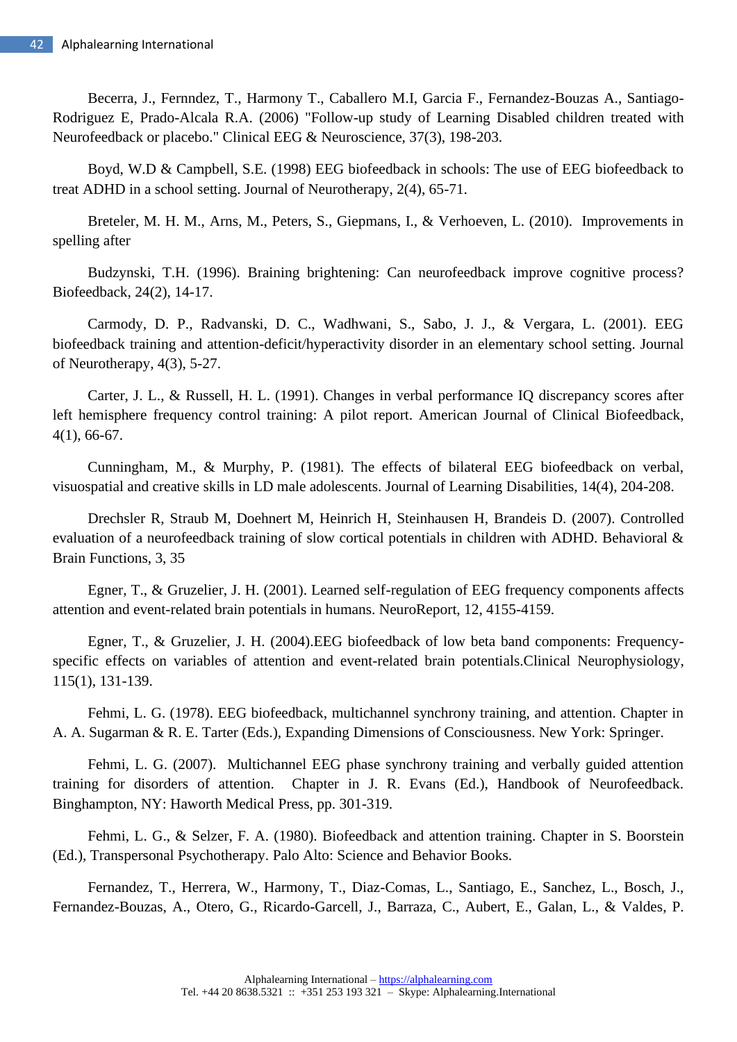Becerra, J., Fernndez, T., Harmony T., Caballero M.I, Garcia F., Fernandez-Bouzas A., Santiago-Rodriguez E, Prado-Alcala R.A. (2006) "Follow-up study of Learning Disabled children treated with Neurofeedback or placebo." Clinical EEG & Neuroscience, 37(3), 198-203.

Boyd, W.D & Campbell, S.E. (1998) EEG biofeedback in schools: The use of EEG biofeedback to treat ADHD in a school setting. Journal of Neurotherapy, 2(4), 65-71.

Breteler, M. H. M., Arns, M., Peters, S., Giepmans, I., & Verhoeven, L. (2010). Improvements in spelling after

Budzynski, T.H. (1996). Braining brightening: Can neurofeedback improve cognitive process? Biofeedback, 24(2), 14-17.

Carmody, D. P., Radvanski, D. C., Wadhwani, S., Sabo, J. J., & Vergara, L. (2001). EEG biofeedback training and attention-deficit/hyperactivity disorder in an elementary school setting. Journal of Neurotherapy, 4(3), 5-27.

Carter, J. L., & Russell, H. L. (1991). Changes in verbal performance IQ discrepancy scores after left hemisphere frequency control training: A pilot report. American Journal of Clinical Biofeedback, 4(1), 66-67.

Cunningham, M., & Murphy, P. (1981). The effects of bilateral EEG biofeedback on verbal, visuospatial and creative skills in LD male adolescents. Journal of Learning Disabilities, 14(4), 204-208.

Drechsler R, Straub M, Doehnert M, Heinrich H, Steinhausen H, Brandeis D. (2007). Controlled evaluation of a neurofeedback training of slow cortical potentials in children with ADHD. Behavioral & Brain Functions, 3, 35

Egner, T., & Gruzelier, J. H. (2001). Learned self-regulation of EEG frequency components affects attention and event-related brain potentials in humans. NeuroReport, 12, 4155-4159.

Egner, T., & Gruzelier, J. H. (2004).EEG biofeedback of low beta band components: Frequency-specific effects on variables of attention and event-related brain potentials.Clinical Neurophysiology, 115(1), 131-139.

Fehmi, L. G. (1978). EEG biofeedback, multichannel synchrony training, and attention. Chapter in A. A. Sugarman & R. E. Tarter (Eds.), Expanding Dimensions of Consciousness. New York: Springer.

Fehmi, L. G. (2007). Multichannel EEG phase synchrony training and verbally guided attention training for disorders of attention. Chapter in J. R. Evans (Ed.), Handbook of Neurofeedback. Binghampton, NY: Haworth Medical Press, pp. 301-319.

Fehmi, L. G., & Selzer, F. A. (1980). Biofeedback and attention training. Chapter in S. Boorstein (Ed.), Transpersonal Psychotherapy. Palo Alto: Science and Behavior Books.

Fernandez, T., Herrera, W., Harmony, T., Diaz-Comas, L., Santiago, E., Sanchez, L., Bosch, J., Fernandez-Bouzas, A., Otero, G., Ricardo-Garcell, J., Barraza, C., Aubert, E., Galan, L., & Valdes, P.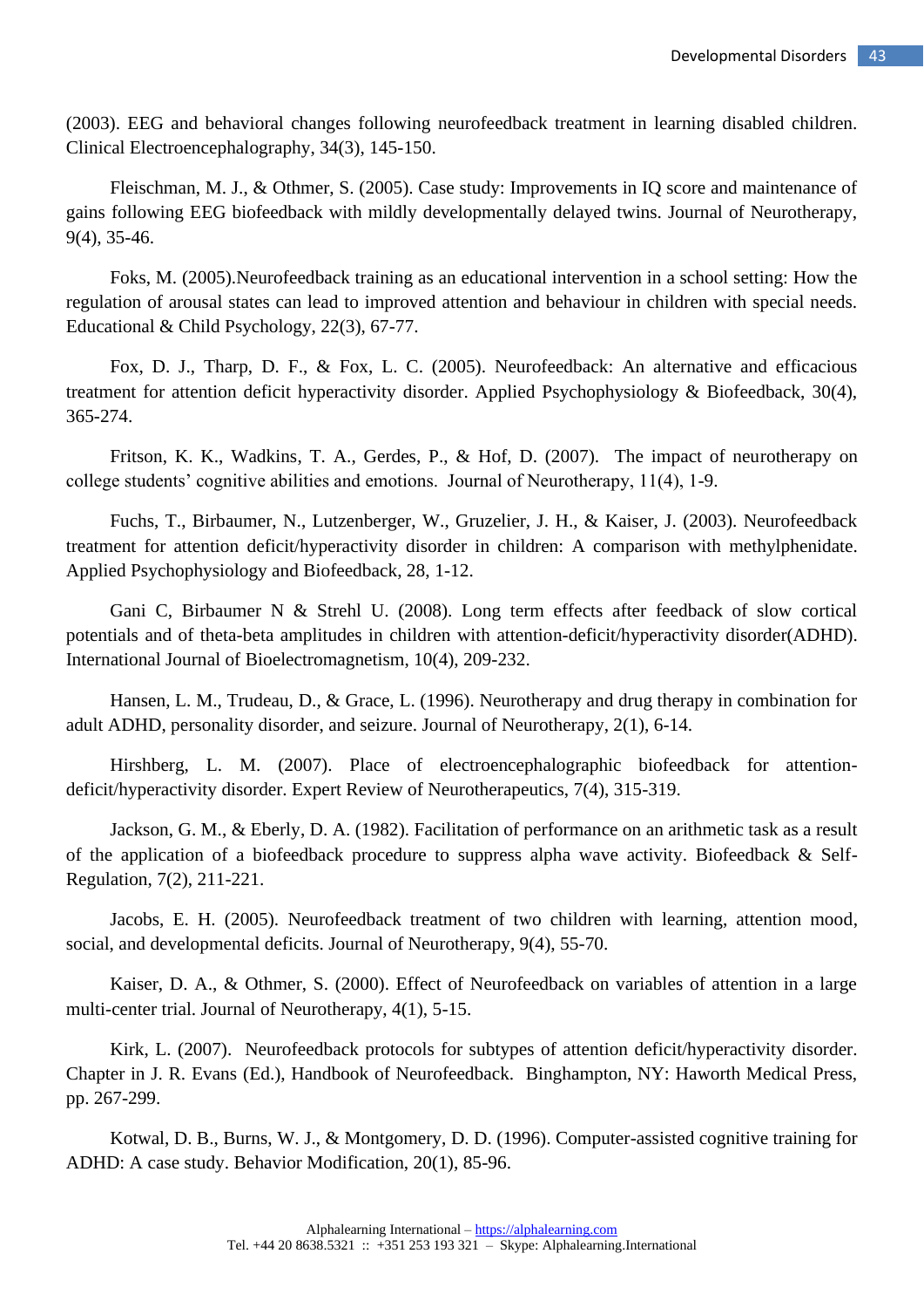(2003). EEG and behavioral changes following neurofeedback treatment in learning disabled children. Clinical Electroencephalography, 34(3), 145-150.

Fleischman, M. J., & Othmer, S. (2005). Case study: Improvements in IQ score and maintenance of gains following EEG biofeedback with mildly developmentally delayed twins. Journal of Neurotherapy, 9(4), 35-46.

Foks, M. (2005).Neurofeedback training as an educational intervention in a school setting: How the regulation of arousal states can lead to improved attention and behaviour in children with special needs. Educational & Child Psychology, 22(3), 67-77.

Fox, D. J., Tharp, D. F., & Fox, L. C. (2005). Neurofeedback: An alternative and efficacious treatment for attention deficit hyperactivity disorder. Applied Psychophysiology & Biofeedback, 30(4), 365-274.

Fritson, K. K., Wadkins, T. A., Gerdes, P., & Hof, D. (2007). The impact of neurotherapy on college students' cognitive abilities and emotions. Journal of Neurotherapy, 11(4), 1-9.

Fuchs, T., Birbaumer, N., Lutzenberger, W., Gruzelier, J. H., & Kaiser, J. (2003). Neurofeedback treatment for attention deficit/hyperactivity disorder in children: A comparison with methylphenidate. Applied Psychophysiology and Biofeedback, 28, 1-12.

Gani C, Birbaumer N & Strehl U. (2008). Long term effects after feedback of slow cortical potentials and of theta-beta amplitudes in children with attention-deficit/hyperactivity disorder(ADHD). International Journal of Bioelectromagnetism, 10(4), 209-232.

Hansen, L. M., Trudeau, D., & Grace, L. (1996). Neurotherapy and drug therapy in combination for adult ADHD, personality disorder, and seizure. Journal of Neurotherapy, 2(1), 6-14.

Hirshberg, L. M. (2007). Place of electroencephalographic biofeedback for attention-deficit/hyperactivity disorder. Expert Review of Neurotherapeutics, 7(4), 315-319.

Jackson, G. M., & Eberly, D. A. (1982). Facilitation of performance on an arithmetic task as a result of the application of a biofeedback procedure to suppress alpha wave activity. Biofeedback & Self-Regulation, 7(2), 211-221.

Jacobs, E. H. (2005). Neurofeedback treatment of two children with learning, attention mood, social, and developmental deficits. Journal of Neurotherapy, 9(4), 55-70.

Kaiser, D. A., & Othmer, S. (2000). Effect of Neurofeedback on variables of attention in a large multi-center trial. Journal of Neurotherapy, 4(1), 5-15.

Kirk, L. (2007). Neurofeedback protocols for subtypes of attention deficit/hyperactivity disorder. Chapter in J. R. Evans (Ed.), Handbook of Neurofeedback. Binghampton, NY: Haworth Medical Press, pp. 267-299.

Kotwal, D. B., Burns, W. J., & Montgomery, D. D. (1996). Computer-assisted cognitive training for ADHD: A case study. Behavior Modification, 20(1), 85-96.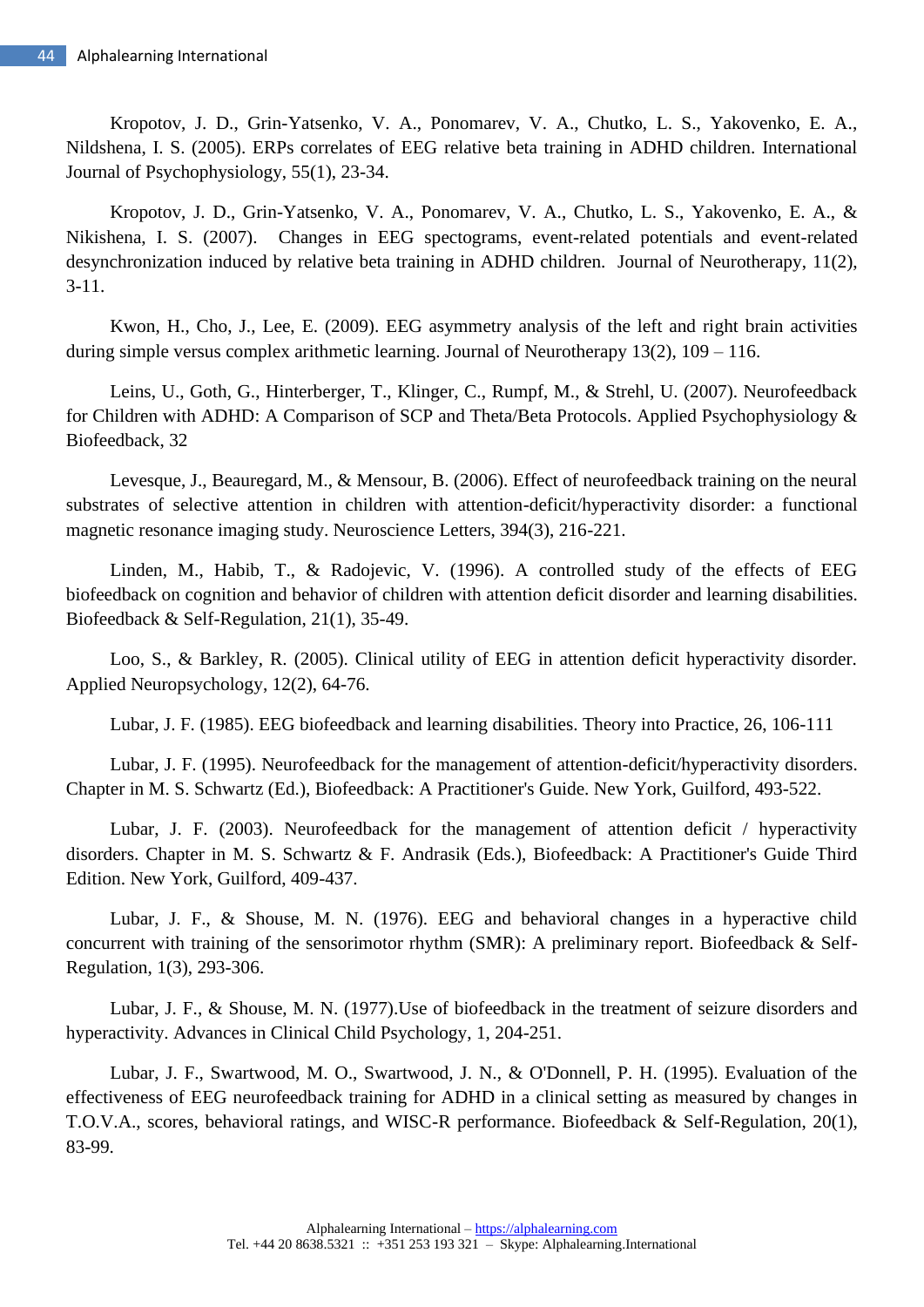Kropotov, J. D., Grin-Yatsenko, V. A., Ponomarev, V. A., Chutko, L. S., Yakovenko, E. A., Nildshena, I. S. (2005). ERPs correlates of EEG relative beta training in ADHD children. International Journal of Psychophysiology, 55(1), 23-34.

Kropotov, J. D., Grin-Yatsenko, V. A., Ponomarev, V. A., Chutko, L. S., Yakovenko, E. A., & Nikishena, I. S. (2007). Changes in EEG spectograms, event-related potentials and event-related desynchronization induced by relative beta training in ADHD children. Journal of Neurotherapy, 11(2), 3-11.

Kwon, H., Cho, J., Lee, E. (2009). EEG asymmetry analysis of the left and right brain activities during simple versus complex arithmetic learning. Journal of Neurotherapy 13(2), 109 – 116.

Leins, U., Goth, G., Hinterberger, T., Klinger, C., Rumpf, M., & Strehl, U. (2007). Neurofeedback for Children with ADHD: A Comparison of SCP and Theta/Beta Protocols. Applied Psychophysiology & Biofeedback, 32

Levesque, J., Beauregard, M., & Mensour, B. (2006). Effect of neurofeedback training on the neural substrates of selective attention in children with attention-deficit/hyperactivity disorder: a functional magnetic resonance imaging study. Neuroscience Letters, 394(3), 216-221.

Linden, M., Habib, T., & Radojevic, V. (1996). A controlled study of the effects of EEG biofeedback on cognition and behavior of children with attention deficit disorder and learning disabilities. Biofeedback & Self-Regulation, 21(1), 35-49.

Loo, S., & Barkley, R. (2005). Clinical utility of EEG in attention deficit hyperactivity disorder. Applied Neuropsychology, 12(2), 64-76.

Lubar, J. F. (1985). EEG biofeedback and learning disabilities. Theory into Practice, 26, 106-111

Lubar, J. F. (1995). Neurofeedback for the management of attention-deficit/hyperactivity disorders. Chapter in M. S. Schwartz (Ed.), Biofeedback: A Practitioner's Guide. New York, Guilford, 493-522.

Lubar, J. F. (2003). Neurofeedback for the management of attention deficit / hyperactivity disorders. Chapter in M. S. Schwartz & F. Andrasik (Eds.), Biofeedback: A Practitioner's Guide Third Edition. New York, Guilford, 409-437.

Lubar, J. F., & Shouse, M. N. (1976). EEG and behavioral changes in a hyperactive child concurrent with training of the sensorimotor rhythm (SMR): A preliminary report. Biofeedback & Self-Regulation, 1(3), 293-306.

Lubar, J. F., & Shouse, M. N. (1977).Use of biofeedback in the treatment of seizure disorders and hyperactivity. Advances in Clinical Child Psychology, 1, 204-251.

Lubar, J. F., Swartwood, M. O., Swartwood, J. N., & O'Donnell, P. H. (1995). Evaluation of the effectiveness of EEG neurofeedback training for ADHD in a clinical setting as measured by changes in T.O.V.A., scores, behavioral ratings, and WISC-R performance. Biofeedback & Self-Regulation, 20(1), 83-99.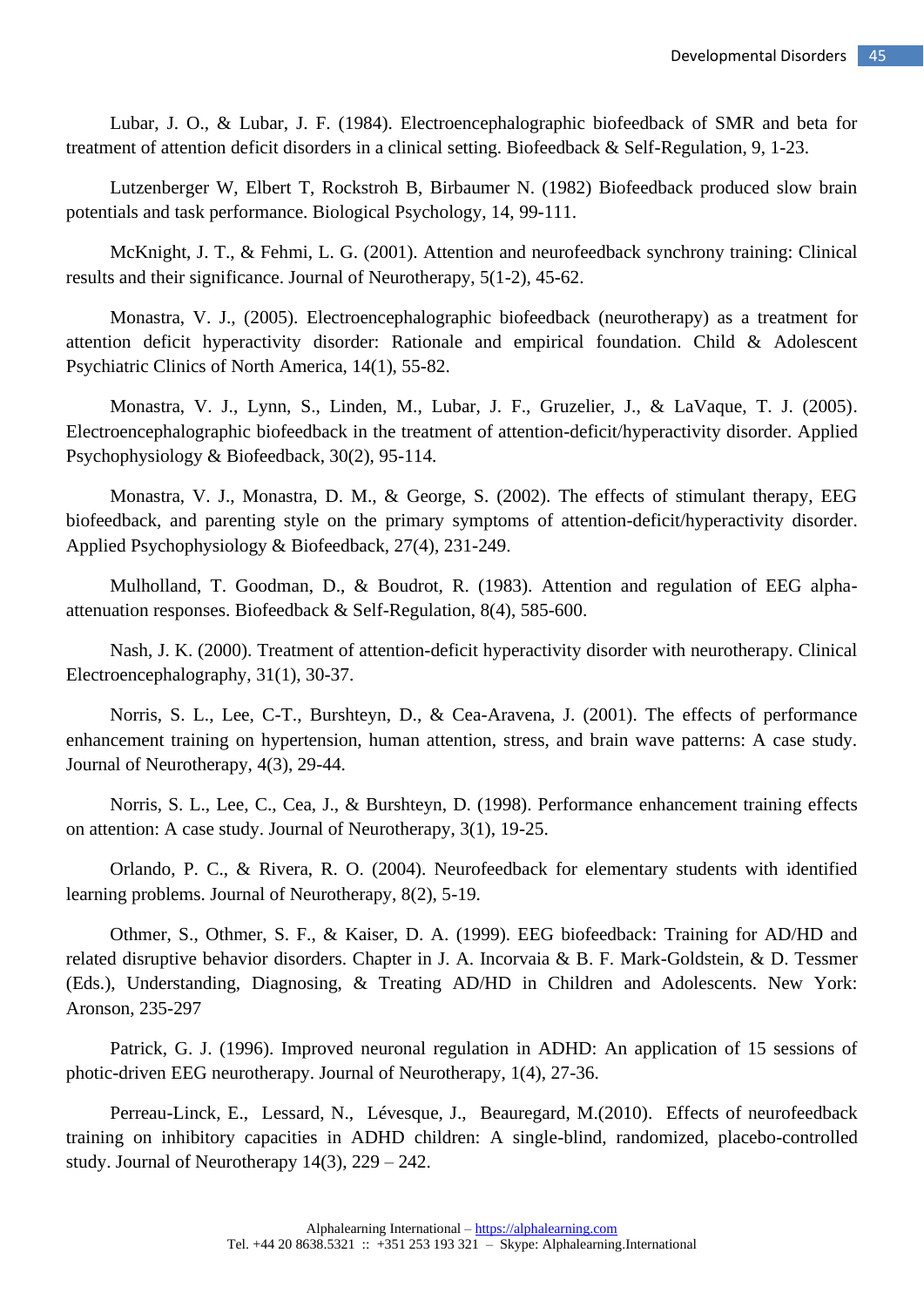Lubar, J. O., & Lubar, J. F. (1984). Electroencephalographic biofeedback of SMR and beta for treatment of attention deficit disorders in a clinical setting. Biofeedback & Self-Regulation, 9, 1-23.

Lutzenberger W, Elbert T, Rockstroh B, Birbaumer N. (1982) Biofeedback produced slow brain potentials and task performance. Biological Psychology, 14, 99-111.

McKnight, J. T., & Fehmi, L. G. (2001). Attention and neurofeedback synchrony training: Clinical results and their significance. Journal of Neurotherapy, 5(1-2), 45-62.

Monastra, V. J., (2005). Electroencephalographic biofeedback (neurotherapy) as a treatment for attention deficit hyperactivity disorder: Rationale and empirical foundation. Child & Adolescent Psychiatric Clinics of North America, 14(1), 55-82.

Monastra, V. J., Lynn, S., Linden, M., Lubar, J. F., Gruzelier, J., & LaVaque, T. J. (2005). Electroencephalographic biofeedback in the treatment of attention-deficit/hyperactivity disorder. Applied Psychophysiology & Biofeedback, 30(2), 95-114.

Monastra, V. J., Monastra, D. M., & George, S. (2002). The effects of stimulant therapy, EEG biofeedback, and parenting style on the primary symptoms of attention-deficit/hyperactivity disorder. Applied Psychophysiology & Biofeedback, 27(4), 231-249.

Mulholland, T. Goodman, D., & Boudrot, R. (1983). Attention and regulation of EEG alpha-attenuation responses. Biofeedback & Self-Regulation, 8(4), 585-600.

Nash, J. K. (2000). Treatment of attention-deficit hyperactivity disorder with neurotherapy. Clinical Electroencephalography, 31(1), 30-37.

Norris, S. L., Lee, C-T., Burshteyn, D., & Cea-Aravena, J. (2001). The effects of performance enhancement training on hypertension, human attention, stress, and brain wave patterns: A case study. Journal of Neurotherapy, 4(3), 29-44.

Norris, S. L., Lee, C., Cea, J., & Burshteyn, D. (1998). Performance enhancement training effects on attention: A case study. Journal of Neurotherapy, 3(1), 19-25.

Orlando, P. C., & Rivera, R. O. (2004). Neurofeedback for elementary students with identified learning problems. Journal of Neurotherapy, 8(2), 5-19.

Othmer, S., Othmer, S. F., & Kaiser, D. A. (1999). EEG biofeedback: Training for AD/HD and related disruptive behavior disorders. Chapter in J. A. Incorvaia & B. F. Mark-Goldstein, & D. Tessmer (Eds.), Understanding, Diagnosing, & Treating AD/HD in Children and Adolescents. New York: Aronson, 235-297

Patrick, G. J. (1996). Improved neuronal regulation in ADHD: An application of 15 sessions of photic-driven EEG neurotherapy. Journal of Neurotherapy, 1(4), 27-36.

Perreau-Linck, E., Lessard, N., Lévesque, J., Beauregard, M.(2010). Effects of neurofeedback training on inhibitory capacities in ADHD children: A single-blind, randomized, placebo-controlled study. Journal of Neurotherapy 14(3), 229 – 242.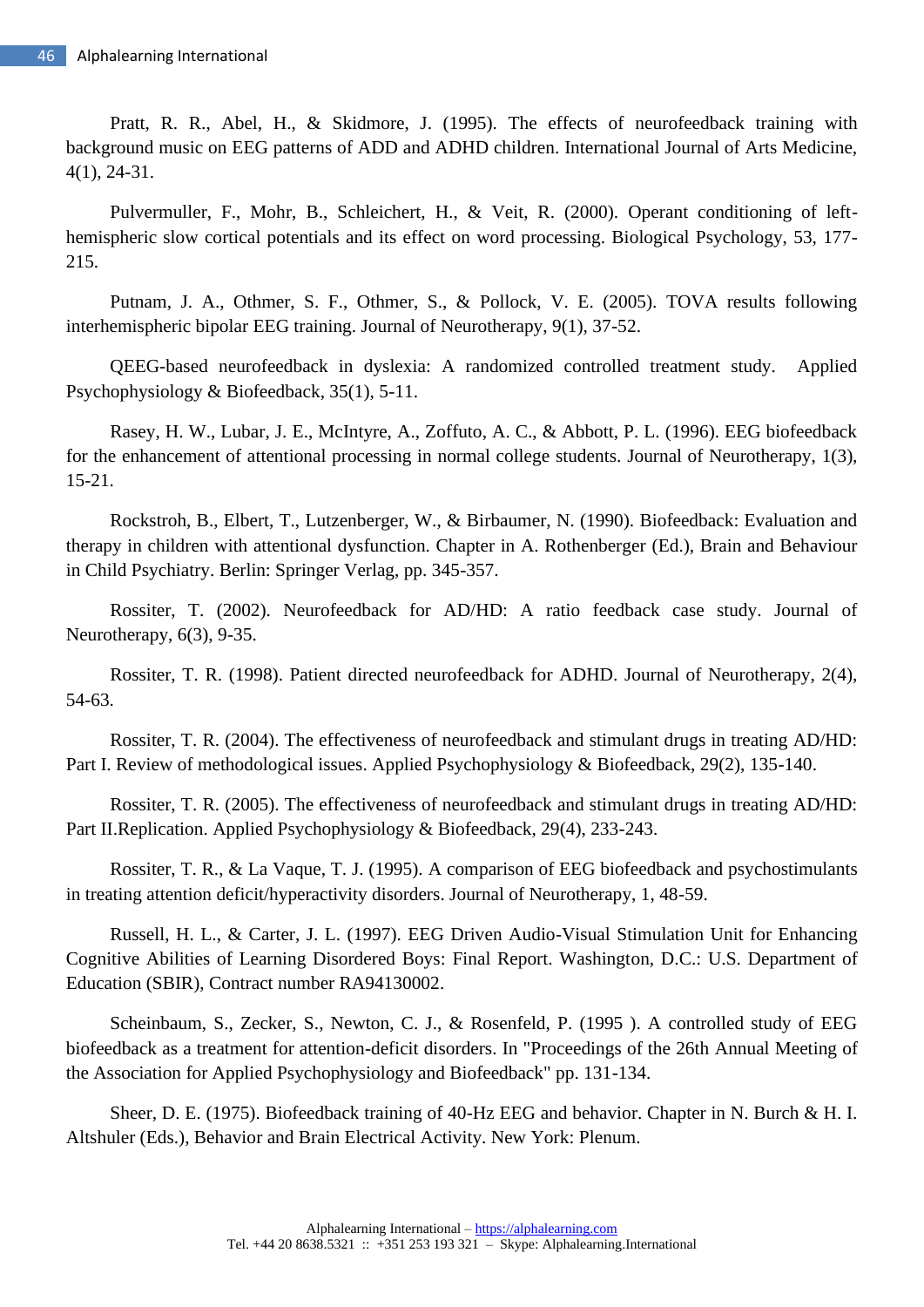Pratt, R. R., Abel, H., & Skidmore, J. (1995). The effects of neurofeedback training with background music on EEG patterns of ADD and ADHD children. International Journal of Arts Medicine, 4(1), 24-31.

Pulvermuller, F., Mohr, B., Schleichert, H., & Veit, R. (2000). Operant conditioning of left-hemispheric slow cortical potentials and its effect on word processing. Biological Psychology, 53, 177-215.

Putnam, J. A., Othmer, S. F., Othmer, S., & Pollock, V. E. (2005). TOVA results following interhemispheric bipolar EEG training. Journal of Neurotherapy, 9(1), 37-52.

QEEG-based neurofeedback in dyslexia: A randomized controlled treatment study. Applied Psychophysiology & Biofeedback, 35(1), 5-11.

Rasey, H. W., Lubar, J. E., McIntyre, A., Zoffuto, A. C., & Abbott, P. L. (1996). EEG biofeedback for the enhancement of attentional processing in normal college students. Journal of Neurotherapy, 1(3), 15-21.

Rockstroh, B., Elbert, T., Lutzenberger, W., & Birbaumer, N. (1990). Biofeedback: Evaluation and therapy in children with attentional dysfunction. Chapter in A. Rothenberger (Ed.), Brain and Behaviour in Child Psychiatry. Berlin: Springer Verlag, pp. 345-357.

Rossiter, T. (2002). Neurofeedback for AD/HD: A ratio feedback case study. Journal of Neurotherapy, 6(3), 9-35.

Rossiter, T. R. (1998). Patient directed neurofeedback for ADHD. Journal of Neurotherapy, 2(4), 54-63.

Rossiter, T. R. (2004). The effectiveness of neurofeedback and stimulant drugs in treating AD/HD: Part I. Review of methodological issues. Applied Psychophysiology & Biofeedback, 29(2), 135-140.

Rossiter, T. R. (2005). The effectiveness of neurofeedback and stimulant drugs in treating AD/HD: Part II.Replication. Applied Psychophysiology & Biofeedback, 29(4), 233-243.

Rossiter, T. R., & La Vaque, T. J. (1995). A comparison of EEG biofeedback and psychostimulants in treating attention deficit/hyperactivity disorders. Journal of Neurotherapy, 1, 48-59.

Russell, H. L., & Carter, J. L. (1997). EEG Driven Audio-Visual Stimulation Unit for Enhancing Cognitive Abilities of Learning Disordered Boys: Final Report. Washington, D.C.: U.S. Department of Education (SBIR), Contract number RA94130002.

Scheinbaum, S., Zecker, S., Newton, C. J., & Rosenfeld, P. (1995 ). A controlled study of EEG biofeedback as a treatment for attention-deficit disorders. In "Proceedings of the 26th Annual Meeting of the Association for Applied Psychophysiology and Biofeedback" pp. 131-134.

Sheer, D. E. (1975). Biofeedback training of 40-Hz EEG and behavior. Chapter in N. Burch & H. I. Altshuler (Eds.), Behavior and Brain Electrical Activity. New York: Plenum.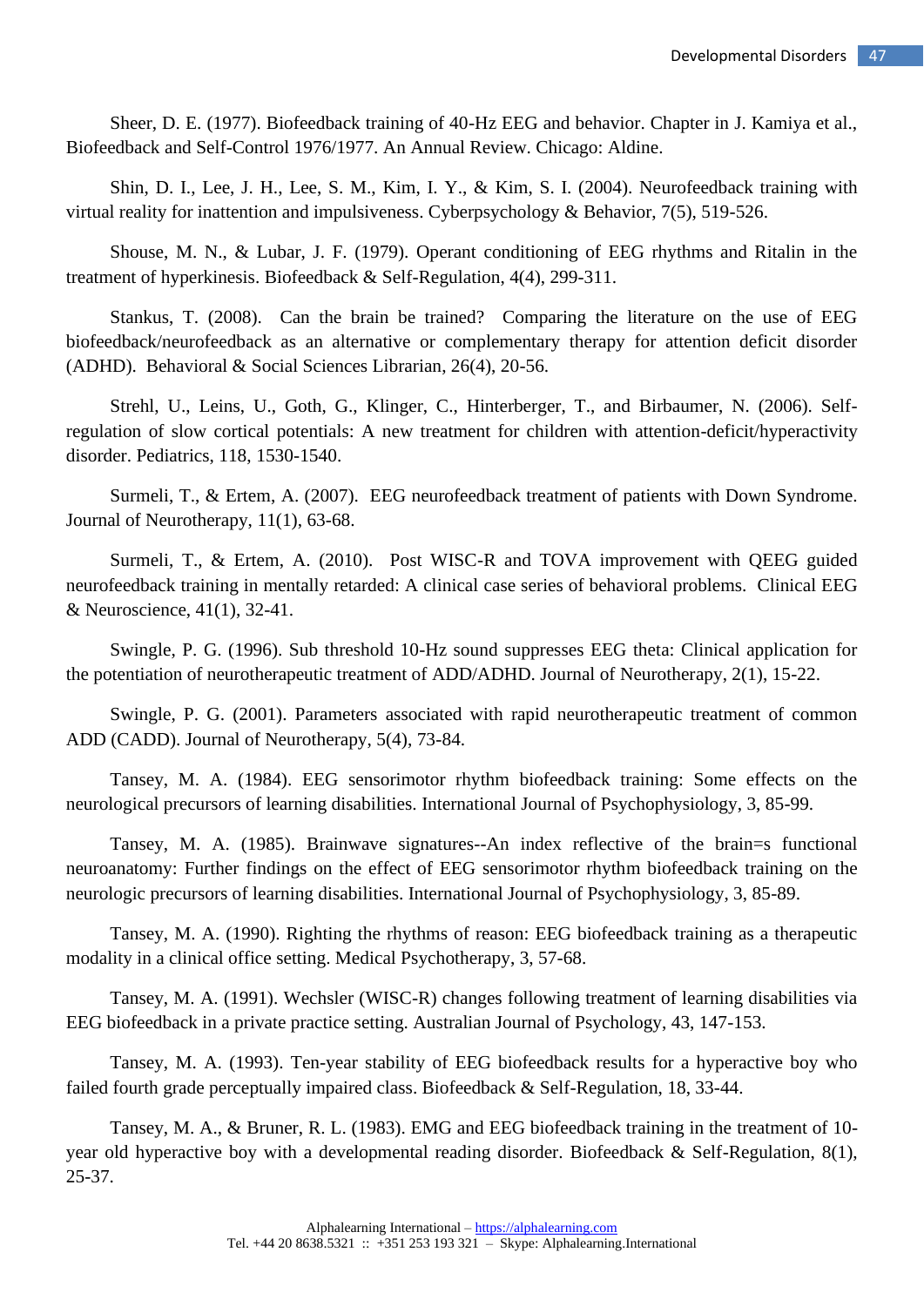Sheer, D. E. (1977). Biofeedback training of 40-Hz EEG and behavior. Chapter in J. Kamiya et al., Biofeedback and Self-Control 1976/1977. An Annual Review. Chicago: Aldine.

Shin, D. I., Lee, J. H., Lee, S. M., Kim, I. Y., & Kim, S. I. (2004). Neurofeedback training with virtual reality for inattention and impulsiveness. Cyberpsychology & Behavior, 7(5), 519-526.

Shouse, M. N., & Lubar, J. F. (1979). Operant conditioning of EEG rhythms and Ritalin in the treatment of hyperkinesis. Biofeedback & Self-Regulation, 4(4), 299-311.

Stankus, T. (2008). Can the brain be trained? Comparing the literature on the use of EEG biofeedback/neurofeedback as an alternative or complementary therapy for attention deficit disorder (ADHD). Behavioral & Social Sciences Librarian, 26(4), 20-56.

Strehl, U., Leins, U., Goth, G., Klinger, C., Hinterberger, T., and Birbaumer, N. (2006). Self-regulation of slow cortical potentials: A new treatment for children with attention-deficit/hyperactivity disorder. Pediatrics, 118, 1530-1540.

Surmeli, T., & Ertem, A. (2007). EEG neurofeedback treatment of patients with Down Syndrome. Journal of Neurotherapy, 11(1), 63-68.

Surmeli, T., & Ertem, A. (2010). Post WISC-R and TOVA improvement with QEEG guided neurofeedback training in mentally retarded: A clinical case series of behavioral problems. Clinical EEG & Neuroscience, 41(1), 32-41.

Swingle, P. G. (1996). Sub threshold 10-Hz sound suppresses EEG theta: Clinical application for the potentiation of neurotherapeutic treatment of ADD/ADHD. Journal of Neurotherapy, 2(1), 15-22.

Swingle, P. G. (2001). Parameters associated with rapid neurotherapeutic treatment of common ADD (CADD). Journal of Neurotherapy, 5(4), 73-84.

Tansey, M. A. (1984). EEG sensorimotor rhythm biofeedback training: Some effects on the neurological precursors of learning disabilities. International Journal of Psychophysiology, 3, 85-99.

Tansey, M. A. (1985). Brainwave signatures--An index reflective of the brain=s functional neuroanatomy: Further findings on the effect of EEG sensorimotor rhythm biofeedback training on the neurologic precursors of learning disabilities. International Journal of Psychophysiology, 3, 85-89.

Tansey, M. A. (1990). Righting the rhythms of reason: EEG biofeedback training as a therapeutic modality in a clinical office setting. Medical Psychotherapy, 3, 57-68.

Tansey, M. A. (1991). Wechsler (WISC-R) changes following treatment of learning disabilities via EEG biofeedback in a private practice setting. Australian Journal of Psychology, 43, 147-153.

Tansey, M. A. (1993). Ten-year stability of EEG biofeedback results for a hyperactive boy who failed fourth grade perceptually impaired class. Biofeedback & Self-Regulation, 18, 33-44.

Tansey, M. A., & Bruner, R. L. (1983). EMG and EEG biofeedback training in the treatment of 10-year old hyperactive boy with a developmental reading disorder. Biofeedback & Self-Regulation, 8(1), 25-37.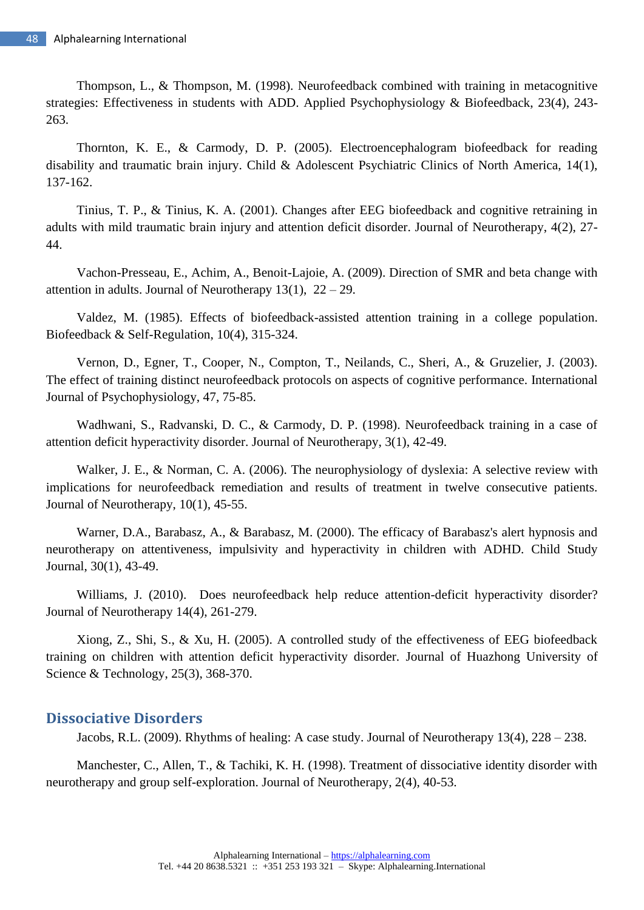Thompson, L., & Thompson, M. (1998). Neurofeedback combined with training in metacognitive strategies: Effectiveness in students with ADD. Applied Psychophysiology & Biofeedback, 23(4), 243-263.

Thornton, K. E., & Carmody, D. P. (2005). Electroencephalogram biofeedback for reading disability and traumatic brain injury. Child & Adolescent Psychiatric Clinics of North America, 14(1), 137-162.

Tinius, T. P., & Tinius, K. A. (2001). Changes after EEG biofeedback and cognitive retraining in adults with mild traumatic brain injury and attention deficit disorder. Journal of Neurotherapy, 4(2), 27-44.

Vachon-Presseau, E., Achim, A., Benoit-Lajoie, A. (2009). Direction of SMR and beta change with attention in adults. Journal of Neurotherapy 13(1), 22 – 29.

Valdez, M. (1985). Effects of biofeedback-assisted attention training in a college population. Biofeedback & Self-Regulation, 10(4), 315-324.

Vernon, D., Egner, T., Cooper, N., Compton, T., Neilands, C., Sheri, A., & Gruzelier, J. (2003). The effect of training distinct neurofeedback protocols on aspects of cognitive performance. International Journal of Psychophysiology, 47, 75-85.

Wadhwani, S., Radvanski, D. C., & Carmody, D. P. (1998). Neurofeedback training in a case of attention deficit hyperactivity disorder. Journal of Neurotherapy, 3(1), 42-49.

Walker, J. E., & Norman, C. A. (2006). The neurophysiology of dyslexia: A selective review with implications for neurofeedback remediation and results of treatment in twelve consecutive patients. Journal of Neurotherapy, 10(1), 45-55.

Warner, D.A., Barabasz, A., & Barabasz, M. (2000). The efficacy of Barabasz's alert hypnosis and neurotherapy on attentiveness, impulsivity and hyperactivity in children with ADHD. Child Study Journal, 30(1), 43-49.

Williams, J. (2010). Does neurofeedback help reduce attention-deficit hyperactivity disorder? Journal of Neurotherapy 14(4), 261-279.

Xiong, Z., Shi, S., & Xu, H. (2005). A controlled study of the effectiveness of EEG biofeedback training on children with attention deficit hyperactivity disorder. Journal of Huazhong University of Science & Technology, 25(3), 368-370.

## Dissociative Disorders

Jacobs, R.L. (2009). Rhythms of healing: A case study. Journal of Neurotherapy 13(4), 228 – 238.

Manchester, C., Allen, T., & Tachiki, K. H. (1998). Treatment of dissociative identity disorder with neurotherapy and group self-exploration. Journal of Neurotherapy, 2(4), 40-53.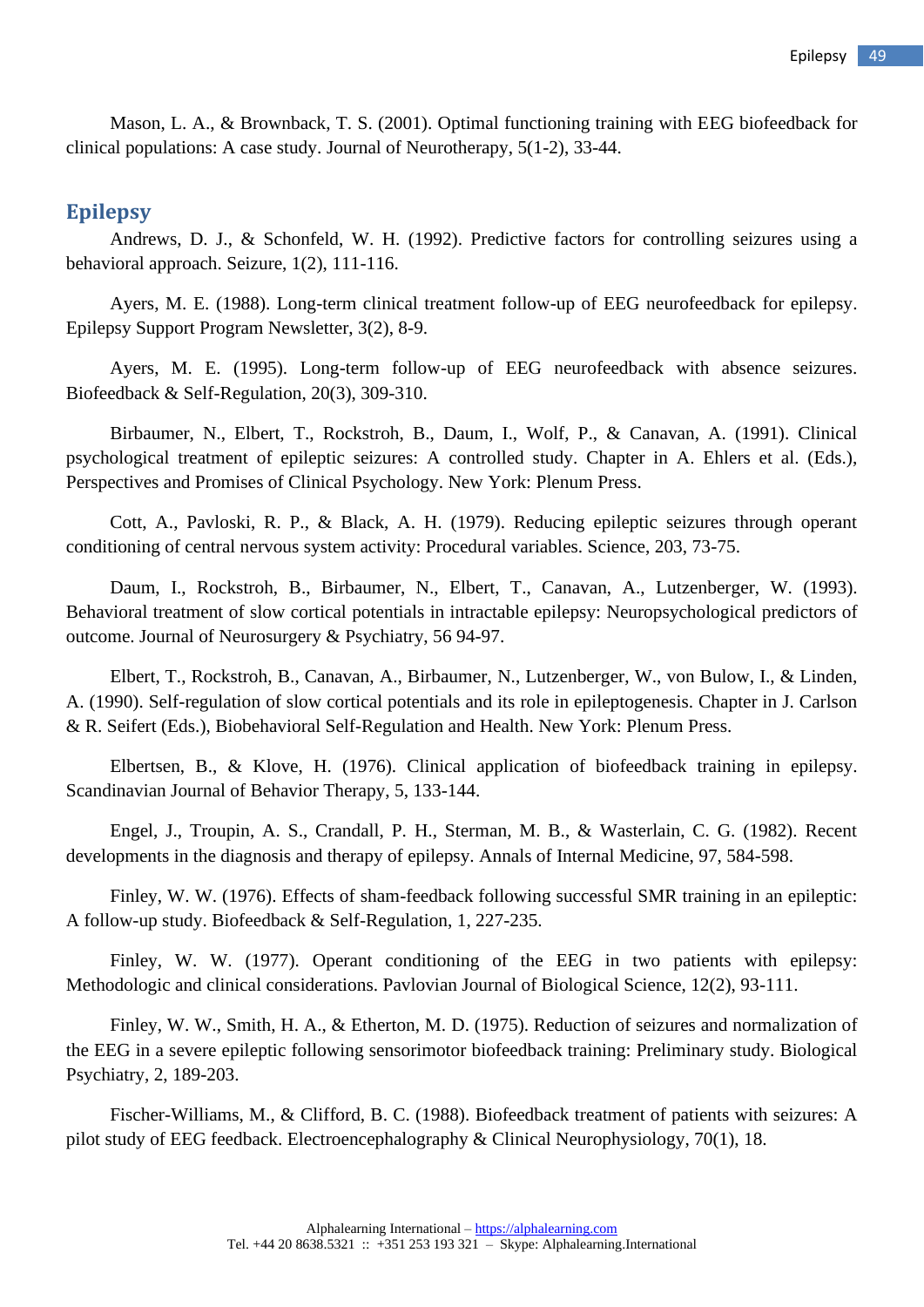Mason, L. A., & Brownback, T. S. (2001). Optimal functioning training with EEG biofeedback for clinical populations: A case study. Journal of Neurotherapy, 5(1-2), 33-44.

## Epilepsy

Andrews, D. J., & Schonfeld, W. H. (1992). Predictive factors for controlling seizures using a behavioral approach. Seizure, 1(2), 111-116.

Ayers, M. E. (1988). Long-term clinical treatment follow-up of EEG neurofeedback for epilepsy. Epilepsy Support Program Newsletter, 3(2), 8-9.

Ayers, M. E. (1995). Long-term follow-up of EEG neurofeedback with absence seizures. Biofeedback & Self-Regulation, 20(3), 309-310.

Birbaumer, N., Elbert, T., Rockstroh, B., Daum, I., Wolf, P., & Canavan, A. (1991). Clinical psychological treatment of epileptic seizures: A controlled study. Chapter in A. Ehlers et al. (Eds.), Perspectives and Promises of Clinical Psychology. New York: Plenum Press.

Cott, A., Pavloski, R. P., & Black, A. H. (1979). Reducing epileptic seizures through operant conditioning of central nervous system activity: Procedural variables. Science, 203, 73-75.

Daum, I., Rockstroh, B., Birbaumer, N., Elbert, T., Canavan, A., Lutzenberger, W. (1993). Behavioral treatment of slow cortical potentials in intractable epilepsy: Neuropsychological predictors of outcome. Journal of Neurosurgery & Psychiatry, 56 94-97.

Elbert, T., Rockstroh, B., Canavan, A., Birbaumer, N., Lutzenberger, W., von Bulow, I., & Linden, A. (1990). Self-regulation of slow cortical potentials and its role in epileptogenesis. Chapter in J. Carlson & R. Seifert (Eds.), Biobehavioral Self-Regulation and Health. New York: Plenum Press.

Elbertsen, B., & Klove, H. (1976). Clinical application of biofeedback training in epilepsy. Scandinavian Journal of Behavior Therapy, 5, 133-144.

Engel, J., Troupin, A. S., Crandall, P. H., Sterman, M. B., & Wasterlain, C. G. (1982). Recent developments in the diagnosis and therapy of epilepsy. Annals of Internal Medicine, 97, 584-598.

Finley, W. W. (1976). Effects of sham-feedback following successful SMR training in an epileptic: A follow-up study. Biofeedback & Self-Regulation, 1, 227-235.

Finley, W. W. (1977). Operant conditioning of the EEG in two patients with epilepsy: Methodologic and clinical considerations. Pavlovian Journal of Biological Science, 12(2), 93-111.

Finley, W. W., Smith, H. A., & Etherton, M. D. (1975). Reduction of seizures and normalization of the EEG in a severe epileptic following sensorimotor biofeedback training: Preliminary study. Biological Psychiatry, 2, 189-203.

Fischer-Williams, M., & Clifford, B. C. (1988). Biofeedback treatment of patients with seizures: A pilot study of EEG feedback. Electroencephalography & Clinical Neurophysiology, 70(1), 18.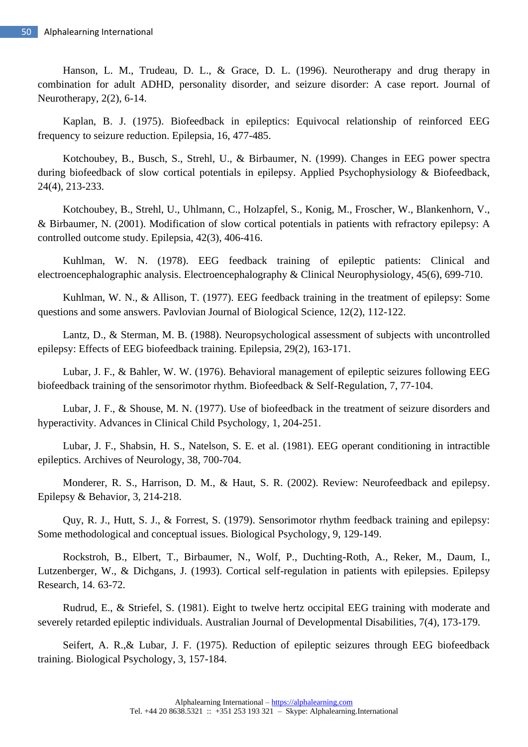Hanson, L. M., Trudeau, D. L., & Grace, D. L. (1996). Neurotherapy and drug therapy in combination for adult ADHD, personality disorder, and seizure disorder: A case report. Journal of Neurotherapy, 2(2), 6-14.

Kaplan, B. J. (1975). Biofeedback in epileptics: Equivocal relationship of reinforced EEG frequency to seizure reduction. Epilepsia, 16, 477-485.

Kotchoubey, B., Busch, S., Strehl, U., & Birbaumer, N. (1999). Changes in EEG power spectra during biofeedback of slow cortical potentials in epilepsy. Applied Psychophysiology & Biofeedback, 24(4), 213-233.

Kotchoubey, B., Strehl, U., Uhlmann, C., Holzapfel, S., Konig, M., Froscher, W., Blankenhorn, V., & Birbaumer, N. (2001). Modification of slow cortical potentials in patients with refractory epilepsy: A controlled outcome study. Epilepsia, 42(3), 406-416.

Kuhlman, W. N. (1978). EEG feedback training of epileptic patients: Clinical and electroencephalographic analysis. Electroencephalography & Clinical Neurophysiology, 45(6), 699-710.

Kuhlman, W. N., & Allison, T. (1977). EEG feedback training in the treatment of epilepsy: Some questions and some answers. Pavlovian Journal of Biological Science, 12(2), 112-122.

Lantz, D., & Sterman, M. B. (1988). Neuropsychological assessment of subjects with uncontrolled epilepsy: Effects of EEG biofeedback training. Epilepsia, 29(2), 163-171.

Lubar, J. F., & Bahler, W. W. (1976). Behavioral management of epileptic seizures following EEG biofeedback training of the sensorimotor rhythm. Biofeedback & Self-Regulation, 7, 77-104.

Lubar, J. F., & Shouse, M. N. (1977). Use of biofeedback in the treatment of seizure disorders and hyperactivity. Advances in Clinical Child Psychology, 1, 204-251.

Lubar, J. F., Shabsin, H. S., Natelson, S. E. et al. (1981). EEG operant conditioning in intractible epileptics. Archives of Neurology, 38, 700-704.

Monderer, R. S., Harrison, D. M., & Haut, S. R. (2002). Review: Neurofeedback and epilepsy. Epilepsy & Behavior, 3, 214-218.

Quy, R. J., Hutt, S. J., & Forrest, S. (1979). Sensorimotor rhythm feedback training and epilepsy: Some methodological and conceptual issues. Biological Psychology, 9, 129-149.

Rockstroh, B., Elbert, T., Birbaumer, N., Wolf, P., Duchting-Roth, A., Reker, M., Daum, I., Lutzenberger, W., & Dichgans, J. (1993). Cortical self-regulation in patients with epilepsies. Epilepsy Research, 14. 63-72.

Rudrud, E., & Striefel, S. (1981). Eight to twelve hertz occipital EEG training with moderate and severely retarded epileptic individuals. Australian Journal of Developmental Disabilities, 7(4), 173-179.

Seifert, A. R.,& Lubar, J. F. (1975). Reduction of epileptic seizures through EEG biofeedback training. Biological Psychology, 3, 157-184.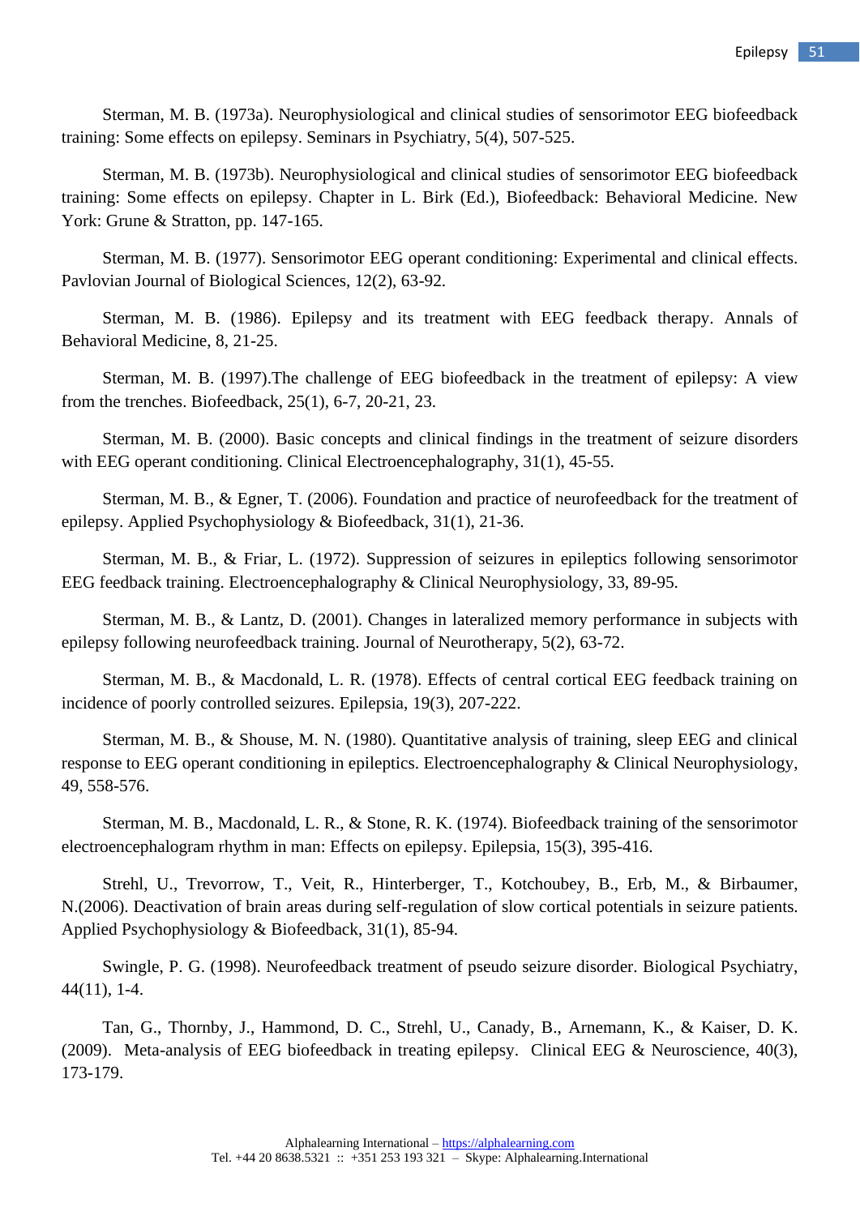Sterman, M. B. (1973a). Neurophysiological and clinical studies of sensorimotor EEG biofeedback training: Some effects on epilepsy. Seminars in Psychiatry, 5(4), 507-525.

Sterman, M. B. (1973b). Neurophysiological and clinical studies of sensorimotor EEG biofeedback training: Some effects on epilepsy. Chapter in L. Birk (Ed.), Biofeedback: Behavioral Medicine. New York: Grune & Stratton, pp. 147-165.

Sterman, M. B. (1977). Sensorimotor EEG operant conditioning: Experimental and clinical effects. Pavlovian Journal of Biological Sciences, 12(2), 63-92.

Sterman, M. B. (1986). Epilepsy and its treatment with EEG feedback therapy. Annals of Behavioral Medicine, 8, 21-25.

Sterman, M. B. (1997).The challenge of EEG biofeedback in the treatment of epilepsy: A view from the trenches. Biofeedback, 25(1), 6-7, 20-21, 23.

Sterman, M. B. (2000). Basic concepts and clinical findings in the treatment of seizure disorders with EEG operant conditioning. Clinical Electroencephalography, 31(1), 45-55.

Sterman, M. B., & Egner, T. (2006). Foundation and practice of neurofeedback for the treatment of epilepsy. Applied Psychophysiology & Biofeedback, 31(1), 21-36.

Sterman, M. B., & Friar, L. (1972). Suppression of seizures in epileptics following sensorimotor EEG feedback training. Electroencephalography & Clinical Neurophysiology, 33, 89-95.

Sterman, M. B., & Lantz, D. (2001). Changes in lateralized memory performance in subjects with epilepsy following neurofeedback training. Journal of Neurotherapy, 5(2), 63-72.

Sterman, M. B., & Macdonald, L. R. (1978). Effects of central cortical EEG feedback training on incidence of poorly controlled seizures. Epilepsia, 19(3), 207-222.

Sterman, M. B., & Shouse, M. N. (1980). Quantitative analysis of training, sleep EEG and clinical response to EEG operant conditioning in epileptics. Electroencephalography & Clinical Neurophysiology, 49, 558-576.

Sterman, M. B., Macdonald, L. R., & Stone, R. K. (1974). Biofeedback training of the sensorimotor electroencephalogram rhythm in man: Effects on epilepsy. Epilepsia, 15(3), 395-416.

Strehl, U., Trevorrow, T., Veit, R., Hinterberger, T., Kotchoubey, B., Erb, M., & Birbaumer, N.(2006). Deactivation of brain areas during self-regulation of slow cortical potentials in seizure patients. Applied Psychophysiology & Biofeedback, 31(1), 85-94.

Swingle, P. G. (1998). Neurofeedback treatment of pseudo seizure disorder. Biological Psychiatry, 44(11), 1-4.

Tan, G., Thornby, J., Hammond, D. C., Strehl, U., Canady, B., Arnemann, K., & Kaiser, D. K. (2009). Meta-analysis of EEG biofeedback in treating epilepsy. Clinical EEG & Neuroscience, 40(3), 173-179.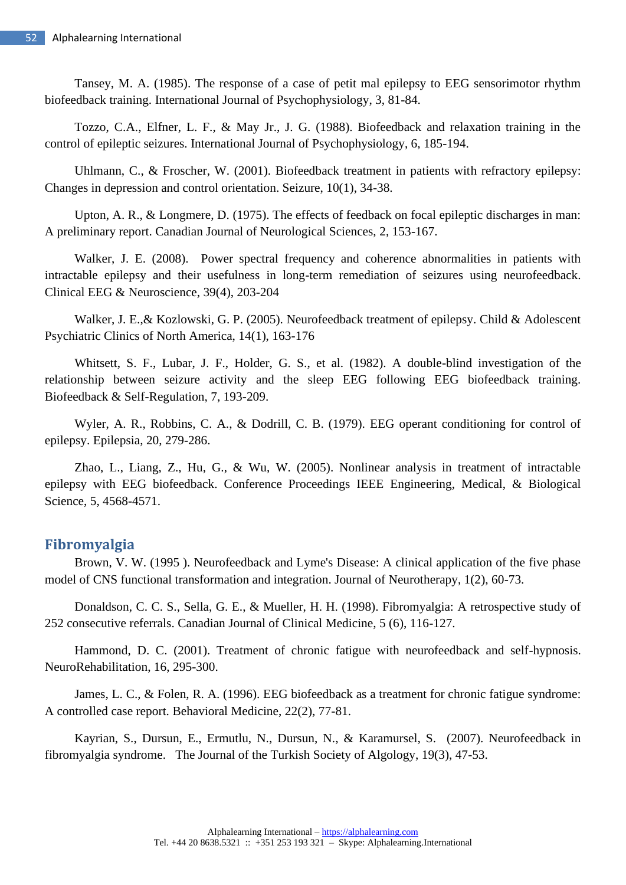Tansey, M. A. (1985). The response of a case of petit mal epilepsy to EEG sensorimotor rhythm biofeedback training. International Journal of Psychophysiology, 3, 81-84.

Tozzo, C.A., Elfner, L. F., & May Jr., J. G. (1988). Biofeedback and relaxation training in the control of epileptic seizures. International Journal of Psychophysiology, 6, 185-194.

Uhlmann, C., & Froscher, W. (2001). Biofeedback treatment in patients with refractory epilepsy: Changes in depression and control orientation. Seizure, 10(1), 34-38.

Upton, A. R., & Longmere, D. (1975). The effects of feedback on focal epileptic discharges in man: A preliminary report. Canadian Journal of Neurological Sciences, 2, 153-167.

Walker, J. E. (2008). Power spectral frequency and coherence abnormalities in patients with intractable epilepsy and their usefulness in long-term remediation of seizures using neurofeedback. Clinical EEG & Neuroscience, 39(4), 203-204

Walker, J. E.,& Kozlowski, G. P. (2005). Neurofeedback treatment of epilepsy. Child & Adolescent Psychiatric Clinics of North America, 14(1), 163-176

Whitsett, S. F., Lubar, J. F., Holder, G. S., et al. (1982). A double-blind investigation of the relationship between seizure activity and the sleep EEG following EEG biofeedback training. Biofeedback & Self-Regulation, 7, 193-209.

Wyler, A. R., Robbins, C. A., & Dodrill, C. B. (1979). EEG operant conditioning for control of epilepsy. Epilepsia, 20, 279-286.

Zhao, L., Liang, Z., Hu, G., & Wu, W. (2005). Nonlinear analysis in treatment of intractable epilepsy with EEG biofeedback. Conference Proceedings IEEE Engineering, Medical, & Biological Science, 5, 4568-4571.

## Fibromyalgia

Brown, V. W. (1995 ). Neurofeedback and Lyme's Disease: A clinical application of the five phase model of CNS functional transformation and integration. Journal of Neurotherapy, 1(2), 60-73.

Donaldson, C. C. S., Sella, G. E., & Mueller, H. H. (1998). Fibromyalgia: A retrospective study of 252 consecutive referrals. Canadian Journal of Clinical Medicine, 5 (6), 116-127.

Hammond, D. C. (2001). Treatment of chronic fatigue with neurofeedback and self-hypnosis. NeuroRehabilitation, 16, 295-300.

James, L. C., & Folen, R. A. (1996). EEG biofeedback as a treatment for chronic fatigue syndrome: A controlled case report. Behavioral Medicine, 22(2), 77-81.

Kayrian, S., Dursun, E., Ermutlu, N., Dursun, N., & Karamursel, S. (2007). Neurofeedback in fibromyalgia syndrome. The Journal of the Turkish Society of Algology, 19(3), 47-53.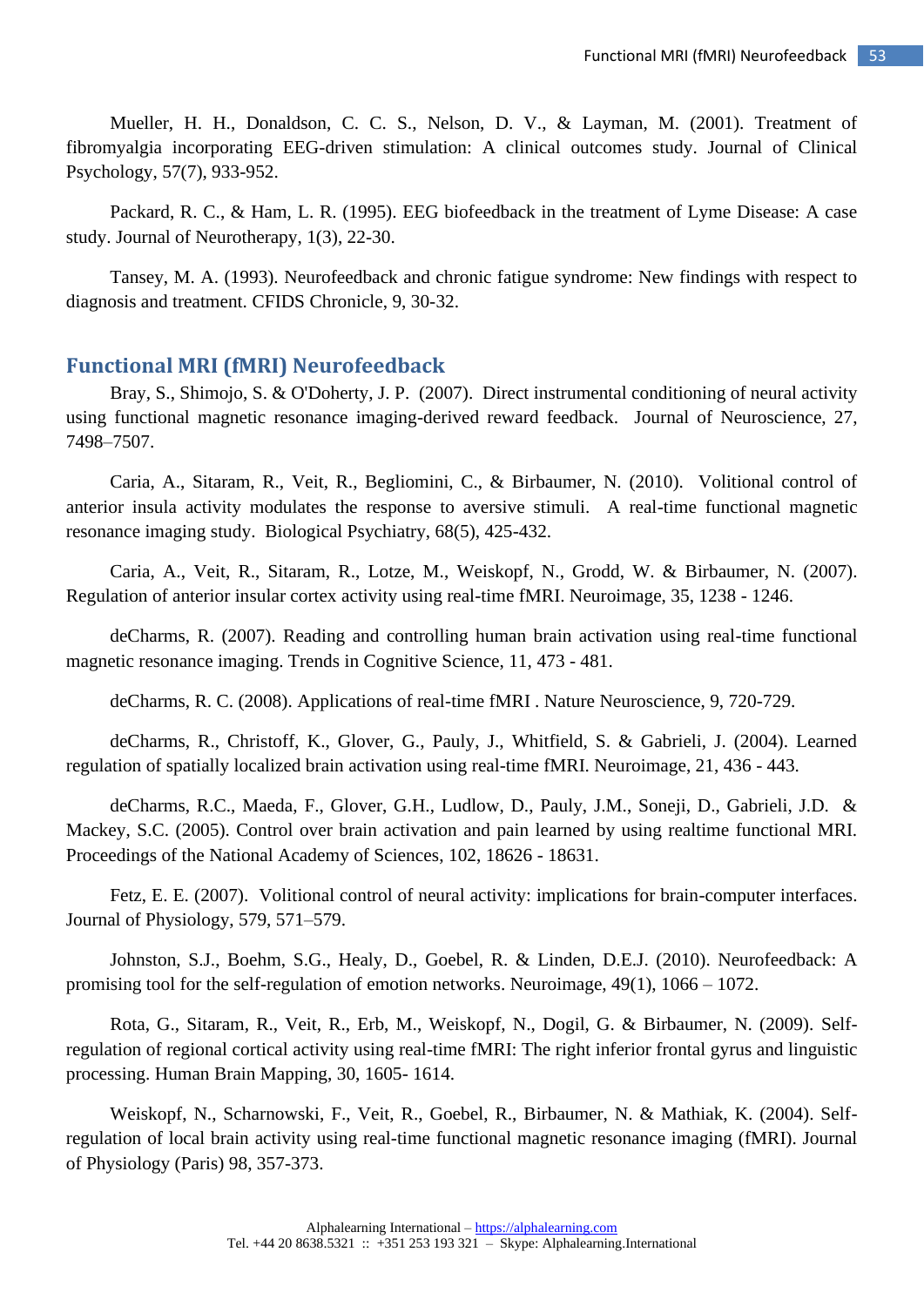Mueller, H. H., Donaldson, C. C. S., Nelson, D. V., & Layman, M. (2001). Treatment of fibromyalgia incorporating EEG-driven stimulation: A clinical outcomes study. Journal of Clinical Psychology, 57(7), 933-952.

Packard, R. C., & Ham, L. R. (1995). EEG biofeedback in the treatment of Lyme Disease: A case study. Journal of Neurotherapy, 1(3), 22-30.

Tansey, M. A. (1993). Neurofeedback and chronic fatigue syndrome: New findings with respect to diagnosis and treatment. CFIDS Chronicle, 9, 30-32.

## Functional MRI (fMRI) Neurofeedback

Bray, S., Shimojo, S. & O'Doherty, J. P. (2007). Direct instrumental conditioning of neural activity using functional magnetic resonance imaging-derived reward feedback. Journal of Neuroscience, 27, 7498–7507.

Caria, A., Sitaram, R., Veit, R., Begliomini, C., & Birbaumer, N. (2010). Volitional control of anterior insula activity modulates the response to aversive stimuli. A real-time functional magnetic resonance imaging study. Biological Psychiatry, 68(5), 425-432.

Caria, A., Veit, R., Sitaram, R., Lotze, M., Weiskopf, N., Grodd, W. & Birbaumer, N. (2007). Regulation of anterior insular cortex activity using real-time fMRI. Neuroimage, 35, 1238 - 1246.

deCharms, R. (2007). Reading and controlling human brain activation using real-time functional magnetic resonance imaging. Trends in Cognitive Science, 11, 473 - 481.

deCharms, R. C. (2008). Applications of real-time fMRI . Nature Neuroscience, 9, 720-729.

deCharms, R., Christoff, K., Glover, G., Pauly, J., Whitfield, S. & Gabrieli, J. (2004). Learned regulation of spatially localized brain activation using real-time fMRI. Neuroimage, 21, 436 - 443.

deCharms, R.C., Maeda, F., Glover, G.H., Ludlow, D., Pauly, J.M., Soneji, D., Gabrieli, J.D. & Mackey, S.C. (2005). Control over brain activation and pain learned by using realtime functional MRI. Proceedings of the National Academy of Sciences, 102, 18626 - 18631.

Fetz, E. E. (2007). Volitional control of neural activity: implications for brain-computer interfaces. Journal of Physiology, 579, 571–579.

Johnston, S.J., Boehm, S.G., Healy, D., Goebel, R. & Linden, D.E.J. (2010). Neurofeedback: A promising tool for the self-regulation of emotion networks. Neuroimage, 49(1), 1066 – 1072.

Rota, G., Sitaram, R., Veit, R., Erb, M., Weiskopf, N., Dogil, G. & Birbaumer, N. (2009). Self-regulation of regional cortical activity using real-time fMRI: The right inferior frontal gyrus and linguistic processing. Human Brain Mapping, 30, 1605- 1614.

Weiskopf, N., Scharnowski, F., Veit, R., Goebel, R., Birbaumer, N. & Mathiak, K. (2004). Self-regulation of local brain activity using real-time functional magnetic resonance imaging (fMRI). Journal of Physiology (Paris) 98, 357-373.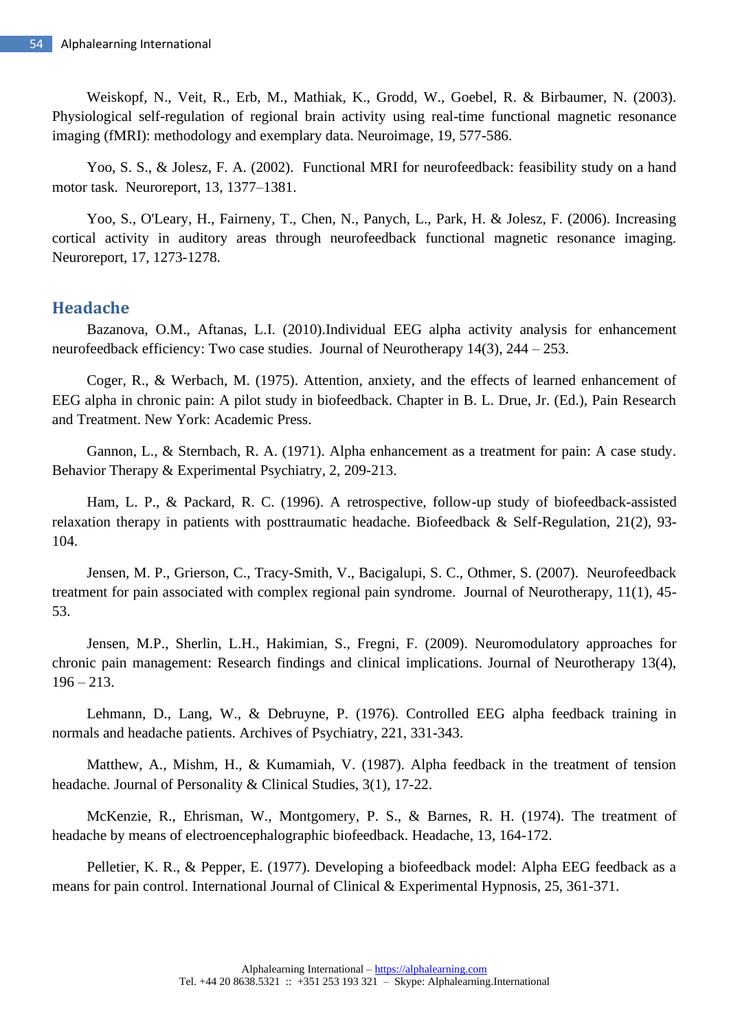Weiskopf, N., Veit, R., Erb, M., Mathiak, K., Grodd, W., Goebel, R. & Birbaumer, N. (2003). Physiological self-regulation of regional brain activity using real-time functional magnetic resonance imaging (fMRI): methodology and exemplary data. Neuroimage, 19, 577-586.

Yoo, S. S., & Jolesz, F. A. (2002). Functional MRI for neurofeedback: feasibility study on a hand motor task. Neuroreport, 13, 1377–1381.

Yoo, S., O'Leary, H., Fairneny, T., Chen, N., Panych, L., Park, H. & Jolesz, F. (2006). Increasing cortical activity in auditory areas through neurofeedback functional magnetic resonance imaging. Neuroreport, 17, 1273-1278.

## Headache

Bazanova, O.M., Aftanas, L.I. (2010).Individual EEG alpha activity analysis for enhancement neurofeedback efficiency: Two case studies. Journal of Neurotherapy 14(3), 244 – 253.

Coger, R., & Werbach, M. (1975). Attention, anxiety, and the effects of learned enhancement of EEG alpha in chronic pain: A pilot study in biofeedback. Chapter in B. L. Drue, Jr. (Ed.), Pain Research and Treatment. New York: Academic Press.

Gannon, L., & Sternbach, R. A. (1971). Alpha enhancement as a treatment for pain: A case study. Behavior Therapy & Experimental Psychiatry, 2, 209-213.

Ham, L. P., & Packard, R. C. (1996). A retrospective, follow-up study of biofeedback-assisted relaxation therapy in patients with posttraumatic headache. Biofeedback & Self-Regulation, 21(2), 93-104.

Jensen, M. P., Grierson, C., Tracy-Smith, V., Bacigalupi, S. C., Othmer, S. (2007). Neurofeedback treatment for pain associated with complex regional pain syndrome. Journal of Neurotherapy, 11(1), 45-53.

Jensen, M.P., Sherlin, L.H., Hakimian, S., Fregni, F. (2009). Neuromodulatory approaches for chronic pain management: Research findings and clinical implications. Journal of Neurotherapy 13(4), 196 – 213.

Lehmann, D., Lang, W., & Debruyne, P. (1976). Controlled EEG alpha feedback training in normals and headache patients. Archives of Psychiatry, 221, 331-343.

Matthew, A., Mishm, H., & Kumamiah, V. (1987). Alpha feedback in the treatment of tension headache. Journal of Personality & Clinical Studies, 3(1), 17-22.

McKenzie, R., Ehrisman, W., Montgomery, P. S., & Barnes, R. H. (1974). The treatment of headache by means of electroencephalographic biofeedback. Headache, 13, 164-172.

Pelletier, K. R., & Pepper, E. (1977). Developing a biofeedback model: Alpha EEG feedback as a means for pain control. International Journal of Clinical & Experimental Hypnosis, 25, 361-371.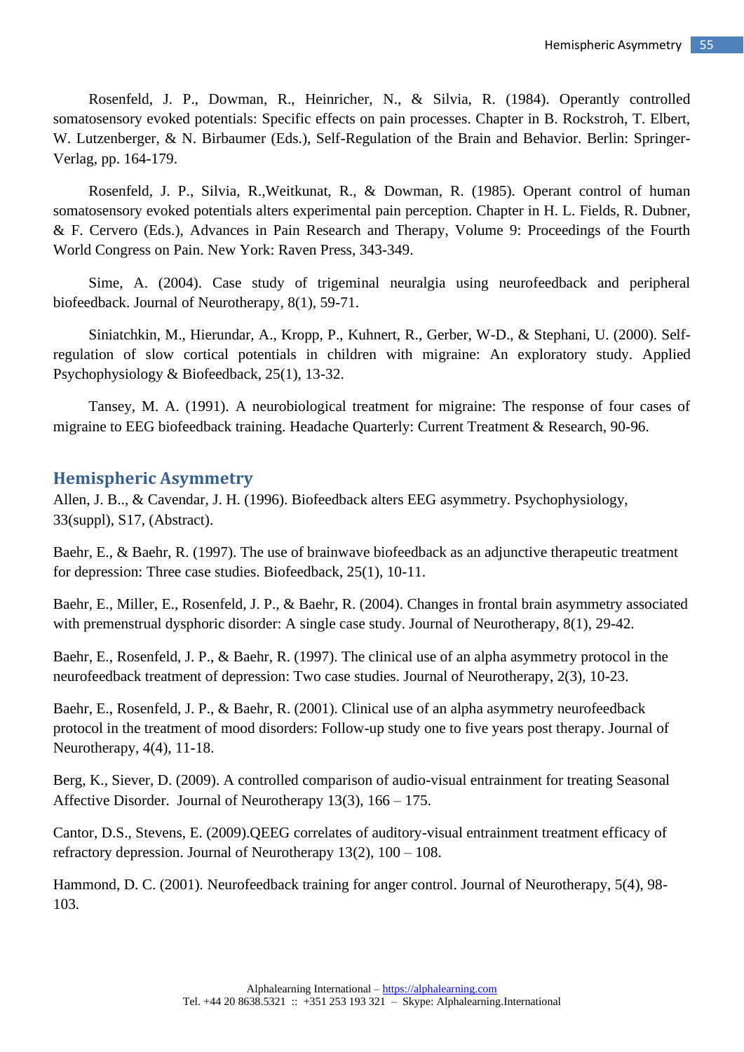Rosenfeld, J. P., Dowman, R., Heinricher, N., & Silvia, R. (1984). Operantly controlled somatosensory evoked potentials: Specific effects on pain processes. Chapter in B. Rockstroh, T. Elbert, W. Lutzenberger, & N. Birbaumer (Eds.), Self-Regulation of the Brain and Behavior. Berlin: Springer-Verlag, pp. 164-179.

Rosenfeld, J. P., Silvia, R.,Weitkunat, R., & Dowman, R. (1985). Operant control of human somatosensory evoked potentials alters experimental pain perception. Chapter in H. L. Fields, R. Dubner, & F. Cervero (Eds.), Advances in Pain Research and Therapy, Volume 9: Proceedings of the Fourth World Congress on Pain. New York: Raven Press, 343-349.

Sime, A. (2004). Case study of trigeminal neuralgia using neurofeedback and peripheral biofeedback. Journal of Neurotherapy, 8(1), 59-71.

Siniatchkin, M., Hierundar, A., Kropp, P., Kuhnert, R., Gerber, W-D., & Stephani, U. (2000). Self-regulation of slow cortical potentials in children with migraine: An exploratory study. Applied Psychophysiology & Biofeedback, 25(1), 13-32.

Tansey, M. A. (1991). A neurobiological treatment for migraine: The response of four cases of migraine to EEG biofeedback training. Headache Quarterly: Current Treatment & Research, 90-96.

## Hemispheric Asymmetry

Allen, J. B.., & Cavendar, J. H. (1996). Biofeedback alters EEG asymmetry. Psychophysiology, 33(suppl), S17, (Abstract).

Baehr, E., & Baehr, R. (1997). The use of brainwave biofeedback as an adjunctive therapeutic treatment for depression: Three case studies. Biofeedback, 25(1), 10-11.

Baehr, E., Miller, E., Rosenfeld, J. P., & Baehr, R. (2004). Changes in frontal brain asymmetry associated with premenstrual dysphoric disorder: A single case study. Journal of Neurotherapy, 8(1), 29-42.

Baehr, E., Rosenfeld, J. P., & Baehr, R. (1997). The clinical use of an alpha asymmetry protocol in the neurofeedback treatment of depression: Two case studies. Journal of Neurotherapy, 2(3), 10-23.

Baehr, E., Rosenfeld, J. P., & Baehr, R. (2001). Clinical use of an alpha asymmetry neurofeedback protocol in the treatment of mood disorders: Follow-up study one to five years post therapy. Journal of Neurotherapy, 4(4), 11-18.

Berg, K., Siever, D. (2009). A controlled comparison of audio-visual entrainment for treating Seasonal Affective Disorder. Journal of Neurotherapy 13(3), 166 – 175.

Cantor, D.S., Stevens, E. (2009).QEEG correlates of auditory-visual entrainment treatment efficacy of refractory depression. Journal of Neurotherapy 13(2), 100 – 108.

Hammond, D. C. (2001). Neurofeedback training for anger control. Journal of Neurotherapy, 5(4), 98-103.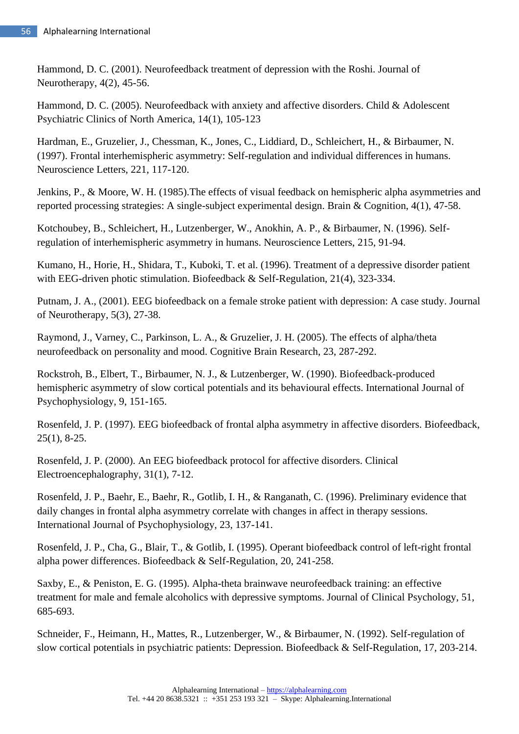Hammond, D. C. (2001). Neurofeedback treatment of depression with the Roshi. Journal of Neurotherapy, 4(2), 45-56.

Hammond, D. C. (2005). Neurofeedback with anxiety and affective disorders. Child & Adolescent Psychiatric Clinics of North America, 14(1), 105-123

Hardman, E., Gruzelier, J., Chessman, K., Jones, C., Liddiard, D., Schleichert, H., & Birbaumer, N. (1997). Frontal interhemispheric asymmetry: Self-regulation and individual differences in humans. Neuroscience Letters, 221, 117-120.

Jenkins, P., & Moore, W. H. (1985).The effects of visual feedback on hemispheric alpha asymmetries and reported processing strategies: A single-subject experimental design. Brain & Cognition, 4(1), 47-58.

Kotchoubey, B., Schleichert, H., Lutzenberger, W., Anokhin, A. P., & Birbaumer, N. (1996). Self-regulation of interhemispheric asymmetry in humans. Neuroscience Letters, 215, 91-94.

Kumano, H., Horie, H., Shidara, T., Kuboki, T. et al. (1996). Treatment of a depressive disorder patient with EEG-driven photic stimulation. Biofeedback & Self-Regulation, 21(4), 323-334.

Putnam, J. A., (2001). EEG biofeedback on a female stroke patient with depression: A case study. Journal of Neurotherapy, 5(3), 27-38.

Raymond, J., Varney, C., Parkinson, L. A., & Gruzelier, J. H. (2005). The effects of alpha/theta neurofeedback on personality and mood. Cognitive Brain Research, 23, 287-292.

Rockstroh, B., Elbert, T., Birbaumer, N. J., & Lutzenberger, W. (1990). Biofeedback-produced hemispheric asymmetry of slow cortical potentials and its behavioural effects. International Journal of Psychophysiology, 9, 151-165.

Rosenfeld, J. P. (1997). EEG biofeedback of frontal alpha asymmetry in affective disorders. Biofeedback, 25(1), 8-25.

Rosenfeld, J. P. (2000). An EEG biofeedback protocol for affective disorders. Clinical Electroencephalography, 31(1), 7-12.

Rosenfeld, J. P., Baehr, E., Baehr, R., Gotlib, I. H., & Ranganath, C. (1996). Preliminary evidence that daily changes in frontal alpha asymmetry correlate with changes in affect in therapy sessions. International Journal of Psychophysiology, 23, 137-141.

Rosenfeld, J. P., Cha, G., Blair, T., & Gotlib, I. (1995). Operant biofeedback control of left-right frontal alpha power differences. Biofeedback & Self-Regulation, 20, 241-258.

Saxby, E., & Peniston, E. G. (1995). Alpha-theta brainwave neurofeedback training: an effective treatment for male and female alcoholics with depressive symptoms. Journal of Clinical Psychology, 51, 685-693.

Schneider, F., Heimann, H., Mattes, R., Lutzenberger, W., & Birbaumer, N. (1992). Self-regulation of slow cortical potentials in psychiatric patients: Depression. Biofeedback & Self-Regulation, 17, 203-214.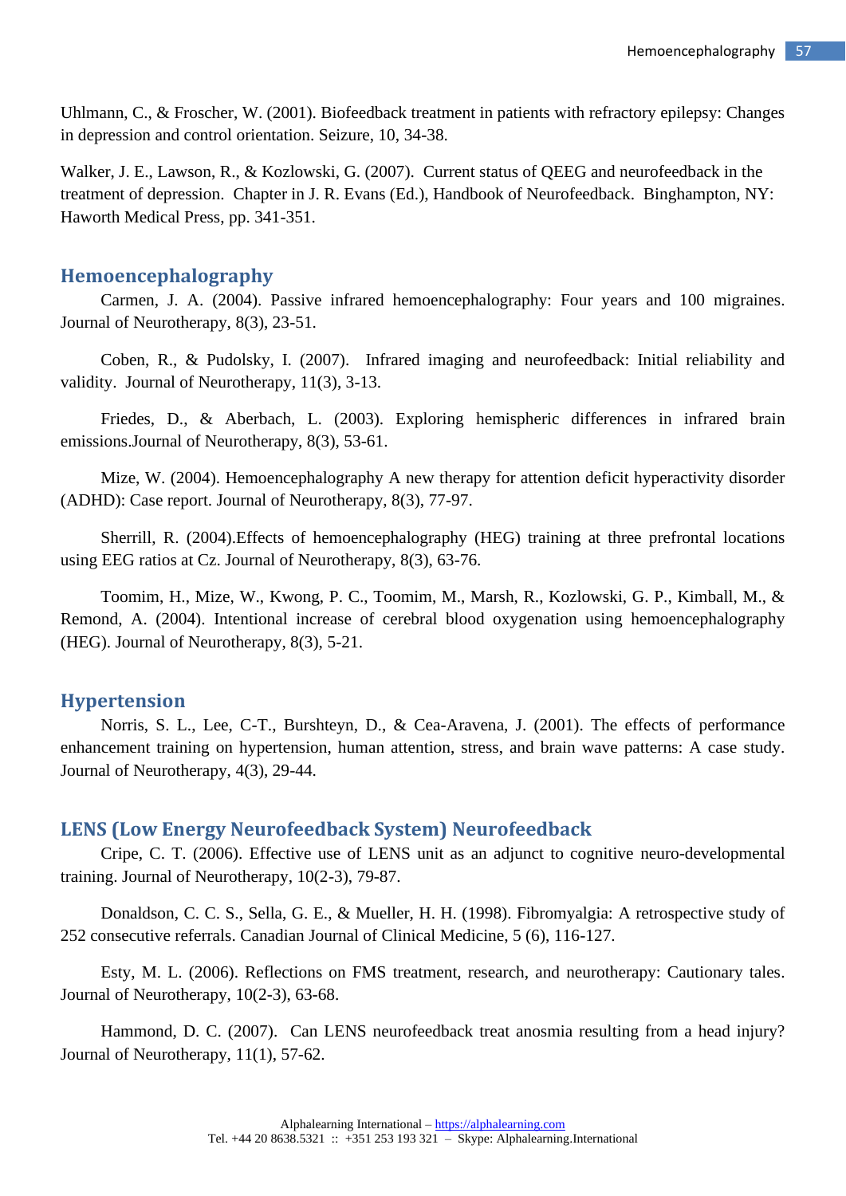Uhlmann, C., & Froscher, W. (2001). Biofeedback treatment in patients with refractory epilepsy: Changes in depression and control orientation. Seizure, 10, 34-38.

Walker, J. E., Lawson, R., & Kozlowski, G. (2007). Current status of QEEG and neurofeedback in the treatment of depression. Chapter in J. R. Evans (Ed.), Handbook of Neurofeedback. Binghampton, NY: Haworth Medical Press, pp. 341-351.

## Hemoencephalography

Carmen, J. A. (2004). Passive infrared hemoencephalography: Four years and 100 migraines. Journal of Neurotherapy, 8(3), 23-51.

Coben, R., & Pudolsky, I. (2007). Infrared imaging and neurofeedback: Initial reliability and validity. Journal of Neurotherapy, 11(3), 3-13.

Friedes, D., & Aberbach, L. (2003). Exploring hemispheric differences in infrared brain emissions.Journal of Neurotherapy, 8(3), 53-61.

Mize, W. (2004). Hemoencephalography A new therapy for attention deficit hyperactivity disorder (ADHD): Case report. Journal of Neurotherapy, 8(3), 77-97.

Sherrill, R. (2004).Effects of hemoencephalography (HEG) training at three prefrontal locations using EEG ratios at Cz. Journal of Neurotherapy, 8(3), 63-76.

Toomim, H., Mize, W., Kwong, P. C., Toomim, M., Marsh, R., Kozlowski, G. P., Kimball, M., & Remond, A. (2004). Intentional increase of cerebral blood oxygenation using hemoencephalography (HEG). Journal of Neurotherapy, 8(3), 5-21.

## Hypertension

Norris, S. L., Lee, C-T., Burshteyn, D., & Cea-Aravena, J. (2001). The effects of performance enhancement training on hypertension, human attention, stress, and brain wave patterns: A case study. Journal of Neurotherapy, 4(3), 29-44.

## LENS (Low Energy Neurofeedback System) Neurofeedback

Cripe, C. T. (2006). Effective use of LENS unit as an adjunct to cognitive neuro-developmental training. Journal of Neurotherapy, 10(2-3), 79-87.

Donaldson, C. C. S., Sella, G. E., & Mueller, H. H. (1998). Fibromyalgia: A retrospective study of 252 consecutive referrals. Canadian Journal of Clinical Medicine, 5 (6), 116-127.

Esty, M. L. (2006). Reflections on FMS treatment, research, and neurotherapy: Cautionary tales. Journal of Neurotherapy, 10(2-3), 63-68.

Hammond, D. C. (2007). Can LENS neurofeedback treat anosmia resulting from a head injury? Journal of Neurotherapy, 11(1), 57-62.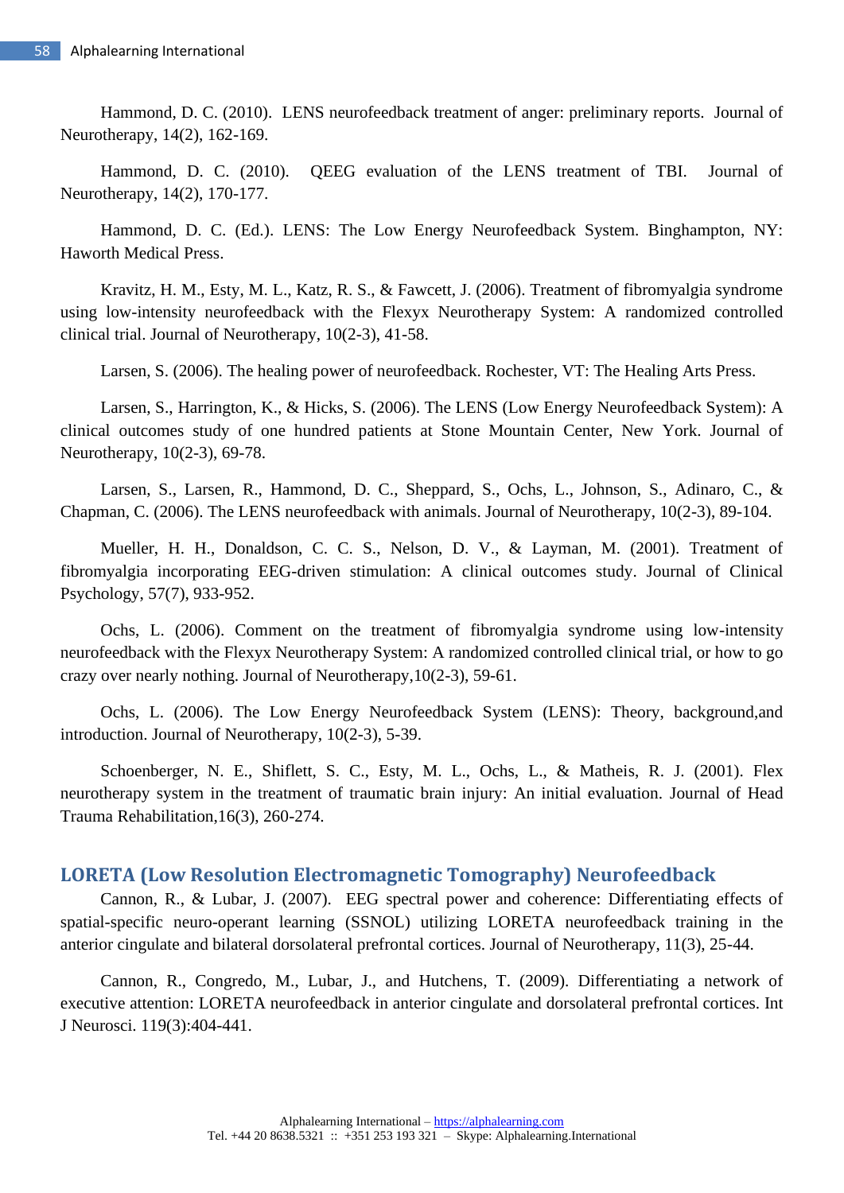Hammond, D. C. (2010). LENS neurofeedback treatment of anger: preliminary reports. Journal of Neurotherapy, 14(2), 162-169.

Hammond, D. C. (2010). QEEG evaluation of the LENS treatment of TBI. Journal of Neurotherapy, 14(2), 170-177.

Hammond, D. C. (Ed.). LENS: The Low Energy Neurofeedback System. Binghampton, NY: Haworth Medical Press.

Kravitz, H. M., Esty, M. L., Katz, R. S., & Fawcett, J. (2006). Treatment of fibromyalgia syndrome using low-intensity neurofeedback with the Flexyx Neurotherapy System: A randomized controlled clinical trial. Journal of Neurotherapy, 10(2-3), 41-58.

Larsen, S. (2006). The healing power of neurofeedback. Rochester, VT: The Healing Arts Press.

Larsen, S., Harrington, K., & Hicks, S. (2006). The LENS (Low Energy Neurofeedback System): A clinical outcomes study of one hundred patients at Stone Mountain Center, New York. Journal of Neurotherapy, 10(2-3), 69-78.

Larsen, S., Larsen, R., Hammond, D. C., Sheppard, S., Ochs, L., Johnson, S., Adinaro, C., & Chapman, C. (2006). The LENS neurofeedback with animals. Journal of Neurotherapy, 10(2-3), 89-104.

Mueller, H. H., Donaldson, C. C. S., Nelson, D. V., & Layman, M. (2001). Treatment of fibromyalgia incorporating EEG-driven stimulation: A clinical outcomes study. Journal of Clinical Psychology, 57(7), 933-952.

Ochs, L. (2006). Comment on the treatment of fibromyalgia syndrome using low-intensity neurofeedback with the Flexyx Neurotherapy System: A randomized controlled clinical trial, or how to go crazy over nearly nothing. Journal of Neurotherapy,10(2-3), 59-61.

Ochs, L. (2006). The Low Energy Neurofeedback System (LENS): Theory, background,and introduction. Journal of Neurotherapy, 10(2-3), 5-39.

Schoenberger, N. E., Shiflett, S. C., Esty, M. L., Ochs, L., & Matheis, R. J. (2001). Flex neurotherapy system in the treatment of traumatic brain injury: An initial evaluation. Journal of Head Trauma Rehabilitation,16(3), 260-274.

## LORETA (Low Resolution Electromagnetic Tomography) Neurofeedback

Cannon, R., & Lubar, J. (2007). EEG spectral power and coherence: Differentiating effects of spatial-specific neuro-operant learning (SSNOL) utilizing LORETA neurofeedback training in the anterior cingulate and bilateral dorsolateral prefrontal cortices. Journal of Neurotherapy, 11(3), 25-44.

Cannon, R., Congredo, M., Lubar, J., and Hutchens, T. (2009). Differentiating a network of executive attention: LORETA neurofeedback in anterior cingulate and dorsolateral prefrontal cortices. Int J Neurosci. 119(3):404-441.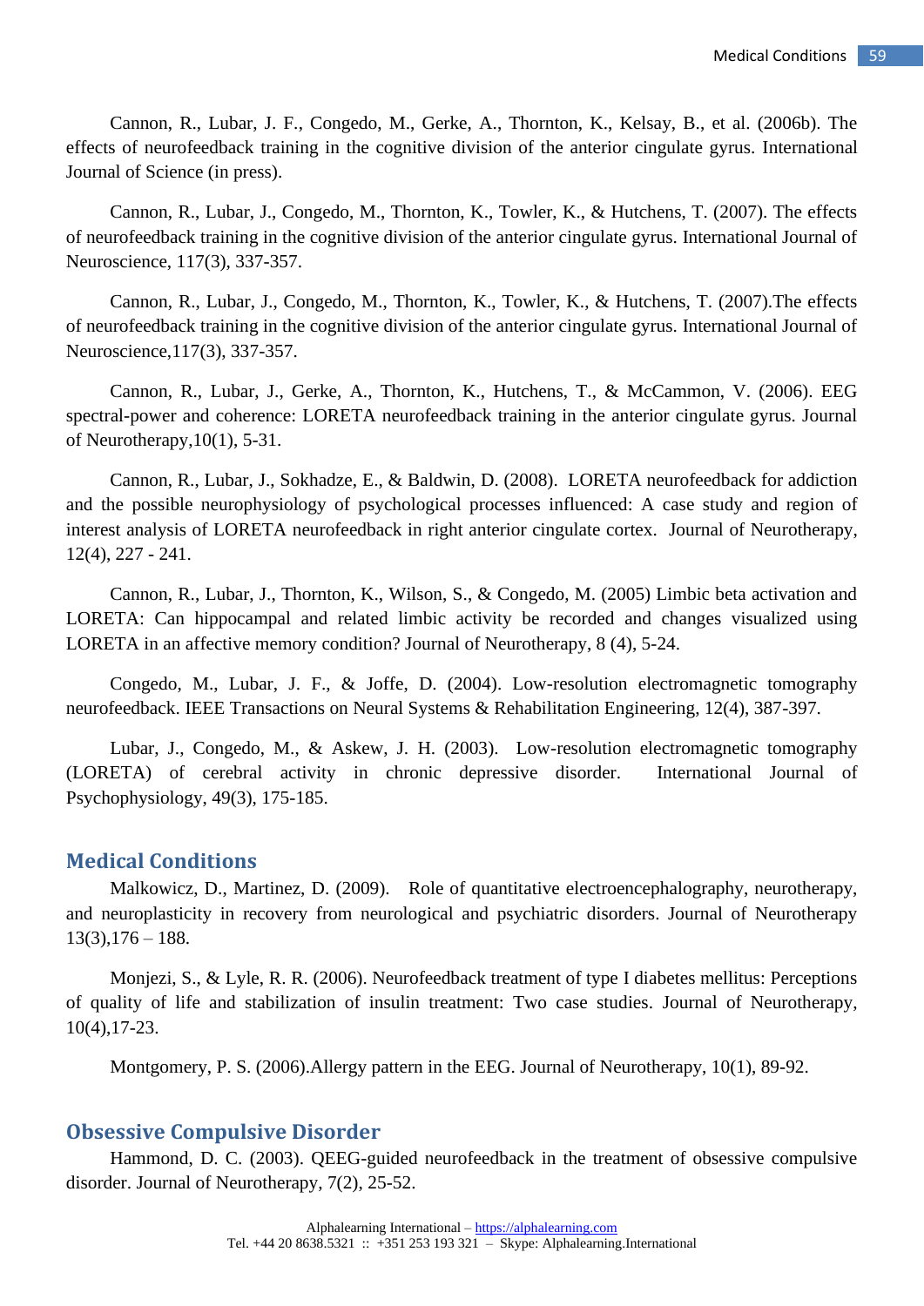Cannon, R., Lubar, J. F., Congedo, M., Gerke, A., Thornton, K., Kelsay, B., et al. (2006b). The effects of neurofeedback training in the cognitive division of the anterior cingulate gyrus. International Journal of Science (in press).

Cannon, R., Lubar, J., Congedo, M., Thornton, K., Towler, K., & Hutchens, T. (2007). The effects of neurofeedback training in the cognitive division of the anterior cingulate gyrus. International Journal of Neuroscience, 117(3), 337-357.

Cannon, R., Lubar, J., Congedo, M., Thornton, K., Towler, K., & Hutchens, T. (2007).The effects of neurofeedback training in the cognitive division of the anterior cingulate gyrus. International Journal of Neuroscience,117(3), 337-357.

Cannon, R., Lubar, J., Gerke, A., Thornton, K., Hutchens, T., & McCammon, V. (2006). EEG spectral-power and coherence: LORETA neurofeedback training in the anterior cingulate gyrus. Journal of Neurotherapy,10(1), 5-31.

Cannon, R., Lubar, J., Sokhadze, E., & Baldwin, D. (2008). LORETA neurofeedback for addiction and the possible neurophysiology of psychological processes influenced: A case study and region of interest analysis of LORETA neurofeedback in right anterior cingulate cortex. Journal of Neurotherapy, 12(4), 227 - 241.

Cannon, R., Lubar, J., Thornton, K., Wilson, S., & Congedo, M. (2005) Limbic beta activation and LORETA: Can hippocampal and related limbic activity be recorded and changes visualized using LORETA in an affective memory condition? Journal of Neurotherapy, 8 (4), 5-24.

Congedo, M., Lubar, J. F., & Joffe, D. (2004). Low-resolution electromagnetic tomography neurofeedback. IEEE Transactions on Neural Systems & Rehabilitation Engineering, 12(4), 387-397.

Lubar, J., Congedo, M., & Askew, J. H. (2003). Low-resolution electromagnetic tomography (LORETA) of cerebral activity in chronic depressive disorder. International Journal of Psychophysiology, 49(3), 175-185.

## Medical Conditions

Malkowicz, D., Martinez, D. (2009). Role of quantitative electroencephalography, neurotherapy, and neuroplasticity in recovery from neurological and psychiatric disorders. Journal of Neurotherapy 13(3),176 – 188.

Monjezi, S., & Lyle, R. R. (2006). Neurofeedback treatment of type I diabetes mellitus: Perceptions of quality of life and stabilization of insulin treatment: Two case studies. Journal of Neurotherapy, 10(4),17-23.

Montgomery, P. S. (2006).Allergy pattern in the EEG. Journal of Neurotherapy, 10(1), 89-92.

## Obsessive Compulsive Disorder

Hammond, D. C. (2003). QEEG-guided neurofeedback in the treatment of obsessive compulsive disorder. Journal of Neurotherapy, 7(2), 25-52.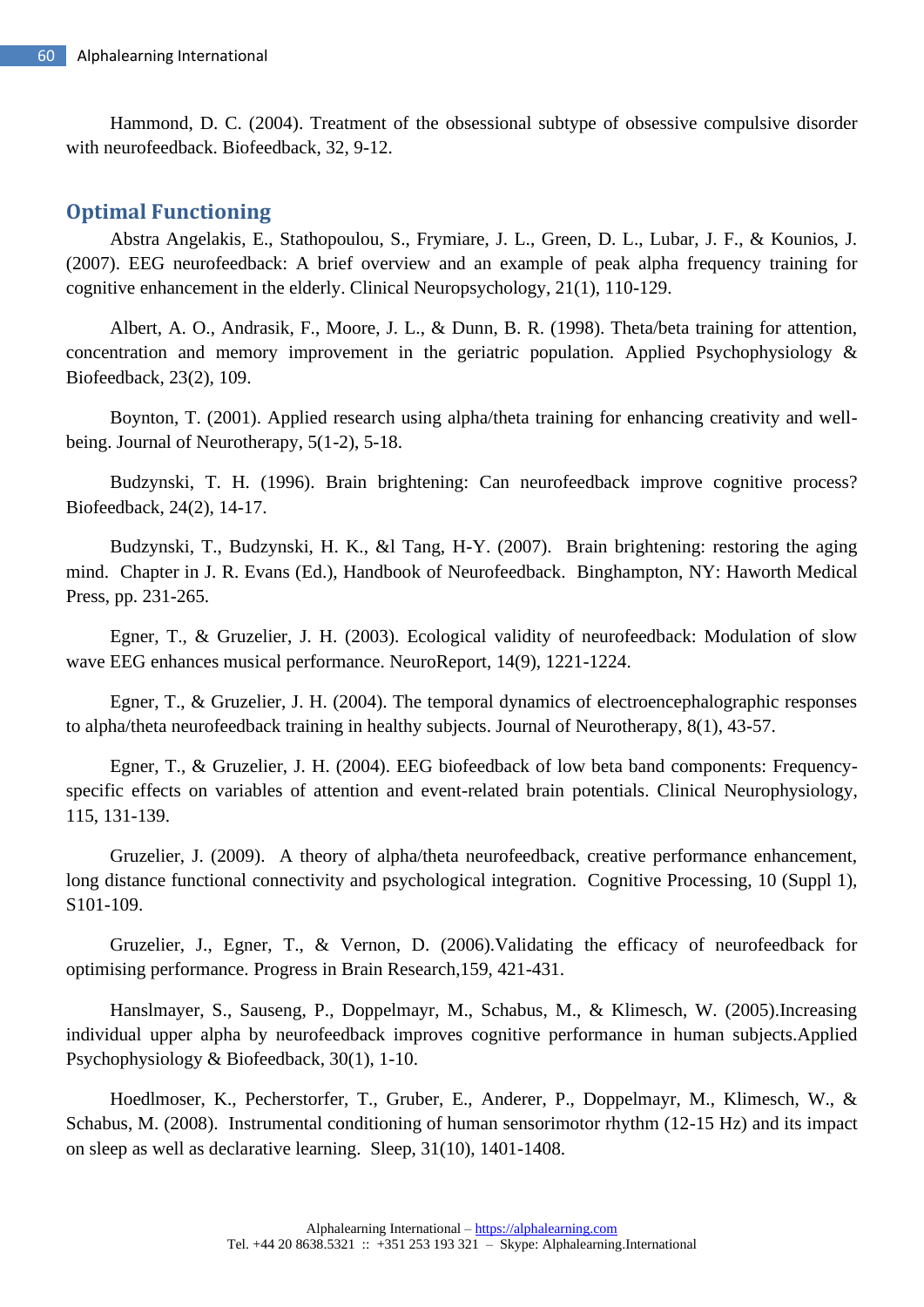Hammond, D. C. (2004). Treatment of the obsessional subtype of obsessive compulsive disorder with neurofeedback. Biofeedback, 32, 9-12.

## Optimal Functioning

Abstra Angelakis, E., Stathopoulou, S., Frymiare, J. L., Green, D. L., Lubar, J. F., & Kounios, J. (2007). EEG neurofeedback: A brief overview and an example of peak alpha frequency training for cognitive enhancement in the elderly. Clinical Neuropsychology, 21(1), 110-129.

Albert, A. O., Andrasik, F., Moore, J. L., & Dunn, B. R. (1998). Theta/beta training for attention, concentration and memory improvement in the geriatric population. Applied Psychophysiology & Biofeedback, 23(2), 109.

Boynton, T. (2001). Applied research using alpha/theta training for enhancing creativity and well-being. Journal of Neurotherapy, 5(1-2), 5-18.

Budzynski, T. H. (1996). Brain brightening: Can neurofeedback improve cognitive process? Biofeedback, 24(2), 14-17.

Budzynski, T., Budzynski, H. K., &l Tang, H-Y. (2007). Brain brightening: restoring the aging mind. Chapter in J. R. Evans (Ed.), Handbook of Neurofeedback. Binghampton, NY: Haworth Medical Press, pp. 231-265.

Egner, T., & Gruzelier, J. H. (2003). Ecological validity of neurofeedback: Modulation of slow wave EEG enhances musical performance. NeuroReport, 14(9), 1221-1224.

Egner, T., & Gruzelier, J. H. (2004). The temporal dynamics of electroencephalographic responses to alpha/theta neurofeedback training in healthy subjects. Journal of Neurotherapy, 8(1), 43-57.

Egner, T., & Gruzelier, J. H. (2004). EEG biofeedback of low beta band components: Frequency-specific effects on variables of attention and event-related brain potentials. Clinical Neurophysiology, 115, 131-139.

Gruzelier, J. (2009). A theory of alpha/theta neurofeedback, creative performance enhancement, long distance functional connectivity and psychological integration. Cognitive Processing, 10 (Suppl 1), S101-109.

Gruzelier, J., Egner, T., & Vernon, D. (2006).Validating the efficacy of neurofeedback for optimising performance. Progress in Brain Research,159, 421-431.

Hanslmayer, S., Sauseng, P., Doppelmayr, M., Schabus, M., & Klimesch, W. (2005).Increasing individual upper alpha by neurofeedback improves cognitive performance in human subjects.Applied Psychophysiology & Biofeedback, 30(1), 1-10.

Hoedlmoser, K., Pecherstorfer, T., Gruber, E., Anderer, P., Doppelmayr, M., Klimesch, W., & Schabus, M. (2008). Instrumental conditioning of human sensorimotor rhythm (12-15 Hz) and its impact on sleep as well as declarative learning. Sleep, 31(10), 1401-1408.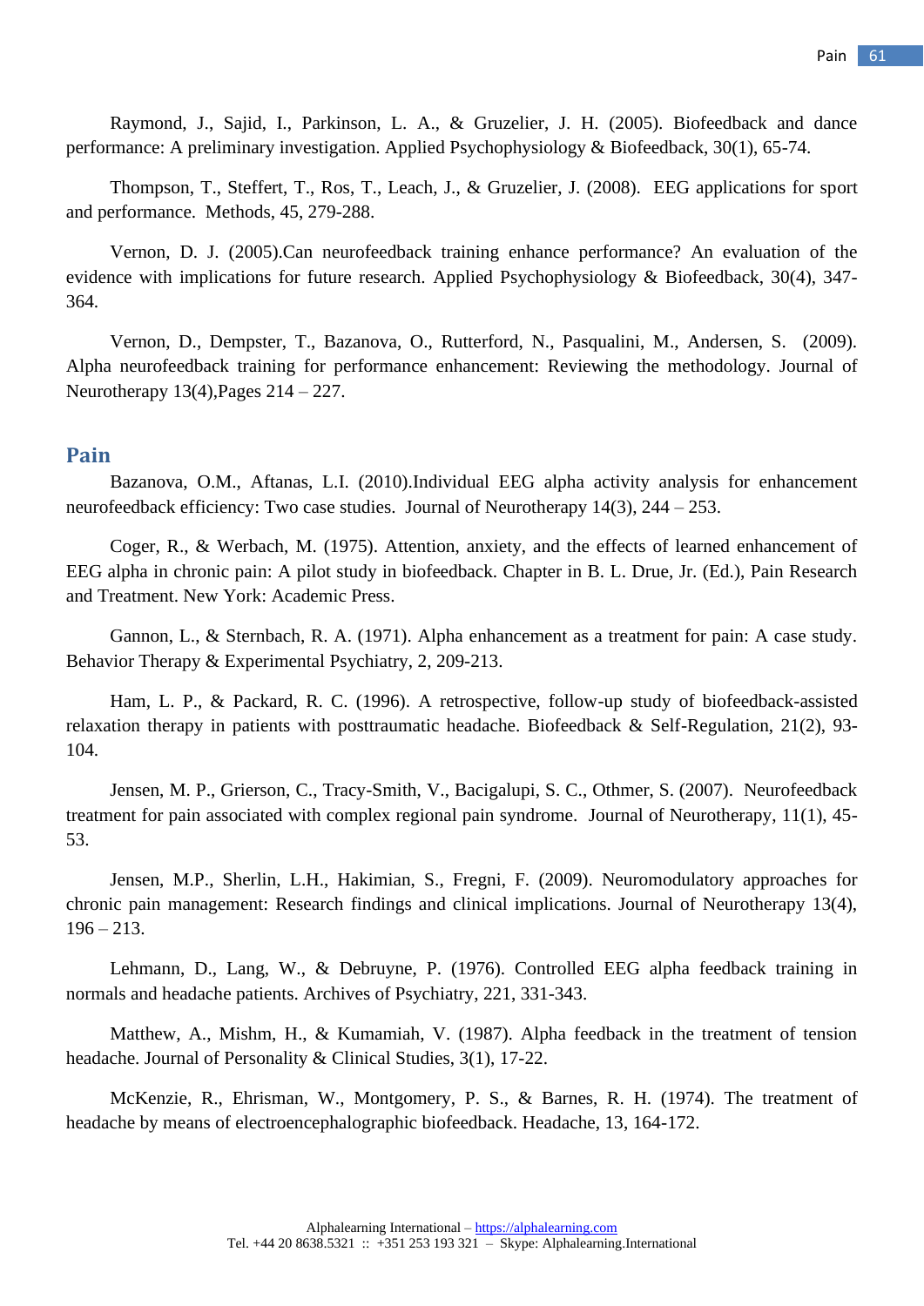Raymond, J., Sajid, I., Parkinson, L. A., & Gruzelier, J. H. (2005). Biofeedback and dance performance: A preliminary investigation. Applied Psychophysiology & Biofeedback, 30(1), 65-74.

Thompson, T., Steffert, T., Ros, T., Leach, J., & Gruzelier, J. (2008). EEG applications for sport and performance. Methods, 45, 279-288.

Vernon, D. J. (2005).Can neurofeedback training enhance performance? An evaluation of the evidence with implications for future research. Applied Psychophysiology & Biofeedback, 30(4), 347-364.

Vernon, D., Dempster, T., Bazanova, O., Rutterford, N., Pasqualini, M., Andersen, S. (2009). Alpha neurofeedback training for performance enhancement: Reviewing the methodology. Journal of Neurotherapy 13(4),Pages 214 – 227.

## Pain

Bazanova, O.M., Aftanas, L.I. (2010).Individual EEG alpha activity analysis for enhancement neurofeedback efficiency: Two case studies. Journal of Neurotherapy 14(3), 244 – 253.

Coger, R., & Werbach, M. (1975). Attention, anxiety, and the effects of learned enhancement of EEG alpha in chronic pain: A pilot study in biofeedback. Chapter in B. L. Drue, Jr. (Ed.), Pain Research and Treatment. New York: Academic Press.

Gannon, L., & Sternbach, R. A. (1971). Alpha enhancement as a treatment for pain: A case study. Behavior Therapy & Experimental Psychiatry, 2, 209-213.

Ham, L. P., & Packard, R. C. (1996). A retrospective, follow-up study of biofeedback-assisted relaxation therapy in patients with posttraumatic headache. Biofeedback & Self-Regulation, 21(2), 93-104.

Jensen, M. P., Grierson, C., Tracy-Smith, V., Bacigalupi, S. C., Othmer, S. (2007). Neurofeedback treatment for pain associated with complex regional pain syndrome. Journal of Neurotherapy, 11(1), 45-53.

Jensen, M.P., Sherlin, L.H., Hakimian, S., Fregni, F. (2009). Neuromodulatory approaches for chronic pain management: Research findings and clinical implications. Journal of Neurotherapy 13(4), 196 – 213.

Lehmann, D., Lang, W., & Debruyne, P. (1976). Controlled EEG alpha feedback training in normals and headache patients. Archives of Psychiatry, 221, 331-343.

Matthew, A., Mishm, H., & Kumamiah, V. (1987). Alpha feedback in the treatment of tension headache. Journal of Personality & Clinical Studies, 3(1), 17-22.

McKenzie, R., Ehrisman, W., Montgomery, P. S., & Barnes, R. H. (1974). The treatment of headache by means of electroencephalographic biofeedback. Headache, 13, 164-172.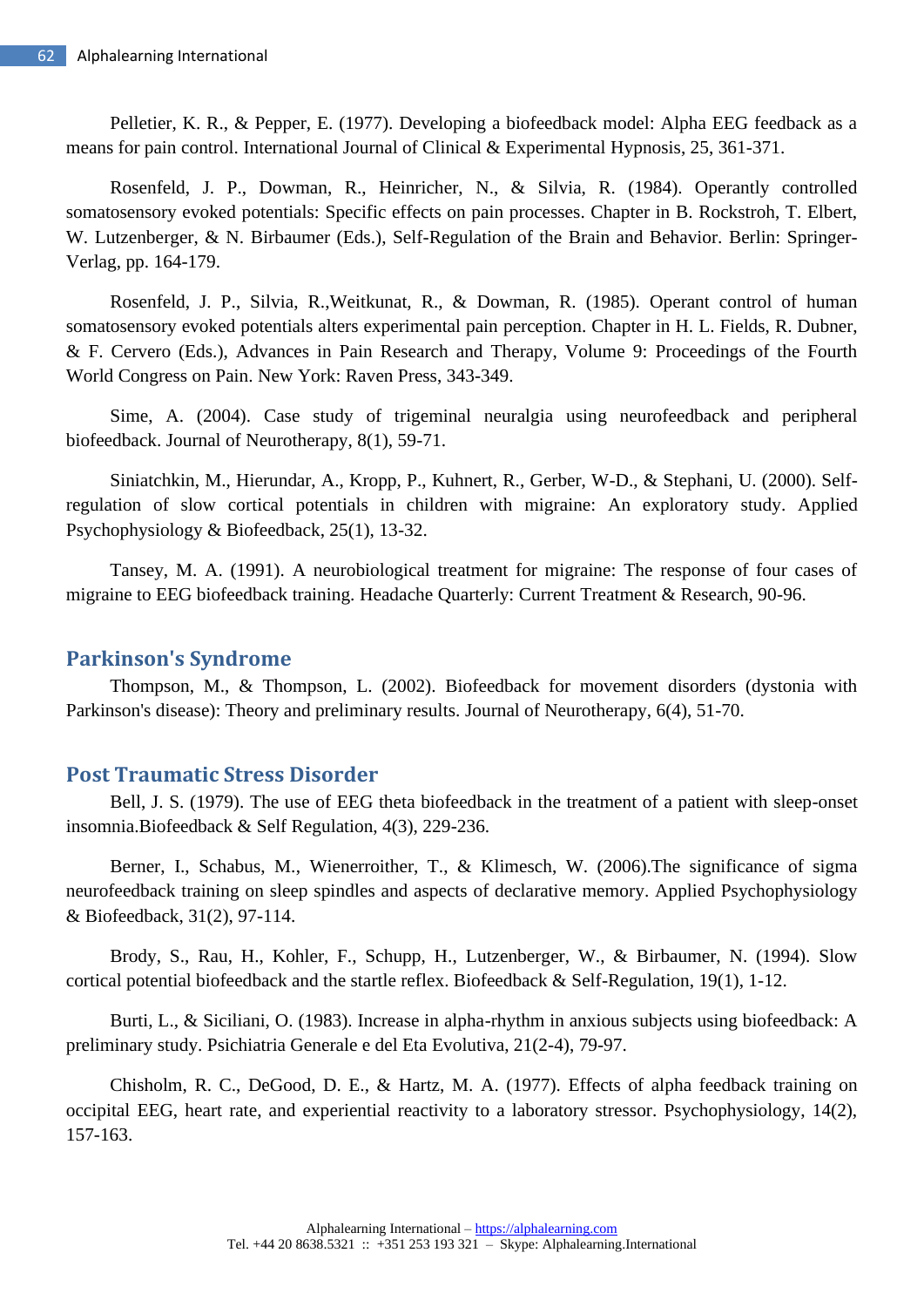Pelletier, K. R., & Pepper, E. (1977). Developing a biofeedback model: Alpha EEG feedback as a means for pain control. International Journal of Clinical & Experimental Hypnosis, 25, 361-371.

Rosenfeld, J. P., Dowman, R., Heinricher, N., & Silvia, R. (1984). Operantly controlled somatosensory evoked potentials: Specific effects on pain processes. Chapter in B. Rockstroh, T. Elbert, W. Lutzenberger, & N. Birbaumer (Eds.), Self-Regulation of the Brain and Behavior. Berlin: Springer-Verlag, pp. 164-179.

Rosenfeld, J. P., Silvia, R.,Weitkunat, R., & Dowman, R. (1985). Operant control of human somatosensory evoked potentials alters experimental pain perception. Chapter in H. L. Fields, R. Dubner, & F. Cervero (Eds.), Advances in Pain Research and Therapy, Volume 9: Proceedings of the Fourth World Congress on Pain. New York: Raven Press, 343-349.

Sime, A. (2004). Case study of trigeminal neuralgia using neurofeedback and peripheral biofeedback. Journal of Neurotherapy, 8(1), 59-71.

Siniatchkin, M., Hierundar, A., Kropp, P., Kuhnert, R., Gerber, W-D., & Stephani, U. (2000). Self-regulation of slow cortical potentials in children with migraine: An exploratory study. Applied Psychophysiology & Biofeedback, 25(1), 13-32.

Tansey, M. A. (1991). A neurobiological treatment for migraine: The response of four cases of migraine to EEG biofeedback training. Headache Quarterly: Current Treatment & Research, 90-96.

## Parkinson's Syndrome

Thompson, M., & Thompson, L. (2002). Biofeedback for movement disorders (dystonia with Parkinson's disease): Theory and preliminary results. Journal of Neurotherapy, 6(4), 51-70.

## Post Traumatic Stress Disorder

Bell, J. S. (1979). The use of EEG theta biofeedback in the treatment of a patient with sleep-onset insomnia.Biofeedback & Self Regulation, 4(3), 229-236.

Berner, I., Schabus, M., Wienerroither, T., & Klimesch, W. (2006).The significance of sigma neurofeedback training on sleep spindles and aspects of declarative memory. Applied Psychophysiology & Biofeedback, 31(2), 97-114.

Brody, S., Rau, H., Kohler, F., Schupp, H., Lutzenberger, W., & Birbaumer, N. (1994). Slow cortical potential biofeedback and the startle reflex. Biofeedback & Self-Regulation, 19(1), 1-12.

Burti, L., & Siciliani, O. (1983). Increase in alpha-rhythm in anxious subjects using biofeedback: A preliminary study. Psichiatria Generale e del Eta Evolutiva, 21(2-4), 79-97.

Chisholm, R. C., DeGood, D. E., & Hartz, M. A. (1977). Effects of alpha feedback training on occipital EEG, heart rate, and experiential reactivity to a laboratory stressor. Psychophysiology, 14(2), 157-163.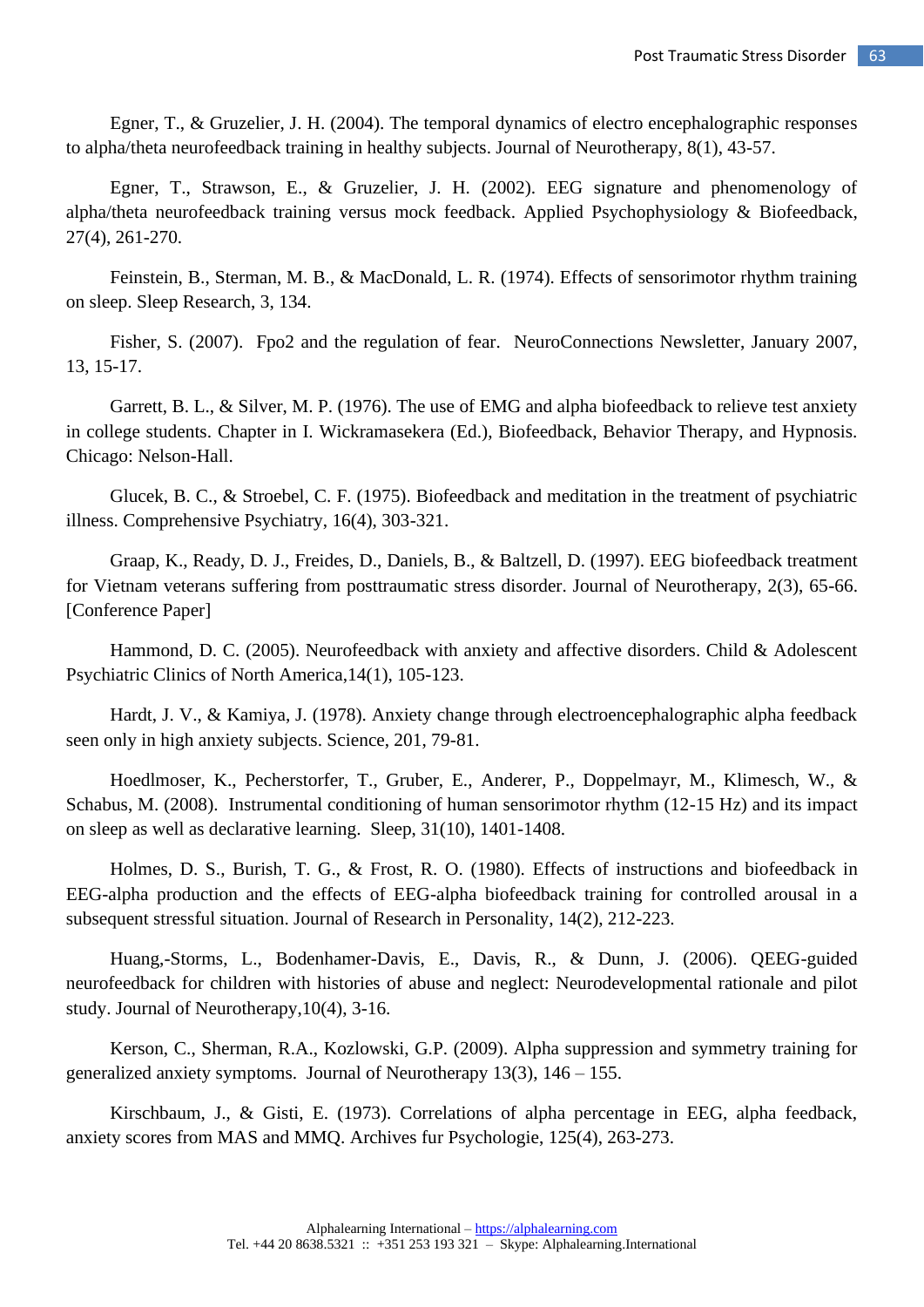Egner, T., & Gruzelier, J. H. (2004). The temporal dynamics of electro encephalographic responses to alpha/theta neurofeedback training in healthy subjects. Journal of Neurotherapy, 8(1), 43-57.

Egner, T., Strawson, E., & Gruzelier, J. H. (2002). EEG signature and phenomenology of alpha/theta neurofeedback training versus mock feedback. Applied Psychophysiology & Biofeedback, 27(4), 261-270.

Feinstein, B., Sterman, M. B., & MacDonald, L. R. (1974). Effects of sensorimotor rhythm training on sleep. Sleep Research, 3, 134.

Fisher, S. (2007). Fpo2 and the regulation of fear. NeuroConnections Newsletter, January 2007, 13, 15-17.

Garrett, B. L., & Silver, M. P. (1976). The use of EMG and alpha biofeedback to relieve test anxiety in college students. Chapter in I. Wickramasekera (Ed.), Biofeedback, Behavior Therapy, and Hypnosis. Chicago: Nelson-Hall.

Glucek, B. C., & Stroebel, C. F. (1975). Biofeedback and meditation in the treatment of psychiatric illness. Comprehensive Psychiatry, 16(4), 303-321.

Graap, K., Ready, D. J., Freides, D., Daniels, B., & Baltzell, D. (1997). EEG biofeedback treatment for Vietnam veterans suffering from posttraumatic stress disorder. Journal of Neurotherapy, 2(3), 65-66. [Conference Paper]

Hammond, D. C. (2005). Neurofeedback with anxiety and affective disorders. Child & Adolescent Psychiatric Clinics of North America,14(1), 105-123.

Hardt, J. V., & Kamiya, J. (1978). Anxiety change through electroencephalographic alpha feedback seen only in high anxiety subjects. Science, 201, 79-81.

Hoedlmoser, K., Pecherstorfer, T., Gruber, E., Anderer, P., Doppelmayr, M., Klimesch, W., & Schabus, M. (2008). Instrumental conditioning of human sensorimotor rhythm (12-15 Hz) and its impact on sleep as well as declarative learning. Sleep, 31(10), 1401-1408.

Holmes, D. S., Burish, T. G., & Frost, R. O. (1980). Effects of instructions and biofeedback in EEG-alpha production and the effects of EEG-alpha biofeedback training for controlled arousal in a subsequent stressful situation. Journal of Research in Personality, 14(2), 212-223.

Huang,-Storms, L., Bodenhamer-Davis, E., Davis, R., & Dunn, J. (2006). QEEG-guided neurofeedback for children with histories of abuse and neglect: Neurodevelopmental rationale and pilot study. Journal of Neurotherapy,10(4), 3-16.

Kerson, C., Sherman, R.A., Kozlowski, G.P. (2009). Alpha suppression and symmetry training for generalized anxiety symptoms. Journal of Neurotherapy 13(3), 146 – 155.

Kirschbaum, J., & Gisti, E. (1973). Correlations of alpha percentage in EEG, alpha feedback, anxiety scores from MAS and MMQ. Archives fur Psychologie, 125(4), 263-273.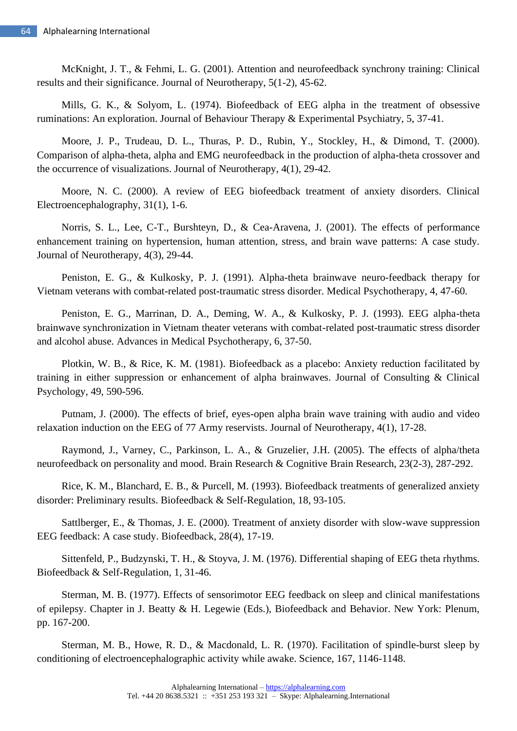McKnight, J. T., & Fehmi, L. G. (2001). Attention and neurofeedback synchrony training: Clinical results and their significance. Journal of Neurotherapy, 5(1-2), 45-62.

Mills, G. K., & Solyom, L. (1974). Biofeedback of EEG alpha in the treatment of obsessive ruminations: An exploration. Journal of Behaviour Therapy & Experimental Psychiatry, 5, 37-41.

Moore, J. P., Trudeau, D. L., Thuras, P. D., Rubin, Y., Stockley, H., & Dimond, T. (2000). Comparison of alpha-theta, alpha and EMG neurofeedback in the production of alpha-theta crossover and the occurrence of visualizations. Journal of Neurotherapy, 4(1), 29-42.

Moore, N. C. (2000). A review of EEG biofeedback treatment of anxiety disorders. Clinical Electroencephalography, 31(1), 1-6.

Norris, S. L., Lee, C-T., Burshteyn, D., & Cea-Aravena, J. (2001). The effects of performance enhancement training on hypertension, human attention, stress, and brain wave patterns: A case study. Journal of Neurotherapy, 4(3), 29-44.

Peniston, E. G., & Kulkosky, P. J. (1991). Alpha-theta brainwave neuro-feedback therapy for Vietnam veterans with combat-related post-traumatic stress disorder. Medical Psychotherapy, 4, 47-60.

Peniston, E. G., Marrinan, D. A., Deming, W. A., & Kulkosky, P. J. (1993). EEG alpha-theta brainwave synchronization in Vietnam theater veterans with combat-related post-traumatic stress disorder and alcohol abuse. Advances in Medical Psychotherapy, 6, 37-50.

Plotkin, W. B., & Rice, K. M. (1981). Biofeedback as a placebo: Anxiety reduction facilitated by training in either suppression or enhancement of alpha brainwaves. Journal of Consulting & Clinical Psychology, 49, 590-596.

Putnam, J. (2000). The effects of brief, eyes-open alpha brain wave training with audio and video relaxation induction on the EEG of 77 Army reservists. Journal of Neurotherapy, 4(1), 17-28.

Raymond, J., Varney, C., Parkinson, L. A., & Gruzelier, J.H. (2005). The effects of alpha/theta neurofeedback on personality and mood. Brain Research & Cognitive Brain Research, 23(2-3), 287-292.

Rice, K. M., Blanchard, E. B., & Purcell, M. (1993). Biofeedback treatments of generalized anxiety disorder: Preliminary results. Biofeedback & Self-Regulation, 18, 93-105.

Sattlberger, E., & Thomas, J. E. (2000). Treatment of anxiety disorder with slow-wave suppression EEG feedback: A case study. Biofeedback, 28(4), 17-19.

Sittenfeld, P., Budzynski, T. H., & Stoyva, J. M. (1976). Differential shaping of EEG theta rhythms. Biofeedback & Self-Regulation, 1, 31-46.

Sterman, M. B. (1977). Effects of sensorimotor EEG feedback on sleep and clinical manifestations of epilepsy. Chapter in J. Beatty & H. Legewie (Eds.), Biofeedback and Behavior. New York: Plenum, pp. 167-200.

Sterman, M. B., Howe, R. D., & Macdonald, L. R. (1970). Facilitation of spindle-burst sleep by conditioning of electroencephalographic activity while awake. Science, 167, 1146-1148.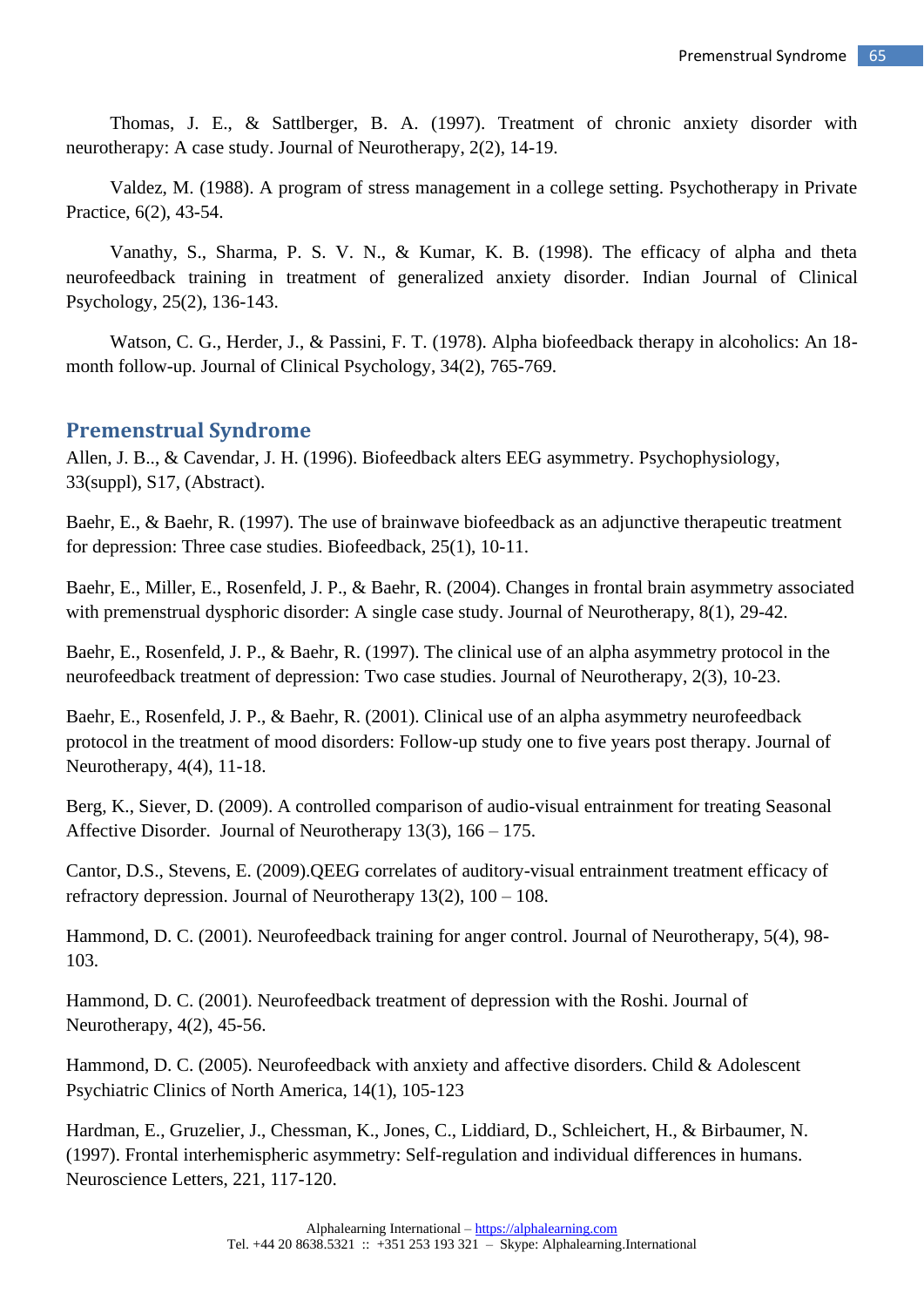Thomas, J. E., & Sattlberger, B. A. (1997). Treatment of chronic anxiety disorder with neurotherapy: A case study. Journal of Neurotherapy, 2(2), 14-19.

Valdez, M. (1988). A program of stress management in a college setting. Psychotherapy in Private Practice, 6(2), 43-54.

Vanathy, S., Sharma, P. S. V. N., & Kumar, K. B. (1998). The efficacy of alpha and theta neurofeedback training in treatment of generalized anxiety disorder. Indian Journal of Clinical Psychology, 25(2), 136-143.

Watson, C. G., Herder, J., & Passini, F. T. (1978). Alpha biofeedback therapy in alcoholics: An 18-month follow-up. Journal of Clinical Psychology, 34(2), 765-769.

## Premenstrual Syndrome

Allen, J. B.., & Cavendar, J. H. (1996). Biofeedback alters EEG asymmetry. Psychophysiology, 33(suppl), S17, (Abstract).

Baehr, E., & Baehr, R. (1997). The use of brainwave biofeedback as an adjunctive therapeutic treatment for depression: Three case studies. Biofeedback, 25(1), 10-11.

Baehr, E., Miller, E., Rosenfeld, J. P., & Baehr, R. (2004). Changes in frontal brain asymmetry associated with premenstrual dysphoric disorder: A single case study. Journal of Neurotherapy, 8(1), 29-42.

Baehr, E., Rosenfeld, J. P., & Baehr, R. (1997). The clinical use of an alpha asymmetry protocol in the neurofeedback treatment of depression: Two case studies. Journal of Neurotherapy, 2(3), 10-23.

Baehr, E., Rosenfeld, J. P., & Baehr, R. (2001). Clinical use of an alpha asymmetry neurofeedback protocol in the treatment of mood disorders: Follow-up study one to five years post therapy. Journal of Neurotherapy, 4(4), 11-18.

Berg, K., Siever, D. (2009). A controlled comparison of audio-visual entrainment for treating Seasonal Affective Disorder. Journal of Neurotherapy 13(3), 166 – 175.

Cantor, D.S., Stevens, E. (2009).QEEG correlates of auditory-visual entrainment treatment efficacy of refractory depression. Journal of Neurotherapy 13(2), 100 – 108.

Hammond, D. C. (2001). Neurofeedback training for anger control. Journal of Neurotherapy, 5(4), 98-103.

Hammond, D. C. (2001). Neurofeedback treatment of depression with the Roshi. Journal of Neurotherapy, 4(2), 45-56.

Hammond, D. C. (2005). Neurofeedback with anxiety and affective disorders. Child & Adolescent Psychiatric Clinics of North America, 14(1), 105-123

Hardman, E., Gruzelier, J., Chessman, K., Jones, C., Liddiard, D., Schleichert, H., & Birbaumer, N. (1997). Frontal interhemispheric asymmetry: Self-regulation and individual differences in humans. Neuroscience Letters, 221, 117-120.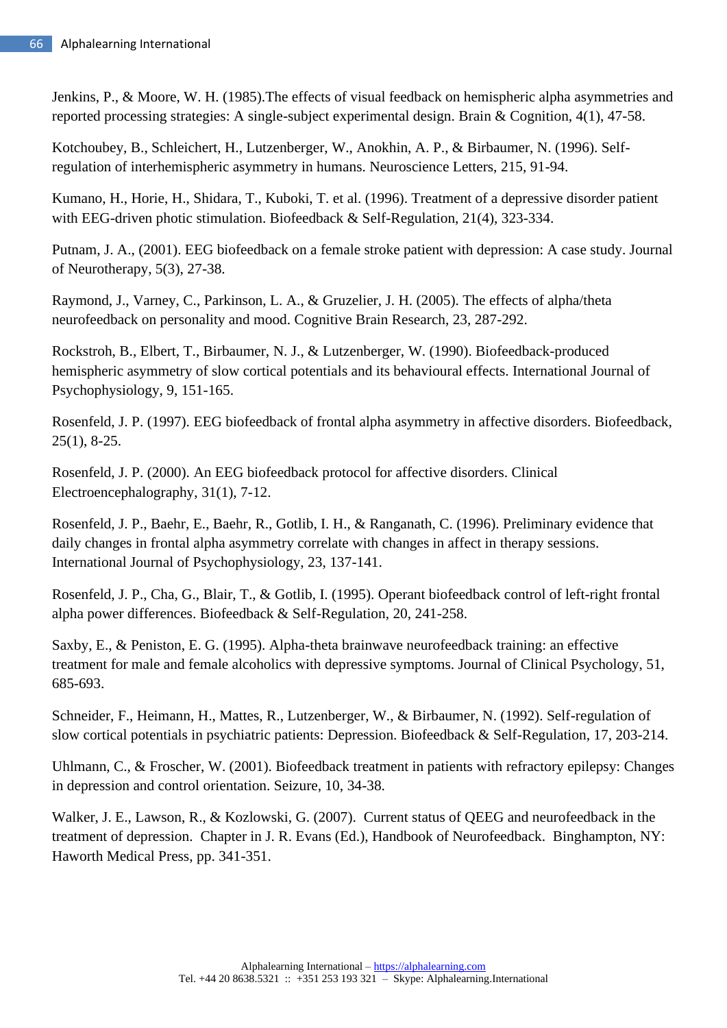Jenkins, P., & Moore, W. H. (1985).The effects of visual feedback on hemispheric alpha asymmetries and reported processing strategies: A single-subject experimental design. Brain & Cognition, 4(1), 47-58.

Kotchoubey, B., Schleichert, H., Lutzenberger, W., Anokhin, A. P., & Birbaumer, N. (1996). Self-regulation of interhemispheric asymmetry in humans. Neuroscience Letters, 215, 91-94.

Kumano, H., Horie, H., Shidara, T., Kuboki, T. et al. (1996). Treatment of a depressive disorder patient with EEG-driven photic stimulation. Biofeedback & Self-Regulation, 21(4), 323-334.

Putnam, J. A., (2001). EEG biofeedback on a female stroke patient with depression: A case study. Journal of Neurotherapy, 5(3), 27-38.

Raymond, J., Varney, C., Parkinson, L. A., & Gruzelier, J. H. (2005). The effects of alpha/theta neurofeedback on personality and mood. Cognitive Brain Research, 23, 287-292.

Rockstroh, B., Elbert, T., Birbaumer, N. J., & Lutzenberger, W. (1990). Biofeedback-produced hemispheric asymmetry of slow cortical potentials and its behavioural effects. International Journal of Psychophysiology, 9, 151-165.

Rosenfeld, J. P. (1997). EEG biofeedback of frontal alpha asymmetry in affective disorders. Biofeedback, 25(1), 8-25.

Rosenfeld, J. P. (2000). An EEG biofeedback protocol for affective disorders. Clinical Electroencephalography, 31(1), 7-12.

Rosenfeld, J. P., Baehr, E., Baehr, R., Gotlib, I. H., & Ranganath, C. (1996). Preliminary evidence that daily changes in frontal alpha asymmetry correlate with changes in affect in therapy sessions. International Journal of Psychophysiology, 23, 137-141.

Rosenfeld, J. P., Cha, G., Blair, T., & Gotlib, I. (1995). Operant biofeedback control of left-right frontal alpha power differences. Biofeedback & Self-Regulation, 20, 241-258.

Saxby, E., & Peniston, E. G. (1995). Alpha-theta brainwave neurofeedback training: an effective treatment for male and female alcoholics with depressive symptoms. Journal of Clinical Psychology, 51, 685-693.

Schneider, F., Heimann, H., Mattes, R., Lutzenberger, W., & Birbaumer, N. (1992). Self-regulation of slow cortical potentials in psychiatric patients: Depression. Biofeedback & Self-Regulation, 17, 203-214.

Uhlmann, C., & Froscher, W. (2001). Biofeedback treatment in patients with refractory epilepsy: Changes in depression and control orientation. Seizure, 10, 34-38.

Walker, J. E., Lawson, R., & Kozlowski, G. (2007). Current status of QEEG and neurofeedback in the treatment of depression. Chapter in J. R. Evans (Ed.), Handbook of Neurofeedback. Binghampton, NY: Haworth Medical Press, pp. 341-351.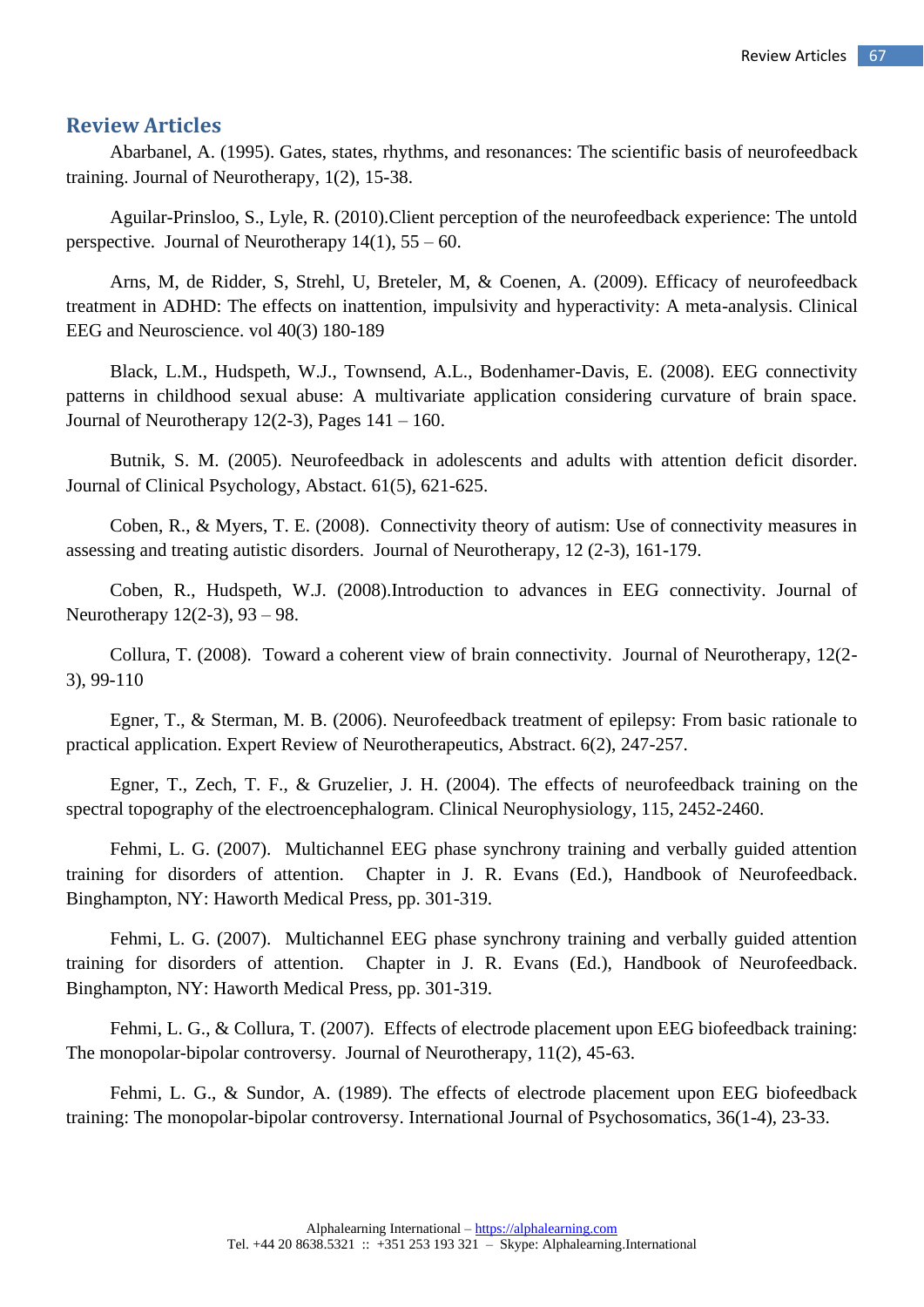## Review Articles

Abarbanel, A. (1995). Gates, states, rhythms, and resonances: The scientific basis of neurofeedback training. Journal of Neurotherapy, 1(2), 15-38.

Aguilar-Prinsloo, S., Lyle, R. (2010).Client perception of the neurofeedback experience: The untold perspective. Journal of Neurotherapy 14(1), 55 – 60.

Arns, M, de Ridder, S, Strehl, U, Breteler, M, & Coenen, A. (2009). Efficacy of neurofeedback treatment in ADHD: The effects on inattention, impulsivity and hyperactivity: A meta-analysis. Clinical EEG and Neuroscience. vol 40(3) 180-189

Black, L.M., Hudspeth, W.J., Townsend, A.L., Bodenhamer-Davis, E. (2008). EEG connectivity patterns in childhood sexual abuse: A multivariate application considering curvature of brain space. Journal of Neurotherapy 12(2-3), Pages 141 – 160.

Butnik, S. M. (2005). Neurofeedback in adolescents and adults with attention deficit disorder. Journal of Clinical Psychology, Abstact. 61(5), 621-625.

Coben, R., & Myers, T. E. (2008). Connectivity theory of autism: Use of connectivity measures in assessing and treating autistic disorders. Journal of Neurotherapy, 12 (2-3), 161-179.

Coben, R., Hudspeth, W.J. (2008).Introduction to advances in EEG connectivity. Journal of Neurotherapy 12(2-3), 93 – 98.

Collura, T. (2008). Toward a coherent view of brain connectivity. Journal of Neurotherapy, 12(2-3), 99-110

Egner, T., & Sterman, M. B. (2006). Neurofeedback treatment of epilepsy: From basic rationale to practical application. Expert Review of Neurotherapeutics, Abstract. 6(2), 247-257.

Egner, T., Zech, T. F., & Gruzelier, J. H. (2004). The effects of neurofeedback training on the spectral topography of the electroencephalogram. Clinical Neurophysiology, 115, 2452-2460.

Fehmi, L. G. (2007). Multichannel EEG phase synchrony training and verbally guided attention training for disorders of attention. Chapter in J. R. Evans (Ed.), Handbook of Neurofeedback. Binghampton, NY: Haworth Medical Press, pp. 301-319.

Fehmi, L. G. (2007). Multichannel EEG phase synchrony training and verbally guided attention training for disorders of attention. Chapter in J. R. Evans (Ed.), Handbook of Neurofeedback. Binghampton, NY: Haworth Medical Press, pp. 301-319.

Fehmi, L. G., & Collura, T. (2007). Effects of electrode placement upon EEG biofeedback training: The monopolar-bipolar controversy. Journal of Neurotherapy, 11(2), 45-63.

Fehmi, L. G., & Sundor, A. (1989). The effects of electrode placement upon EEG biofeedback training: The monopolar-bipolar controversy. International Journal of Psychosomatics, 36(1-4), 23-33.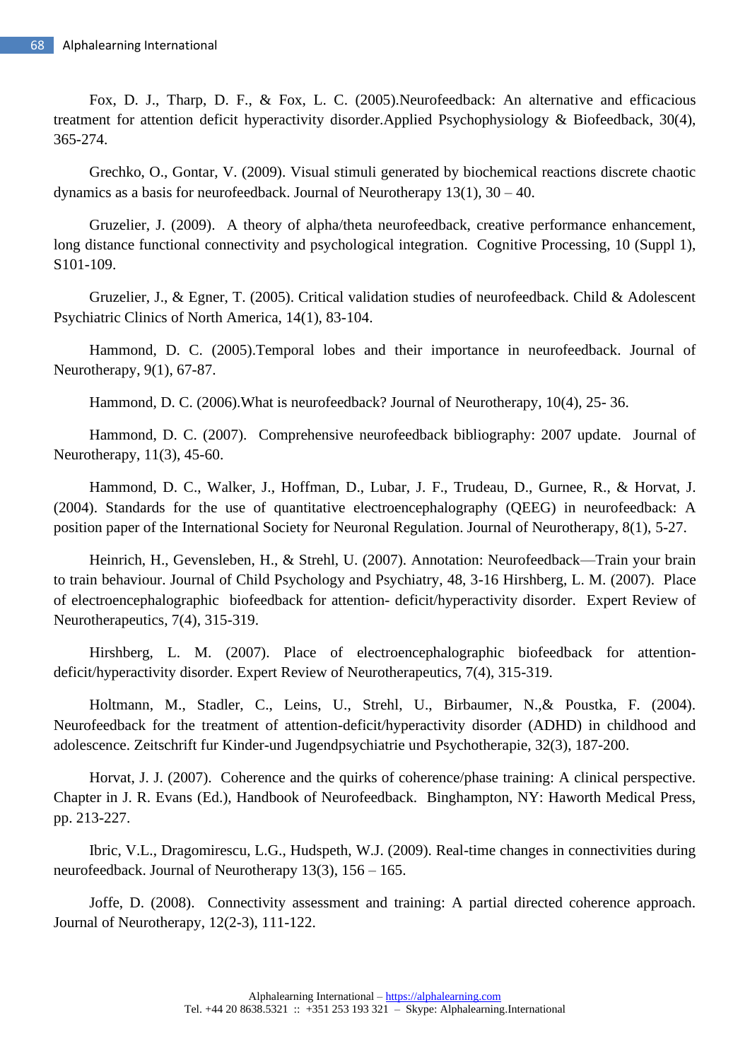Fox, D. J., Tharp, D. F., & Fox, L. C. (2005).Neurofeedback: An alternative and efficacious treatment for attention deficit hyperactivity disorder.Applied Psychophysiology & Biofeedback, 30(4), 365-274.

Grechko, O., Gontar, V. (2009). Visual stimuli generated by biochemical reactions discrete chaotic dynamics as a basis for neurofeedback. Journal of Neurotherapy 13(1), 30 – 40.

Gruzelier, J. (2009). A theory of alpha/theta neurofeedback, creative performance enhancement, long distance functional connectivity and psychological integration. Cognitive Processing, 10 (Suppl 1), S101-109.

Gruzelier, J., & Egner, T. (2005). Critical validation studies of neurofeedback. Child & Adolescent Psychiatric Clinics of North America, 14(1), 83-104.

Hammond, D. C. (2005).Temporal lobes and their importance in neurofeedback. Journal of Neurotherapy, 9(1), 67-87.

Hammond, D. C. (2006).What is neurofeedback? Journal of Neurotherapy, 10(4), 25- 36.

Hammond, D. C. (2007). Comprehensive neurofeedback bibliography: 2007 update. Journal of Neurotherapy, 11(3), 45-60.

Hammond, D. C., Walker, J., Hoffman, D., Lubar, J. F., Trudeau, D., Gurnee, R., & Horvat, J. (2004). Standards for the use of quantitative electroencephalography (QEEG) in neurofeedback: A position paper of the International Society for Neuronal Regulation. Journal of Neurotherapy, 8(1), 5-27.

Heinrich, H., Gevensleben, H., & Strehl, U. (2007). Annotation: Neurofeedback—Train your brain to train behaviour. Journal of Child Psychology and Psychiatry, 48, 3-16 Hirshberg, L. M. (2007). Place of electroencephalographic biofeedback for attention- deficit/hyperactivity disorder. Expert Review of Neurotherapeutics, 7(4), 315-319.

Hirshberg, L. M. (2007). Place of electroencephalographic biofeedback for attention-deficit/hyperactivity disorder. Expert Review of Neurotherapeutics, 7(4), 315-319.

Holtmann, M., Stadler, C., Leins, U., Strehl, U., Birbaumer, N.,& Poustka, F. (2004). Neurofeedback for the treatment of attention-deficit/hyperactivity disorder (ADHD) in childhood and adolescence. Zeitschrift fur Kinder-und Jugendpsychiatrie und Psychotherapie, 32(3), 187-200.

Horvat, J. J. (2007). Coherence and the quirks of coherence/phase training: A clinical perspective. Chapter in J. R. Evans (Ed.), Handbook of Neurofeedback. Binghampton, NY: Haworth Medical Press, pp. 213-227.

Ibric, V.L., Dragomirescu, L.G., Hudspeth, W.J. (2009). Real-time changes in connectivities during neurofeedback. Journal of Neurotherapy 13(3), 156 – 165.

Joffe, D. (2008). Connectivity assessment and training: A partial directed coherence approach. Journal of Neurotherapy, 12(2-3), 111-122.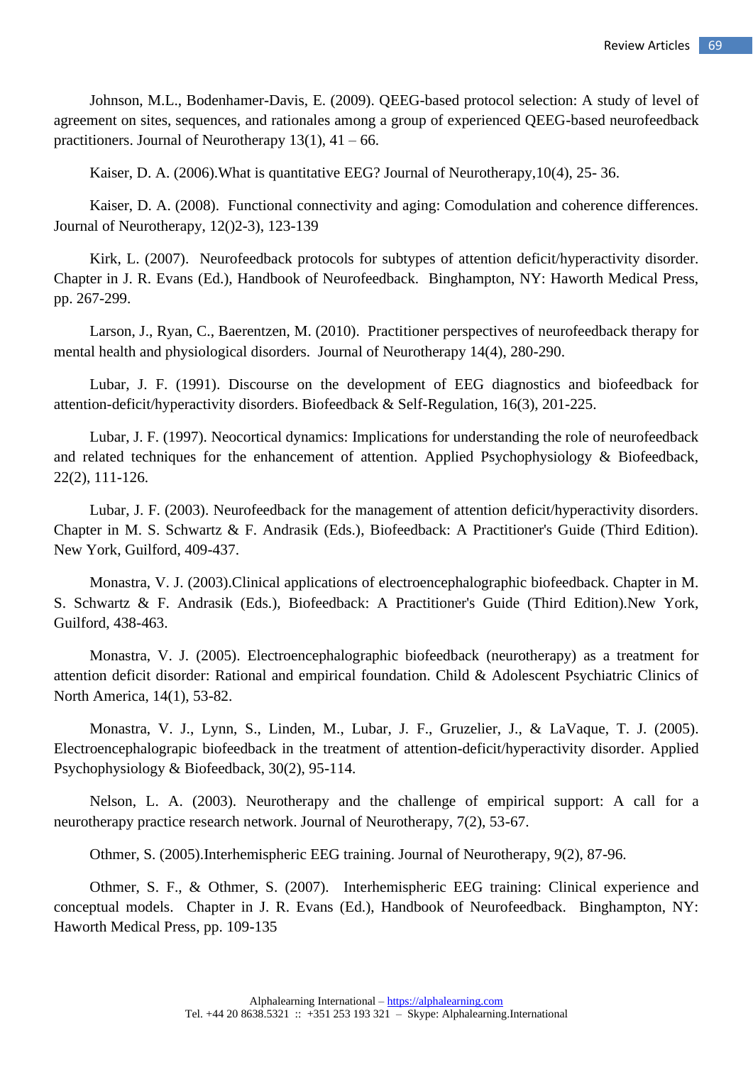Johnson, M.L., Bodenhamer-Davis, E. (2009). QEEG-based protocol selection: A study of level of agreement on sites, sequences, and rationales among a group of experienced QEEG-based neurofeedback practitioners. Journal of Neurotherapy 13(1), 41 – 66.

Kaiser, D. A. (2006).What is quantitative EEG? Journal of Neurotherapy,10(4), 25- 36.

Kaiser, D. A. (2008). Functional connectivity and aging: Comodulation and coherence differences. Journal of Neurotherapy, 12()2-3), 123-139

Kirk, L. (2007). Neurofeedback protocols for subtypes of attention deficit/hyperactivity disorder. Chapter in J. R. Evans (Ed.), Handbook of Neurofeedback. Binghampton, NY: Haworth Medical Press, pp. 267-299.

Larson, J., Ryan, C., Baerentzen, M. (2010). Practitioner perspectives of neurofeedback therapy for mental health and physiological disorders. Journal of Neurotherapy 14(4), 280-290.

Lubar, J. F. (1991). Discourse on the development of EEG diagnostics and biofeedback for attention-deficit/hyperactivity disorders. Biofeedback & Self-Regulation, 16(3), 201-225.

Lubar, J. F. (1997). Neocortical dynamics: Implications for understanding the role of neurofeedback and related techniques for the enhancement of attention. Applied Psychophysiology & Biofeedback, 22(2), 111-126.

Lubar, J. F. (2003). Neurofeedback for the management of attention deficit/hyperactivity disorders. Chapter in M. S. Schwartz & F. Andrasik (Eds.), Biofeedback: A Practitioner's Guide (Third Edition). New York, Guilford, 409-437.

Monastra, V. J. (2003).Clinical applications of electroencephalographic biofeedback. Chapter in M. S. Schwartz & F. Andrasik (Eds.), Biofeedback: A Practitioner's Guide (Third Edition).New York, Guilford, 438-463.

Monastra, V. J. (2005). Electroencephalographic biofeedback (neurotherapy) as a treatment for attention deficit disorder: Rational and empirical foundation. Child & Adolescent Psychiatric Clinics of North America, 14(1), 53-82.

Monastra, V. J., Lynn, S., Linden, M., Lubar, J. F., Gruzelier, J., & LaVaque, T. J. (2005). Electroencephalograpic biofeedback in the treatment of attention-deficit/hyperactivity disorder. Applied Psychophysiology & Biofeedback, 30(2), 95-114.

Nelson, L. A. (2003). Neurotherapy and the challenge of empirical support: A call for a neurotherapy practice research network. Journal of Neurotherapy, 7(2), 53-67.

Othmer, S. (2005).Interhemispheric EEG training. Journal of Neurotherapy, 9(2), 87-96.

Othmer, S. F., & Othmer, S. (2007). Interhemispheric EEG training: Clinical experience and conceptual models. Chapter in J. R. Evans (Ed.), Handbook of Neurofeedback. Binghampton, NY: Haworth Medical Press, pp. 109-135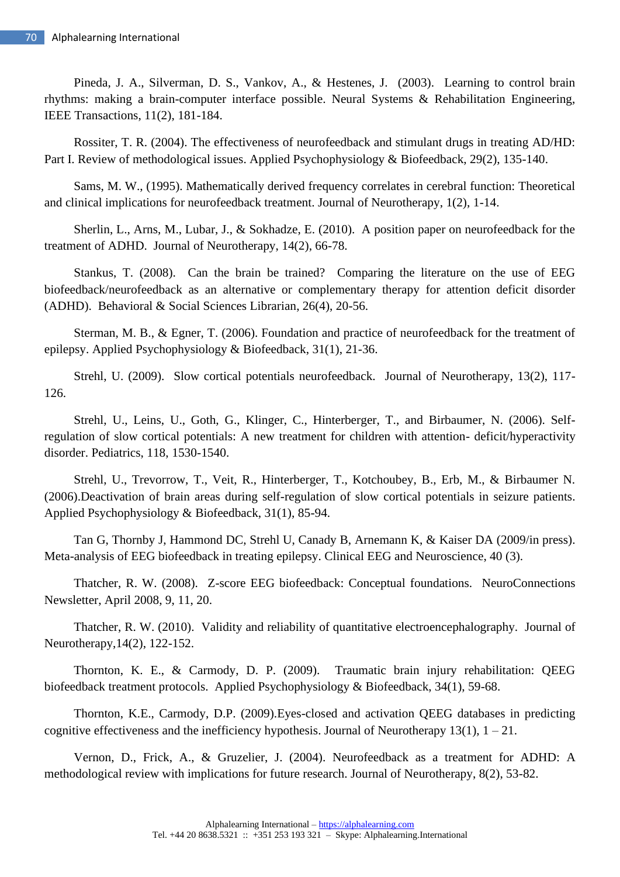Pineda, J. A., Silverman, D. S., Vankov, A., & Hestenes, J. (2003). Learning to control brain rhythms: making a brain-computer interface possible. Neural Systems & Rehabilitation Engineering, IEEE Transactions, 11(2), 181-184.

Rossiter, T. R. (2004). The effectiveness of neurofeedback and stimulant drugs in treating AD/HD: Part I. Review of methodological issues. Applied Psychophysiology & Biofeedback, 29(2), 135-140.

Sams, M. W., (1995). Mathematically derived frequency correlates in cerebral function: Theoretical and clinical implications for neurofeedback treatment. Journal of Neurotherapy, 1(2), 1-14.

Sherlin, L., Arns, M., Lubar, J., & Sokhadze, E. (2010). A position paper on neurofeedback for the treatment of ADHD. Journal of Neurotherapy, 14(2), 66-78.

Stankus, T. (2008). Can the brain be trained? Comparing the literature on the use of EEG biofeedback/neurofeedback as an alternative or complementary therapy for attention deficit disorder (ADHD). Behavioral & Social Sciences Librarian, 26(4), 20-56.

Sterman, M. B., & Egner, T. (2006). Foundation and practice of neurofeedback for the treatment of epilepsy. Applied Psychophysiology & Biofeedback, 31(1), 21-36.

Strehl, U. (2009). Slow cortical potentials neurofeedback. Journal of Neurotherapy, 13(2), 117-126.

Strehl, U., Leins, U., Goth, G., Klinger, C., Hinterberger, T., and Birbaumer, N. (2006). Self-regulation of slow cortical potentials: A new treatment for children with attention- deficit/hyperactivity disorder. Pediatrics, 118, 1530-1540.

Strehl, U., Trevorrow, T., Veit, R., Hinterberger, T., Kotchoubey, B., Erb, M., & Birbaumer N. (2006).Deactivation of brain areas during self-regulation of slow cortical potentials in seizure patients. Applied Psychophysiology & Biofeedback, 31(1), 85-94.

Tan G, Thornby J, Hammond DC, Strehl U, Canady B, Arnemann K, & Kaiser DA (2009/in press). Meta-analysis of EEG biofeedback in treating epilepsy. Clinical EEG and Neuroscience, 40 (3).

Thatcher, R. W. (2008). Z-score EEG biofeedback: Conceptual foundations. NeuroConnections Newsletter, April 2008, 9, 11, 20.

Thatcher, R. W. (2010). Validity and reliability of quantitative electroencephalography. Journal of Neurotherapy,14(2), 122-152.

Thornton, K. E., & Carmody, D. P. (2009). Traumatic brain injury rehabilitation: QEEG biofeedback treatment protocols. Applied Psychophysiology & Biofeedback, 34(1), 59-68.

Thornton, K.E., Carmody, D.P. (2009).Eyes-closed and activation QEEG databases in predicting cognitive effectiveness and the inefficiency hypothesis. Journal of Neurotherapy 13(1), 1 – 21.

Vernon, D., Frick, A., & Gruzelier, J. (2004). Neurofeedback as a treatment for ADHD: A methodological review with implications for future research. Journal of Neurotherapy, 8(2), 53-82.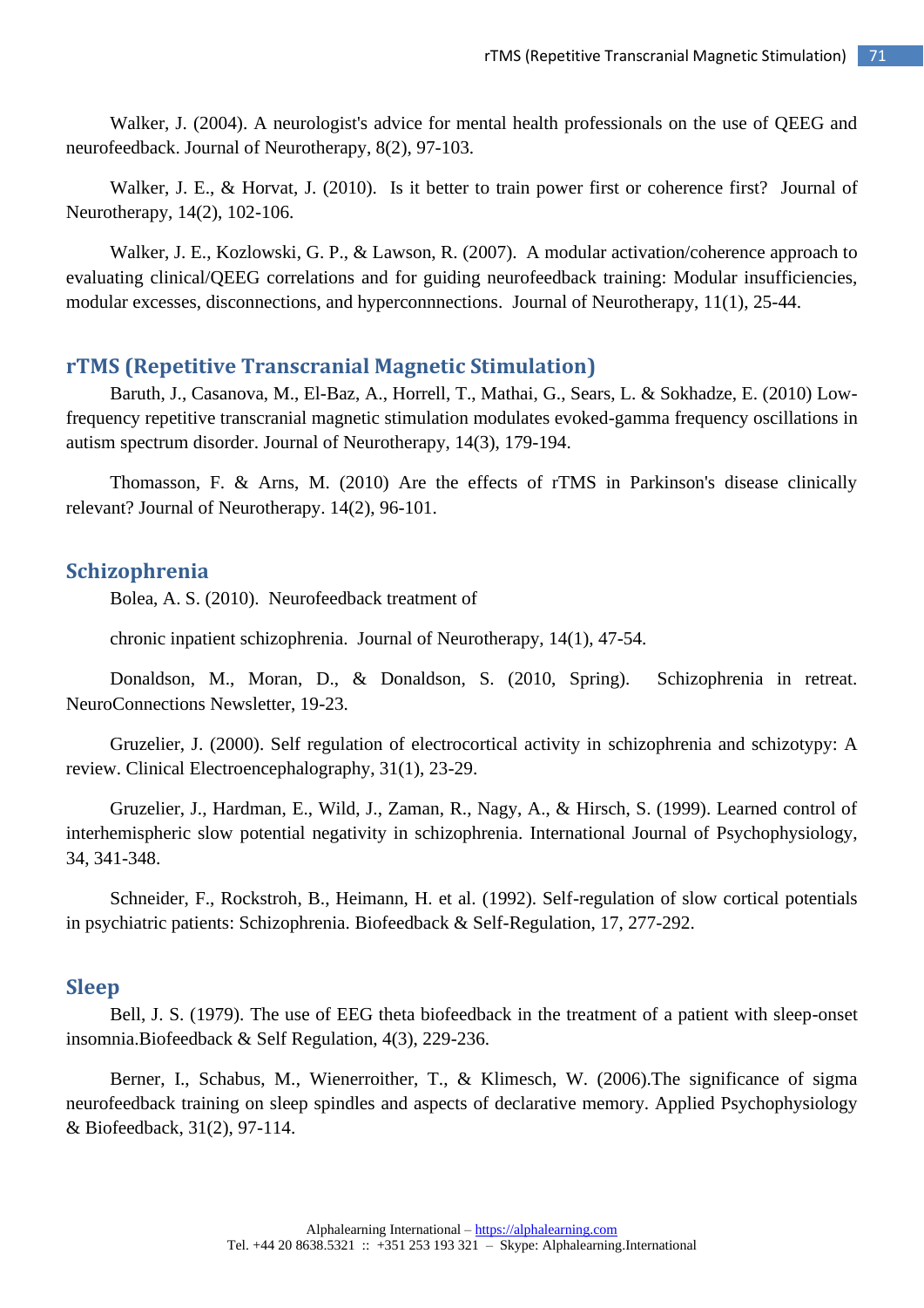Walker, J. (2004). A neurologist's advice for mental health professionals on the use of QEEG and neurofeedback. Journal of Neurotherapy, 8(2), 97-103.

Walker, J. E., & Horvat, J. (2010). Is it better to train power first or coherence first? Journal of Neurotherapy, 14(2), 102-106.

Walker, J. E., Kozlowski, G. P., & Lawson, R. (2007). A modular activation/coherence approach to evaluating clinical/QEEG correlations and for guiding neurofeedback training: Modular insufficiencies, modular excesses, disconnections, and hyperconnnections. Journal of Neurotherapy, 11(1), 25-44.

## rTMS (Repetitive Transcranial Magnetic Stimulation)

Baruth, J., Casanova, M., El-Baz, A., Horrell, T., Mathai, G., Sears, L. & Sokhadze, E. (2010) Low-frequency repetitive transcranial magnetic stimulation modulates evoked-gamma frequency oscillations in autism spectrum disorder. Journal of Neurotherapy, 14(3), 179-194.

Thomasson, F. & Arns, M. (2010) Are the effects of rTMS in Parkinson's disease clinically relevant? Journal of Neurotherapy. 14(2), 96-101.

## Schizophrenia

Bolea, A. S. (2010). Neurofeedback treatment of

chronic inpatient schizophrenia. Journal of Neurotherapy, 14(1), 47-54.

Donaldson, M., Moran, D., & Donaldson, S. (2010, Spring). Schizophrenia in retreat. NeuroConnections Newsletter, 19-23.

Gruzelier, J. (2000). Self regulation of electrocortical activity in schizophrenia and schizotypy: A review. Clinical Electroencephalography, 31(1), 23-29.

Gruzelier, J., Hardman, E., Wild, J., Zaman, R., Nagy, A., & Hirsch, S. (1999). Learned control of interhemispheric slow potential negativity in schizophrenia. International Journal of Psychophysiology, 34, 341-348.

Schneider, F., Rockstroh, B., Heimann, H. et al. (1992). Self-regulation of slow cortical potentials in psychiatric patients: Schizophrenia. Biofeedback & Self-Regulation, 17, 277-292.

## Sleep

Bell, J. S. (1979). The use of EEG theta biofeedback in the treatment of a patient with sleep-onset insomnia.Biofeedback & Self Regulation, 4(3), 229-236.

Berner, I., Schabus, M., Wienerroither, T., & Klimesch, W. (2006).The significance of sigma neurofeedback training on sleep spindles and aspects of declarative memory. Applied Psychophysiology & Biofeedback, 31(2), 97-114.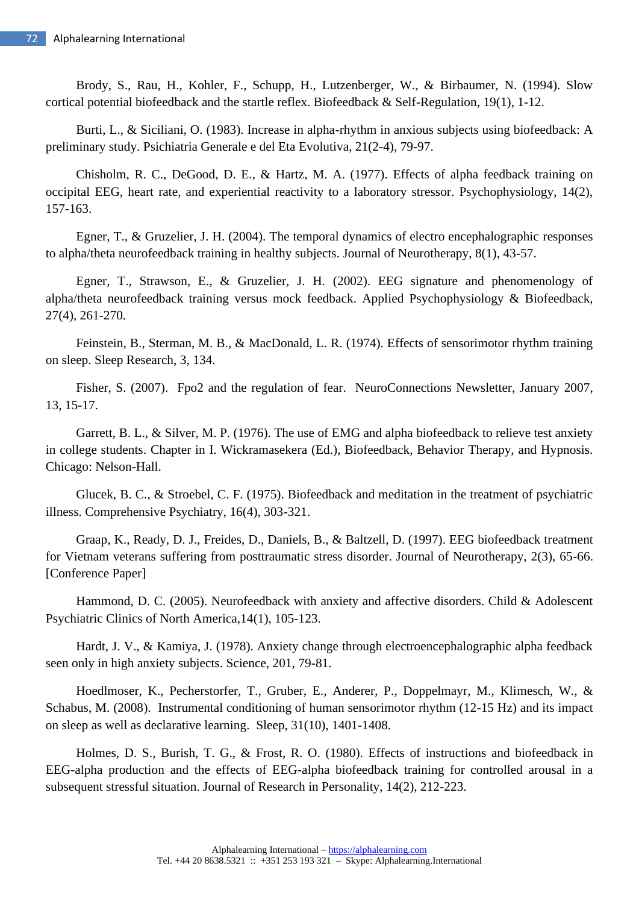Brody, S., Rau, H., Kohler, F., Schupp, H., Lutzenberger, W., & Birbaumer, N. (1994). Slow cortical potential biofeedback and the startle reflex. Biofeedback & Self-Regulation, 19(1), 1-12.

Burti, L., & Siciliani, O. (1983). Increase in alpha-rhythm in anxious subjects using biofeedback: A preliminary study. Psichiatria Generale e del Eta Evolutiva, 21(2-4), 79-97.

Chisholm, R. C., DeGood, D. E., & Hartz, M. A. (1977). Effects of alpha feedback training on occipital EEG, heart rate, and experiential reactivity to a laboratory stressor. Psychophysiology, 14(2), 157-163.

Egner, T., & Gruzelier, J. H. (2004). The temporal dynamics of electro encephalographic responses to alpha/theta neurofeedback training in healthy subjects. Journal of Neurotherapy, 8(1), 43-57.

Egner, T., Strawson, E., & Gruzelier, J. H. (2002). EEG signature and phenomenology of alpha/theta neurofeedback training versus mock feedback. Applied Psychophysiology & Biofeedback, 27(4), 261-270.

Feinstein, B., Sterman, M. B., & MacDonald, L. R. (1974). Effects of sensorimotor rhythm training on sleep. Sleep Research, 3, 134.

Fisher, S. (2007). Fpo2 and the regulation of fear. NeuroConnections Newsletter, January 2007, 13, 15-17.

Garrett, B. L., & Silver, M. P. (1976). The use of EMG and alpha biofeedback to relieve test anxiety in college students. Chapter in I. Wickramasekera (Ed.), Biofeedback, Behavior Therapy, and Hypnosis. Chicago: Nelson-Hall.

Glucek, B. C., & Stroebel, C. F. (1975). Biofeedback and meditation in the treatment of psychiatric illness. Comprehensive Psychiatry, 16(4), 303-321.

Graap, K., Ready, D. J., Freides, D., Daniels, B., & Baltzell, D. (1997). EEG biofeedback treatment for Vietnam veterans suffering from posttraumatic stress disorder. Journal of Neurotherapy, 2(3), 65-66. [Conference Paper]

Hammond, D. C. (2005). Neurofeedback with anxiety and affective disorders. Child & Adolescent Psychiatric Clinics of North America,14(1), 105-123.

Hardt, J. V., & Kamiya, J. (1978). Anxiety change through electroencephalographic alpha feedback seen only in high anxiety subjects. Science, 201, 79-81.

Hoedlmoser, K., Pecherstorfer, T., Gruber, E., Anderer, P., Doppelmayr, M., Klimesch, W., & Schabus, M. (2008). Instrumental conditioning of human sensorimotor rhythm (12-15 Hz) and its impact on sleep as well as declarative learning. Sleep, 31(10), 1401-1408.

Holmes, D. S., Burish, T. G., & Frost, R. O. (1980). Effects of instructions and biofeedback in EEG-alpha production and the effects of EEG-alpha biofeedback training for controlled arousal in a subsequent stressful situation. Journal of Research in Personality, 14(2), 212-223.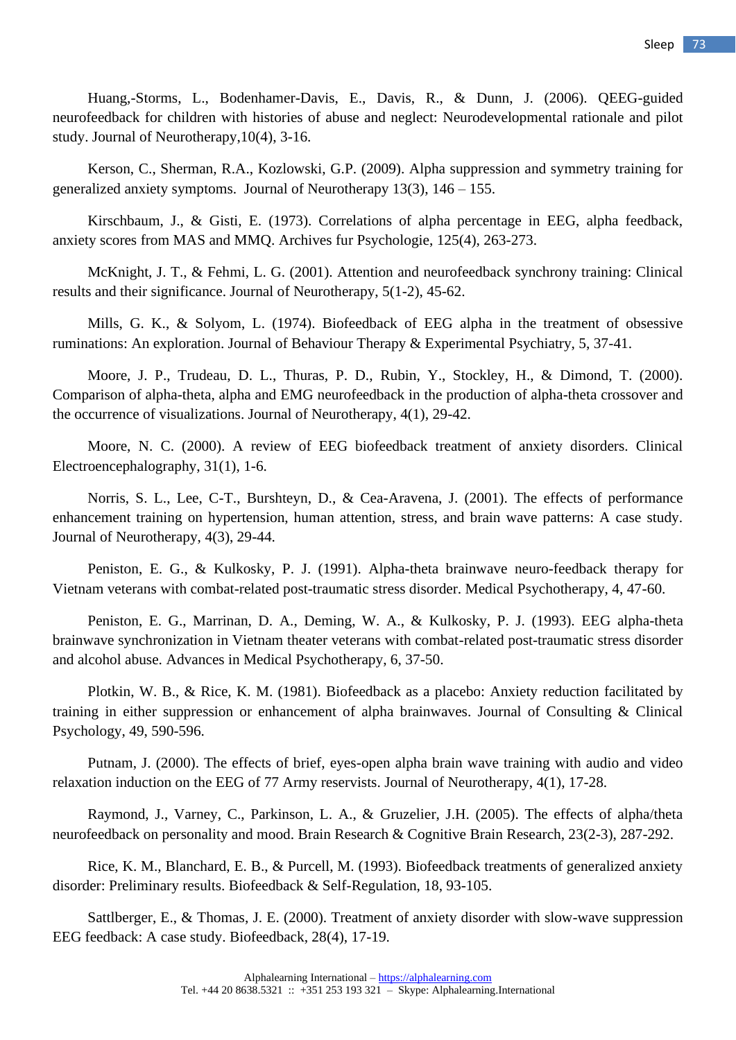Huang,-Storms, L., Bodenhamer-Davis, E., Davis, R., & Dunn, J. (2006). QEEG-guided neurofeedback for children with histories of abuse and neglect: Neurodevelopmental rationale and pilot study. Journal of Neurotherapy,10(4), 3-16.

Kerson, C., Sherman, R.A., Kozlowski, G.P. (2009). Alpha suppression and symmetry training for generalized anxiety symptoms. Journal of Neurotherapy 13(3), 146 – 155.

Kirschbaum, J., & Gisti, E. (1973). Correlations of alpha percentage in EEG, alpha feedback, anxiety scores from MAS and MMQ. Archives fur Psychologie, 125(4), 263-273.

McKnight, J. T., & Fehmi, L. G. (2001). Attention and neurofeedback synchrony training: Clinical results and their significance. Journal of Neurotherapy, 5(1-2), 45-62.

Mills, G. K., & Solyom, L. (1974). Biofeedback of EEG alpha in the treatment of obsessive ruminations: An exploration. Journal of Behaviour Therapy & Experimental Psychiatry, 5, 37-41.

Moore, J. P., Trudeau, D. L., Thuras, P. D., Rubin, Y., Stockley, H., & Dimond, T. (2000). Comparison of alpha-theta, alpha and EMG neurofeedback in the production of alpha-theta crossover and the occurrence of visualizations. Journal of Neurotherapy, 4(1), 29-42.

Moore, N. C. (2000). A review of EEG biofeedback treatment of anxiety disorders. Clinical Electroencephalography, 31(1), 1-6.

Norris, S. L., Lee, C-T., Burshteyn, D., & Cea-Aravena, J. (2001). The effects of performance enhancement training on hypertension, human attention, stress, and brain wave patterns: A case study. Journal of Neurotherapy, 4(3), 29-44.

Peniston, E. G., & Kulkosky, P. J. (1991). Alpha-theta brainwave neuro-feedback therapy for Vietnam veterans with combat-related post-traumatic stress disorder. Medical Psychotherapy, 4, 47-60.

Peniston, E. G., Marrinan, D. A., Deming, W. A., & Kulkosky, P. J. (1993). EEG alpha-theta brainwave synchronization in Vietnam theater veterans with combat-related post-traumatic stress disorder and alcohol abuse. Advances in Medical Psychotherapy, 6, 37-50.

Plotkin, W. B., & Rice, K. M. (1981). Biofeedback as a placebo: Anxiety reduction facilitated by training in either suppression or enhancement of alpha brainwaves. Journal of Consulting & Clinical Psychology, 49, 590-596.

Putnam, J. (2000). The effects of brief, eyes-open alpha brain wave training with audio and video relaxation induction on the EEG of 77 Army reservists. Journal of Neurotherapy, 4(1), 17-28.

Raymond, J., Varney, C., Parkinson, L. A., & Gruzelier, J.H. (2005). The effects of alpha/theta neurofeedback on personality and mood. Brain Research & Cognitive Brain Research, 23(2-3), 287-292.

Rice, K. M., Blanchard, E. B., & Purcell, M. (1993). Biofeedback treatments of generalized anxiety disorder: Preliminary results. Biofeedback & Self-Regulation, 18, 93-105.

Sattlberger, E., & Thomas, J. E. (2000). Treatment of anxiety disorder with slow-wave suppression EEG feedback: A case study. Biofeedback, 28(4), 17-19.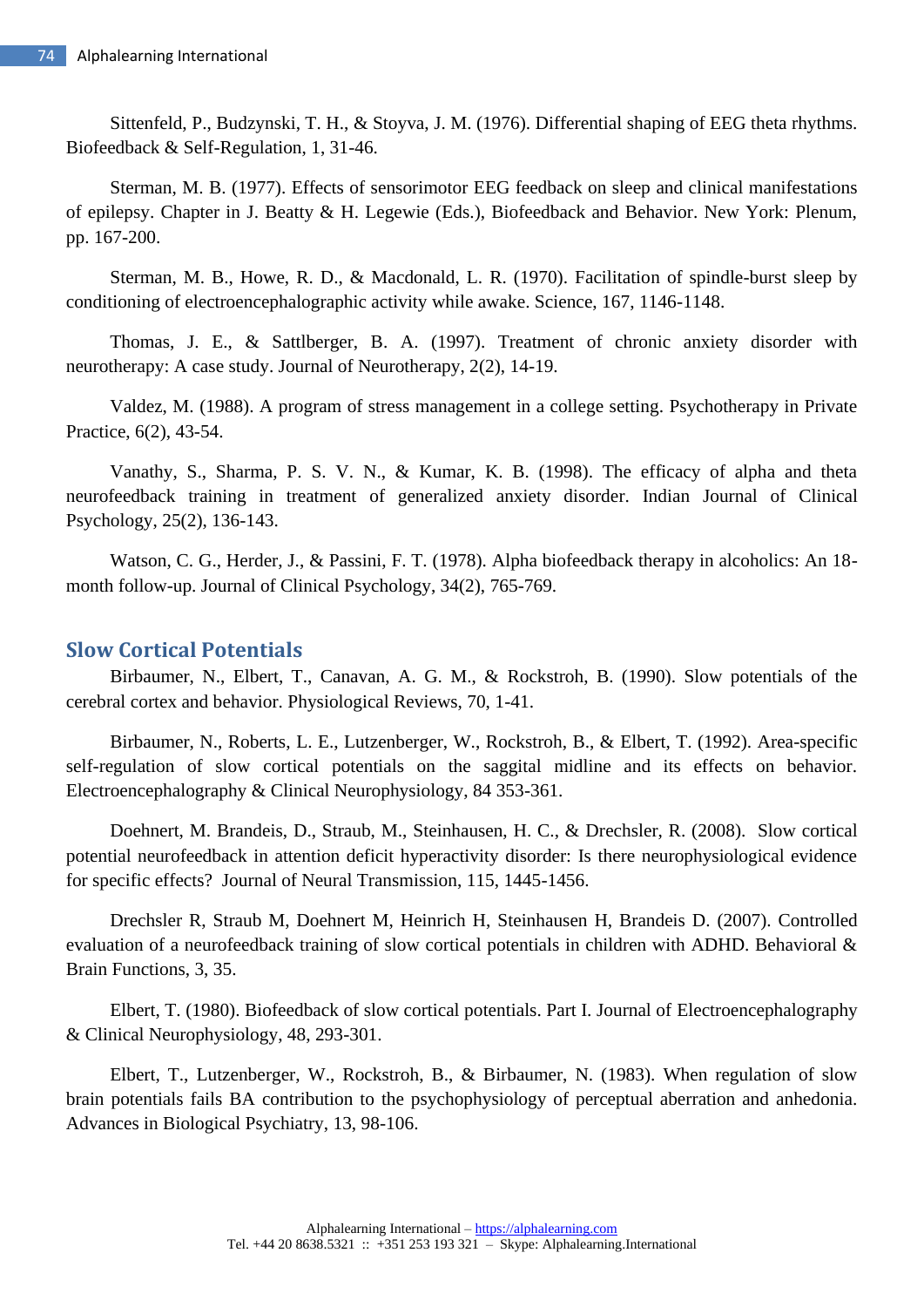Sittenfeld, P., Budzynski, T. H., & Stoyva, J. M. (1976). Differential shaping of EEG theta rhythms. Biofeedback & Self-Regulation, 1, 31-46.

Sterman, M. B. (1977). Effects of sensorimotor EEG feedback on sleep and clinical manifestations of epilepsy. Chapter in J. Beatty & H. Legewie (Eds.), Biofeedback and Behavior. New York: Plenum, pp. 167-200.

Sterman, M. B., Howe, R. D., & Macdonald, L. R. (1970). Facilitation of spindle-burst sleep by conditioning of electroencephalographic activity while awake. Science, 167, 1146-1148.

Thomas, J. E., & Sattlberger, B. A. (1997). Treatment of chronic anxiety disorder with neurotherapy: A case study. Journal of Neurotherapy, 2(2), 14-19.

Valdez, M. (1988). A program of stress management in a college setting. Psychotherapy in Private Practice, 6(2), 43-54.

Vanathy, S., Sharma, P. S. V. N., & Kumar, K. B. (1998). The efficacy of alpha and theta neurofeedback training in treatment of generalized anxiety disorder. Indian Journal of Clinical Psychology, 25(2), 136-143.

Watson, C. G., Herder, J., & Passini, F. T. (1978). Alpha biofeedback therapy in alcoholics: An 18-month follow-up. Journal of Clinical Psychology, 34(2), 765-769.

## Slow Cortical Potentials

Birbaumer, N., Elbert, T., Canavan, A. G. M., & Rockstroh, B. (1990). Slow potentials of the cerebral cortex and behavior. Physiological Reviews, 70, 1-41.

Birbaumer, N., Roberts, L. E., Lutzenberger, W., Rockstroh, B., & Elbert, T. (1992). Area-specific self-regulation of slow cortical potentials on the saggital midline and its effects on behavior. Electroencephalography & Clinical Neurophysiology, 84 353-361.

Doehnert, M. Brandeis, D., Straub, M., Steinhausen, H. C., & Drechsler, R. (2008). Slow cortical potential neurofeedback in attention deficit hyperactivity disorder: Is there neurophysiological evidence for specific effects? Journal of Neural Transmission, 115, 1445-1456.

Drechsler R, Straub M, Doehnert M, Heinrich H, Steinhausen H, Brandeis D. (2007). Controlled evaluation of a neurofeedback training of slow cortical potentials in children with ADHD. Behavioral & Brain Functions, 3, 35.

Elbert, T. (1980). Biofeedback of slow cortical potentials. Part I. Journal of Electroencephalography & Clinical Neurophysiology, 48, 293-301.

Elbert, T., Lutzenberger, W., Rockstroh, B., & Birbaumer, N. (1983). When regulation of slow brain potentials fails BA contribution to the psychophysiology of perceptual aberration and anhedonia. Advances in Biological Psychiatry, 13, 98-106.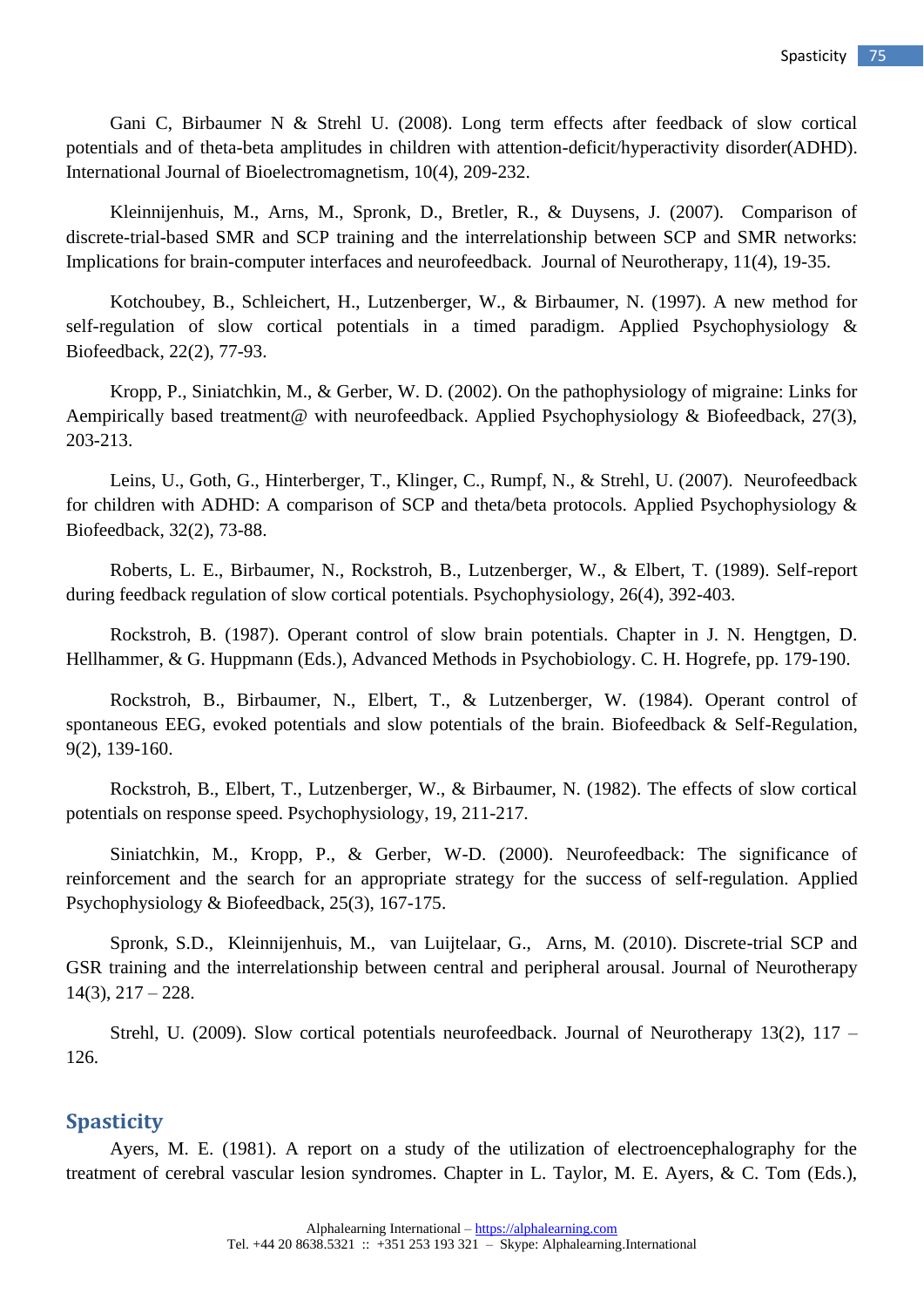Gani C, Birbaumer N & Strehl U. (2008). Long term effects after feedback of slow cortical potentials and of theta-beta amplitudes in children with attention-deficit/hyperactivity disorder(ADHD). International Journal of Bioelectromagnetism, 10(4), 209-232.

Kleinnijenhuis, M., Arns, M., Spronk, D., Bretler, R., & Duysens, J. (2007). Comparison of discrete-trial-based SMR and SCP training and the interrelationship between SCP and SMR networks: Implications for brain-computer interfaces and neurofeedback. Journal of Neurotherapy, 11(4), 19-35.

Kotchoubey, B., Schleichert, H., Lutzenberger, W., & Birbaumer, N. (1997). A new method for self-regulation of slow cortical potentials in a timed paradigm. Applied Psychophysiology & Biofeedback, 22(2), 77-93.

Kropp, P., Siniatchkin, M., & Gerber, W. D. (2002). On the pathophysiology of migraine: Links for Aempirically based treatment@ with neurofeedback. Applied Psychophysiology & Biofeedback, 27(3), 203-213.

Leins, U., Goth, G., Hinterberger, T., Klinger, C., Rumpf, N., & Strehl, U. (2007). Neurofeedback for children with ADHD: A comparison of SCP and theta/beta protocols. Applied Psychophysiology & Biofeedback, 32(2), 73-88.

Roberts, L. E., Birbaumer, N., Rockstroh, B., Lutzenberger, W., & Elbert, T. (1989). Self-report during feedback regulation of slow cortical potentials. Psychophysiology, 26(4), 392-403.

Rockstroh, B. (1987). Operant control of slow brain potentials. Chapter in J. N. Hengtgen, D. Hellhammer, & G. Huppmann (Eds.), Advanced Methods in Psychobiology. C. H. Hogrefe, pp. 179-190.

Rockstroh, B., Birbaumer, N., Elbert, T., & Lutzenberger, W. (1984). Operant control of spontaneous EEG, evoked potentials and slow potentials of the brain. Biofeedback & Self-Regulation, 9(2), 139-160.

Rockstroh, B., Elbert, T., Lutzenberger, W., & Birbaumer, N. (1982). The effects of slow cortical potentials on response speed. Psychophysiology, 19, 211-217.

Siniatchkin, M., Kropp, P., & Gerber, W-D. (2000). Neurofeedback: The significance of reinforcement and the search for an appropriate strategy for the success of self-regulation. Applied Psychophysiology & Biofeedback, 25(3), 167-175.

Spronk, S.D., Kleinnijenhuis, M., van Luijtelaar, G., Arns, M. (2010). Discrete-trial SCP and GSR training and the interrelationship between central and peripheral arousal. Journal of Neurotherapy 14(3), 217 – 228.

Strehl, U. (2009). Slow cortical potentials neurofeedback. Journal of Neurotherapy 13(2), 117 – 126.

## Spasticity

Ayers, M. E. (1981). A report on a study of the utilization of electroencephalography for the treatment of cerebral vascular lesion syndromes. Chapter in L. Taylor, M. E. Ayers, & C. Tom (Eds.),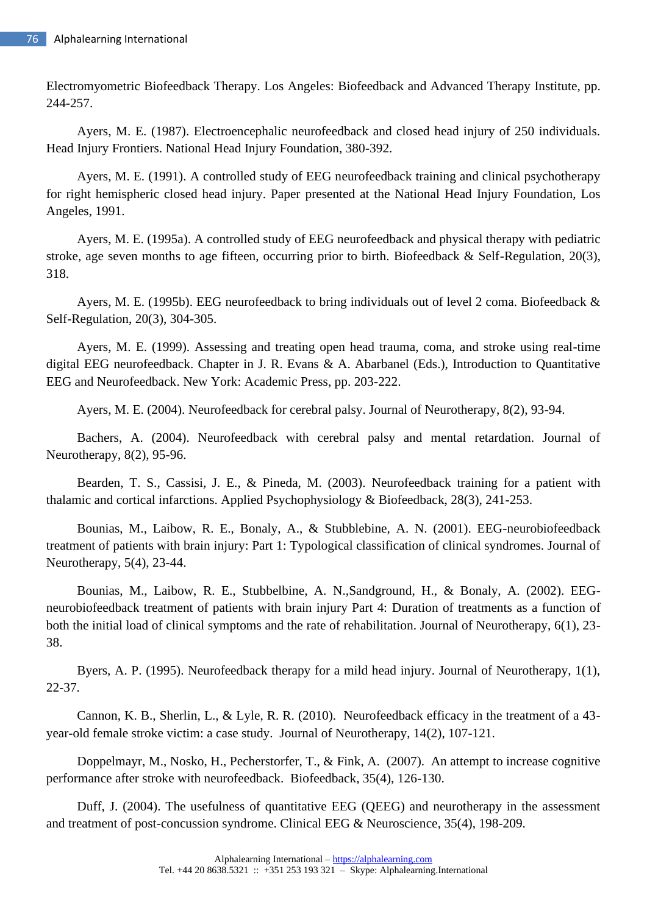Electromyometric Biofeedback Therapy. Los Angeles: Biofeedback and Advanced Therapy Institute, pp. 244-257.

Ayers, M. E. (1987). Electroencephalic neurofeedback and closed head injury of 250 individuals. Head Injury Frontiers. National Head Injury Foundation, 380-392.

Ayers, M. E. (1991). A controlled study of EEG neurofeedback training and clinical psychotherapy for right hemispheric closed head injury. Paper presented at the National Head Injury Foundation, Los Angeles, 1991.

Ayers, M. E. (1995a). A controlled study of EEG neurofeedback and physical therapy with pediatric stroke, age seven months to age fifteen, occurring prior to birth. Biofeedback & Self-Regulation, 20(3), 318.

Ayers, M. E. (1995b). EEG neurofeedback to bring individuals out of level 2 coma. Biofeedback & Self-Regulation, 20(3), 304-305.

Ayers, M. E. (1999). Assessing and treating open head trauma, coma, and stroke using real-time digital EEG neurofeedback. Chapter in J. R. Evans & A. Abarbanel (Eds.), Introduction to Quantitative EEG and Neurofeedback. New York: Academic Press, pp. 203-222.

Ayers, M. E. (2004). Neurofeedback for cerebral palsy. Journal of Neurotherapy, 8(2), 93-94.

Bachers, A. (2004). Neurofeedback with cerebral palsy and mental retardation. Journal of Neurotherapy, 8(2), 95-96.

Bearden, T. S., Cassisi, J. E., & Pineda, M. (2003). Neurofeedback training for a patient with thalamic and cortical infarctions. Applied Psychophysiology & Biofeedback, 28(3), 241-253.

Bounias, M., Laibow, R. E., Bonaly, A., & Stubblebine, A. N. (2001). EEG-neurobiofeedback treatment of patients with brain injury: Part 1: Typological classification of clinical syndromes. Journal of Neurotherapy, 5(4), 23-44.

Bounias, M., Laibow, R. E., Stubbelbine, A. N.,Sandground, H., & Bonaly, A. (2002). EEG-neurobiofeedback treatment of patients with brain injury Part 4: Duration of treatments as a function of both the initial load of clinical symptoms and the rate of rehabilitation. Journal of Neurotherapy, 6(1), 23-38.

Byers, A. P. (1995). Neurofeedback therapy for a mild head injury. Journal of Neurotherapy, 1(1), 22-37.

Cannon, K. B., Sherlin, L., & Lyle, R. R. (2010). Neurofeedback efficacy in the treatment of a 43-year-old female stroke victim: a case study. Journal of Neurotherapy, 14(2), 107-121.

Doppelmayr, M., Nosko, H., Pecherstorfer, T., & Fink, A. (2007). An attempt to increase cognitive performance after stroke with neurofeedback. Biofeedback, 35(4), 126-130.

Duff, J. (2004). The usefulness of quantitative EEG (QEEG) and neurotherapy in the assessment and treatment of post-concussion syndrome. Clinical EEG & Neuroscience, 35(4), 198-209.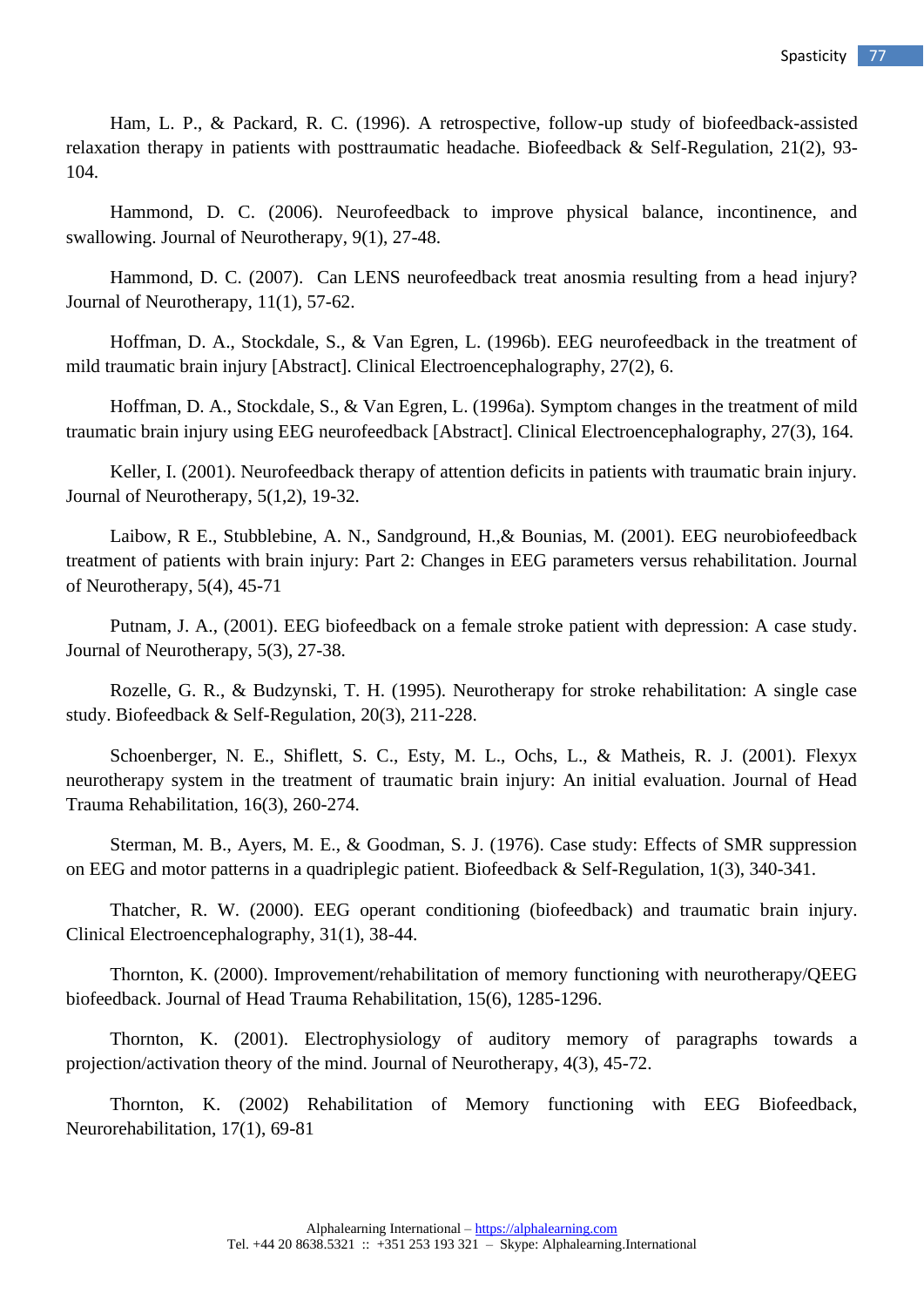Ham, L. P., & Packard, R. C. (1996). A retrospective, follow-up study of biofeedback-assisted relaxation therapy in patients with posttraumatic headache. Biofeedback & Self-Regulation, 21(2), 93-104.

Hammond, D. C. (2006). Neurofeedback to improve physical balance, incontinence, and swallowing. Journal of Neurotherapy, 9(1), 27-48.

Hammond, D. C. (2007). Can LENS neurofeedback treat anosmia resulting from a head injury? Journal of Neurotherapy, 11(1), 57-62.

Hoffman, D. A., Stockdale, S., & Van Egren, L. (1996b). EEG neurofeedback in the treatment of mild traumatic brain injury [Abstract]. Clinical Electroencephalography, 27(2), 6.

Hoffman, D. A., Stockdale, S., & Van Egren, L. (1996a). Symptom changes in the treatment of mild traumatic brain injury using EEG neurofeedback [Abstract]. Clinical Electroencephalography, 27(3), 164.

Keller, I. (2001). Neurofeedback therapy of attention deficits in patients with traumatic brain injury. Journal of Neurotherapy, 5(1,2), 19-32.

Laibow, R E., Stubblebine, A. N., Sandground, H.,& Bounias, M. (2001). EEG neurobiofeedback treatment of patients with brain injury: Part 2: Changes in EEG parameters versus rehabilitation. Journal of Neurotherapy, 5(4), 45-71

Putnam, J. A., (2001). EEG biofeedback on a female stroke patient with depression: A case study. Journal of Neurotherapy, 5(3), 27-38.

Rozelle, G. R., & Budzynski, T. H. (1995). Neurotherapy for stroke rehabilitation: A single case study. Biofeedback & Self-Regulation, 20(3), 211-228.

Schoenberger, N. E., Shiflett, S. C., Esty, M. L., Ochs, L., & Matheis, R. J. (2001). Flexyx neurotherapy system in the treatment of traumatic brain injury: An initial evaluation. Journal of Head Trauma Rehabilitation, 16(3), 260-274.

Sterman, M. B., Ayers, M. E., & Goodman, S. J. (1976). Case study: Effects of SMR suppression on EEG and motor patterns in a quadriplegic patient. Biofeedback & Self-Regulation, 1(3), 340-341.

Thatcher, R. W. (2000). EEG operant conditioning (biofeedback) and traumatic brain injury. Clinical Electroencephalography, 31(1), 38-44.

Thornton, K. (2000). Improvement/rehabilitation of memory functioning with neurotherapy/QEEG biofeedback. Journal of Head Trauma Rehabilitation, 15(6), 1285-1296.

Thornton, K. (2001). Electrophysiology of auditory memory of paragraphs towards a projection/activation theory of the mind. Journal of Neurotherapy, 4(3), 45-72.

Thornton, K. (2002) Rehabilitation of Memory functioning with EEG Biofeedback, Neurorehabilitation, 17(1), 69-81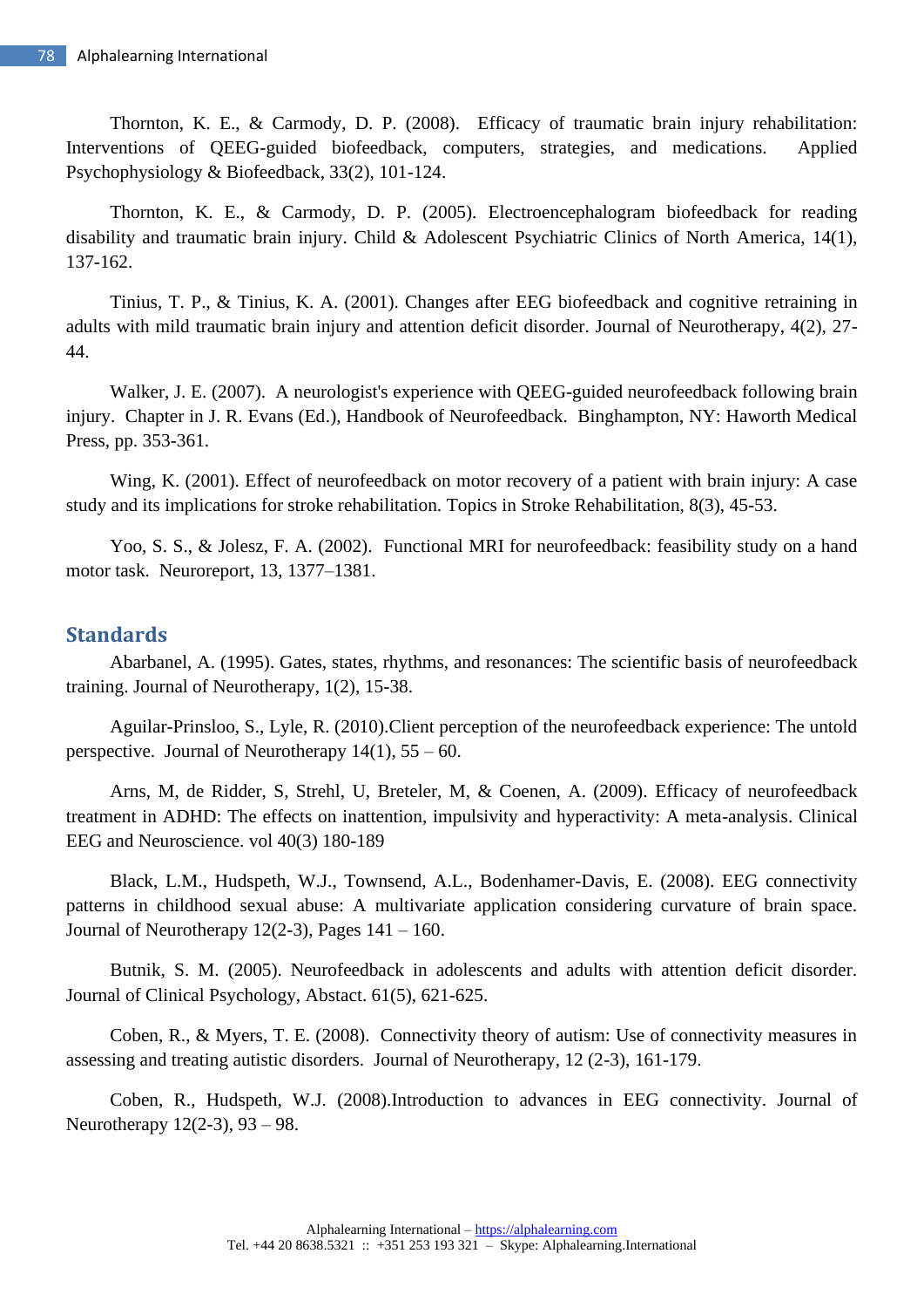Thornton, K. E., & Carmody, D. P. (2008). Efficacy of traumatic brain injury rehabilitation: Interventions of QEEG-guided biofeedback, computers, strategies, and medications. Applied Psychophysiology & Biofeedback, 33(2), 101-124.

Thornton, K. E., & Carmody, D. P. (2005). Electroencephalogram biofeedback for reading disability and traumatic brain injury. Child & Adolescent Psychiatric Clinics of North America, 14(1), 137-162.

Tinius, T. P., & Tinius, K. A. (2001). Changes after EEG biofeedback and cognitive retraining in adults with mild traumatic brain injury and attention deficit disorder. Journal of Neurotherapy, 4(2), 27-44.

Walker, J. E. (2007). A neurologist's experience with QEEG-guided neurofeedback following brain injury. Chapter in J. R. Evans (Ed.), Handbook of Neurofeedback. Binghampton, NY: Haworth Medical Press, pp. 353-361.

Wing, K. (2001). Effect of neurofeedback on motor recovery of a patient with brain injury: A case study and its implications for stroke rehabilitation. Topics in Stroke Rehabilitation, 8(3), 45-53.

Yoo, S. S., & Jolesz, F. A. (2002). Functional MRI for neurofeedback: feasibility study on a hand motor task. Neuroreport, 13, 1377–1381.

## Standards

Abarbanel, A. (1995). Gates, states, rhythms, and resonances: The scientific basis of neurofeedback training. Journal of Neurotherapy, 1(2), 15-38.

Aguilar-Prinsloo, S., Lyle, R. (2010).Client perception of the neurofeedback experience: The untold perspective. Journal of Neurotherapy 14(1), 55 – 60.

Arns, M, de Ridder, S, Strehl, U, Breteler, M, & Coenen, A. (2009). Efficacy of neurofeedback treatment in ADHD: The effects on inattention, impulsivity and hyperactivity: A meta-analysis. Clinical EEG and Neuroscience. vol 40(3) 180-189

Black, L.M., Hudspeth, W.J., Townsend, A.L., Bodenhamer-Davis, E. (2008). EEG connectivity patterns in childhood sexual abuse: A multivariate application considering curvature of brain space. Journal of Neurotherapy 12(2-3), Pages 141 – 160.

Butnik, S. M. (2005). Neurofeedback in adolescents and adults with attention deficit disorder. Journal of Clinical Psychology, Abstact. 61(5), 621-625.

Coben, R., & Myers, T. E. (2008). Connectivity theory of autism: Use of connectivity measures in assessing and treating autistic disorders. Journal of Neurotherapy, 12 (2-3), 161-179.

Coben, R., Hudspeth, W.J. (2008).Introduction to advances in EEG connectivity. Journal of Neurotherapy 12(2-3), 93 – 98.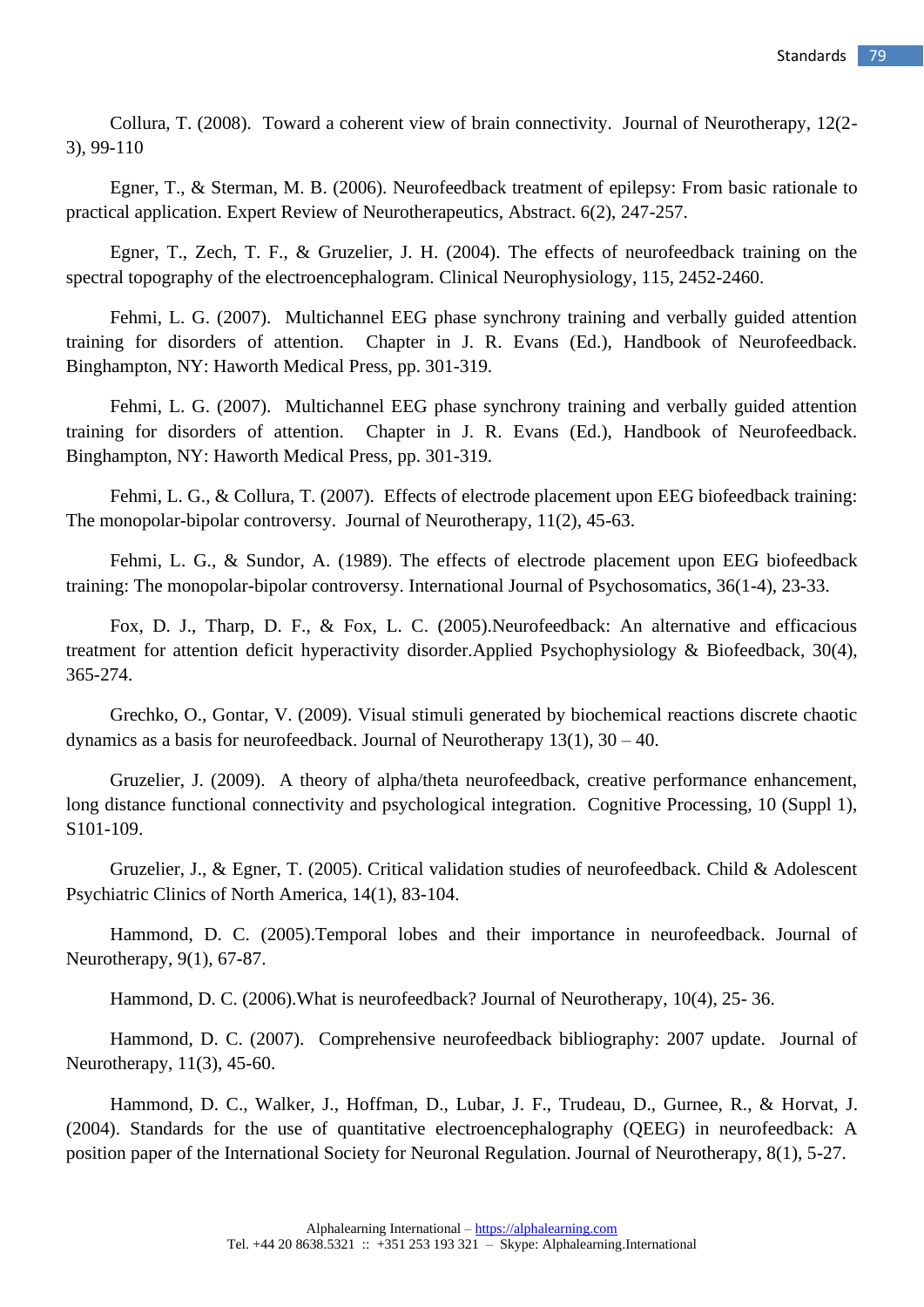Collura, T. (2008). Toward a coherent view of brain connectivity. Journal of Neurotherapy, 12(2-3), 99-110

Egner, T., & Sterman, M. B. (2006). Neurofeedback treatment of epilepsy: From basic rationale to practical application. Expert Review of Neurotherapeutics, Abstract. 6(2), 247-257.

Egner, T., Zech, T. F., & Gruzelier, J. H. (2004). The effects of neurofeedback training on the spectral topography of the electroencephalogram. Clinical Neurophysiology, 115, 2452-2460.

Fehmi, L. G. (2007). Multichannel EEG phase synchrony training and verbally guided attention training for disorders of attention. Chapter in J. R. Evans (Ed.), Handbook of Neurofeedback. Binghampton, NY: Haworth Medical Press, pp. 301-319.

Fehmi, L. G. (2007). Multichannel EEG phase synchrony training and verbally guided attention training for disorders of attention. Chapter in J. R. Evans (Ed.), Handbook of Neurofeedback. Binghampton, NY: Haworth Medical Press, pp. 301-319.

Fehmi, L. G., & Collura, T. (2007). Effects of electrode placement upon EEG biofeedback training: The monopolar-bipolar controversy. Journal of Neurotherapy, 11(2), 45-63.

Fehmi, L. G., & Sundor, A. (1989). The effects of electrode placement upon EEG biofeedback training: The monopolar-bipolar controversy. International Journal of Psychosomatics, 36(1-4), 23-33.

Fox, D. J., Tharp, D. F., & Fox, L. C. (2005).Neurofeedback: An alternative and efficacious treatment for attention deficit hyperactivity disorder.Applied Psychophysiology & Biofeedback, 30(4), 365-274.

Grechko, O., Gontar, V. (2009). Visual stimuli generated by biochemical reactions discrete chaotic dynamics as a basis for neurofeedback. Journal of Neurotherapy 13(1), 30 – 40.

Gruzelier, J. (2009). A theory of alpha/theta neurofeedback, creative performance enhancement, long distance functional connectivity and psychological integration. Cognitive Processing, 10 (Suppl 1), S101-109.

Gruzelier, J., & Egner, T. (2005). Critical validation studies of neurofeedback. Child & Adolescent Psychiatric Clinics of North America, 14(1), 83-104.

Hammond, D. C. (2005).Temporal lobes and their importance in neurofeedback. Journal of Neurotherapy, 9(1), 67-87.

Hammond, D. C. (2006).What is neurofeedback? Journal of Neurotherapy, 10(4), 25- 36.

Hammond, D. C. (2007). Comprehensive neurofeedback bibliography: 2007 update. Journal of Neurotherapy, 11(3), 45-60.

Hammond, D. C., Walker, J., Hoffman, D., Lubar, J. F., Trudeau, D., Gurnee, R., & Horvat, J. (2004). Standards for the use of quantitative electroencephalography (QEEG) in neurofeedback: A position paper of the International Society for Neuronal Regulation. Journal of Neurotherapy, 8(1), 5-27.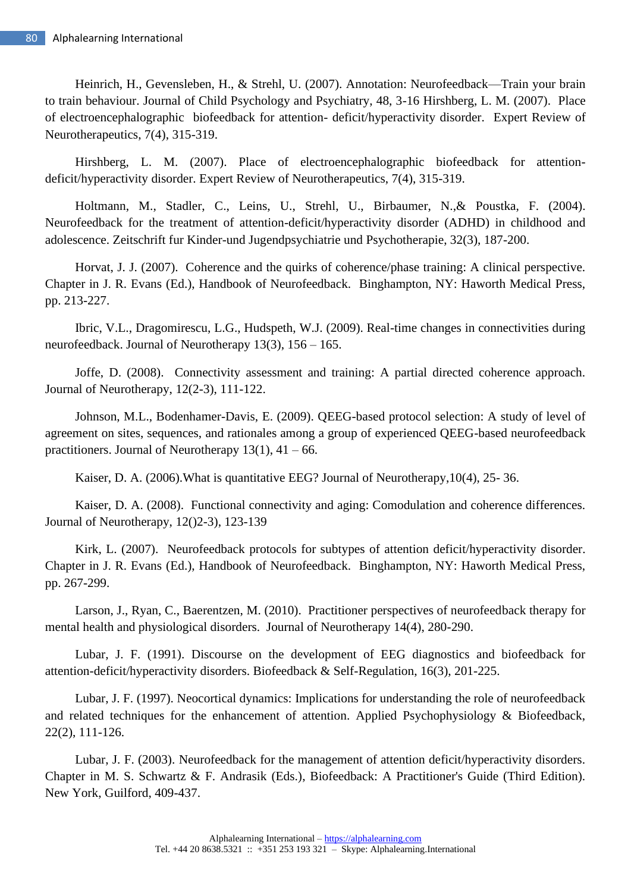Heinrich, H., Gevensleben, H., & Strehl, U. (2007). Annotation: Neurofeedback—Train your brain to train behaviour. Journal of Child Psychology and Psychiatry, 48, 3-16 Hirshberg, L. M. (2007). Place of electroencephalographic biofeedback for attention- deficit/hyperactivity disorder. Expert Review of Neurotherapeutics, 7(4), 315-319.

Hirshberg, L. M. (2007). Place of electroencephalographic biofeedback for attention-deficit/hyperactivity disorder. Expert Review of Neurotherapeutics, 7(4), 315-319.

Holtmann, M., Stadler, C., Leins, U., Strehl, U., Birbaumer, N.,& Poustka, F. (2004). Neurofeedback for the treatment of attention-deficit/hyperactivity disorder (ADHD) in childhood and adolescence. Zeitschrift fur Kinder-und Jugendpsychiatrie und Psychotherapie, 32(3), 187-200.

Horvat, J. J. (2007). Coherence and the quirks of coherence/phase training: A clinical perspective. Chapter in J. R. Evans (Ed.), Handbook of Neurofeedback. Binghampton, NY: Haworth Medical Press, pp. 213-227.

Ibric, V.L., Dragomirescu, L.G., Hudspeth, W.J. (2009). Real-time changes in connectivities during neurofeedback. Journal of Neurotherapy 13(3), 156 – 165.

Joffe, D. (2008). Connectivity assessment and training: A partial directed coherence approach. Journal of Neurotherapy, 12(2-3), 111-122.

Johnson, M.L., Bodenhamer-Davis, E. (2009). QEEG-based protocol selection: A study of level of agreement on sites, sequences, and rationales among a group of experienced QEEG-based neurofeedback practitioners. Journal of Neurotherapy 13(1), 41 – 66.

Kaiser, D. A. (2006).What is quantitative EEG? Journal of Neurotherapy,10(4), 25- 36.

Kaiser, D. A. (2008). Functional connectivity and aging: Comodulation and coherence differences. Journal of Neurotherapy, 12()2-3), 123-139

Kirk, L. (2007). Neurofeedback protocols for subtypes of attention deficit/hyperactivity disorder. Chapter in J. R. Evans (Ed.), Handbook of Neurofeedback. Binghampton, NY: Haworth Medical Press, pp. 267-299.

Larson, J., Ryan, C., Baerentzen, M. (2010). Practitioner perspectives of neurofeedback therapy for mental health and physiological disorders. Journal of Neurotherapy 14(4), 280-290.

Lubar, J. F. (1991). Discourse on the development of EEG diagnostics and biofeedback for attention-deficit/hyperactivity disorders. Biofeedback & Self-Regulation, 16(3), 201-225.

Lubar, J. F. (1997). Neocortical dynamics: Implications for understanding the role of neurofeedback and related techniques for the enhancement of attention. Applied Psychophysiology & Biofeedback, 22(2), 111-126.

Lubar, J. F. (2003). Neurofeedback for the management of attention deficit/hyperactivity disorders. Chapter in M. S. Schwartz & F. Andrasik (Eds.), Biofeedback: A Practitioner's Guide (Third Edition). New York, Guilford, 409-437.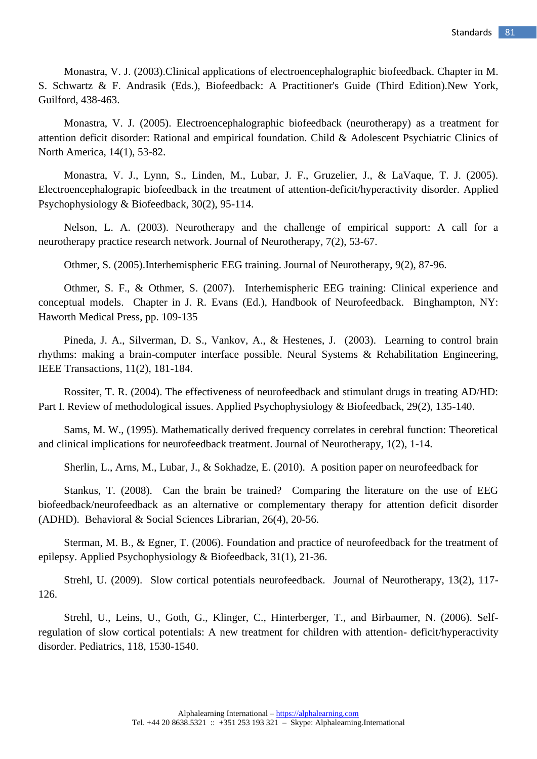Monastra, V. J. (2003).Clinical applications of electroencephalographic biofeedback. Chapter in M. S. Schwartz & F. Andrasik (Eds.), Biofeedback: A Practitioner's Guide (Third Edition).New York, Guilford, 438-463.

Monastra, V. J. (2005). Electroencephalographic biofeedback (neurotherapy) as a treatment for attention deficit disorder: Rational and empirical foundation. Child & Adolescent Psychiatric Clinics of North America, 14(1), 53-82.

Monastra, V. J., Lynn, S., Linden, M., Lubar, J. F., Gruzelier, J., & LaVaque, T. J. (2005). Electroencephalograpic biofeedback in the treatment of attention-deficit/hyperactivity disorder. Applied Psychophysiology & Biofeedback, 30(2), 95-114.

Nelson, L. A. (2003). Neurotherapy and the challenge of empirical support: A call for a neurotherapy practice research network. Journal of Neurotherapy, 7(2), 53-67.

Othmer, S. (2005).Interhemispheric EEG training. Journal of Neurotherapy, 9(2), 87-96.

Othmer, S. F., & Othmer, S. (2007). Interhemispheric EEG training: Clinical experience and conceptual models. Chapter in J. R. Evans (Ed.), Handbook of Neurofeedback. Binghampton, NY: Haworth Medical Press, pp. 109-135

Pineda, J. A., Silverman, D. S., Vankov, A., & Hestenes, J. (2003). Learning to control brain rhythms: making a brain-computer interface possible. Neural Systems & Rehabilitation Engineering, IEEE Transactions, 11(2), 181-184.

Rossiter, T. R. (2004). The effectiveness of neurofeedback and stimulant drugs in treating AD/HD: Part I. Review of methodological issues. Applied Psychophysiology & Biofeedback, 29(2), 135-140.

Sams, M. W., (1995). Mathematically derived frequency correlates in cerebral function: Theoretical and clinical implications for neurofeedback treatment. Journal of Neurotherapy, 1(2), 1-14.

Sherlin, L., Arns, M., Lubar, J., & Sokhadze, E. (2010). A position paper on neurofeedback for

Stankus, T. (2008). Can the brain be trained? Comparing the literature on the use of EEG biofeedback/neurofeedback as an alternative or complementary therapy for attention deficit disorder (ADHD). Behavioral & Social Sciences Librarian, 26(4), 20-56.

Sterman, M. B., & Egner, T. (2006). Foundation and practice of neurofeedback for the treatment of epilepsy. Applied Psychophysiology & Biofeedback, 31(1), 21-36.

Strehl, U. (2009). Slow cortical potentials neurofeedback. Journal of Neurotherapy, 13(2), 117-126.

Strehl, U., Leins, U., Goth, G., Klinger, C., Hinterberger, T., and Birbaumer, N. (2006). Self-regulation of slow cortical potentials: A new treatment for children with attention- deficit/hyperactivity disorder. Pediatrics, 118, 1530-1540.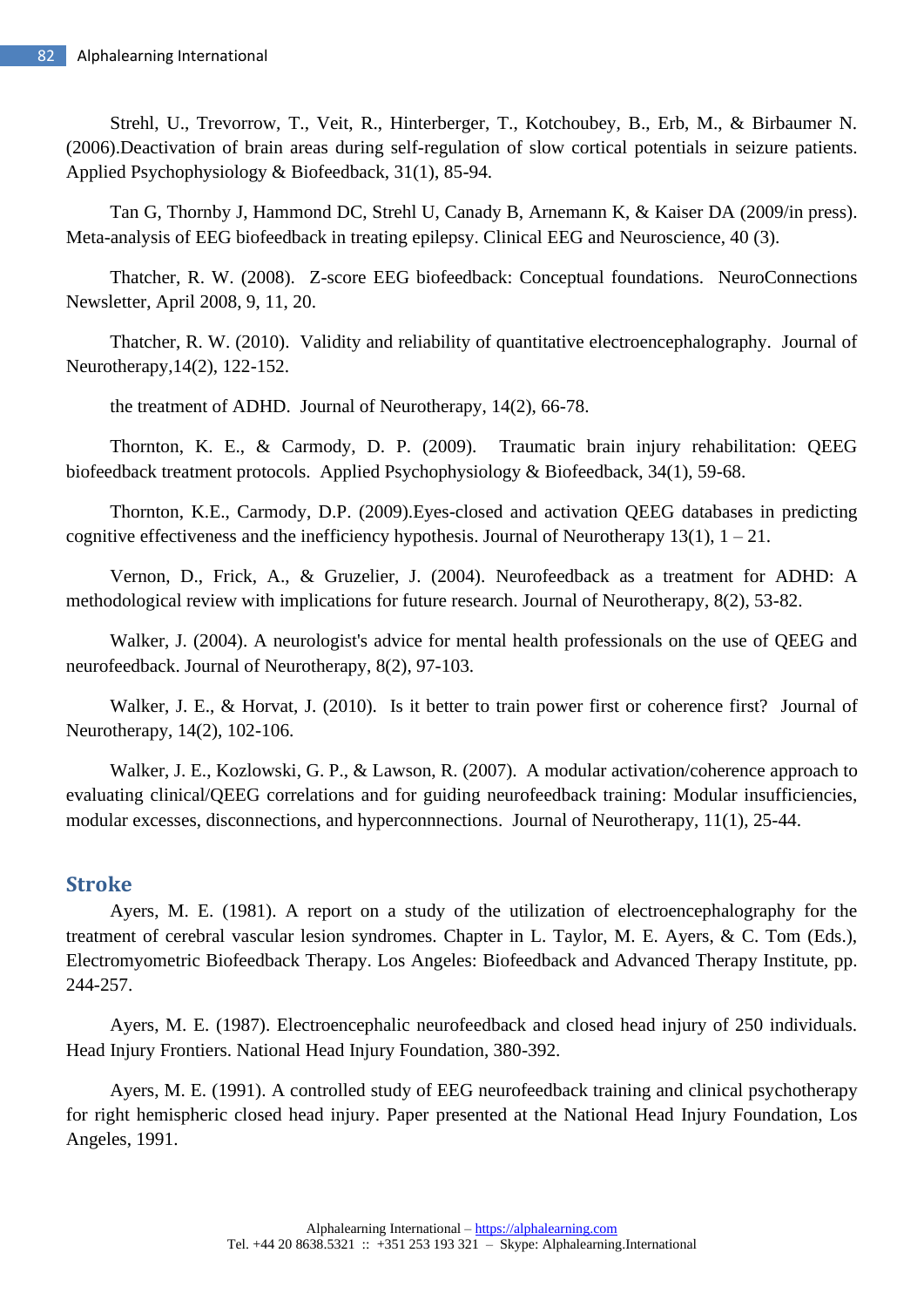Strehl, U., Trevorrow, T., Veit, R., Hinterberger, T., Kotchoubey, B., Erb, M., & Birbaumer N. (2006).Deactivation of brain areas during self-regulation of slow cortical potentials in seizure patients. Applied Psychophysiology & Biofeedback, 31(1), 85-94.

Tan G, Thornby J, Hammond DC, Strehl U, Canady B, Arnemann K, & Kaiser DA (2009/in press). Meta-analysis of EEG biofeedback in treating epilepsy. Clinical EEG and Neuroscience, 40 (3).

Thatcher, R. W. (2008). Z-score EEG biofeedback: Conceptual foundations. NeuroConnections Newsletter, April 2008, 9, 11, 20.

Thatcher, R. W. (2010). Validity and reliability of quantitative electroencephalography. Journal of Neurotherapy,14(2), 122-152.

the treatment of ADHD. Journal of Neurotherapy, 14(2), 66-78.

Thornton, K. E., & Carmody, D. P. (2009). Traumatic brain injury rehabilitation: QEEG biofeedback treatment protocols. Applied Psychophysiology & Biofeedback, 34(1), 59-68.

Thornton, K.E., Carmody, D.P. (2009).Eyes-closed and activation QEEG databases in predicting cognitive effectiveness and the inefficiency hypothesis. Journal of Neurotherapy 13(1), 1 – 21.

Vernon, D., Frick, A., & Gruzelier, J. (2004). Neurofeedback as a treatment for ADHD: A methodological review with implications for future research. Journal of Neurotherapy, 8(2), 53-82.

Walker, J. (2004). A neurologist's advice for mental health professionals on the use of QEEG and neurofeedback. Journal of Neurotherapy, 8(2), 97-103.

Walker, J. E., & Horvat, J. (2010). Is it better to train power first or coherence first? Journal of Neurotherapy, 14(2), 102-106.

Walker, J. E., Kozlowski, G. P., & Lawson, R. (2007). A modular activation/coherence approach to evaluating clinical/QEEG correlations and for guiding neurofeedback training: Modular insufficiencies, modular excesses, disconnections, and hyperconnnections. Journal of Neurotherapy, 11(1), 25-44.

## Stroke

Ayers, M. E. (1981). A report on a study of the utilization of electroencephalography for the treatment of cerebral vascular lesion syndromes. Chapter in L. Taylor, M. E. Ayers, & C. Tom (Eds.), Electromyometric Biofeedback Therapy. Los Angeles: Biofeedback and Advanced Therapy Institute, pp. 244-257.

Ayers, M. E. (1987). Electroencephalic neurofeedback and closed head injury of 250 individuals. Head Injury Frontiers. National Head Injury Foundation, 380-392.

Ayers, M. E. (1991). A controlled study of EEG neurofeedback training and clinical psychotherapy for right hemispheric closed head injury. Paper presented at the National Head Injury Foundation, Los Angeles, 1991.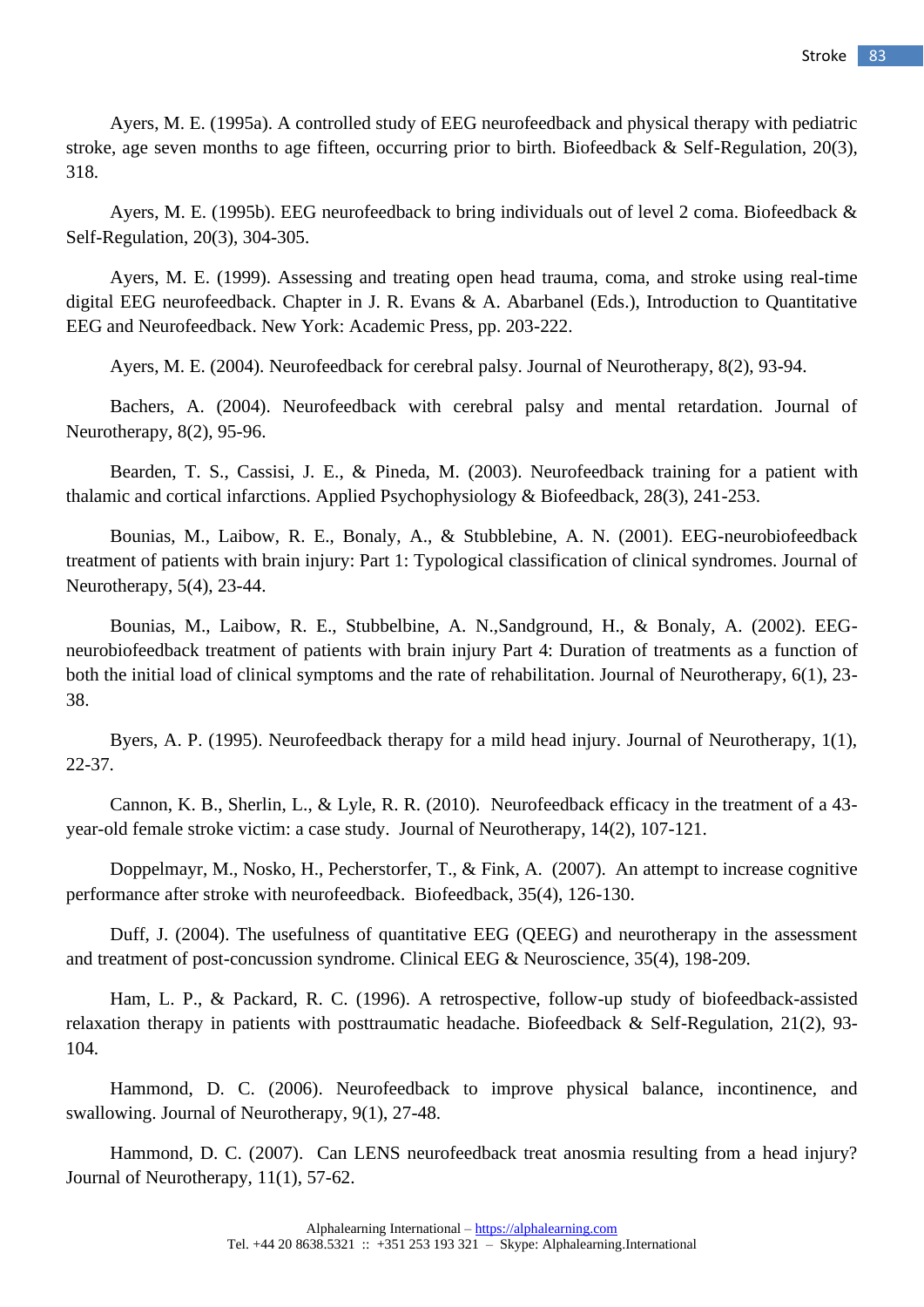Ayers, M. E. (1995a). A controlled study of EEG neurofeedback and physical therapy with pediatric stroke, age seven months to age fifteen, occurring prior to birth. Biofeedback & Self-Regulation, 20(3), 318.

Ayers, M. E. (1995b). EEG neurofeedback to bring individuals out of level 2 coma. Biofeedback & Self-Regulation, 20(3), 304-305.

Ayers, M. E. (1999). Assessing and treating open head trauma, coma, and stroke using real-time digital EEG neurofeedback. Chapter in J. R. Evans & A. Abarbanel (Eds.), Introduction to Quantitative EEG and Neurofeedback. New York: Academic Press, pp. 203-222.

Ayers, M. E. (2004). Neurofeedback for cerebral palsy. Journal of Neurotherapy, 8(2), 93-94.

Bachers, A. (2004). Neurofeedback with cerebral palsy and mental retardation. Journal of Neurotherapy, 8(2), 95-96.

Bearden, T. S., Cassisi, J. E., & Pineda, M. (2003). Neurofeedback training for a patient with thalamic and cortical infarctions. Applied Psychophysiology & Biofeedback, 28(3), 241-253.

Bounias, M., Laibow, R. E., Bonaly, A., & Stubblebine, A. N. (2001). EEG-neurobiofeedback treatment of patients with brain injury: Part 1: Typological classification of clinical syndromes. Journal of Neurotherapy, 5(4), 23-44.

Bounias, M., Laibow, R. E., Stubbelbine, A. N.,Sandground, H., & Bonaly, A. (2002). EEG-neurobiofeedback treatment of patients with brain injury Part 4: Duration of treatments as a function of both the initial load of clinical symptoms and the rate of rehabilitation. Journal of Neurotherapy, 6(1), 23-38.

Byers, A. P. (1995). Neurofeedback therapy for a mild head injury. Journal of Neurotherapy, 1(1), 22-37.

Cannon, K. B., Sherlin, L., & Lyle, R. R. (2010). Neurofeedback efficacy in the treatment of a 43-year-old female stroke victim: a case study. Journal of Neurotherapy, 14(2), 107-121.

Doppelmayr, M., Nosko, H., Pecherstorfer, T., & Fink, A. (2007). An attempt to increase cognitive performance after stroke with neurofeedback. Biofeedback, 35(4), 126-130.

Duff, J. (2004). The usefulness of quantitative EEG (QEEG) and neurotherapy in the assessment and treatment of post-concussion syndrome. Clinical EEG & Neuroscience, 35(4), 198-209.

Ham, L. P., & Packard, R. C. (1996). A retrospective, follow-up study of biofeedback-assisted relaxation therapy in patients with posttraumatic headache. Biofeedback & Self-Regulation, 21(2), 93-104.

Hammond, D. C. (2006). Neurofeedback to improve physical balance, incontinence, and swallowing. Journal of Neurotherapy, 9(1), 27-48.

Hammond, D. C. (2007). Can LENS neurofeedback treat anosmia resulting from a head injury? Journal of Neurotherapy, 11(1), 57-62.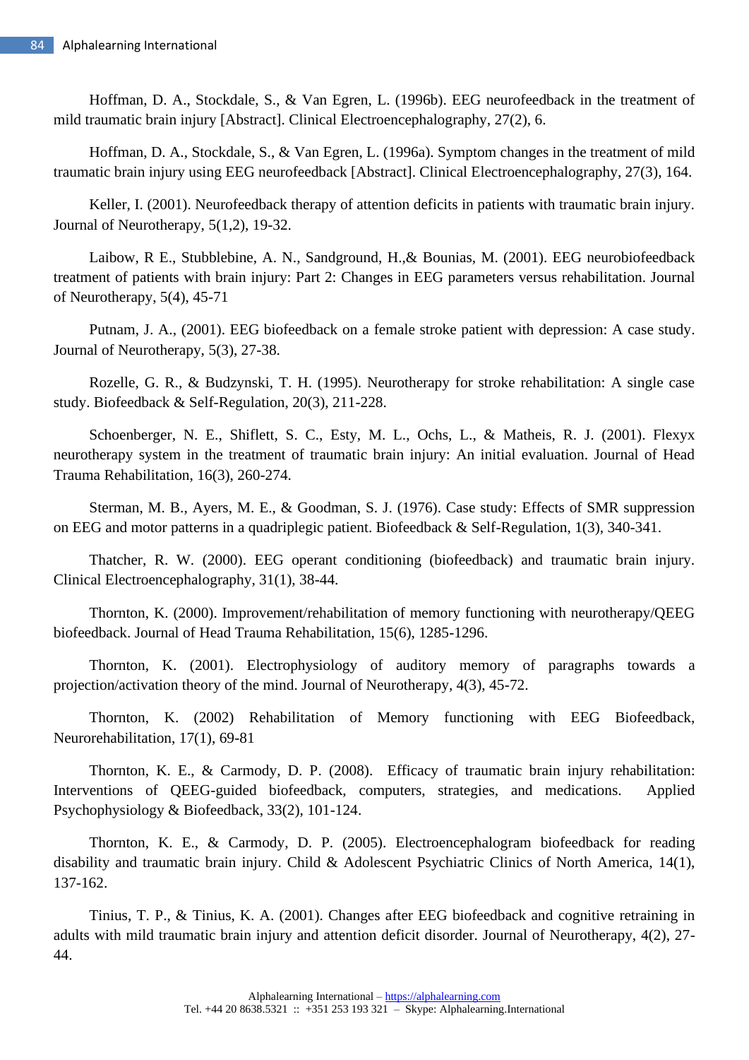Hoffman, D. A., Stockdale, S., & Van Egren, L. (1996b). EEG neurofeedback in the treatment of mild traumatic brain injury [Abstract]. Clinical Electroencephalography, 27(2), 6.

Hoffman, D. A., Stockdale, S., & Van Egren, L. (1996a). Symptom changes in the treatment of mild traumatic brain injury using EEG neurofeedback [Abstract]. Clinical Electroencephalography, 27(3), 164.

Keller, I. (2001). Neurofeedback therapy of attention deficits in patients with traumatic brain injury. Journal of Neurotherapy, 5(1,2), 19-32.

Laibow, R E., Stubblebine, A. N., Sandground, H.,& Bounias, M. (2001). EEG neurobiofeedback treatment of patients with brain injury: Part 2: Changes in EEG parameters versus rehabilitation. Journal of Neurotherapy, 5(4), 45-71

Putnam, J. A., (2001). EEG biofeedback on a female stroke patient with depression: A case study. Journal of Neurotherapy, 5(3), 27-38.

Rozelle, G. R., & Budzynski, T. H. (1995). Neurotherapy for stroke rehabilitation: A single case study. Biofeedback & Self-Regulation, 20(3), 211-228.

Schoenberger, N. E., Shiflett, S. C., Esty, M. L., Ochs, L., & Matheis, R. J. (2001). Flexyx neurotherapy system in the treatment of traumatic brain injury: An initial evaluation. Journal of Head Trauma Rehabilitation, 16(3), 260-274.

Sterman, M. B., Ayers, M. E., & Goodman, S. J. (1976). Case study: Effects of SMR suppression on EEG and motor patterns in a quadriplegic patient. Biofeedback & Self-Regulation, 1(3), 340-341.

Thatcher, R. W. (2000). EEG operant conditioning (biofeedback) and traumatic brain injury. Clinical Electroencephalography, 31(1), 38-44.

Thornton, K. (2000). Improvement/rehabilitation of memory functioning with neurotherapy/QEEG biofeedback. Journal of Head Trauma Rehabilitation, 15(6), 1285-1296.

Thornton, K. (2001). Electrophysiology of auditory memory of paragraphs towards a projection/activation theory of the mind. Journal of Neurotherapy, 4(3), 45-72.

Thornton, K. (2002) Rehabilitation of Memory functioning with EEG Biofeedback, Neurorehabilitation, 17(1), 69-81

Thornton, K. E., & Carmody, D. P. (2008). Efficacy of traumatic brain injury rehabilitation: Interventions of QEEG-guided biofeedback, computers, strategies, and medications. Applied Psychophysiology & Biofeedback, 33(2), 101-124.

Thornton, K. E., & Carmody, D. P. (2005). Electroencephalogram biofeedback for reading disability and traumatic brain injury. Child & Adolescent Psychiatric Clinics of North America, 14(1), 137-162.

Tinius, T. P., & Tinius, K. A. (2001). Changes after EEG biofeedback and cognitive retraining in adults with mild traumatic brain injury and attention deficit disorder. Journal of Neurotherapy, 4(2), 27-44.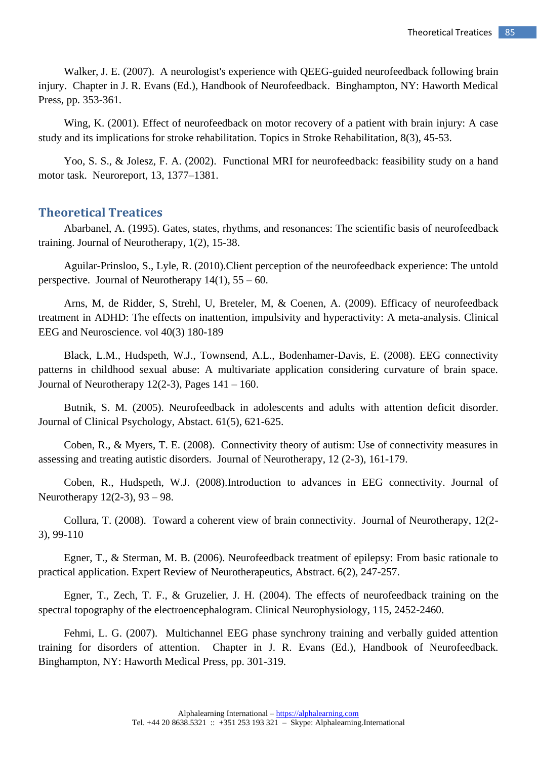Walker, J. E. (2007). A neurologist's experience with QEEG-guided neurofeedback following brain injury. Chapter in J. R. Evans (Ed.), Handbook of Neurofeedback. Binghampton, NY: Haworth Medical Press, pp. 353-361.

Wing, K. (2001). Effect of neurofeedback on motor recovery of a patient with brain injury: A case study and its implications for stroke rehabilitation. Topics in Stroke Rehabilitation, 8(3), 45-53.

Yoo, S. S., & Jolesz, F. A. (2002). Functional MRI for neurofeedback: feasibility study on a hand motor task. Neuroreport, 13, 1377–1381.

## Theoretical Treatices

Abarbanel, A. (1995). Gates, states, rhythms, and resonances: The scientific basis of neurofeedback training. Journal of Neurotherapy, 1(2), 15-38.

Aguilar-Prinsloo, S., Lyle, R. (2010).Client perception of the neurofeedback experience: The untold perspective. Journal of Neurotherapy 14(1), 55 – 60.

Arns, M, de Ridder, S, Strehl, U, Breteler, M, & Coenen, A. (2009). Efficacy of neurofeedback treatment in ADHD: The effects on inattention, impulsivity and hyperactivity: A meta-analysis. Clinical EEG and Neuroscience. vol 40(3) 180-189

Black, L.M., Hudspeth, W.J., Townsend, A.L., Bodenhamer-Davis, E. (2008). EEG connectivity patterns in childhood sexual abuse: A multivariate application considering curvature of brain space. Journal of Neurotherapy 12(2-3), Pages 141 – 160.

Butnik, S. M. (2005). Neurofeedback in adolescents and adults with attention deficit disorder. Journal of Clinical Psychology, Abstact. 61(5), 621-625.

Coben, R., & Myers, T. E. (2008). Connectivity theory of autism: Use of connectivity measures in assessing and treating autistic disorders. Journal of Neurotherapy, 12 (2-3), 161-179.

Coben, R., Hudspeth, W.J. (2008).Introduction to advances in EEG connectivity. Journal of Neurotherapy 12(2-3), 93 – 98.

Collura, T. (2008). Toward a coherent view of brain connectivity. Journal of Neurotherapy, 12(2-3), 99-110

Egner, T., & Sterman, M. B. (2006). Neurofeedback treatment of epilepsy: From basic rationale to practical application. Expert Review of Neurotherapeutics, Abstract. 6(2), 247-257.

Egner, T., Zech, T. F., & Gruzelier, J. H. (2004). The effects of neurofeedback training on the spectral topography of the electroencephalogram. Clinical Neurophysiology, 115, 2452-2460.

Fehmi, L. G. (2007). Multichannel EEG phase synchrony training and verbally guided attention training for disorders of attention. Chapter in J. R. Evans (Ed.), Handbook of Neurofeedback. Binghampton, NY: Haworth Medical Press, pp. 301-319.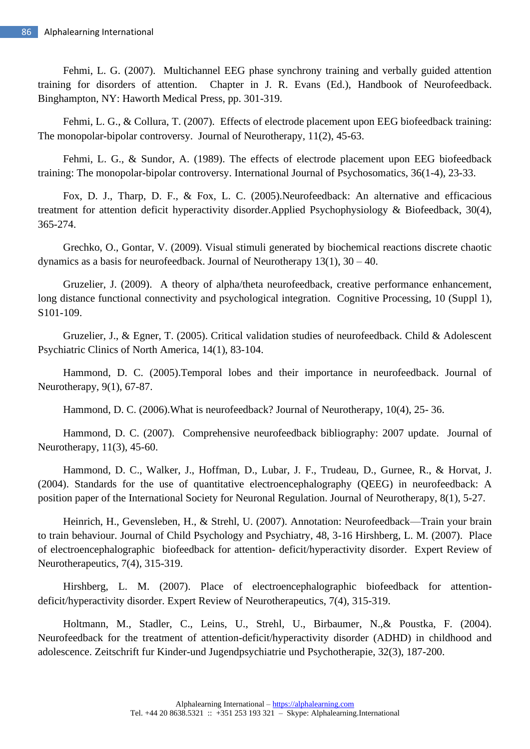Fehmi, L. G. (2007). Multichannel EEG phase synchrony training and verbally guided attention training for disorders of attention. Chapter in J. R. Evans (Ed.), Handbook of Neurofeedback. Binghampton, NY: Haworth Medical Press, pp. 301-319.

Fehmi, L. G., & Collura, T. (2007). Effects of electrode placement upon EEG biofeedback training: The monopolar-bipolar controversy. Journal of Neurotherapy, 11(2), 45-63.

Fehmi, L. G., & Sundor, A. (1989). The effects of electrode placement upon EEG biofeedback training: The monopolar-bipolar controversy. International Journal of Psychosomatics, 36(1-4), 23-33.

Fox, D. J., Tharp, D. F., & Fox, L. C. (2005).Neurofeedback: An alternative and efficacious treatment for attention deficit hyperactivity disorder.Applied Psychophysiology & Biofeedback, 30(4), 365-274.

Grechko, O., Gontar, V. (2009). Visual stimuli generated by biochemical reactions discrete chaotic dynamics as a basis for neurofeedback. Journal of Neurotherapy 13(1), 30 – 40.

Gruzelier, J. (2009). A theory of alpha/theta neurofeedback, creative performance enhancement, long distance functional connectivity and psychological integration. Cognitive Processing, 10 (Suppl 1), S101-109.

Gruzelier, J., & Egner, T. (2005). Critical validation studies of neurofeedback. Child & Adolescent Psychiatric Clinics of North America, 14(1), 83-104.

Hammond, D. C. (2005).Temporal lobes and their importance in neurofeedback. Journal of Neurotherapy, 9(1), 67-87.

Hammond, D. C. (2006).What is neurofeedback? Journal of Neurotherapy, 10(4), 25- 36.

Hammond, D. C. (2007). Comprehensive neurofeedback bibliography: 2007 update. Journal of Neurotherapy, 11(3), 45-60.

Hammond, D. C., Walker, J., Hoffman, D., Lubar, J. F., Trudeau, D., Gurnee, R., & Horvat, J. (2004). Standards for the use of quantitative electroencephalography (QEEG) in neurofeedback: A position paper of the International Society for Neuronal Regulation. Journal of Neurotherapy, 8(1), 5-27.

Heinrich, H., Gevensleben, H., & Strehl, U. (2007). Annotation: Neurofeedback—Train your brain to train behaviour. Journal of Child Psychology and Psychiatry, 48, 3-16 Hirshberg, L. M. (2007). Place of electroencephalographic biofeedback for attention- deficit/hyperactivity disorder. Expert Review of Neurotherapeutics, 7(4), 315-319.

Hirshberg, L. M. (2007). Place of electroencephalographic biofeedback for attention-deficit/hyperactivity disorder. Expert Review of Neurotherapeutics, 7(4), 315-319.

Holtmann, M., Stadler, C., Leins, U., Strehl, U., Birbaumer, N.,& Poustka, F. (2004). Neurofeedback for the treatment of attention-deficit/hyperactivity disorder (ADHD) in childhood and adolescence. Zeitschrift fur Kinder-und Jugendpsychiatrie und Psychotherapie, 32(3), 187-200.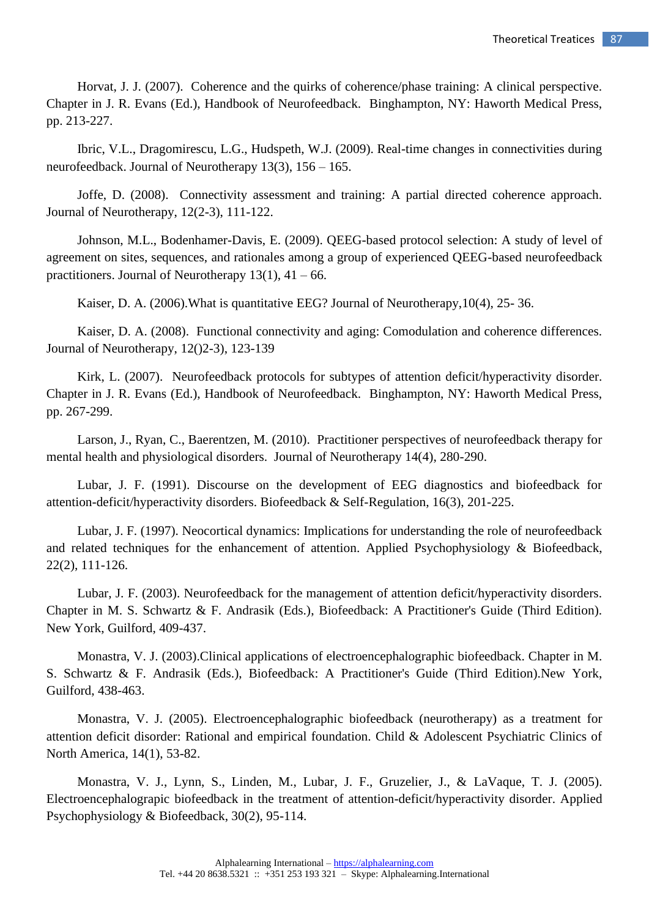Horvat, J. J. (2007). Coherence and the quirks of coherence/phase training: A clinical perspective. Chapter in J. R. Evans (Ed.), Handbook of Neurofeedback. Binghampton, NY: Haworth Medical Press, pp. 213-227.

Ibric, V.L., Dragomirescu, L.G., Hudspeth, W.J. (2009). Real-time changes in connectivities during neurofeedback. Journal of Neurotherapy 13(3), 156 – 165.

Joffe, D. (2008). Connectivity assessment and training: A partial directed coherence approach. Journal of Neurotherapy, 12(2-3), 111-122.

Johnson, M.L., Bodenhamer-Davis, E. (2009). QEEG-based protocol selection: A study of level of agreement on sites, sequences, and rationales among a group of experienced QEEG-based neurofeedback practitioners. Journal of Neurotherapy 13(1), 41 – 66.

Kaiser, D. A. (2006).What is quantitative EEG? Journal of Neurotherapy,10(4), 25- 36.

Kaiser, D. A. (2008). Functional connectivity and aging: Comodulation and coherence differences. Journal of Neurotherapy, 12()2-3), 123-139

Kirk, L. (2007). Neurofeedback protocols for subtypes of attention deficit/hyperactivity disorder. Chapter in J. R. Evans (Ed.), Handbook of Neurofeedback. Binghampton, NY: Haworth Medical Press, pp. 267-299.

Larson, J., Ryan, C., Baerentzen, M. (2010). Practitioner perspectives of neurofeedback therapy for mental health and physiological disorders. Journal of Neurotherapy 14(4), 280-290.

Lubar, J. F. (1991). Discourse on the development of EEG diagnostics and biofeedback for attention-deficit/hyperactivity disorders. Biofeedback & Self-Regulation, 16(3), 201-225.

Lubar, J. F. (1997). Neocortical dynamics: Implications for understanding the role of neurofeedback and related techniques for the enhancement of attention. Applied Psychophysiology & Biofeedback, 22(2), 111-126.

Lubar, J. F. (2003). Neurofeedback for the management of attention deficit/hyperactivity disorders. Chapter in M. S. Schwartz & F. Andrasik (Eds.), Biofeedback: A Practitioner's Guide (Third Edition). New York, Guilford, 409-437.

Monastra, V. J. (2003).Clinical applications of electroencephalographic biofeedback. Chapter in M. S. Schwartz & F. Andrasik (Eds.), Biofeedback: A Practitioner's Guide (Third Edition).New York, Guilford, 438-463.

Monastra, V. J. (2005). Electroencephalographic biofeedback (neurotherapy) as a treatment for attention deficit disorder: Rational and empirical foundation. Child & Adolescent Psychiatric Clinics of North America, 14(1), 53-82.

Monastra, V. J., Lynn, S., Linden, M., Lubar, J. F., Gruzelier, J., & LaVaque, T. J. (2005). Electroencephalograpic biofeedback in the treatment of attention-deficit/hyperactivity disorder. Applied Psychophysiology & Biofeedback, 30(2), 95-114.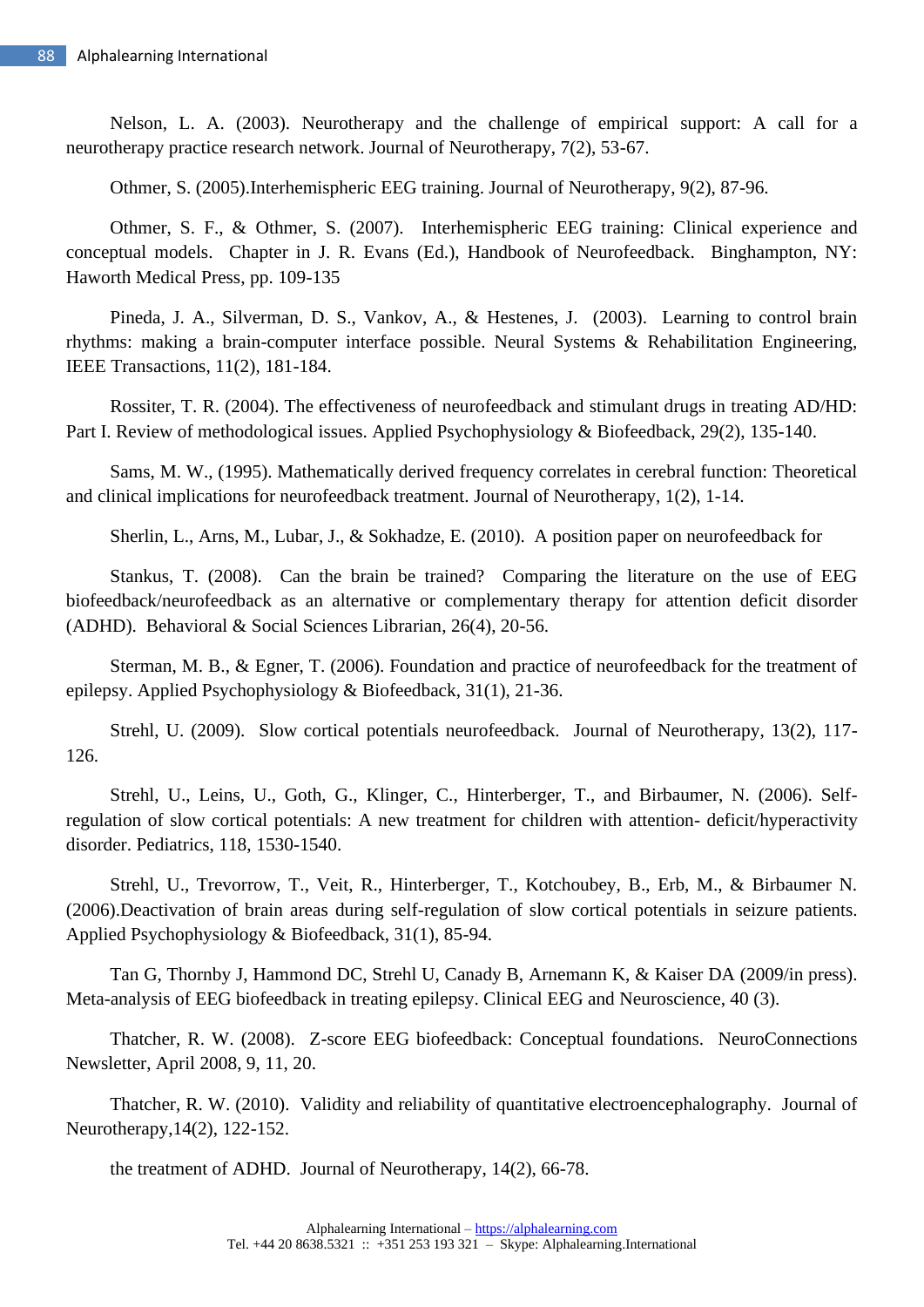Nelson, L. A. (2003). Neurotherapy and the challenge of empirical support: A call for a neurotherapy practice research network. Journal of Neurotherapy, 7(2), 53-67.

Othmer, S. (2005).Interhemispheric EEG training. Journal of Neurotherapy, 9(2), 87-96.

Othmer, S. F., & Othmer, S. (2007). Interhemispheric EEG training: Clinical experience and conceptual models. Chapter in J. R. Evans (Ed.), Handbook of Neurofeedback. Binghampton, NY: Haworth Medical Press, pp. 109-135

Pineda, J. A., Silverman, D. S., Vankov, A., & Hestenes, J. (2003). Learning to control brain rhythms: making a brain-computer interface possible. Neural Systems & Rehabilitation Engineering, IEEE Transactions, 11(2), 181-184.

Rossiter, T. R. (2004). The effectiveness of neurofeedback and stimulant drugs in treating AD/HD: Part I. Review of methodological issues. Applied Psychophysiology & Biofeedback, 29(2), 135-140.

Sams, M. W., (1995). Mathematically derived frequency correlates in cerebral function: Theoretical and clinical implications for neurofeedback treatment. Journal of Neurotherapy, 1(2), 1-14.

Sherlin, L., Arns, M., Lubar, J., & Sokhadze, E. (2010). A position paper on neurofeedback for

Stankus, T. (2008). Can the brain be trained? Comparing the literature on the use of EEG biofeedback/neurofeedback as an alternative or complementary therapy for attention deficit disorder (ADHD). Behavioral & Social Sciences Librarian, 26(4), 20-56.

Sterman, M. B., & Egner, T. (2006). Foundation and practice of neurofeedback for the treatment of epilepsy. Applied Psychophysiology & Biofeedback, 31(1), 21-36.

Strehl, U. (2009). Slow cortical potentials neurofeedback. Journal of Neurotherapy, 13(2), 117-126.

Strehl, U., Leins, U., Goth, G., Klinger, C., Hinterberger, T., and Birbaumer, N. (2006). Self-regulation of slow cortical potentials: A new treatment for children with attention- deficit/hyperactivity disorder. Pediatrics, 118, 1530-1540.

Strehl, U., Trevorrow, T., Veit, R., Hinterberger, T., Kotchoubey, B., Erb, M., & Birbaumer N. (2006).Deactivation of brain areas during self-regulation of slow cortical potentials in seizure patients. Applied Psychophysiology & Biofeedback, 31(1), 85-94.

Tan G, Thornby J, Hammond DC, Strehl U, Canady B, Arnemann K, & Kaiser DA (2009/in press). Meta-analysis of EEG biofeedback in treating epilepsy. Clinical EEG and Neuroscience, 40 (3).

Thatcher, R. W. (2008). Z-score EEG biofeedback: Conceptual foundations. NeuroConnections Newsletter, April 2008, 9, 11, 20.

Thatcher, R. W. (2010). Validity and reliability of quantitative electroencephalography. Journal of Neurotherapy,14(2), 122-152.

the treatment of ADHD. Journal of Neurotherapy, 14(2), 66-78.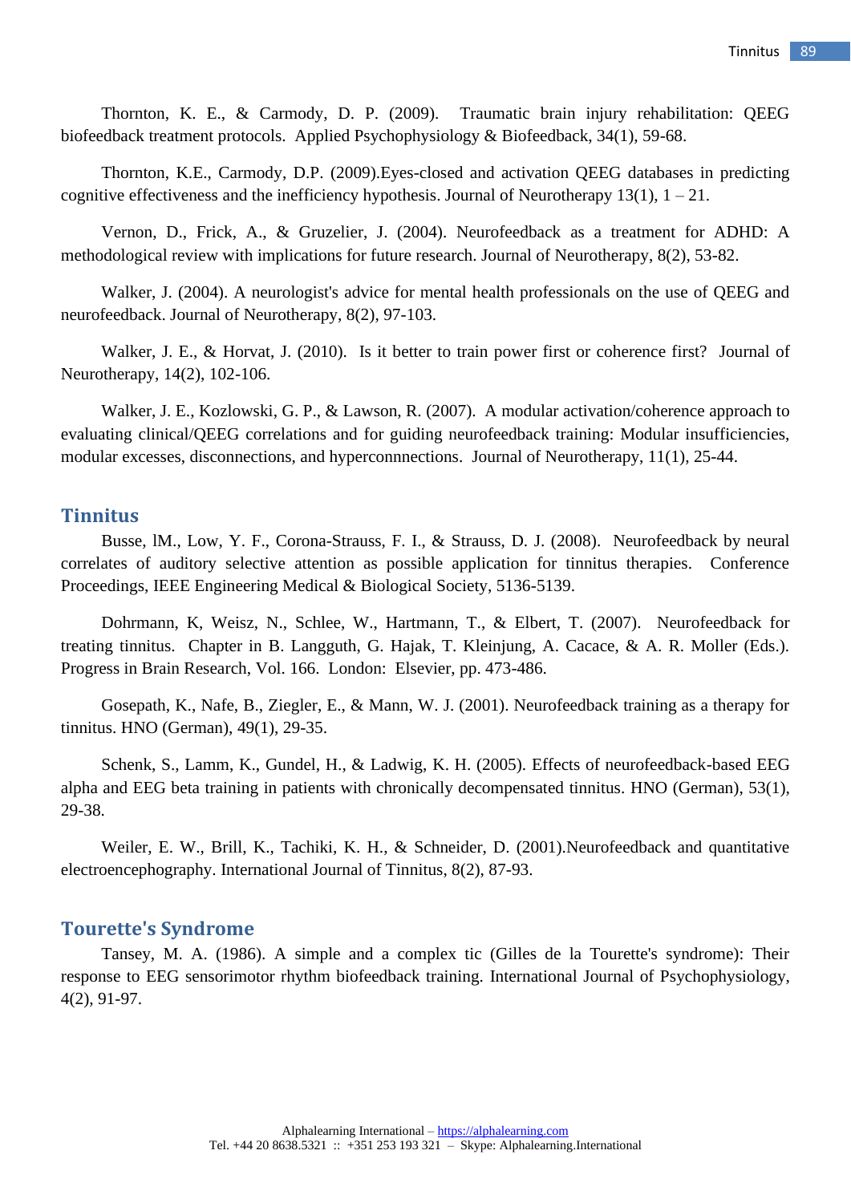Thornton, K. E., & Carmody, D. P. (2009). Traumatic brain injury rehabilitation: QEEG biofeedback treatment protocols. Applied Psychophysiology & Biofeedback, 34(1), 59-68.

Thornton, K.E., Carmody, D.P. (2009).Eyes-closed and activation QEEG databases in predicting cognitive effectiveness and the inefficiency hypothesis. Journal of Neurotherapy 13(1), 1 – 21.

Vernon, D., Frick, A., & Gruzelier, J. (2004). Neurofeedback as a treatment for ADHD: A methodological review with implications for future research. Journal of Neurotherapy, 8(2), 53-82.

Walker, J. (2004). A neurologist's advice for mental health professionals on the use of QEEG and neurofeedback. Journal of Neurotherapy, 8(2), 97-103.

Walker, J. E., & Horvat, J. (2010). Is it better to train power first or coherence first? Journal of Neurotherapy, 14(2), 102-106.

Walker, J. E., Kozlowski, G. P., & Lawson, R. (2007). A modular activation/coherence approach to evaluating clinical/QEEG correlations and for guiding neurofeedback training: Modular insufficiencies, modular excesses, disconnections, and hyperconnnections. Journal of Neurotherapy, 11(1), 25-44.

## Tinnitus

Busse, lM., Low, Y. F., Corona-Strauss, F. I., & Strauss, D. J. (2008). Neurofeedback by neural correlates of auditory selective attention as possible application for tinnitus therapies. Conference Proceedings, IEEE Engineering Medical & Biological Society, 5136-5139.

Dohrmann, K, Weisz, N., Schlee, W., Hartmann, T., & Elbert, T. (2007). Neurofeedback for treating tinnitus. Chapter in B. Langguth, G. Hajak, T. Kleinjung, A. Cacace, & A. R. Moller (Eds.). Progress in Brain Research, Vol. 166. London: Elsevier, pp. 473-486.

Gosepath, K., Nafe, B., Ziegler, E., & Mann, W. J. (2001). Neurofeedback training as a therapy for tinnitus. HNO (German), 49(1), 29-35.

Schenk, S., Lamm, K., Gundel, H., & Ladwig, K. H. (2005). Effects of neurofeedback-based EEG alpha and EEG beta training in patients with chronically decompensated tinnitus. HNO (German), 53(1), 29-38.

Weiler, E. W., Brill, K., Tachiki, K. H., & Schneider, D. (2001).Neurofeedback and quantitative electroencephography. International Journal of Tinnitus, 8(2), 87-93.

## Tourette's Syndrome

Tansey, M. A. (1986). A simple and a complex tic (Gilles de la Tourette's syndrome): Their response to EEG sensorimotor rhythm biofeedback training. International Journal of Psychophysiology, 4(2), 91-97.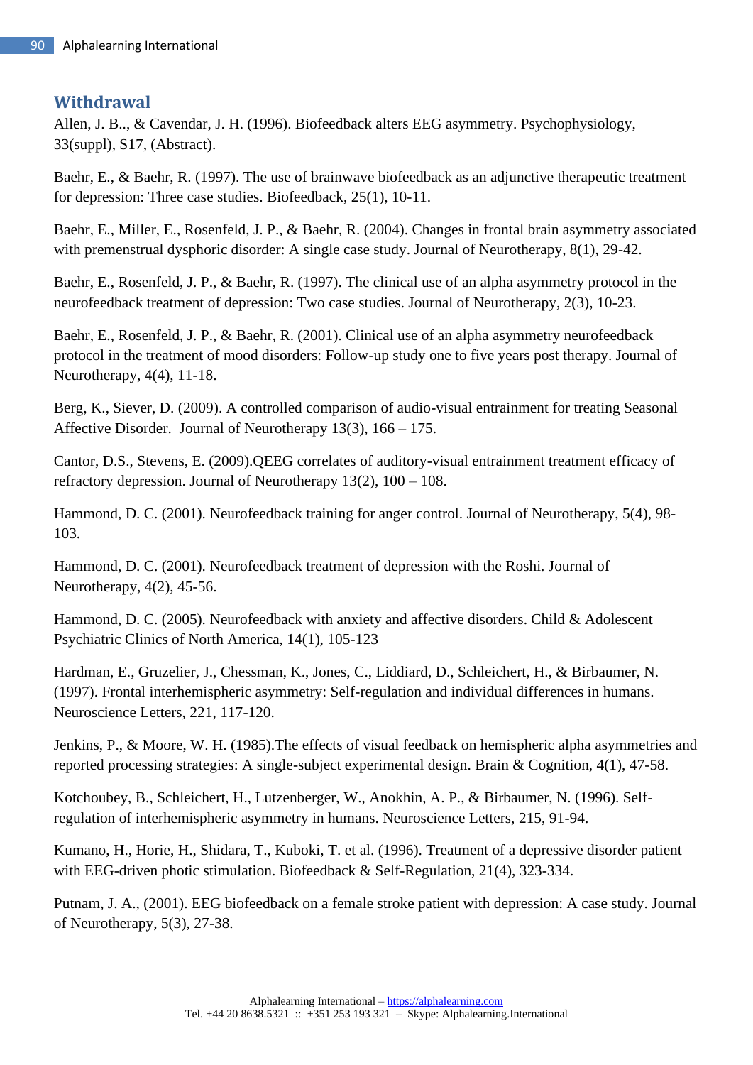## Withdrawal

Allen, J. B.., & Cavendar, J. H. (1996). Biofeedback alters EEG asymmetry. Psychophysiology, 33(suppl), S17, (Abstract).

Baehr, E., & Baehr, R. (1997). The use of brainwave biofeedback as an adjunctive therapeutic treatment for depression: Three case studies. Biofeedback, 25(1), 10-11.

Baehr, E., Miller, E., Rosenfeld, J. P., & Baehr, R. (2004). Changes in frontal brain asymmetry associated with premenstrual dysphoric disorder: A single case study. Journal of Neurotherapy, 8(1), 29-42.

Baehr, E., Rosenfeld, J. P., & Baehr, R. (1997). The clinical use of an alpha asymmetry protocol in the neurofeedback treatment of depression: Two case studies. Journal of Neurotherapy, 2(3), 10-23.

Baehr, E., Rosenfeld, J. P., & Baehr, R. (2001). Clinical use of an alpha asymmetry neurofeedback protocol in the treatment of mood disorders: Follow-up study one to five years post therapy. Journal of Neurotherapy, 4(4), 11-18.

Berg, K., Siever, D. (2009). A controlled comparison of audio-visual entrainment for treating Seasonal Affective Disorder. Journal of Neurotherapy 13(3), 166 – 175.

Cantor, D.S., Stevens, E. (2009).QEEG correlates of auditory-visual entrainment treatment efficacy of refractory depression. Journal of Neurotherapy 13(2), 100 – 108.

Hammond, D. C. (2001). Neurofeedback training for anger control. Journal of Neurotherapy, 5(4), 98-103.

Hammond, D. C. (2001). Neurofeedback treatment of depression with the Roshi. Journal of Neurotherapy, 4(2), 45-56.

Hammond, D. C. (2005). Neurofeedback with anxiety and affective disorders. Child & Adolescent Psychiatric Clinics of North America, 14(1), 105-123

Hardman, E., Gruzelier, J., Chessman, K., Jones, C., Liddiard, D., Schleichert, H., & Birbaumer, N. (1997). Frontal interhemispheric asymmetry: Self-regulation and individual differences in humans. Neuroscience Letters, 221, 117-120.

Jenkins, P., & Moore, W. H. (1985).The effects of visual feedback on hemispheric alpha asymmetries and reported processing strategies: A single-subject experimental design. Brain & Cognition, 4(1), 47-58.

Kotchoubey, B., Schleichert, H., Lutzenberger, W., Anokhin, A. P., & Birbaumer, N. (1996). Self-regulation of interhemispheric asymmetry in humans. Neuroscience Letters, 215, 91-94.

Kumano, H., Horie, H., Shidara, T., Kuboki, T. et al. (1996). Treatment of a depressive disorder patient with EEG-driven photic stimulation. Biofeedback & Self-Regulation, 21(4), 323-334.

Putnam, J. A., (2001). EEG biofeedback on a female stroke patient with depression: A case study. Journal of Neurotherapy, 5(3), 27-38.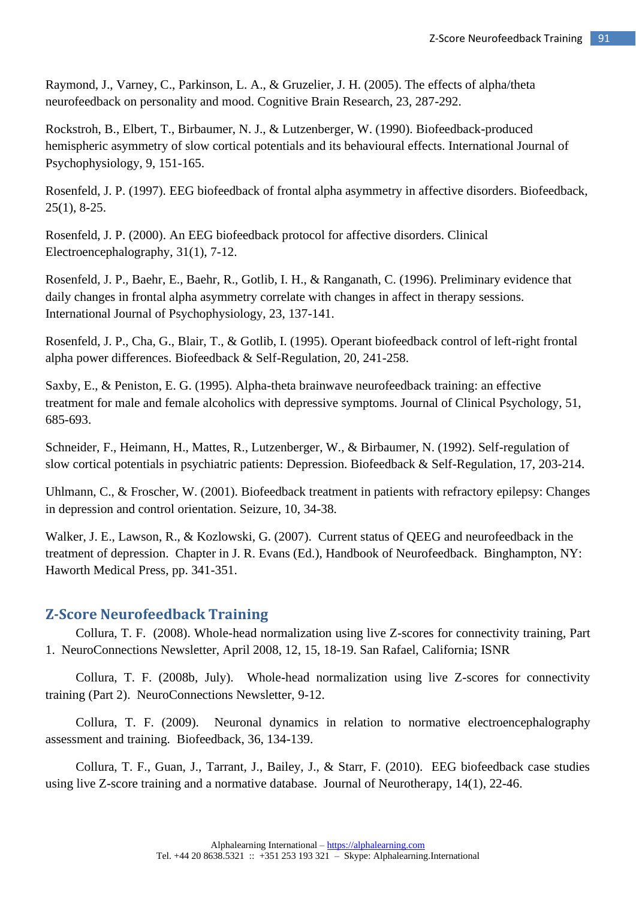Raymond, J., Varney, C., Parkinson, L. A., & Gruzelier, J. H. (2005). The effects of alpha/theta neurofeedback on personality and mood. Cognitive Brain Research, 23, 287-292.

Rockstroh, B., Elbert, T., Birbaumer, N. J., & Lutzenberger, W. (1990). Biofeedback-produced hemispheric asymmetry of slow cortical potentials and its behavioural effects. International Journal of Psychophysiology, 9, 151-165.

Rosenfeld, J. P. (1997). EEG biofeedback of frontal alpha asymmetry in affective disorders. Biofeedback, 25(1), 8-25.

Rosenfeld, J. P. (2000). An EEG biofeedback protocol for affective disorders. Clinical Electroencephalography, 31(1), 7-12.

Rosenfeld, J. P., Baehr, E., Baehr, R., Gotlib, I. H., & Ranganath, C. (1996). Preliminary evidence that daily changes in frontal alpha asymmetry correlate with changes in affect in therapy sessions. International Journal of Psychophysiology, 23, 137-141.

Rosenfeld, J. P., Cha, G., Blair, T., & Gotlib, I. (1995). Operant biofeedback control of left-right frontal alpha power differences. Biofeedback & Self-Regulation, 20, 241-258.

Saxby, E., & Peniston, E. G. (1995). Alpha-theta brainwave neurofeedback training: an effective treatment for male and female alcoholics with depressive symptoms. Journal of Clinical Psychology, 51, 685-693.

Schneider, F., Heimann, H., Mattes, R., Lutzenberger, W., & Birbaumer, N. (1992). Self-regulation of slow cortical potentials in psychiatric patients: Depression. Biofeedback & Self-Regulation, 17, 203-214.

Uhlmann, C., & Froscher, W. (2001). Biofeedback treatment in patients with refractory epilepsy: Changes in depression and control orientation. Seizure, 10, 34-38.

Walker, J. E., Lawson, R., & Kozlowski, G. (2007). Current status of QEEG and neurofeedback in the treatment of depression. Chapter in J. R. Evans (Ed.), Handbook of Neurofeedback. Binghampton, NY: Haworth Medical Press, pp. 341-351.

## Z-Score Neurofeedback Training

Collura, T. F. (2008). Whole-head normalization using live Z-scores for connectivity training, Part 1. NeuroConnections Newsletter, April 2008, 12, 15, 18-19. San Rafael, California; ISNR

Collura, T. F. (2008b, July). Whole-head normalization using live Z-scores for connectivity training (Part 2). NeuroConnections Newsletter, 9-12.

Collura, T. F. (2009). Neuronal dynamics in relation to normative electroencephalography assessment and training. Biofeedback, 36, 134-139.

Collura, T. F., Guan, J., Tarrant, J., Bailey, J., & Starr, F. (2010). EEG biofeedback case studies using live Z-score training and a normative database. Journal of Neurotherapy, 14(1), 22-46.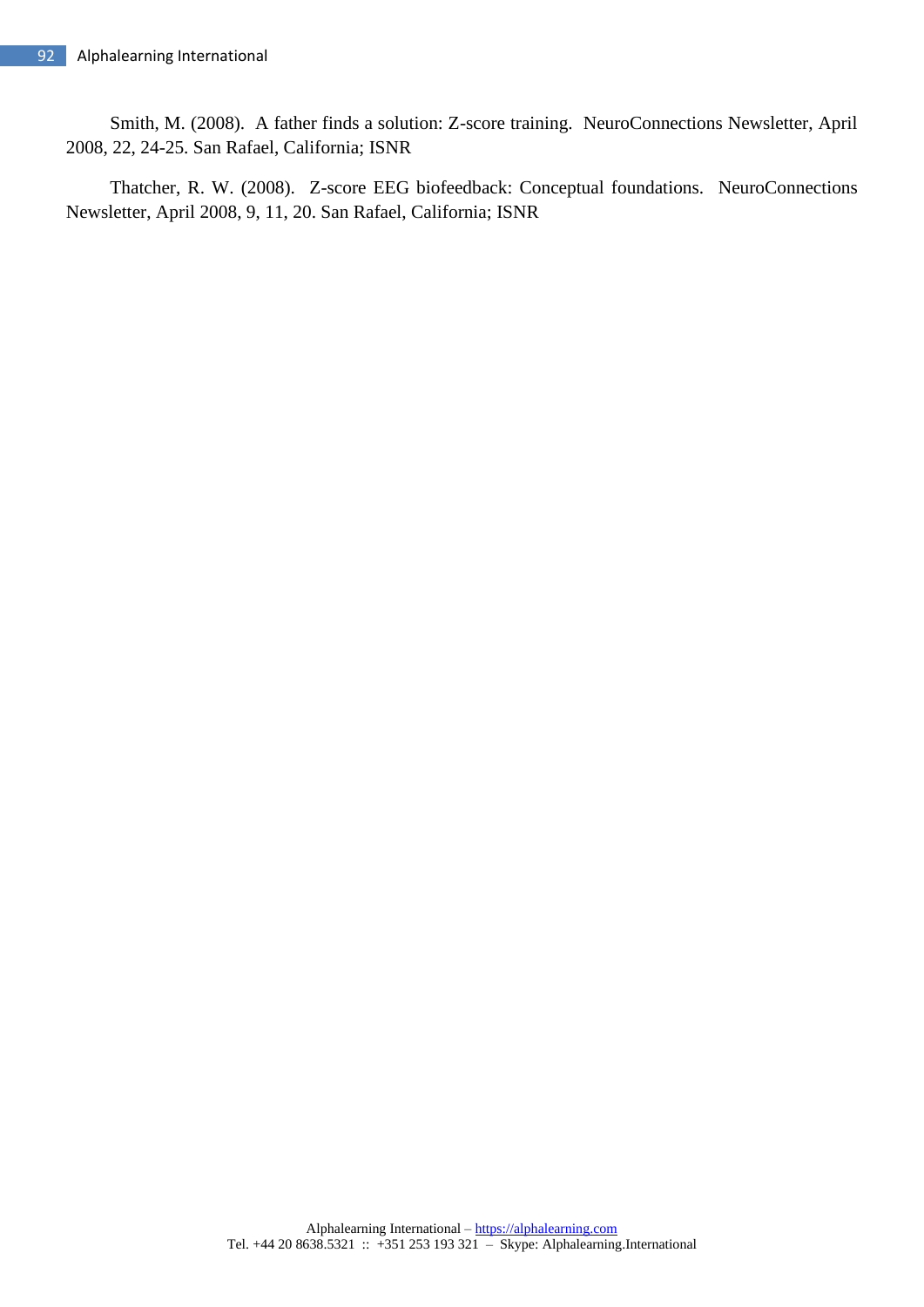Smith, M. (2008). A father finds a solution: Z-score training. NeuroConnections Newsletter, April 2008, 22, 24-25. San Rafael, California; ISNR

Thatcher, R. W. (2008). Z-score EEG biofeedback: Conceptual foundations. NeuroConnections Newsletter, April 2008, 9, 11, 20. San Rafael, California; ISNR